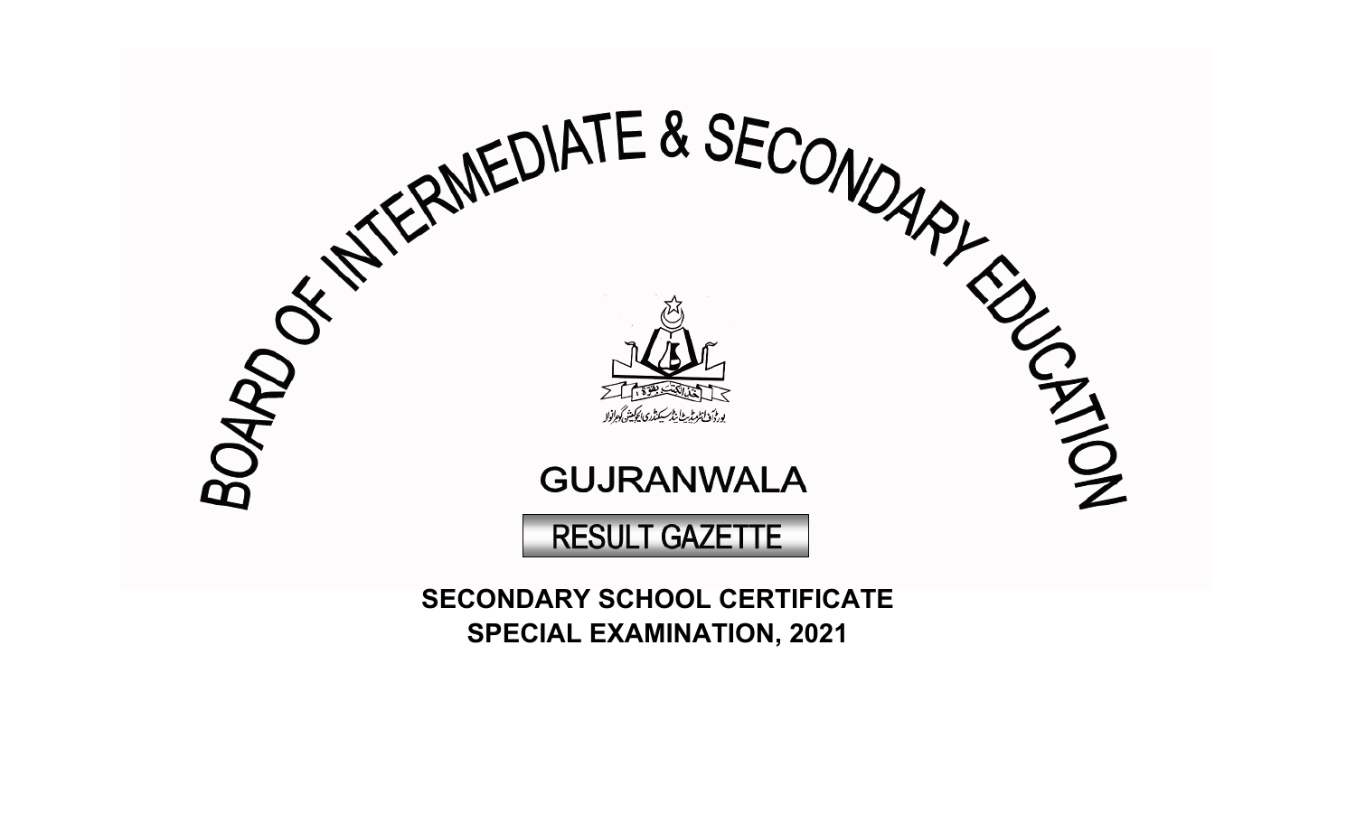# BOARD OF INTERMEDIATE & SECONDARY EDUCATION

بورڈ آف انٹرمیڈیٹ اینڈ سیکنڈری ایجوکیشن گوجرانوالہ

## GUJRANWALA

## RESULT GAZETTE

**SECONDARY SCHOOL CERTIFICATE**
**SPECIAL EXAMINATION, 2021**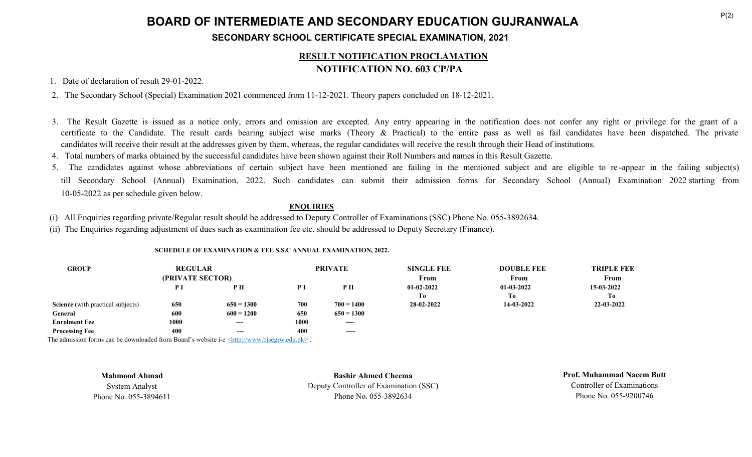# BOARD OF INTERMEDIATE AND SECONDARY EDUCATION GUJRANWALA

## SECONDARY SCHOOL CERTIFICATE SPECIAL EXAMINATION, 2021

### RESULT NOTIFICATION PROCLAMATION

### NOTIFICATION NO. 603 CP/PA

1. Date of declaration of result 29-01-2022.
2. The Secondary School (Special) Examination 2021 commenced from 11-12-2021. Theory papers concluded on 18-12-2021.
3. The Result Gazette is issued as a notice only, errors and omission are excepted. Any entry appearing in the notification does not confer any right or privilege for the grant of a certificate to the Candidate. The result cards bearing subject wise marks (Theory & Practical) to the entire pass as well as fail candidates have been dispatched. The private candidates will receive their result at the addresses given by them, whereas, the regular candidates will receive the result through their Head of institutions.
4. Total numbers of marks obtained by the successful candidates have been shown against their Roll Numbers and names in this Result Gazette.
5. The candidates against whose abbreviations of certain subject have been mentioned are failing in the mentioned subject and are eligible to re-appear in the failing subject(s) till Secondary School (Annual) Examination, 2022. Such candidates can submit their admission forms for Secondary School (Annual) Examination 2022 starting from 10-05-2022 as per schedule given below.

**ENQUIRIES**

(i) All Enquiries regarding private/Regular result should be addressed to Deputy Controller of Examinations (SSC) Phone No. 055-3892634.

(ii) The Enquiries regarding adjustment of dues such as examination fee etc. should be addressed to Deputy Secretary (Finance).

**SCHEDULE OF EXAMINATION & FEE S.S.C ANNUAL EXAMINATION, 2022.**

| GROUP | REGULAR (PRIVATE SECTOR) | | PRIVATE | | SINGLE FEE | DOUBLE FEE | TRIPLE FEE |
|---|---|---|---|---|---|---|---|
| | P I | P II | P I | P II | From 01-02-2022 To 28-02-2022 | From 01-03-2022 To 14-03-2022 | From 15-03-2022 To 22-03-2022 |
| **Science** (with practical subjects) | 650 | 650 = 1300 | 700 | 700 = 1400 | | | |
| **General** | 600 | 600 = 1200 | 650 | 650 = 1300 | | | |
| **Enrolment Fee** | 1000 | --- | 1000 | ---- | | | |
| **Processing Fee** | 400 | --- | 400 | ---- | | | |

The admission forms can be downloaded from Board's website i-e <http://www.bisegrw.edu.pk> .

**Mahmood Ahmad**
System Analyst
Phone No. 055-3894611

**Bashir Ahmed Cheema**
Deputy Controller of Examination (SSC)
Phone No. 055-3892634

**Prof. Muhammad Naeem Butt**
Controller of Examinations
Phone No. 055-9200746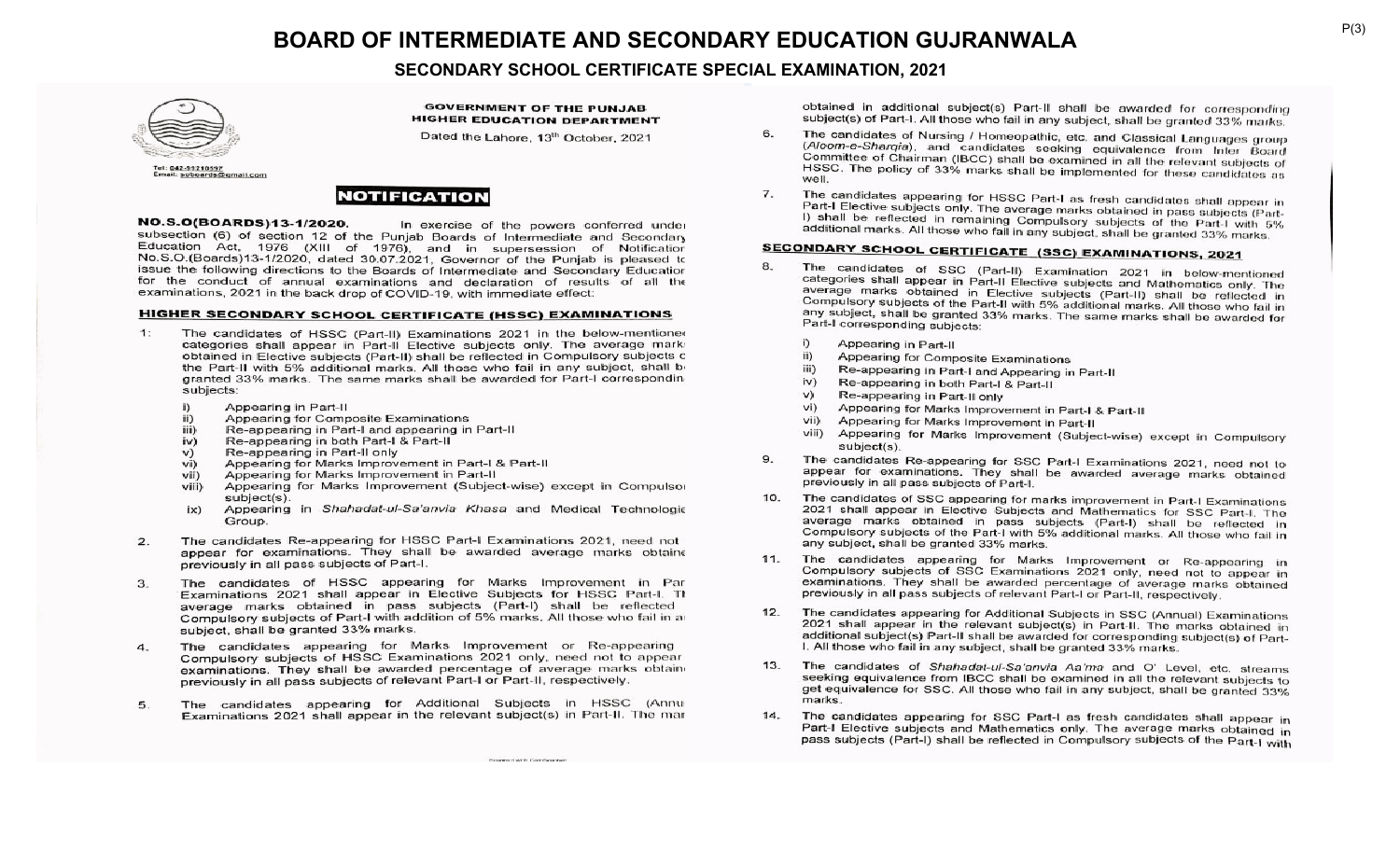# BOARD OF INTERMEDIATE AND SECONDARY EDUCATION GUJRANWALA

## SECONDARY SCHOOL CERTIFICATE SPECIAL EXAMINATION, 2021

Tel: 042-99210597
Email: sobeards@gmail.com

**GOVERNMENT OF THE PUNJAB**
**HIGHER EDUCATION DEPARTMENT**

Dated the Lahore, 13th October, 2021

### NOTIFICATION

**NO.S.O(BOARDS)13-1/2020.** In exercise of the powers conferred under subsection (6) of section 12 of the Punjab Boards of Intermediate and Secondary Education Act, 1976 (XIII of 1976), and in supersession of Notification No.S.O.(Boards)13-1/2020, dated 30.07.2021, Governor of the Punjab is pleased to issue the following directions to the Boards of Intermediate and Secondary Education for the conduct of annual examinations and declaration of results of all the examinations, 2021 in the back drop of COVID-19, with immediate effect:

#### HIGHER SECONDARY SCHOOL CERTIFICATE (HSSC) EXAMINATIONS

1. The candidates of HSSC (Part-II) Examinations 2021 in the below-mentioned categories shall appear in Part-II Elective subjects only. The average marks obtained in Elective subjects (Part-II) shall be reflected in Compulsory subjects of the Part-II with 5% additional marks. All those who fail in any subject, shall be granted 33% marks. The same marks shall be awarded for Part-I corresponding subjects:
   - i) Appearing in Part-II
   - ii) Appearing for Composite Examinations
   - iii) Re-appearing in Part-I and appearing in Part-II
   - iv) Re-appearing in both Part-I & Part-II
   - v) Re-appearing in Part-II only
   - vi) Appearing for Marks Improvement in Part-I & Part-II
   - vii) Appearing for Marks Improvement in Part-II
   - viii) Appearing for Marks Improvement (Subject-wise) except in Compulsory subject(s).
   - ix) Appearing in *Shahadat-ul-Sa'anvia Khasa* and Medical Technologic Group.
2. The candidates Re-appearing for HSSC Part-I Examinations 2021, need not appear for examinations. They shall be awarded average marks obtained previously in all pass subjects of Part-I.
3. The candidates of HSSC appearing for Marks Improvement in Part-I Examinations 2021 shall appear in Elective Subjects for HSSC Part-I. The average marks obtained in pass subjects (Part-I) shall be reflected in Compulsory subjects of Part-I with addition of 5% marks. All those who fail in any subject, shall be granted 33% marks.
4. The candidates appearing for Marks Improvement or Re-appearing in Compulsory subjects of HSSC Examinations 2021 only, need not to appear in examinations. They shall be awarded percentage of average marks obtained previously in all pass subjects of relevant Part-I or Part-II, respectively.
5. The candidates appearing for Additional Subjects in HSSC (Annual) Examinations 2021 shall appear in the relevant subject(s) in Part-II. The marks obtained in additional subject(s) Part-II shall be awarded for corresponding subject(s) of Part-I. All those who fail in any subject, shall be granted 33% marks.
6. The candidates of Nursing / Homeopathic, etc. and Classical Languages group (*Aloom-e-Sharqia*), and candidates seeking equivalence from Inter Board Committee of Chairman (IBCC) shall be examined in all the relevant subjects of HSSC. The policy of 33% marks shall be implemented for these candidates as well.
7. The candidates appearing for HSSC Part-I as fresh candidates shall appear in Part-I Elective subjects only. The average marks obtained in pass subjects (Part-I) shall be reflected in remaining Compulsory subjects of the Part-I with 5% additional marks. All those who fail in any subject, shall be granted 33% marks.

#### SECONDARY SCHOOL CERTIFICATE (SSC) EXAMINATIONS, 2021

8. The candidates of SSC (Part-II) Examination 2021 in below-mentioned categories shall appear in Part-II Elective subjects and Mathematics only. The average marks obtained in Elective subjects (Part-II) shall be reflected in Compulsory subjects of the Part-II with 5% additional marks. All those who fail in any subject, shall be granted 33% marks. The same marks shall be awarded for Part-I corresponding subjects:
   - i) Appearing in Part-II
   - ii) Appearing for Composite Examinations
   - iii) Re-appearing in Part-I and Appearing in Part-II
   - iv) Re-appearing in both Part-I & Part-II
   - v) Re-appearing in Part-II only
   - vi) Appearing for Marks Improvement in Part-I & Part-II
   - vii) Appearing for Marks Improvement in Part-II
   - viii) Appearing for Marks Improvement (Subject-wise) except in Compulsory subject(s).
9. The candidates Re-appearing for SSC Part-I Examinations 2021, need not to appear for examinations. They shall be awarded average marks obtained previously in all pass subjects of Part-I.
10. The candidates of SSC appearing for marks improvement in Part-I Examinations 2021 shall appear in Elective Subjects and Mathematics for SSC Part-I. The average marks obtained in pass subjects (Part-I) shall be reflected in Compulsory subjects of the Part-I with 5% additional marks. All those who fail in any subject, shall be granted 33% marks.
11. The candidates appearing for Marks Improvement or Re-appearing in Compulsory subjects of SSC Examinations 2021 only, need not to appear in examinations. They shall be awarded percentage of average marks obtained previously in all pass subjects of relevant Part-I or Part-II, respectively.
12. The candidates appearing for Additional Subjects in SSC (Annual) Examinations 2021 shall appear in the relevant subject(s) in Part-II. The marks obtained in additional subject(s) Part-II shall be awarded for corresponding subject(s) of Part-I. All those who fail in any subject, shall be granted 33% marks.
13. The candidates of *Shahadat-ul-Sa'anvia Aa'ma* and O' Level, etc. streams seeking equivalence from IBCC shall be examined in all the relevant subjects to get equivalence for SSC. All those who fail in any subject, shall be granted 33% marks.
14. The candidates appearing for SSC Part-I as fresh candidates shall appear in Part-I Elective subjects and Mathematics only. The average marks obtained in pass subjects (Part-I) shall be reflected in Compulsory subjects of the Part-I with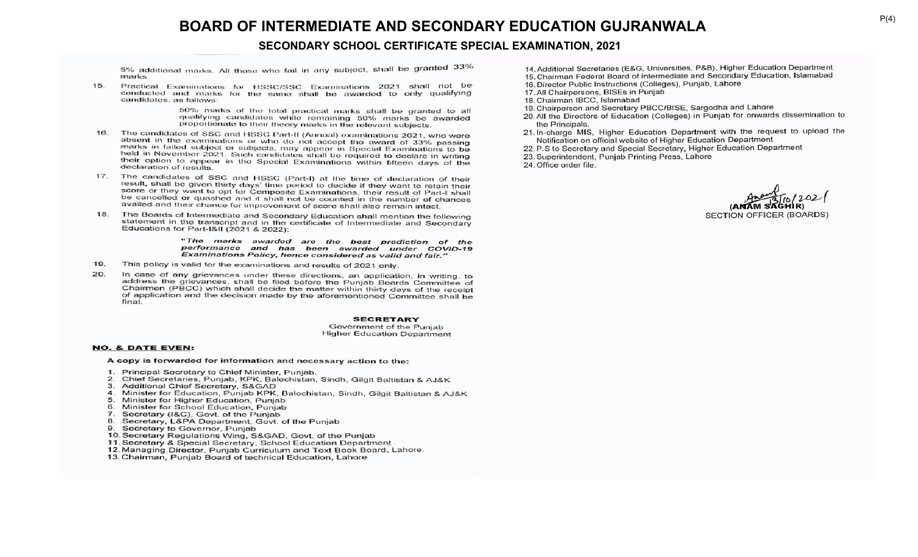# BOARD OF INTERMEDIATE AND SECONDARY EDUCATION GUJRANWALA

## SECONDARY SCHOOL CERTIFICATE SPECIAL EXAMINATION, 2021

5% additional marks. All those who fail in any subject, shall be granted 33% marks.

15. Practical Examinations for HSSC/SSC Examinations 2021 shall not be conducted and marks for the same shall be awarded to only qualifying candidates, as follows:

    50% marks of the total practical marks shall be granted to all qualifying candidates while remaining 50% marks be awarded proportionate to their theory marks in the relevant subjects.

16. The candidates of SSC and HSSC Part-II (Annual) examinations 2021, who were absent in the examinations or who do not accept the award of 33% passing marks in failed subject or subjects, may appear in Special Examinations to be held in November 2021. Such candidates shall be required to declare in writing their option to appear in the Special Examinations within fifteen days of the declaration of results.

17. The candidates of SSC and HSSC (Part-I) at the time of declaration of their result, shall be given thirty days' time period to decide if they want to retain their score or they want to opt for Composite Examinations, their result of Part-I shall be cancelled or quashed and it shall not be counted in the number of chances availed and their chance for improvement of score shall also remain intact.

18. The Boards of Intermediate and Secondary Education shall mention the following statement in the transcript and in the certificate of Intermediate and Secondary Educations for Part-I&II (2021 & 2022):

    ***"The marks awarded are the best prediction of the performance and has been awarded under COVID-19 Examinations Policy, hence considered as valid and fair."***

19. This policy is valid for the examinations and results of 2021 only.

20. In case of any grievances under these directions, an application, in writing, to address the grievances, shall be filed before the Punjab Boards Committee of Chairmen (PBCC) which shall decide the matter within thirty days of the receipt of application and the decision made by the aforementioned Committee shall be final.

**SECRETARY**
Government of the Punjab
Higher Education Department

**NO. & DATE EVEN:**

**A copy is forwarded for information and necessary action to the:**

1. Principal Secretary to Chief Minister, Punjab.
2. Chief Secretaries, Punjab, KPK, Balochistan, Sindh, Gilgit Baltistan & AJ&K
3. Additional Chief Secretary, S&GAD
4. Minister for Education, Punjab KPK, Balochistan, Sindh, Gilgit Baltistan & AJ&K
5. Minister for Higher Education, Punjab
6. Minister for School Education, Punjab
7. Secretary (I&C), Govt. of the Punjab
8. Secretary, L&PA Department, Govt. of the Punjab
9. Secretary to Governor, Punjab
10. Secretary Regulations Wing, S&GAD, Govt. of the Punjab
11. Secretary & Special Secretary, School Education Department
12. Managing Director, Punjab Curriculum and Text Book Board, Lahore.
13. Chairman, Punjab Board of technical Education, Lahore
14. Additional Secretaries (E&G, Universities, P&B), Higher Education Department
15. Chairman Federal Board of Intermediate and Secondary Education, Islamabad
16. Director Public Instructions (Colleges), Punjab, Lahore
17. All Chairpersons, BISEs in Punjab
18. Chairman IBCC, Islamabad
19. Chairperson and Secretary PBCC/BISE, Sargodha and Lahore
20. All the Directors of Education (Colleges) in Punjab for onwards dissemination to the Principals.
21. In-charge MIS, Higher Education Department with the request to upload the Notification on official website of Higher Education Department
22. P.S to Secretary and Special Secretary, Higher Education Department
23. Superintendent, Punjab Printing Press, Lahore
24. Office order file.

13/10/2021
**(ANAM SAGHIR)**
SECTION OFFICER (BOARDS)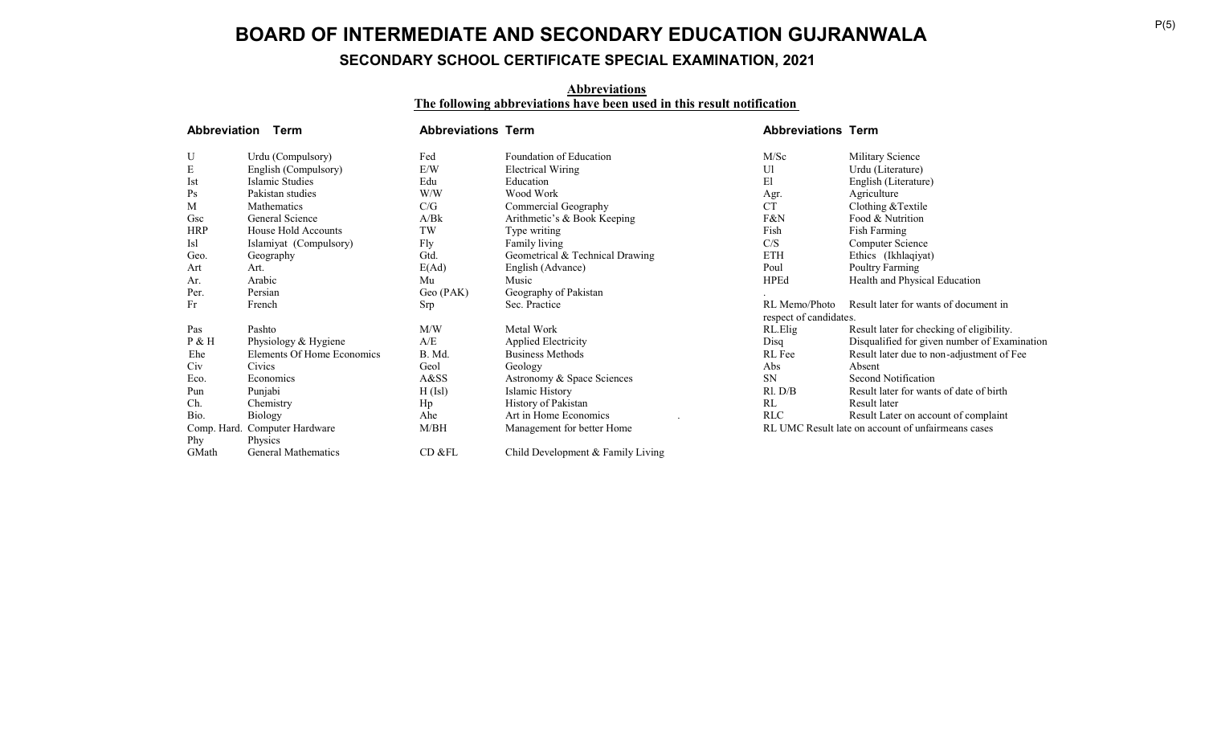# BOARD OF INTERMEDIATE AND SECONDARY EDUCATION GUJRANWALA

## SECONDARY SCHOOL CERTIFICATE SPECIAL EXAMINATION, 2021

**Abbreviations**

**The following abbreviations have been used in this result notification**

| Abbreviation | Term | Abbreviations | Term | Abbreviations | Term |
|---|---|---|---|---|---|
| U | Urdu (Compulsory) | Fed | Foundation of Education | M/Sc | Military Science |
| E | English (Compulsory) | E/W | Electrical Wiring | Ul | Urdu (Literature) |
| Ist | Islamic Studies | Edu | Education | El | English (Literature) |
| Ps | Pakistan studies | W/W | Wood Work | Agr. | Agriculture |
| M | Mathematics | C/G | Commercial Geography | CT | Clothing &Textile |
| Gsc | General Science | A/Bk | Arithmetic's & Book Keeping | F&N | Food & Nutrition |
| HRP | House Hold Accounts | TW | Type writing | Fish | Fish Farming |
| Isl | Islamiyat (Compulsory) | Fly | Family living | C/S | Computer Science |
| Geo. | Geography | Gtd. | Geometrical & Technical Drawing | ETH | Ethics (Ikhlaqiyat) |
| Art | Art. | E(Ad) | English (Advance) | Poul | Poultry Farming |
| Ar. | Arabic | Mu | Music | HPEd | Health and Physical Education |
| Per. | Persian | Geo (PAK) | Geography of Pakistan | . | |
| Fr | French | Srp | Sec. Practice | RL Memo/Photo | Result later for wants of document in respect of candidates. |
| Pas | Pashto | M/W | Metal Work | RL.Elig | Result later for checking of eligibility. |
| P & H | Physiology & Hygiene | A/E | Applied Electricity | Disq | Disqualified for given number of Examination |
| Ehe | Elements Of Home Economics | B. Md. | Business Methods | RL Fee | Result later due to non-adjustment of Fee |
| Civ | Civics | Geol | Geology | Abs | Absent |
| Eco. | Economics | A&SS | Astronomy & Space Sciences | SN | Second Notification |
| Pun | Punjabi | H (Isl) | Islamic History | Rl. D/B | Result later for wants of date of birth |
| Ch. | Chemistry | Hp | History of Pakistan | RL | Result later |
| Bio. | Biology | Ahe | Art in Home Economics | RLC | Result Later on account of complaint |
| Comp. Hard. | Computer Hardware | M/BH | Management for better Home | RL UMC | Result late on account of unfairmeans cases |
| Phy | Physics | | | | |
| GMath | General Mathematics | CD &FL | Child Development & Family Living | | |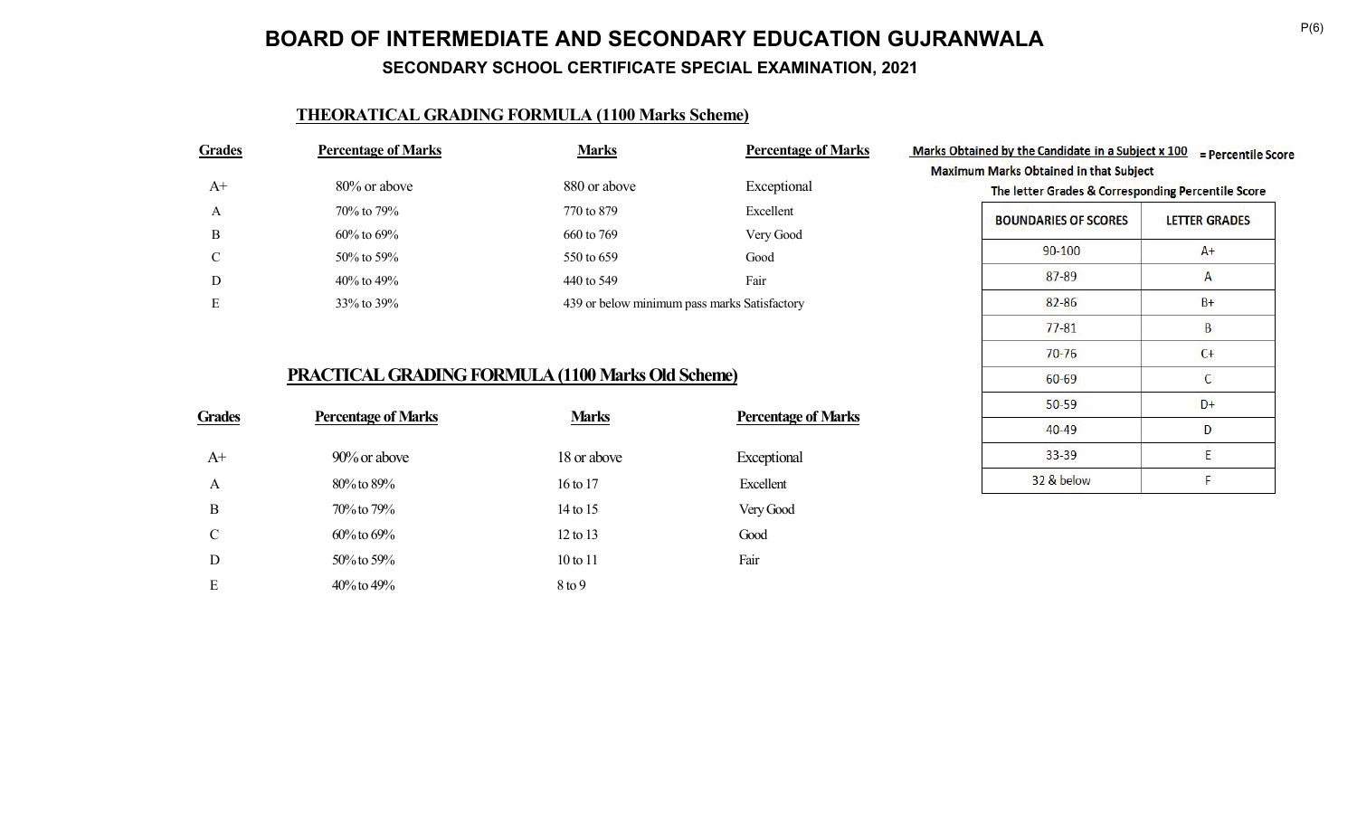# BOARD OF INTERMEDIATE AND SECONDARY EDUCATION GUJRANWALA

## SECONDARY SCHOOL CERTIFICATE SPECIAL EXAMINATION, 2021

### THEORATICAL GRADING FORMULA (1100 Marks Scheme)

| Grades | Percentage of Marks | Marks | Percentage of Marks |
|---|---|---|---|
| A+ | 80% or above | 880 or above | Exceptional |
| A | 70% to 79% | 770 to 879 | Excellent |
| B | 60% to 69% | 660 to 769 | Very Good |
| C | 50% to 59% | 550 to 659 | Good |
| D | 40% to 49% | 440 to 549 | Fair |
| E | 33% to 39% | 439 or below minimum pass marks | Satisfactory |

### PRACTICAL GRADING FORMULA (1100 Marks Old Scheme)

| Grades | Percentage of Marks | Marks | Percentage of Marks |
|---|---|---|---|
| A+ | 90% or above | 18 or above | Exceptional |
| A | 80% to 89% | 16 to 17 | Excellent |
| B | 70% to 79% | 14 to 15 | Very Good |
| C | 60% to 69% | 12 to 13 | Good |
| D | 50% to 59% | 10 to 11 | Fair |
| E | 40% to 49% | 8 to 9 | |

$$\frac{\text{Marks Obtained by the Candidate in a Subject} \times 100}{\text{Maximum Marks Obtained in that Subject}} = \text{Percentile Score}$$

**The letter Grades & Corresponding Percentile Score**

| BOUNDARIES OF SCORES | LETTER GRADES |
|---|---|
| 90-100 | A+ |
| 87-89 | A |
| 82-86 | B+ |
| 77-81 | B |
| 70-76 | C+ |
| 60-69 | C |
| 50-59 | D+ |
| 40-49 | D |
| 33-39 | E |
| 32 & below | F |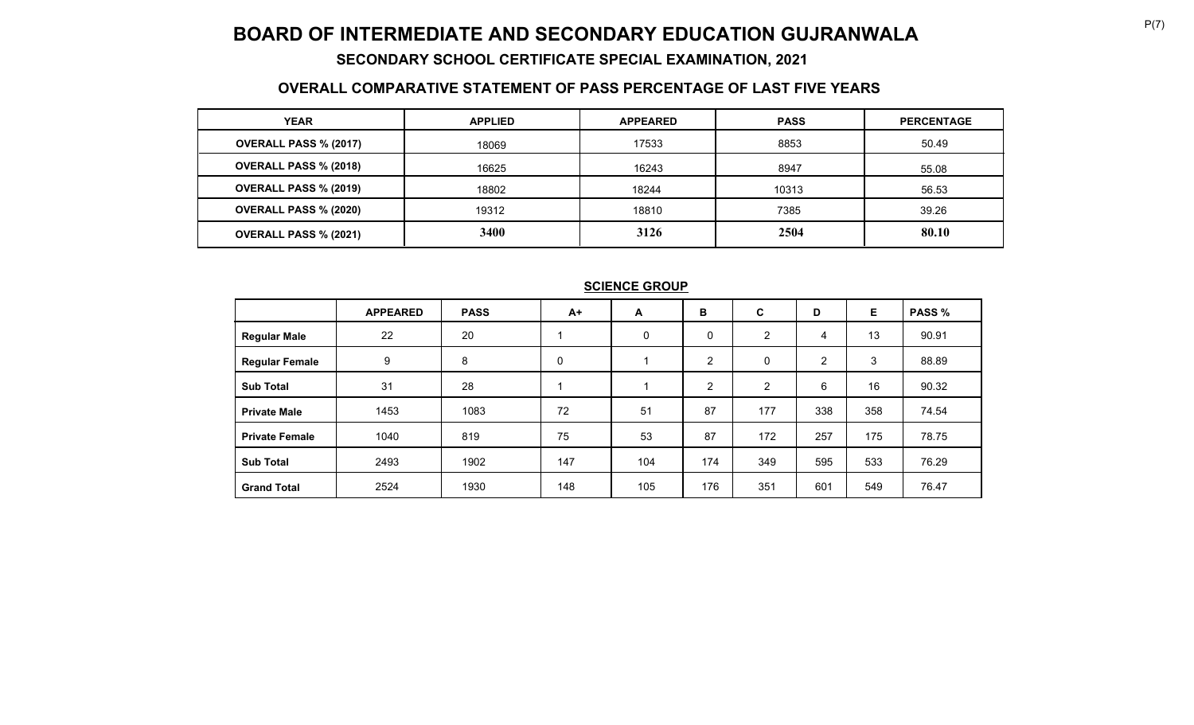# BOARD OF INTERMEDIATE AND SECONDARY EDUCATION GUJRANWALA

## SECONDARY SCHOOL CERTIFICATE SPECIAL EXAMINATION, 2021

### OVERALL COMPARATIVE STATEMENT OF PASS PERCENTAGE OF LAST FIVE YEARS

| YEAR | APPLIED | APPEARED | PASS | PERCENTAGE |
|---|---|---|---|---|
| OVERALL PASS % (2017) | 18069 | 17533 | 8853 | 50.49 |
| OVERALL PASS % (2018) | 16625 | 16243 | 8947 | 55.08 |
| OVERALL PASS % (2019) | 18802 | 18244 | 10313 | 56.53 |
| OVERALL PASS % (2020) | 19312 | 18810 | 7385 | 39.26 |
| OVERALL PASS % (2021) | **3400** | **3126** | **2504** | **80.10** |

**SCIENCE GROUP**

| | APPEARED | PASS | A+ | A | B | C | D | E | PASS % |
|---|---|---|---|---|---|---|---|---|---|
| **Regular Male** | 22 | 20 | 1 | 0 | 0 | 2 | 4 | 13 | 90.91 |
| **Regular Female** | 9 | 8 | 0 | 1 | 2 | 0 | 2 | 3 | 88.89 |
| **Sub Total** | 31 | 28 | 1 | 1 | 2 | 2 | 6 | 16 | 90.32 |
| **Private Male** | 1453 | 1083 | 72 | 51 | 87 | 177 | 338 | 358 | 74.54 |
| **Private Female** | 1040 | 819 | 75 | 53 | 87 | 172 | 257 | 175 | 78.75 |
| **Sub Total** | 2493 | 1902 | 147 | 104 | 174 | 349 | 595 | 533 | 76.29 |
| **Grand Total** | 2524 | 1930 | 148 | 105 | 176 | 351 | 601 | 549 | 76.47 |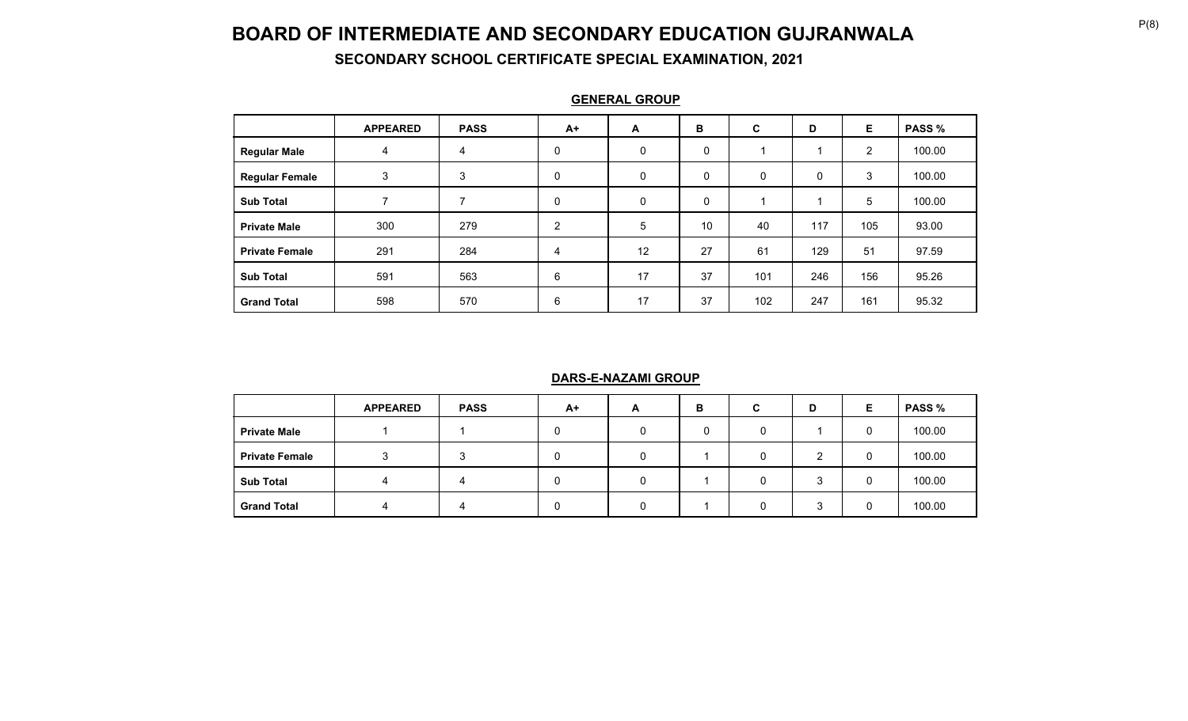# BOARD OF INTERMEDIATE AND SECONDARY EDUCATION GUJRANWALA

## SECONDARY SCHOOL CERTIFICATE SPECIAL EXAMINATION, 2021

### GENERAL GROUP

| | APPEARED | PASS | A+ | A | B | C | D | E | PASS % |
|---|---|---|---|---|---|---|---|---|---|
| **Regular Male** | 4 | 4 | 0 | 0 | 0 | 1 | 1 | 2 | 100.00 |
| **Regular Female** | 3 | 3 | 0 | 0 | 0 | 0 | 0 | 3 | 100.00 |
| **Sub Total** | 7 | 7 | 0 | 0 | 0 | 1 | 1 | 5 | 100.00 |
| **Private Male** | 300 | 279 | 2 | 5 | 10 | 40 | 117 | 105 | 93.00 |
| **Private Female** | 291 | 284 | 4 | 12 | 27 | 61 | 129 | 51 | 97.59 |
| **Sub Total** | 591 | 563 | 6 | 17 | 37 | 101 | 246 | 156 | 95.26 |
| **Grand Total** | 598 | 570 | 6 | 17 | 37 | 102 | 247 | 161 | 95.32 |

### DARS-E-NAZAMI GROUP

| | APPEARED | PASS | A+ | A | B | C | D | E | PASS % |
|---|---|---|---|---|---|---|---|---|---|
| **Private Male** | 1 | 1 | 0 | 0 | 0 | 0 | 1 | 0 | 100.00 |
| **Private Female** | 3 | 3 | 0 | 0 | 1 | 0 | 2 | 0 | 100.00 |
| **Sub Total** | 4 | 4 | 0 | 0 | 1 | 0 | 3 | 0 | 100.00 |
| **Grand Total** | 4 | 4 | 0 | 0 | 1 | 0 | 3 | 0 | 100.00 |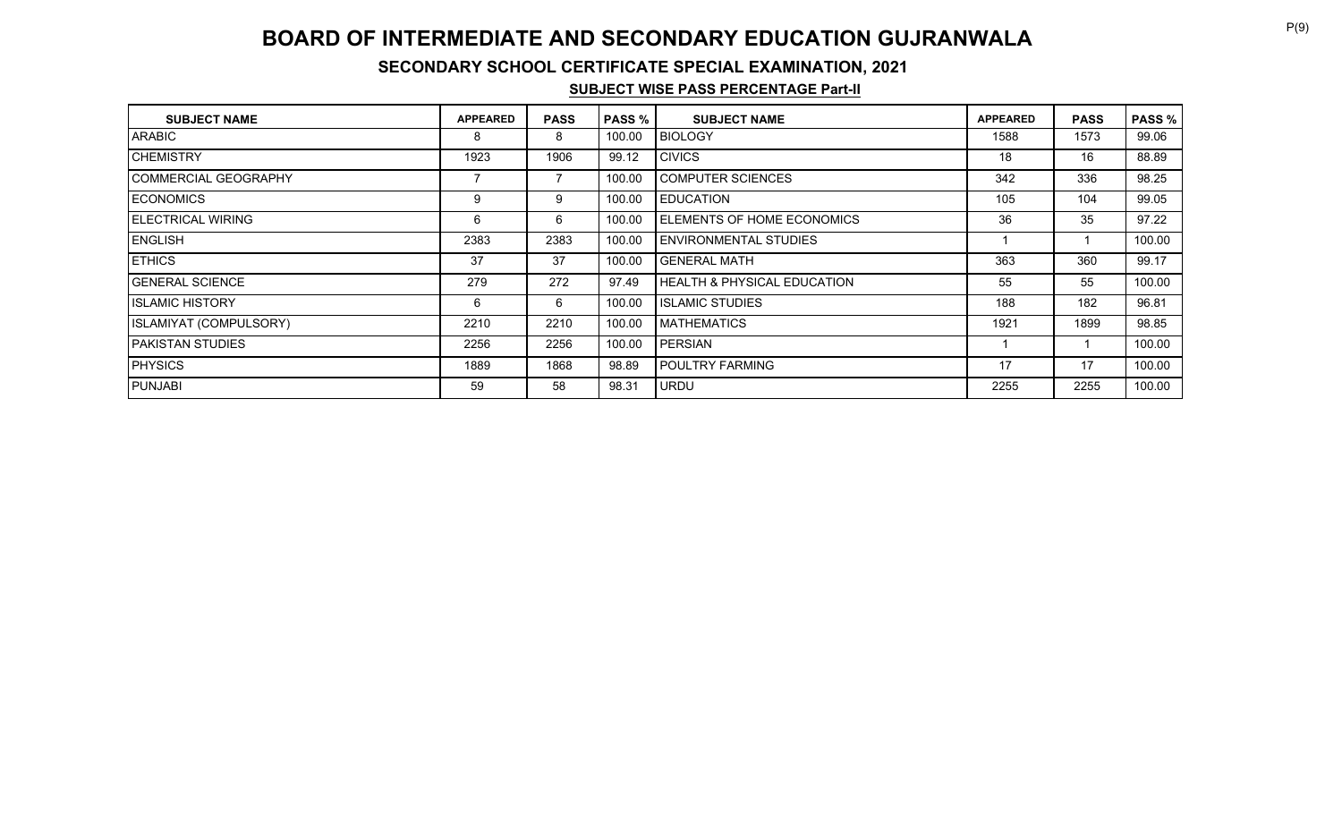# BOARD OF INTERMEDIATE AND SECONDARY EDUCATION GUJRANWALA

## SECONDARY SCHOOL CERTIFICATE SPECIAL EXAMINATION, 2021

### SUBJECT WISE PASS PERCENTAGE Part-II

| SUBJECT NAME | APPEARED | PASS | PASS % | SUBJECT NAME | APPEARED | PASS | PASS % |
|---|---|---|---|---|---|---|---|
| ARABIC | 8 | 8 | 100.00 | BIOLOGY | 1588 | 1573 | 99.06 |
| CHEMISTRY | 1923 | 1906 | 99.12 | CIVICS | 18 | 16 | 88.89 |
| COMMERCIAL GEOGRAPHY | 7 | 7 | 100.00 | COMPUTER SCIENCES | 342 | 336 | 98.25 |
| ECONOMICS | 9 | 9 | 100.00 | EDUCATION | 105 | 104 | 99.05 |
| ELECTRICAL WIRING | 6 | 6 | 100.00 | ELEMENTS OF HOME ECONOMICS | 36 | 35 | 97.22 |
| ENGLISH | 2383 | 2383 | 100.00 | ENVIRONMENTAL STUDIES | 1 | 1 | 100.00 |
| ETHICS | 37 | 37 | 100.00 | GENERAL MATH | 363 | 360 | 99.17 |
| GENERAL SCIENCE | 279 | 272 | 97.49 | HEALTH & PHYSICAL EDUCATION | 55 | 55 | 100.00 |
| ISLAMIC HISTORY | 6 | 6 | 100.00 | ISLAMIC STUDIES | 188 | 182 | 96.81 |
| ISLAMIYAT (COMPULSORY) | 2210 | 2210 | 100.00 | MATHEMATICS | 1921 | 1899 | 98.85 |
| PAKISTAN STUDIES | 2256 | 2256 | 100.00 | PERSIAN | 1 | 1 | 100.00 |
| PHYSICS | 1889 | 1868 | 98.89 | POULTRY FARMING | 17 | 17 | 100.00 |
| PUNJABI | 59 | 58 | 98.31 | URDU | 2255 | 2255 | 100.00 |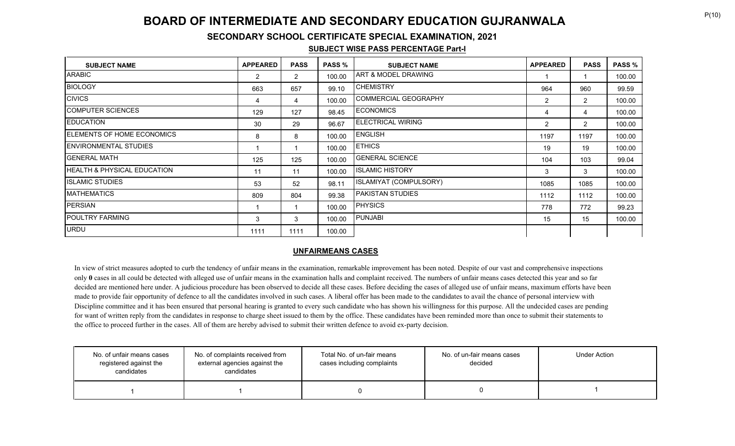# BOARD OF INTERMEDIATE AND SECONDARY EDUCATION GUJRANWALA

## SECONDARY SCHOOL CERTIFICATE SPECIAL EXAMINATION, 2021

### SUBJECT WISE PASS PERCENTAGE Part-I

| SUBJECT NAME | APPEARED | PASS | PASS % | SUBJECT NAME | APPEARED | PASS | PASS % |
|---|---|---|---|---|---|---|---|
| ARABIC | 2 | 2 | 100.00 | ART & MODEL DRAWING | 1 | 1 | 100.00 |
| BIOLOGY | 663 | 657 | 99.10 | CHEMISTRY | 964 | 960 | 99.59 |
| CIVICS | 4 | 4 | 100.00 | COMMERCIAL GEOGRAPHY | 2 | 2 | 100.00 |
| COMPUTER SCIENCES | 129 | 127 | 98.45 | ECONOMICS | 4 | 4 | 100.00 |
| EDUCATION | 30 | 29 | 96.67 | ELECTRICAL WIRING | 2 | 2 | 100.00 |
| ELEMENTS OF HOME ECONOMICS | 8 | 8 | 100.00 | ENGLISH | 1197 | 1197 | 100.00 |
| ENVIRONMENTAL STUDIES | 1 | 1 | 100.00 | ETHICS | 19 | 19 | 100.00 |
| GENERAL MATH | 125 | 125 | 100.00 | GENERAL SCIENCE | 104 | 103 | 99.04 |
| HEALTH & PHYSICAL EDUCATION | 11 | 11 | 100.00 | ISLAMIC HISTORY | 3 | 3 | 100.00 |
| ISLAMIC STUDIES | 53 | 52 | 98.11 | ISLAMIYAT (COMPULSORY) | 1085 | 1085 | 100.00 |
| MATHEMATICS | 809 | 804 | 99.38 | PAKISTAN STUDIES | 1112 | 1112 | 100.00 |
| PERSIAN | 1 | 1 | 100.00 | PHYSICS | 778 | 772 | 99.23 |
| POULTRY FARMING | 3 | 3 | 100.00 | PUNJABI | 15 | 15 | 100.00 |
| URDU | 1111 | 1111 | 100.00 | | | | |

### UNFAIRMEANS CASES

In view of strict measures adopted to curb the tendency of unfair means in the examination, remarkable improvement has been noted. Despite of our vast and comprehensive inspections only **0** cases in all could be detected with alleged use of unfair means in the examination halls and complaint received. The numbers of unfair means cases detected this year and so far decided are mentioned here under. A judicious procedure has been observed to decide all these cases. Before deciding the cases of alleged use of unfair means, maximum efforts have been made to provide fair opportunity of defence to all the candidates involved in such cases. A liberal offer has been made to the candidates to avail the chance of personal interview with Discipline committee and it has been ensured that personal hearing is granted to every such candidate who has shown his willingness for this purpose. All the undecided cases are pending for want of written reply from the candidates in response to charge sheet issued to them by the office. These candidates have been reminded more than once to submit their statements to the office to proceed further in the cases. All of them are hereby advised to submit their written defence to avoid ex-party decision.

| No. of unfair means cases registered against the candidates | No. of complaints received from external agencies against the candidates | Total No. of un-fair means cases including complaints | No. of un-fair means cases decided | Under Action |
|---|---|---|---|---|
| 1 | 1 | 0 | 0 | 1 |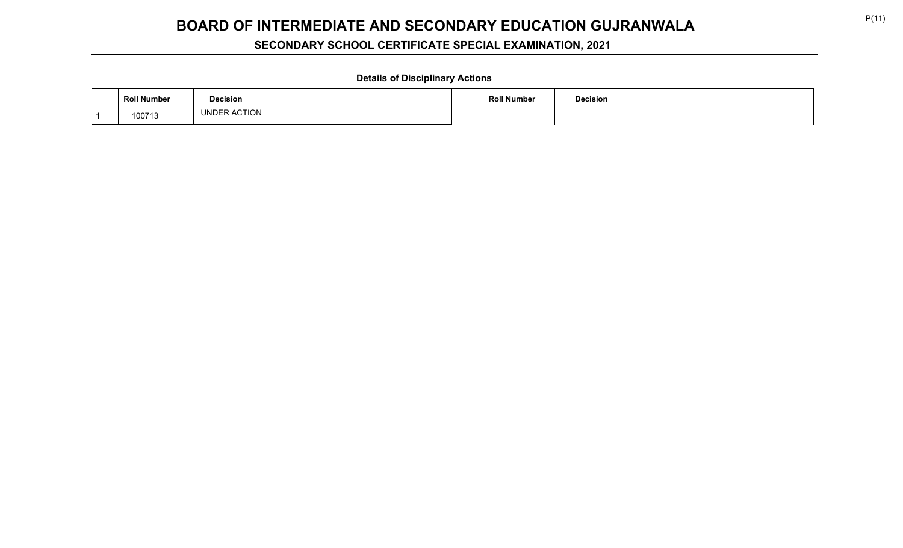# BOARD OF INTERMEDIATE AND SECONDARY EDUCATION GUJRANWALA

## SECONDARY SCHOOL CERTIFICATE SPECIAL EXAMINATION, 2021

**Details of Disciplinary Actions**

| | Roll Number | Decision | | Roll Number | Decision |
|---|---|---|---|---|---|
| 1 | 100713 | UNDER ACTION | | | |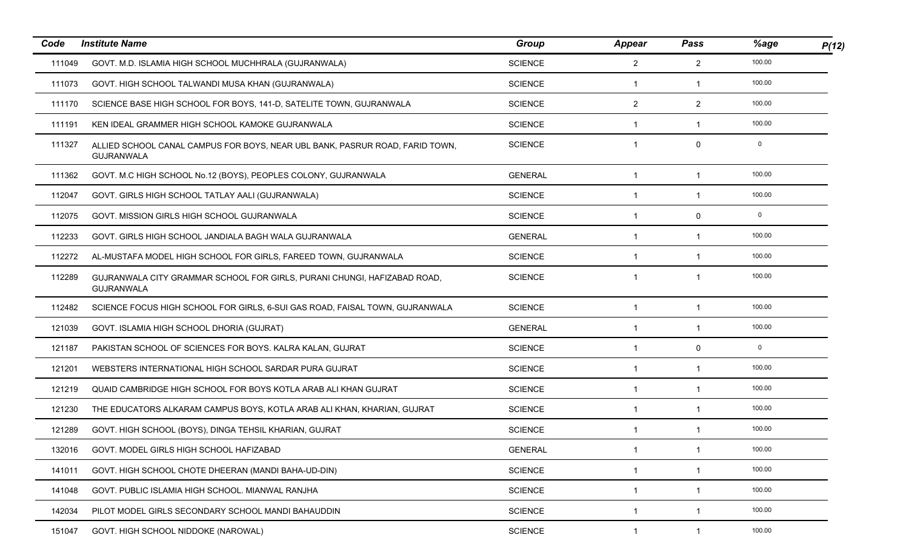| Code | Institute Name | Group | Appear | Pass | %age |
|---|---|---|---|---|---|
| 111049 | GOVT. M.D. ISLAMIA HIGH SCHOOL MUCHHRALA (GUJRANWALA) | SCIENCE | 2 | 2 | 100.00 |
| 111073 | GOVT. HIGH SCHOOL TALWANDI MUSA KHAN (GUJRANWALA) | SCIENCE | 1 | 1 | 100.00 |
| 111170 | SCIENCE BASE HIGH SCHOOL FOR BOYS, 141-D, SATELITE TOWN, GUJRANWALA | SCIENCE | 2 | 2 | 100.00 |
| 111191 | KEN IDEAL GRAMMER HIGH SCHOOL KAMOKE GUJRANWALA | SCIENCE | 1 | 1 | 100.00 |
| 111327 | ALLIED SCHOOL CANAL CAMPUS FOR BOYS, NEAR UBL BANK, PASRUR ROAD, FARID TOWN, GUJRANWALA | SCIENCE | 1 | 0 | 0 |
| 111362 | GOVT. M.C HIGH SCHOOL No.12 (BOYS), PEOPLES COLONY, GUJRANWALA | GENERAL | 1 | 1 | 100.00 |
| 112047 | GOVT. GIRLS HIGH SCHOOL TATLAY AALI (GUJRANWALA) | SCIENCE | 1 | 1 | 100.00 |
| 112075 | GOVT. MISSION GIRLS HIGH SCHOOL GUJRANWALA | SCIENCE | 1 | 0 | 0 |
| 112233 | GOVT. GIRLS HIGH SCHOOL JANDIALA BAGH WALA GUJRANWALA | GENERAL | 1 | 1 | 100.00 |
| 112272 | AL-MUSTAFA MODEL HIGH SCHOOL FOR GIRLS, FAREED TOWN, GUJRANWALA | SCIENCE | 1 | 1 | 100.00 |
| 112289 | GUJRANWALA CITY GRAMMAR SCHOOL FOR GIRLS, PURANI CHUNGI, HAFIZABAD ROAD, GUJRANWALA | SCIENCE | 1 | 1 | 100.00 |
| 112482 | SCIENCE FOCUS HIGH SCHOOL FOR GIRLS, 6-SUI GAS ROAD, FAISAL TOWN, GUJRANWALA | SCIENCE | 1 | 1 | 100.00 |
| 121039 | GOVT. ISLAMIA HIGH SCHOOL DHORIA (GUJRAT) | GENERAL | 1 | 1 | 100.00 |
| 121187 | PAKISTAN SCHOOL OF SCIENCES FOR BOYS. KALRA KALAN, GUJRAT | SCIENCE | 1 | 0 | 0 |
| 121201 | WEBSTERS INTERNATIONAL HIGH SCHOOL SARDAR PURA GUJRAT | SCIENCE | 1 | 1 | 100.00 |
| 121219 | QUAID CAMBRIDGE HIGH SCHOOL FOR BOYS KOTLA ARAB ALI KHAN GUJRAT | SCIENCE | 1 | 1 | 100.00 |
| 121230 | THE EDUCATORS ALKARAM CAMPUS BOYS, KOTLA ARAB ALI KHAN, KHARIAN, GUJRAT | SCIENCE | 1 | 1 | 100.00 |
| 121289 | GOVT. HIGH SCHOOL (BOYS), DINGA TEHSIL KHARIAN, GUJRAT | SCIENCE | 1 | 1 | 100.00 |
| 132016 | GOVT. MODEL GIRLS HIGH SCHOOL HAFIZABAD | GENERAL | 1 | 1 | 100.00 |
| 141011 | GOVT. HIGH SCHOOL CHOTE DHEERAN (MANDI BAHA-UD-DIN) | SCIENCE | 1 | 1 | 100.00 |
| 141048 | GOVT. PUBLIC ISLAMIA HIGH SCHOOL. MIANWAL RANJHA | SCIENCE | 1 | 1 | 100.00 |
| 142034 | PILOT MODEL GIRLS SECONDARY SCHOOL MANDI BAHAUDDIN | SCIENCE | 1 | 1 | 100.00 |
| 151047 | GOVT. HIGH SCHOOL NIDDOKE (NAROWAL) | SCIENCE | 1 | 1 | 100.00 |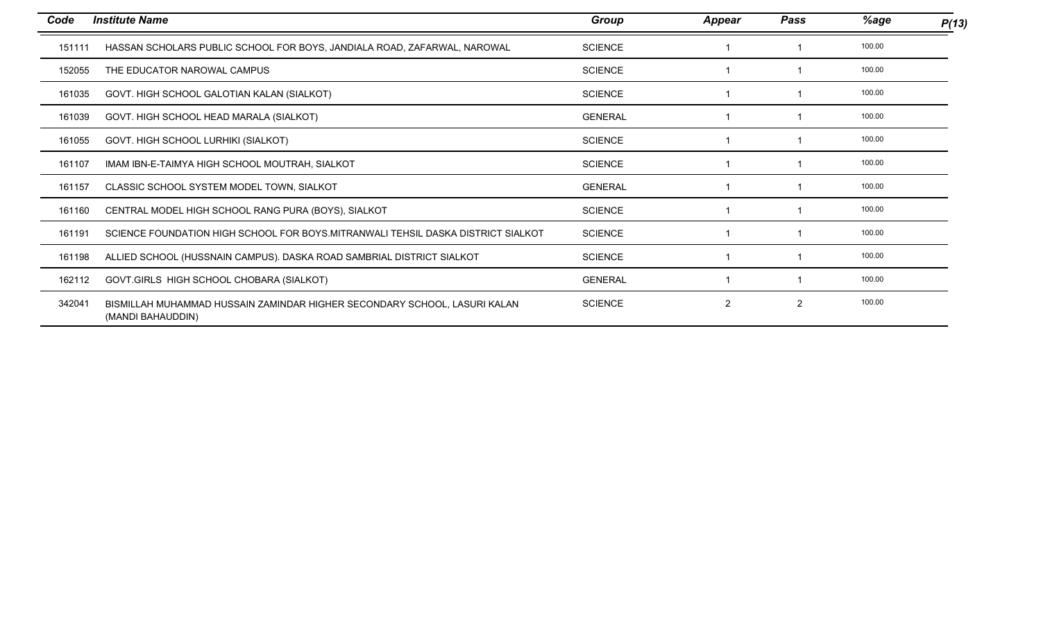| Code | Institute Name | Group | Appear | Pass | %age |
|---|---|---|---|---|---|
| 151111 | HASSAN SCHOLARS PUBLIC SCHOOL FOR BOYS, JANDIALA ROAD, ZAFARWAL, NAROWAL | SCIENCE | 1 | 1 | 100.00 |
| 152055 | THE EDUCATOR NAROWAL CAMPUS | SCIENCE | 1 | 1 | 100.00 |
| 161035 | GOVT. HIGH SCHOOL GALOTIAN KALAN (SIALKOT) | SCIENCE | 1 | 1 | 100.00 |
| 161039 | GOVT. HIGH SCHOOL HEAD MARALA (SIALKOT) | GENERAL | 1 | 1 | 100.00 |
| 161055 | GOVT. HIGH SCHOOL LURHIKI (SIALKOT) | SCIENCE | 1 | 1 | 100.00 |
| 161107 | IMAM IBN-E-TAIMYA HIGH SCHOOL MOUTRAH, SIALKOT | SCIENCE | 1 | 1 | 100.00 |
| 161157 | CLASSIC SCHOOL SYSTEM MODEL TOWN, SIALKOT | GENERAL | 1 | 1 | 100.00 |
| 161160 | CENTRAL MODEL HIGH SCHOOL RANG PURA (BOYS), SIALKOT | SCIENCE | 1 | 1 | 100.00 |
| 161191 | SCIENCE FOUNDATION HIGH SCHOOL FOR BOYS.MITRANWALI TEHSIL DASKA DISTRICT SIALKOT | SCIENCE | 1 | 1 | 100.00 |
| 161198 | ALLIED SCHOOL (HUSSNAIN CAMPUS). DASKA ROAD SAMBRIAL DISTRICT SIALKOT | SCIENCE | 1 | 1 | 100.00 |
| 162112 | GOVT.GIRLS HIGH SCHOOL CHOBARA (SIALKOT) | GENERAL | 1 | 1 | 100.00 |
| 342041 | BISMILLAH MUHAMMAD HUSSAIN ZAMINDAR HIGHER SECONDARY SCHOOL, LASURI KALAN (MANDI BAHAUDDIN) | SCIENCE | 2 | 2 | 100.00 |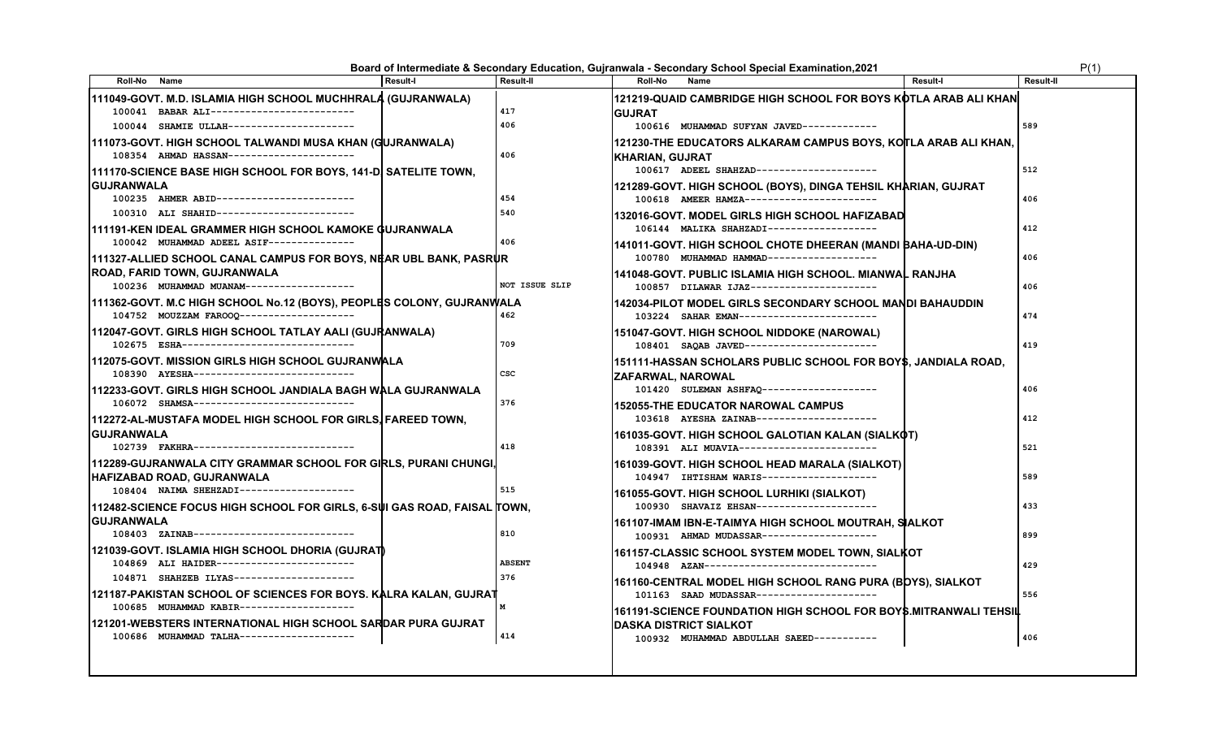# Board of Intermediate & Secondary Education, Gujranwala - Secondary School Special Examination,2021

P(1)

| Roll-No | Name | Result-I | Result-II |
|---|---|---|---|
| **111049-GOVT. M.D. ISLAMIA HIGH SCHOOL MUCHHRALA (GUJRANWALA)** | | | |
| 100041 | BABAR ALI------------------------ | | 417 |
| 100044 | SHAMIE ULLAH--------------------- | | 406 |
| **111073-GOVT. HIGH SCHOOL TALWANDI MUSA KHAN (GUJRANWALA)** | | | |
| 108354 | AHMAD HASSAN--------------------- | | 406 |
| **111170-SCIENCE BASE HIGH SCHOOL FOR BOYS, 141-D, SATELITE TOWN, GUJRANWALA** | | | |
| 100235 | AHMER ABID----------------------- | | 454 |
| 100310 | ALI SHAHID----------------------- | | 540 |
| **111191-KEN IDEAL GRAMMER HIGH SCHOOL KAMOKE GUJRANWALA** | | | |
| 100042 | MUHAMMAD ADEEL ASIF-------------- | | 406 |
| **111327-ALLIED SCHOOL CANAL CAMPUS FOR BOYS, NEAR UBL BANK, PASRUR ROAD, FARID TOWN, GUJRANWALA** | | | |
| 100236 | MUHAMMAD MUANAM------------------ | | NOT ISSUE SLIP |
| **111362-GOVT. M.C HIGH SCHOOL No.12 (BOYS), PEOPLES COLONY, GUJRANWALA** | | | |
| 104752 | MOUZZAM FAROOQ------------------- | | 462 |
| **112047-GOVT. GIRLS HIGH SCHOOL TATLAY AALI (GUJRANWALA)** | | | |
| 102675 | ESHA----------------------------- | | 709 |
| **112075-GOVT. MISSION GIRLS HIGH SCHOOL GUJRANWALA** | | | |
| 108390 | AYESHA--------------------------- | | CSC |
| **112233-GOVT. GIRLS HIGH SCHOOL JANDIALA BAGH WALA GUJRANWALA** | | | |
| 106072 | SHAMSA--------------------------- | | 376 |
| **112272-AL-MUSTAFA MODEL HIGH SCHOOL FOR GIRLS, FAREED TOWN, GUJRANWALA** | | | |
| 102739 | FAKHRA--------------------------- | | 418 |
| **112289-GUJRANWALA CITY GRAMMAR SCHOOL FOR GIRLS, PURANI CHUNGI, HAFIZABAD ROAD, GUJRANWALA** | | | |
| 108404 | NAIMA SHEHZADI------------------- | | 515 |
| **112482-SCIENCE FOCUS HIGH SCHOOL FOR GIRLS, 6-SUI GAS ROAD, FAISAL TOWN, GUJRANWALA** | | | |
| 108403 | ZAINAB--------------------------- | | 810 |
| **121039-GOVT. ISLAMIA HIGH SCHOOL DHORIA (GUJRAT)** | | | |
| 104869 | ALI HAIDER----------------------- | | ABSENT |
| 104871 | SHAHZEB ILYAS-------------------- | | 376 |
| **121187-PAKISTAN SCHOOL OF SCIENCES FOR BOYS. KALRA KALAN, GUJRAT** | | | |
| 100685 | MUHAMMAD KABIR------------------- | | M |
| **121201-WEBSTERS INTERNATIONAL HIGH SCHOOL SARDAR PURA GUJRAT** | | | |
| 100686 | MUHAMMAD TALHA------------------- | | 414 |
| **121219-QUAID CAMBRIDGE HIGH SCHOOL FOR BOYS KOTLA ARAB ALI KHAN GUJRAT** | | | |
| 100616 | MUHAMMAD SUFYAN JAVED------------ | | 589 |
| **121230-THE EDUCATORS ALKARAM CAMPUS BOYS, KOTLA ARAB ALI KHAN, KHARIAN, GUJRAT** | | | |
| 100617 | ADEEL SHAHZAD-------------------- | | 512 |
| **121289-GOVT. HIGH SCHOOL (BOYS), DINGA TEHSIL KHARIAN, GUJRAT** | | | |
| 100618 | AMEER HAMZA---------------------- | | 406 |
| **132016-GOVT. MODEL GIRLS HIGH SCHOOL HAFIZABAD** | | | |
| 106144 | MALIKA SHAHZADI------------------ | | 412 |
| **141011-GOVT. HIGH SCHOOL CHOTE DHEERAN (MANDI BAHA-UD-DIN)** | | | |
| 100780 | MUHAMMAD HAMMAD------------------ | | 406 |
| **141048-GOVT. PUBLIC ISLAMIA HIGH SCHOOL. MIANWAL RANJHA** | | | |
| 100857 | DILAWAR IJAZ--------------------- | | 406 |
| **142034-PILOT MODEL GIRLS SECONDARY SCHOOL MANDI BAHAUDDIN** | | | |
| 103224 | SAHAR EMAN----------------------- | | 474 |
| **151047-GOVT. HIGH SCHOOL NIDDOKE (NAROWAL)** | | | |
| 108401 | SAQAB JAVED---------------------- | | 419 |
| **151111-HASSAN SCHOLARS PUBLIC SCHOOL FOR BOYS, JANDIALA ROAD, ZAFARWAL, NAROWAL** | | | |
| 101420 | SULEMAN ASHFAQ------------------- | | 406 |
| **152055-THE EDUCATOR NAROWAL CAMPUS** | | | |
| 103618 | AYESHA ZAINAB-------------------- | | 412 |
| **161035-GOVT. HIGH SCHOOL GALOTIAN KALAN (SIALKOT)** | | | |
| 108391 | ALI MUAVIA----------------------- | | 521 |
| **161039-GOVT. HIGH SCHOOL HEAD MARALA (SIALKOT)** | | | |
| 104947 | IHTISHAM WARIS------------------- | | 589 |
| **161055-GOVT. HIGH SCHOOL LURHIKI (SIALKOT)** | | | |
| 100930 | SHAVAIZ EHSAN-------------------- | | 433 |
| **161107-IMAM IBN-E-TAIMYA HIGH SCHOOL MOUTRAH, SIALKOT** | | | |
| 100931 | AHMAD MUDASSAR------------------- | | 899 |
| **161157-CLASSIC SCHOOL SYSTEM MODEL TOWN, SIALKOT** | | | |
| 104948 | AZAN----------------------------- | | 429 |
| **161160-CENTRAL MODEL HIGH SCHOOL RANG PURA (BOYS), SIALKOT** | | | |
| 101163 | SAAD MUDASSAR-------------------- | | 556 |
| **161191-SCIENCE FOUNDATION HIGH SCHOOL FOR BOYS.MITRANWALI TEHSIL DASKA DISTRICT SIALKOT** | | | |
| 100932 | MUHAMMAD ABDULLAH SAEED---------- | | 406 |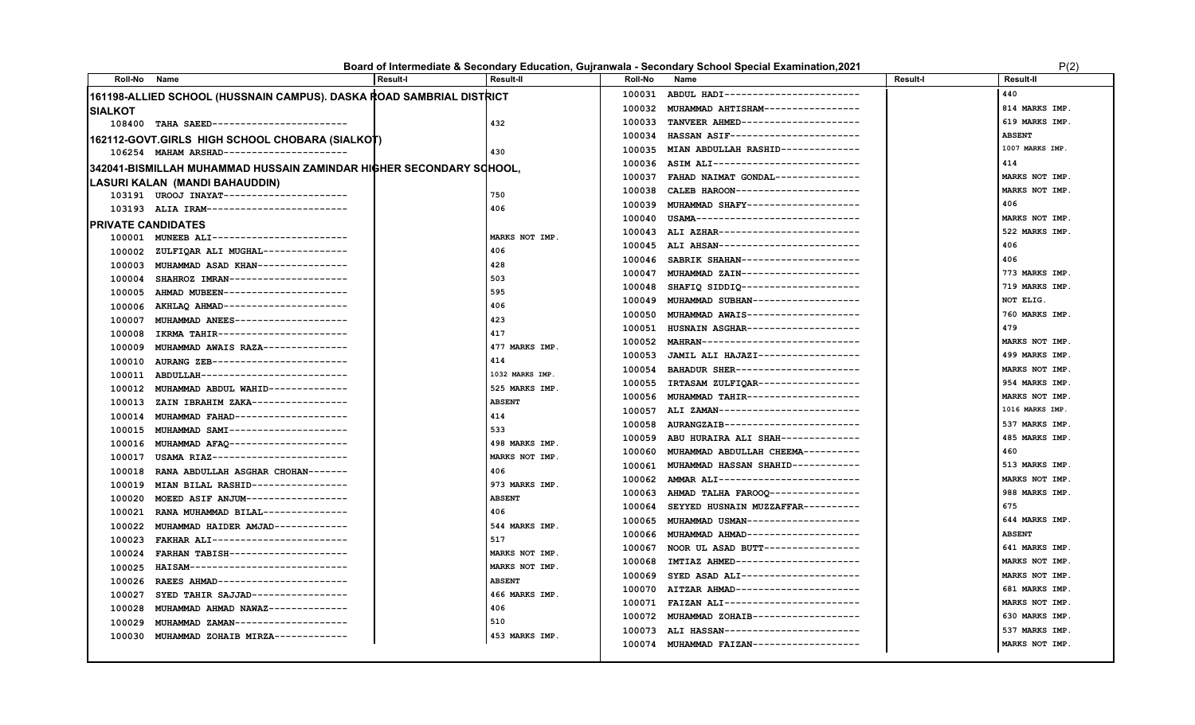**Board of Intermediate & Secondary Education, Gujranwala - Secondary School Special Examination,2021**

| Roll-No | Name | Result-I | Result-II |
|---|---|---|---|
| **161198-ALLIED SCHOOL (HUSSNAIN CAMPUS). DASKA ROAD SAMBRIAL DISTRICT SIALKOT** | | | |
| 108400 | TAHA SAEED----------------------- | | 432 |
| **162112-GOVT.GIRLS HIGH SCHOOL CHOBARA (SIALKOT)** | | | |
| 106254 | MAHAM ARSHAD--------------------- | | 430 |
| **342041-BISMILLAH MUHAMMAD HUSSAIN ZAMINDAR HIGHER SECONDARY SCHOOL, LASURI KALAN (MANDI BAHAUDDIN)** | | | |
| 103191 | UROOJ INAYAT--------------------- | | 750 |
| 103193 | ALIA IRAM------------------------ | | 406 |
| **PRIVATE CANDIDATES** | | | |
| 100001 | MUNEEB ALI----------------------- | | MARKS NOT IMP. |
| 100002 | ZULFIQAR ALI MUGHAL-------------- | | 406 |
| 100003 | MUHAMMAD ASAD KHAN--------------- | | 428 |
| 100004 | SHAHROZ IMRAN-------------------- | | 503 |
| 100005 | AHMAD MUBEEN--------------------- | | 595 |
| 100006 | AKHLAQ AHMAD--------------------- | | 406 |
| 100007 | MUHAMMAD ANEES------------------- | | 423 |
| 100008 | IKRMA TAHIR---------------------- | | 417 |
| 100009 | MUHAMMAD AWAIS RAZA-------------- | | 477 MARKS IMP. |
| 100010 | AURANG ZEB----------------------- | | 414 |
| 100011 | ABDULLAH------------------------- | | 1032 MARKS IMP. |
| 100012 | MUHAMMAD ABDUL WAHID------------- | | 525 MARKS IMP. |
| 100013 | ZAIN IBRAHIM ZAKA---------------- | | ABSENT |
| 100014 | MUHAMMAD FAHAD------------------- | | 414 |
| 100015 | MUHAMMAD SAMI-------------------- | | 533 |
| 100016 | MUHAMMAD AFAQ-------------------- | | 498 MARKS IMP. |
| 100017 | USAMA RIAZ----------------------- | | MARKS NOT IMP. |
| 100018 | RANA ABDULLAH ASGHAR CHOHAN------ | | 406 |
| 100019 | MIAN BILAL RASHID---------------- | | 973 MARKS IMP. |
| 100020 | MOEED ASIF ANJUM----------------- | | ABSENT |
| 100021 | RANA MUHAMMAD BILAL-------------- | | 406 |
| 100022 | MUHAMMAD HAIDER AMJAD------------ | | 544 MARKS IMP. |
| 100023 | FAKHAR ALI----------------------- | | 517 |
| 100024 | FARHAN TABISH-------------------- | | MARKS NOT IMP. |
| 100025 | HAISAM--------------------------- | | MARKS NOT IMP. |
| 100026 | RAEES AHMAD---------------------- | | ABSENT |
| 100027 | SYED TAHIR SAJJAD---------------- | | 466 MARKS IMP. |
| 100028 | MUHAMMAD AHMAD NAWAZ------------- | | 406 |
| 100029 | MUHAMMAD ZAMAN------------------- | | 510 |
| 100030 | MUHAMMAD ZOHAIB MIRZA------------ | | 453 MARKS IMP. |
| 100031 | ABDUL HADI----------------------- | | 440 |
| 100032 | MUHAMMAD AHTISHAM---------------- | | 814 MARKS IMP. |
| 100033 | TANVEER AHMED-------------------- | | 619 MARKS IMP. |
| 100034 | HASSAN ASIF---------------------- | | ABSENT |
| 100035 | MIAN ABDULLAH RASHID------------- | | 1007 MARKS IMP. |
| 100036 | ASIM ALI------------------------- | | 414 |
| 100037 | FAHAD NAIMAT GONDAL-------------- | | MARKS NOT IMP. |
| 100038 | CALEB HAROON--------------------- | | MARKS NOT IMP. |
| 100039 | MUHAMMAD SHAFY------------------- | | 406 |
| 100040 | USAMA---------------------------- | | MARKS NOT IMP. |
| 100043 | ALI AZHAR------------------------ | | 522 MARKS IMP. |
| 100045 | ALI AHSAN------------------------ | | 406 |
| 100046 | SABRIK SHAHAN-------------------- | | 406 |
| 100047 | MUHAMMAD ZAIN-------------------- | | 773 MARKS IMP. |
| 100048 | SHAFIQ SIDDIQ-------------------- | | 719 MARKS IMP. |
| 100049 | MUHAMMAD SUBHAN------------------ | | NOT ELIG. |
| 100050 | MUHAMMAD AWAIS------------------- | | 760 MARKS IMP. |
| 100051 | HUSNAIN ASGHAR------------------- | | 479 |
| 100052 | MAHRAN--------------------------- | | MARKS NOT IMP. |
| 100053 | JAMIL ALI HAJAZI----------------- | | 499 MARKS IMP. |
| 100054 | BAHADUR SHER--------------------- | | MARKS NOT IMP. |
| 100055 | IRTASAM ZULFIQAR----------------- | | 954 MARKS IMP. |
| 100056 | MUHAMMAD TAHIR------------------- | | MARKS NOT IMP. |
| 100057 | ALI ZAMAN------------------------ | | 1016 MARKS IMP. |
| 100058 | AURANGZAIB----------------------- | | 537 MARKS IMP. |
| 100059 | ABU HURAIRA ALI SHAH------------- | | 485 MARKS IMP. |
| 100060 | MUHAMMAD ABDULLAH CHEEMA--------- | | 460 |
| 100061 | MUHAMMAD HASSAN SHAHID----------- | | 513 MARKS IMP. |
| 100062 | AMMAR ALI------------------------ | | MARKS NOT IMP. |
| 100063 | AHMAD TALHA FAROOQ--------------- | | 988 MARKS IMP. |
| 100064 | SEYYED HUSNAIN MUZZAFFAR--------- | | 675 |
| 100065 | MUHAMMAD USMAN------------------- | | 644 MARKS IMP. |
| 100066 | MUHAMMAD AHMAD------------------- | | ABSENT |
| 100067 | NOOR UL ASAD BUTT---------------- | | 641 MARKS IMP. |
| 100068 | IMTIAZ AHMED--------------------- | | MARKS NOT IMP. |
| 100069 | SYED ASAD ALI-------------------- | | MARKS NOT IMP. |
| 100070 | AITZAR AHMAD--------------------- | | 681 MARKS IMP. |
| 100071 | FAIZAN ALI----------------------- | | MARKS NOT IMP. |
| 100072 | MUHAMMAD ZOHAIB------------------ | | 630 MARKS IMP. |
| 100073 | ALI HASSAN----------------------- | | 537 MARKS IMP. |
| 100074 | MUHAMMAD FAIZAN------------------ | | MARKS NOT IMP. |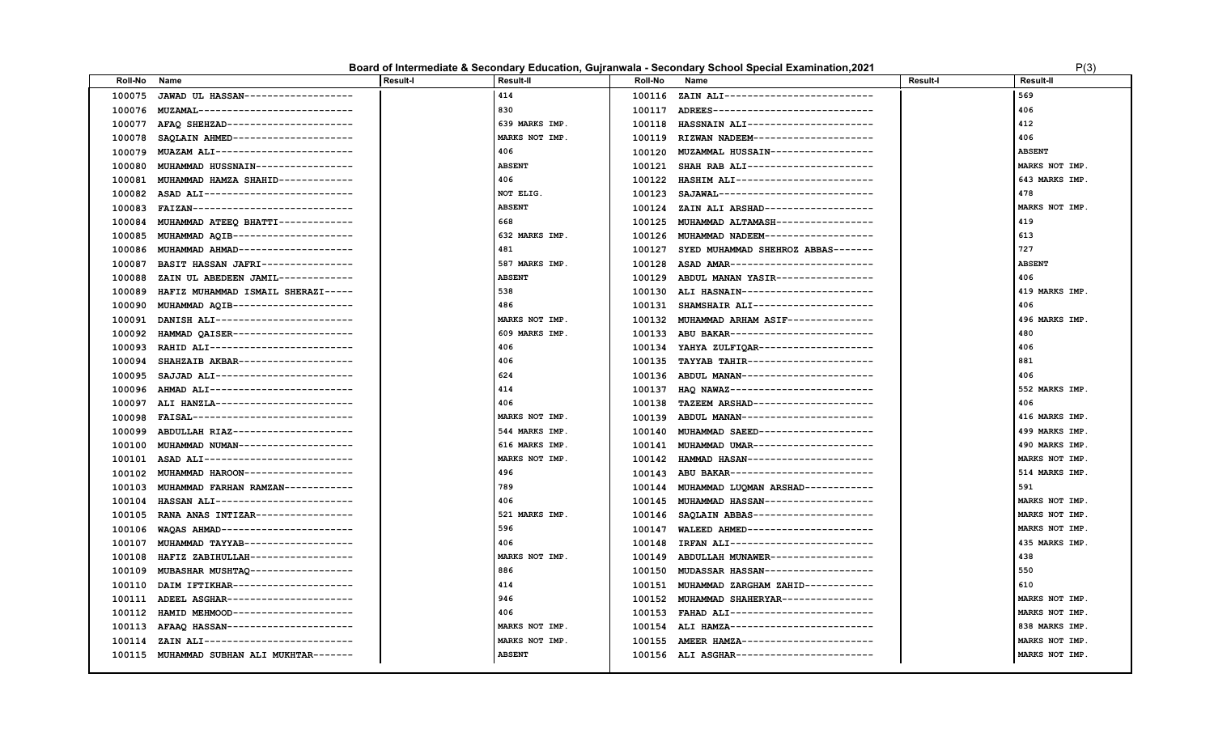# Board of Intermediate & Secondary Education, Gujranwala - Secondary School Special Examination,2021

| Roll-No | Name | Result-I | Result-II | Roll-No | Name | Result-I | Result-II |
|---|---|---|---|---|---|---|---|
| 100075 | JAWAD UL HASSAN------------------- | | 414 | 100116 | ZAIN ALI-------------------------- | | 569 |
| 100076 | MUZAMAL--------------------------- | | 830 | 100117 | ADREES---------------------------- | | 406 |
| 100077 | AFAQ SHEHZAD---------------------- | | 639 MARKS IMP. | 100118 | HASSNAIN ALI---------------------- | | 412 |
| 100078 | SAQLAIN AHMED--------------------- | | MARKS NOT IMP. | 100119 | RIZWAN NADEEM--------------------- | | 406 |
| 100079 | MUAZAM ALI------------------------ | | 406 | 100120 | MUZAMMAL HUSSAIN------------------ | | ABSENT |
| 100080 | MUHAMMAD HUSSNAIN----------------- | | ABSENT | 100121 | SHAH RAB ALI---------------------- | | MARKS NOT IMP. |
| 100081 | MUHAMMAD HAMZA SHAHID------------- | | 406 | 100122 | HASHIM ALI------------------------ | | 643 MARKS IMP. |
| 100082 | ASAD ALI-------------------------- | | NOT ELIG. | 100123 | SAJAWAL--------------------------- | | 478 |
| 100083 | FAIZAN---------------------------- | | ABSENT | 100124 | ZAIN ALI ARSHAD------------------- | | MARKS NOT IMP. |
| 100084 | MUHAMMAD ATEEQ BHATTI------------- | | 668 | 100125 | MUHAMMAD ALTAMASH----------------- | | 419 |
| 100085 | MUHAMMAD AQIB--------------------- | | 632 MARKS IMP. | 100126 | MUHAMMAD NADEEM------------------- | | 613 |
| 100086 | MUHAMMAD AHMAD-------------------- | | 481 | 100127 | SYED MUHAMMAD SHEHROZ ABBAS------- | | 727 |
| 100087 | BASIT HASSAN JAFRI---------------- | | 587 MARKS IMP. | 100128 | ASAD AMAR------------------------- | | ABSENT |
| 100088 | ZAIN UL ABEDEEN JAMIL------------- | | ABSENT | 100129 | ABDUL MANAN YASIR----------------- | | 406 |
| 100089 | HAFIZ MUHAMMAD ISMAIL SHERAZI----- | | 538 | 100130 | ALI HASNAIN----------------------- | | 419 MARKS IMP. |
| 100090 | MUHAMMAD AQIB--------------------- | | 486 | 100131 | SHAMSHAIR ALI--------------------- | | 406 |
| 100091 | DANISH ALI------------------------ | | MARKS NOT IMP. | 100132 | MUHAMMAD ARHAM ASIF--------------- | | 496 MARKS IMP. |
| 100092 | HAMMAD QAISER--------------------- | | 609 MARKS IMP. | 100133 | ABU BAKAR------------------------- | | 480 |
| 100093 | RAHID ALI------------------------- | | 406 | 100134 | YAHYA ZULFIQAR-------------------- | | 406 |
| 100094 | SHAHZAIB AKBAR-------------------- | | 406 | 100135 | TAYYAB TAHIR---------------------- | | 881 |
| 100095 | SAJJAD ALI------------------------ | | 624 | 100136 | ABDUL MANAN----------------------- | | 406 |
| 100096 | AHMAD ALI------------------------- | | 414 | 100137 | HAQ NAWAZ------------------------- | | 552 MARKS IMP. |
| 100097 | ALI HANZLA------------------------ | | 406 | 100138 | TAZEEM ARSHAD--------------------- | | 406 |
| 100098 | FAISAL---------------------------- | | MARKS NOT IMP. | 100139 | ABDUL MANAN----------------------- | | 416 MARKS IMP. |
| 100099 | ABDULLAH RIAZ--------------------- | | 544 MARKS IMP. | 100140 | MUHAMMAD SAEED-------------------- | | 499 MARKS IMP. |
| 100100 | MUHAMMAD NUMAN-------------------- | | 616 MARKS IMP. | 100141 | MUHAMMAD UMAR--------------------- | | 490 MARKS IMP. |
| 100101 | ASAD ALI-------------------------- | | MARKS NOT IMP. | 100142 | HAMMAD HASAN---------------------- | | MARKS NOT IMP. |
| 100102 | MUHAMMAD HAROON------------------- | | 496 | 100143 | ABU BAKAR------------------------- | | 514 MARKS IMP. |
| 100103 | MUHAMMAD FARHAN RAMZAN------------ | | 789 | 100144 | MUHAMMAD LUQMAN ARSHAD------------ | | 591 |
| 100104 | HASSAN ALI------------------------ | | 406 | 100145 | MUHAMMAD HASSAN------------------- | | MARKS NOT IMP. |
| 100105 | RANA ANAS INTIZAR----------------- | | 521 MARKS IMP. | 100146 | SAQLAIN ABBAS--------------------- | | MARKS NOT IMP. |
| 100106 | WAQAS AHMAD----------------------- | | 596 | 100147 | WALEED AHMED---------------------- | | MARKS NOT IMP. |
| 100107 | MUHAMMAD TAYYAB------------------- | | 406 | 100148 | IRFAN ALI------------------------- | | 435 MARKS IMP. |
| 100108 | HAFIZ ZABIHULLAH------------------ | | MARKS NOT IMP. | 100149 | ABDULLAH MUNAWER------------------ | | 438 |
| 100109 | MUBASHAR MUSHTAQ------------------ | | 886 | 100150 | MUDASSAR HASSAN------------------- | | 550 |
| 100110 | DAIM IFTIKHAR--------------------- | | 414 | 100151 | MUHAMMAD ZARGHAM ZAHID------------ | | 610 |
| 100111 | ADEEL ASGHAR---------------------- | | 946 | 100152 | MUHAMMAD SHAHERYAR---------------- | | MARKS NOT IMP. |
| 100112 | HAMID MEHMOOD--------------------- | | 406 | 100153 | FAHAD ALI------------------------- | | MARKS NOT IMP. |
| 100113 | AFAAQ HASSAN---------------------- | | MARKS NOT IMP. | 100154 | ALI HAMZA------------------------- | | 838 MARKS IMP. |
| 100114 | ZAIN ALI-------------------------- | | MARKS NOT IMP. | 100155 | AMEER HAMZA----------------------- | | MARKS NOT IMP. |
| 100115 | MUHAMMAD SUBHAN ALI MUKHTAR------- | | ABSENT | 100156 | ALI ASGHAR------------------------ | | MARKS NOT IMP. |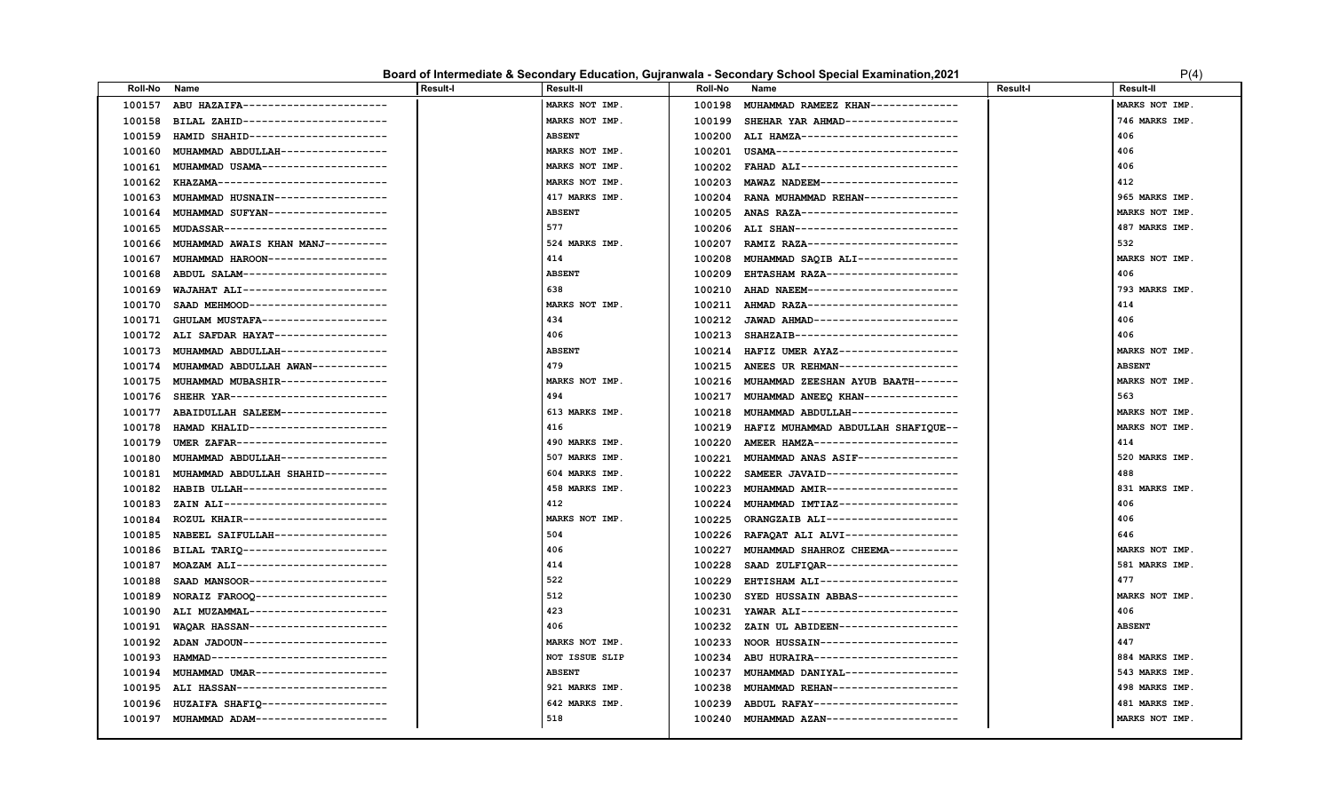# Board of Intermediate & Secondary Education, Gujranwala - Secondary School Special Examination,2021

| Roll-No | Name | Result-I | Result-II | Roll-No | Name | Result-I | Result-II |
|---|---|---|---|---|---|---|---|
| 100157 | ABU HAZAIFA---------------------- | | MARKS NOT IMP. | 100198 | MUHAMMAD RAMEEZ KHAN------------- | | MARKS NOT IMP. |
| 100158 | BILAL ZAHID---------------------- | | MARKS NOT IMP. | 100199 | SHEHAR YAR AHMAD----------------- | | 746 MARKS IMP. |
| 100159 | HAMID SHAHID--------------------- | | ABSENT | 100200 | ALI HAMZA------------------------ | | 406 |
| 100160 | MUHAMMAD ABDULLAH---------------- | | MARKS NOT IMP. | 100201 | USAMA---------------------------- | | 406 |
| 100161 | MUHAMMAD USAMA------------------- | | MARKS NOT IMP. | 100202 | FAHAD ALI------------------------ | | 406 |
| 100162 | KHAZAMA-------------------------- | | MARKS NOT IMP. | 100203 | MAWAZ NADEEM--------------------- | | 412 |
| 100163 | MUHAMMAD HUSNAIN----------------- | | 417 MARKS IMP. | 100204 | RANA MUHAMMAD REHAN-------------- | | 965 MARKS IMP. |
| 100164 | MUHAMMAD SUFYAN------------------ | | ABSENT | 100205 | ANAS RAZA------------------------ | | MARKS NOT IMP. |
| 100165 | MUDASSAR------------------------- | | 577 | 100206 | ALI SHAN------------------------- | | 487 MARKS IMP. |
| 100166 | MUHAMMAD AWAIS KHAN MANJ--------- | | 524 MARKS IMP. | 100207 | RAMIZ RAZA----------------------- | | 532 |
| 100167 | MUHAMMAD HAROON------------------ | | 414 | 100208 | MUHAMMAD SAQIB ALI--------------- | | MARKS NOT IMP. |
| 100168 | ABDUL SALAM---------------------- | | ABSENT | 100209 | EHTASHAM RAZA-------------------- | | 406 |
| 100169 | WAJAHAT ALI---------------------- | | 638 | 100210 | AHAD NAEEM----------------------- | | 793 MARKS IMP. |
| 100170 | SAAD MEHMOOD--------------------- | | MARKS NOT IMP. | 100211 | AHMAD RAZA----------------------- | | 414 |
| 100171 | GHULAM MUSTAFA------------------- | | 434 | 100212 | JAWAD AHMAD---------------------- | | 406 |
| 100172 | ALI SAFDAR HAYAT----------------- | | 406 | 100213 | SHAHZAIB------------------------- | | 406 |
| 100173 | MUHAMMAD ABDULLAH---------------- | | ABSENT | 100214 | HAFIZ UMER AYAZ------------------ | | MARKS NOT IMP. |
| 100174 | MUHAMMAD ABDULLAH AWAN----------- | | 479 | 100215 | ANEES UR REHMAN------------------ | | ABSENT |
| 100175 | MUHAMMAD MUBASHIR---------------- | | MARKS NOT IMP. | 100216 | MUHAMMAD ZEESHAN AYUB BAATH------ | | MARKS NOT IMP. |
| 100176 | SHEHR YAR------------------------ | | 494 | 100217 | MUHAMMAD ANEEQ KHAN-------------- | | 563 |
| 100177 | ABAIDULLAH SALEEM---------------- | | 613 MARKS IMP. | 100218 | MUHAMMAD ABDULLAH---------------- | | MARKS NOT IMP. |
| 100178 | HAMAD KHALID--------------------- | | 416 | 100219 | HAFIZ MUHAMMAD ABDULLAH SHAFIQUE-- | | MARKS NOT IMP. |
| 100179 | UMER ZAFAR----------------------- | | 490 MARKS IMP. | 100220 | AMEER HAMZA---------------------- | | 414 |
| 100180 | MUHAMMAD ABDULLAH---------------- | | 507 MARKS IMP. | 100221 | MUHAMMAD ANAS ASIF--------------- | | 520 MARKS IMP. |
| 100181 | MUHAMMAD ABDULLAH SHAHID--------- | | 604 MARKS IMP. | 100222 | SAMEER JAVAID-------------------- | | 488 |
| 100182 | HABIB ULLAH---------------------- | | 458 MARKS IMP. | 100223 | MUHAMMAD AMIR-------------------- | | 831 MARKS IMP. |
| 100183 | ZAIN ALI------------------------- | | 412 | 100224 | MUHAMMAD IMTIAZ------------------ | | 406 |
| 100184 | ROZUL KHAIR---------------------- | | MARKS NOT IMP. | 100225 | ORANGZAIB ALI-------------------- | | 406 |
| 100185 | NABEEL SAIFULLAH----------------- | | 504 | 100226 | RAFAQAT ALI ALVI----------------- | | 646 |
| 100186 | BILAL TARIQ---------------------- | | 406 | 100227 | MUHAMMAD SHAHROZ CHEEMA---------- | | MARKS NOT IMP. |
| 100187 | MOAZAM ALI----------------------- | | 414 | 100228 | SAAD ZULFIQAR-------------------- | | 581 MARKS IMP. |
| 100188 | SAAD MANSOOR--------------------- | | 522 | 100229 | EHTISHAM ALI--------------------- | | 477 |
| 100189 | NORAIZ FAROOQ-------------------- | | 512 | 100230 | SYED HUSSAIN ABBAS--------------- | | MARKS NOT IMP. |
| 100190 | ALI MUZAMMAL--------------------- | | 423 | 100231 | YAWAR ALI------------------------ | | 406 |
| 100191 | WAQAR HASSAN--------------------- | | 406 | 100232 | ZAIN UL ABIDEEN------------------ | | ABSENT |
| 100192 | ADAN JADOUN---------------------- | | MARKS NOT IMP. | 100233 | NOOR HUSSAIN--------------------- | | 447 |
| 100193 | HAMMAD--------------------------- | | NOT ISSUE SLIP | 100234 | ABU HURAIRA---------------------- | | 884 MARKS IMP. |
| 100194 | MUHAMMAD UMAR-------------------- | | ABSENT | 100237 | MUHAMMAD DANIYAL----------------- | | 543 MARKS IMP. |
| 100195 | ALI HASSAN----------------------- | | 921 MARKS IMP. | 100238 | MUHAMMAD REHAN------------------- | | 498 MARKS IMP. |
| 100196 | HUZAIFA SHAFIQ------------------- | | 642 MARKS IMP. | 100239 | ABDUL RAFAY---------------------- | | 481 MARKS IMP. |
| 100197 | MUHAMMAD ADAM-------------------- | | 518 | 100240 | MUHAMMAD AZAN-------------------- | | MARKS NOT IMP. |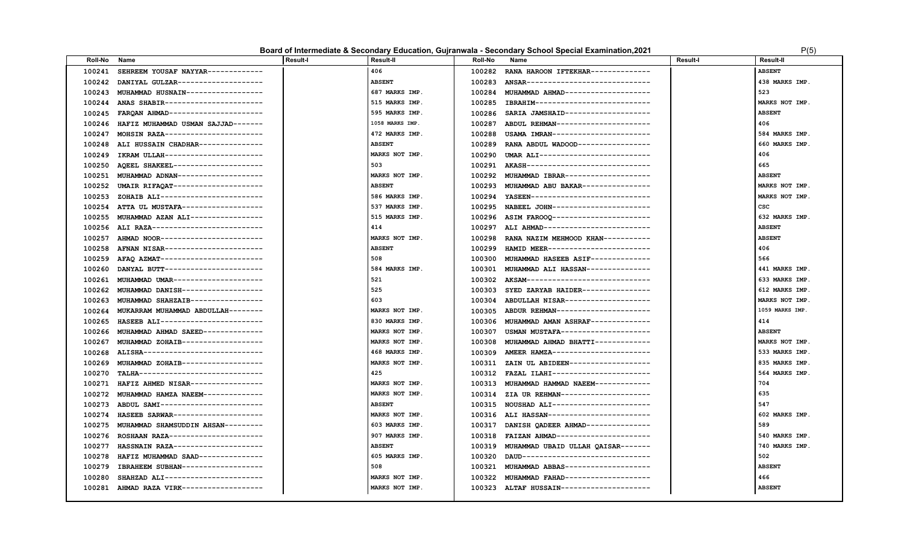Board of Intermediate & Secondary Education, Gujranwala - Secondary School Special Examination,2021

| Roll-No | Name | Result-I | Result-II | Roll-No | Name | Result-I | Result-II |
|---|---|---|---|---|---|---|---|
| 100241 | SEHREEM YOUSAF NAYYAR------------- | | 406 | 100282 | RANA HAROON IFTEKHAR------------- | | ABSENT |
| 100242 | DANIYAL GULZAR------------------- | | ABSENT | 100283 | ANSAR---------------------------- | | 438 MARKS IMP. |
| 100243 | MUHAMMAD HUSNAIN------------------ | | 687 MARKS IMP. | 100284 | MUHAMMAD AHMAD-------------------- | | 523 |
| 100244 | ANAS SHABIR----------------------- | | 515 MARKS IMP. | 100285 | IBRAHIM-------------------------- | | MARKS NOT IMP. |
| 100245 | FARQAN AHMAD---------------------- | | 595 MARKS IMP. | 100286 | SARIA JAMSHAID-------------------- | | ABSENT |
| 100246 | HAFIZ MUHAMMAD USMAN SAJJAD------- | | 1058 MARKS IMP. | 100287 | ABDUL REHMAN---------------------- | | 406 |
| 100247 | MOHSIN RAZA----------------------- | | 472 MARKS IMP. | 100288 | USAMA IMRAN----------------------- | | 584 MARKS IMP. |
| 100248 | ALI HUSSAIN CHADHAR--------------- | | ABSENT | 100289 | RANA ABDUL WADOOD----------------- | | 660 MARKS IMP. |
| 100249 | IKRAM ULLAH----------------------- | | MARKS NOT IMP. | 100290 | UMAR ALI-------------------------- | | 406 |
| 100250 | AQEEL SHAKEEL--------------------- | | 503 | 100291 | AKASH---------------------------- | | 665 |
| 100251 | MUHAMMAD ADNAN-------------------- | | MARKS NOT IMP. | 100292 | MUHAMMAD IBRAR-------------------- | | ABSENT |
| 100252 | UMAIR RIFAQAT--------------------- | | ABSENT | 100293 | MUHAMMAD ABU BAKAR---------------- | | MARKS NOT IMP. |
| 100253 | ZOHAIB ALI------------------------ | | 586 MARKS IMP. | 100294 | YASEEN---------------------------- | | MARKS NOT IMP. |
| 100254 | ATTA UL MUSTAFA------------------- | | 537 MARKS IMP. | 100295 | NABEEL JOHN----------------------- | | CSC |
| 100255 | MUHAMMAD AZAN ALI----------------- | | 515 MARKS IMP. | 100296 | ASIM FAROOQ----------------------- | | 632 MARKS IMP. |
| 100256 | ALI RAZA-------------------------- | | 414 | 100297 | ALI AHMAD------------------------- | | ABSENT |
| 100257 | AHMAD NOOR------------------------ | | MARKS NOT IMP. | 100298 | RANA NAZIM MEHMOOD KHAN----------- | | ABSENT |
| 100258 | AFNAN NISAR----------------------- | | ABSENT | 100299 | HAMID MEER------------------------ | | 406 |
| 100259 | AFAQ AZMAT------------------------ | | 508 | 100300 | MUHAMMAD HASEEB ASIF-------------- | | 566 |
| 100260 | DANYAL BUTT----------------------- | | 584 MARKS IMP. | 100301 | MUHAMMAD ALI HASSAN--------------- | | 441 MARKS IMP. |
| 100261 | MUHAMMAD UMAR--------------------- | | 521 | 100302 | AKSAM----------------------------- | | 633 MARKS IMP. |
| 100262 | MUHAMMAD DANISH------------------- | | 525 | 100303 | SYED ZARYAB HAIDER---------------- | | 612 MARKS IMP. |
| 100263 | MUHAMMAD SHAHZAIB----------------- | | 603 | 100304 | ABDULLAH NISAR-------------------- | | MARKS NOT IMP. |
| 100264 | MUKARRAM MUHAMMAD ABDULLAH-------- | | MARKS NOT IMP. | 100305 | ABDUR REHMAN---------------------- | | 1059 MARKS IMP. |
| 100265 | HASEEB ALI------------------------ | | 830 MARKS IMP. | 100306 | MUHAMMAD AMAN ASHRAF-------------- | | 414 |
| 100266 | MUHAMMAD AHMAD SAEED-------------- | | MARKS NOT IMP. | 100307 | USMAN MUSTAFA--------------------- | | ABSENT |
| 100267 | MUHAMMAD ZOHAIB------------------- | | MARKS NOT IMP. | 100308 | MUHAMMAD AHMAD BHATTI------------- | | MARKS NOT IMP. |
| 100268 | ALISHA---------------------------- | | 468 MARKS IMP. | 100309 | AMEER HAMZA----------------------- | | 533 MARKS IMP. |
| 100269 | MUHAMMAD ZOHAIB------------------- | | MARKS NOT IMP. | 100311 | ZAIN UL ABIDEEN------------------- | | 835 MARKS IMP. |
| 100270 | TALHA----------------------------- | | 425 | 100312 | FAZAL ILAHI----------------------- | | 564 MARKS IMP. |
| 100271 | HAFIZ AHMED NISAR----------------- | | MARKS NOT IMP. | 100313 | MUHAMMAD HAMMAD NAEEM------------- | | 704 |
| 100272 | MUHAMMAD HAMZA NAEEM-------------- | | MARKS NOT IMP. | 100314 | ZIA UR REHMAN--------------------- | | 635 |
| 100273 | ABDUL SAMI------------------------ | | ABSENT | 100315 | NOUSHAD ALI----------------------- | | 547 |
| 100274 | HASEEB SARWAR--------------------- | | MARKS NOT IMP. | 100316 | ALI HASSAN------------------------ | | 602 MARKS IMP. |
| 100275 | MUHAMMAD SHAMSUDDIN AHSAN--------- | | 603 MARKS IMP. | 100317 | DANISH QADEER AHMAD--------------- | | 589 |
| 100276 | ROSHAAN RAZA---------------------- | | 907 MARKS IMP. | 100318 | FAIZAN AHMAD---------------------- | | 540 MARKS IMP. |
| 100277 | HASSNAIN RAZA--------------------- | | ABSENT | 100319 | MUHAMMAD UBAID ULLAH QAISAR------- | | 740 MARKS IMP. |
| 100278 | HAFIZ MUHAMMAD SAAD--------------- | | 605 MARKS IMP. | 100320 | DAUD------------------------------ | | 502 |
| 100279 | IBRAHEEM SUBHAN------------------- | | 508 | 100321 | MUHAMMAD ABBAS-------------------- | | ABSENT |
| 100280 | SHAHZAD ALI----------------------- | | MARKS NOT IMP. | 100322 | MUHAMMAD FAHAD-------------------- | | 466 |
| 100281 | AHMAD RAZA VIRK------------------- | | MARKS NOT IMP. | 100323 | ALTAF HUSSAIN--------------------- | | ABSENT |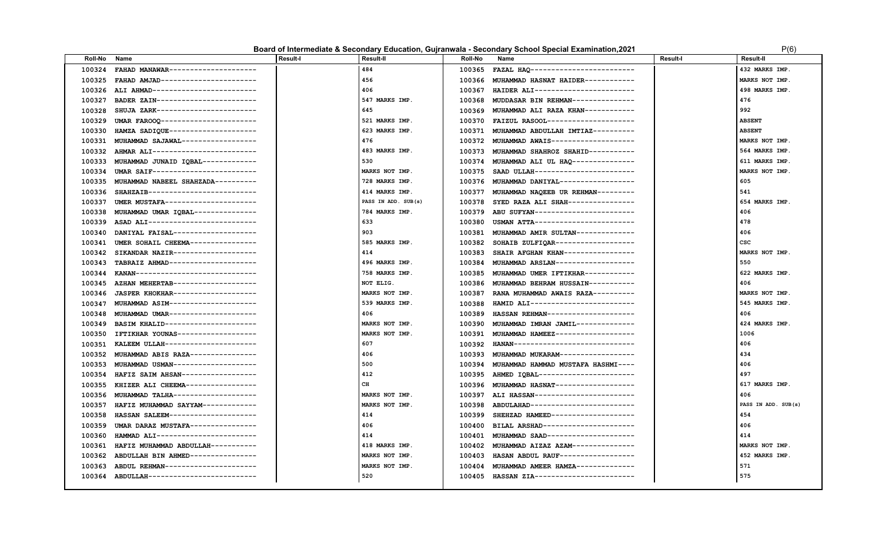# Board of Intermediate & Secondary Education, Gujranwala - Secondary School Special Examination,2021

| Roll-No | Name | Result-I | Result-II | Roll-No | Name | Result-I | Result-II |
|---|---|---|---|---|---|---|---|
| 100324 | FAHAD MANAWAR-------------------- | | 484 | 100365 | FAZAL HAQ------------------------ | | 432 MARKS IMP. |
| 100325 | FAHAD AMJAD---------------------- | | 456 | 100366 | MUHAMMAD HASNAT HAIDER----------- | | MARKS NOT IMP. |
| 100326 | ALI AHMAD------------------------ | | 406 | 100367 | HAIDER ALI----------------------- | | 498 MARKS IMP. |
| 100327 | BADER ZAIN----------------------- | | 547 MARKS IMP. | 100368 | MUDDASAR BIN REHMAN-------------- | | 476 |
| 100328 | SHUJA ZARK----------------------- | | 645 | 100369 | MUHAMMAD ALI RAZA KHAN----------- | | 992 |
| 100329 | UMAR FAROOQ---------------------- | | 521 MARKS IMP. | 100370 | FAIZUL RASOOL-------------------- | | ABSENT |
| 100330 | HAMZA SADIQUE-------------------- | | 623 MARKS IMP. | 100371 | MUHAMMAD ABDULLAH IMTIAZ--------- | | ABSENT |
| 100331 | MUHAMMAD SAJAWAL----------------- | | 476 | 100372 | MUHAMMAD AWAIS------------------- | | MARKS NOT IMP. |
| 100332 | AHMAR ALI------------------------ | | 483 MARKS IMP. | 100373 | MUHAMMAD SHAHROZ SHAHID---------- | | 564 MARKS IMP. |
| 100333 | MUHAMMAD JUNAID IQBAL------------ | | 530 | 100374 | MUHAMMAD ALI UL HAQ-------------- | | 611 MARKS IMP. |
| 100334 | UMAR SAIF------------------------ | | MARKS NOT IMP. | 100375 | SAAD ULLAH----------------------- | | MARKS NOT IMP. |
| 100335 | MUHAMMAD NABEEL SHAHZADA--------- | | 728 MARKS IMP. | 100376 | MUHAMMAD DANIYAL----------------- | | 605 |
| 100336 | SHAHZAIB------------------------- | | 414 MARKS IMP. | 100377 | MUHAMMAD NAQEEB UR REHMAN-------- | | 541 |
| 100337 | UMER MUSTAFA--------------------- | | PASS IN ADD. SUB(s) | 100378 | SYED RAZA ALI SHAH--------------- | | 654 MARKS IMP. |
| 100338 | MUHAMMAD UMAR IQBAL-------------- | | 784 MARKS IMP. | 100379 | ABU SUFYAN----------------------- | | 406 |
| 100339 | ASAD ALI------------------------- | | 633 | 100380 | USMAN ATTA----------------------- | | 478 |
| 100340 | DANIYAL FAISAL------------------- | | 903 | 100381 | MUHAMMAD AMIR SULTAN------------- | | 406 |
| 100341 | UMER SOHAIL CHEEMA--------------- | | 585 MARKS IMP. | 100382 | SOHAIB ZULFIQAR------------------ | | CSC |
| 100342 | SIKANDAR NAZIR------------------- | | 414 | 100383 | SHAIR AFGHAN KHAN---------------- | | MARKS NOT IMP. |
| 100343 | TABRAIZ AHMAD-------------------- | | 496 MARKS IMP. | 100384 | MUHAMMAD ARSLAN------------------ | | 550 |
| 100344 | KANAN---------------------------- | | 758 MARKS IMP. | 100385 | MUHAMMAD UMER IFTIKHAR----------- | | 622 MARKS IMP. |
| 100345 | AZHAN MEHERTAB------------------- | | NOT ELIG. | 100386 | MUHAMMAD BEHRAM HUSSAIN---------- | | 406 |
| 100346 | JASPER KHOKHAR------------------- | | MARKS NOT IMP. | 100387 | RANA MUHAMMAD AWAIS RAZA--------- | | MARKS NOT IMP. |
| 100347 | MUHAMMAD ASIM-------------------- | | 539 MARKS IMP. | 100388 | HAMID ALI------------------------ | | 545 MARKS IMP. |
| 100348 | MUHAMMAD UMAR-------------------- | | 406 | 100389 | HASSAN REHMAN-------------------- | | 406 |
| 100349 | BASIM KHALID--------------------- | | MARKS NOT IMP. | 100390 | MUHAMMAD IMRAN JAMIL------------- | | 424 MARKS IMP. |
| 100350 | IFTIKHAR YOUNAS------------------ | | MARKS NOT IMP. | 100391 | MUHAMMAD HAMEEZ------------------ | | 1006 |
| 100351 | KALEEM ULLAH--------------------- | | 607 | 100392 | HANAN---------------------------- | | 406 |
| 100352 | MUHAMMAD ABIS RAZA--------------- | | 406 | 100393 | MUHAMMAD MUKARAM----------------- | | 434 |
| 100353 | MUHAMMAD USMAN------------------- | | 500 | 100394 | MUHAMMAD HAMMAD MUSTAFA HASHMI---- | | 406 |
| 100354 | HAFIZ SAIM AHSAN----------------- | | 412 | 100395 | AHMED IQBAL---------------------- | | 497 |
| 100355 | KHIZER ALI CHEEMA---------------- | | CH | 100396 | MUHAMMAD HASNAT------------------ | | 617 MARKS IMP. |
| 100356 | MUHAMMAD TALHA------------------- | | MARKS NOT IMP. | 100397 | ALI HASSAN----------------------- | | 406 |
| 100357 | HAFIZ MUHAMMAD SAYYAM------------ | | MARKS NOT IMP. | 100398 | ABDULAHAD------------------------ | | PASS IN ADD. SUB(s) |
| 100358 | HASSAN SALEEM-------------------- | | 414 | 100399 | SHEHZAD HAMEED------------------- | | 454 |
| 100359 | UMAR DARAZ MUSTAFA--------------- | | 406 | 100400 | BILAL ARSHAD--------------------- | | 406 |
| 100360 | HAMMAD ALI----------------------- | | 414 | 100401 | MUHAMMAD SAAD-------------------- | | 414 |
| 100361 | HAFIZ MUHAMMAD ABDULLAH---------- | | 418 MARKS IMP. | 100402 | MUHAMMAD AIZAZ AZAM-------------- | | MARKS NOT IMP. |
| 100362 | ABDULLAH BIN AHMED--------------- | | MARKS NOT IMP. | 100403 | HASAN ABDUL RAUF----------------- | | 452 MARKS IMP. |
| 100363 | ABDUL REHMAN--------------------- | | MARKS NOT IMP. | 100404 | MUHAMMAD AMEER HAMZA------------- | | 571 |
| 100364 | ABDULLAH------------------------- | | 520 | 100405 | HASSAN ZIA----------------------- | | 575 |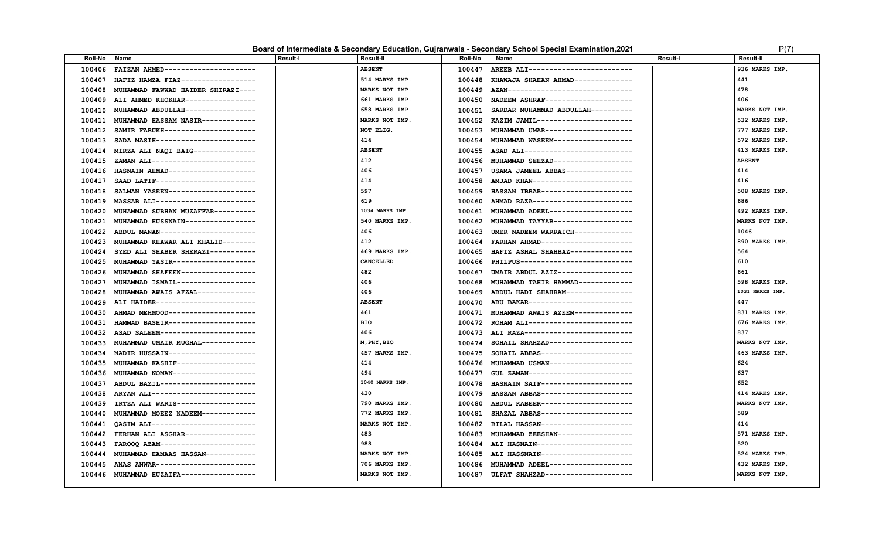**Board of Intermediate & Secondary Education, Gujranwala - Secondary School Special Examination,2021**

| Roll-No | Name | Result-I | Result-II | Roll-No | Name | Result-I | Result-II |
|---|---|---|---|---|---|---|---|
| 100406 | FAIZAN AHMED--------------------- | | ABSENT | 100447 | AREEB ALI------------------------ | | 936 MARKS IMP. |
| 100407 | HAFIZ HAMZA FIAZ----------------- | | 514 MARKS IMP. | 100448 | KHAWAJA SHAHAN AHMAD------------- | | 441 |
| 100408 | MUHAMMAD FAWWAD HAIDER SHIRAZI---- | | MARKS NOT IMP. | 100449 | AZAN------------------------------ | | 478 |
| 100409 | ALI AHMED KHOKHAR---------------- | | 661 MARKS IMP. | 100450 | NADEEM ASHRAF-------------------- | | 406 |
| 100410 | MUHAMMAD ABDULLAH---------------- | | 658 MARKS IMP. | 100451 | SARDAR MUHAMMAD ABDULLAH--------- | | MARKS NOT IMP. |
| 100411 | MUHAMMAD HASSAM NASIR------------ | | MARKS NOT IMP. | 100452 | KAZIM JAMIL---------------------- | | 532 MARKS IMP. |
| 100412 | SAMIR FARUKH--------------------- | | NOT ELIG. | 100453 | MUHAMMAD UMAR-------------------- | | 777 MARKS IMP. |
| 100413 | SADA MASIH----------------------- | | 414 | 100454 | MUHAMMAD WASEEM------------------ | | 572 MARKS IMP. |
| 100414 | MIRZA ALI NAQI BAIG-------------- | | ABSENT | 100455 | ASAD ALI------------------------- | | 413 MARKS IMP. |
| 100415 | ZAMAN ALI------------------------ | | 412 | 100456 | MUHAMMAD SEHZAD------------------ | | ABSENT |
| 100416 | HASNAIN AHMAD-------------------- | | 406 | 100457 | USAMA JAMEEL ABBAS--------------- | | 414 |
| 100417 | SAAD LATIF----------------------- | | 414 | 100458 | AMJAD KHAN----------------------- | | 416 |
| 100418 | SALMAN YASEEN-------------------- | | 597 | 100459 | HASSAN IBRAR--------------------- | | 508 MARKS IMP. |
| 100419 | MASSAB ALI----------------------- | | 619 | 100460 | AHMAD RAZA----------------------- | | 686 |
| 100420 | MUHAMMAD SUBHAN MUZAFFAR--------- | | 1034 MARKS IMP. | 100461 | MUHAMMAD ADEEL------------------- | | 492 MARKS IMP. |
| 100421 | MUHAMMAD HUSSNAIN---------------- | | 540 MARKS IMP. | 100462 | MUHAMMAD TAYYAB------------------ | | MARKS NOT IMP. |
| 100422 | ABDUL MANAN---------------------- | | 406 | 100463 | UMER NADEEM WARRAICH------------- | | 1046 |
| 100423 | MUHAMMAD KHAWAR ALI KHALID-------- | | 412 | 100464 | FARHAN AHMAD--------------------- | | 890 MARKS IMP. |
| 100424 | SYED ALI SHABER SHERAZI---------- | | 469 MARKS IMP. | 100465 | HAFIZ ASHAL SHAHBAZ-------------- | | 564 |
| 100425 | MUHAMMAD YASIR------------------- | | CANCELLED | 100466 | PHILPUS-------------------------- | | 610 |
| 100426 | MUHAMMAD SHAFEEN----------------- | | 482 | 100467 | UMAIR ABDUL AZIZ----------------- | | 661 |
| 100427 | MUHAMMAD ISMAIL------------------ | | 406 | 100468 | MUHAMMAD TAHIR HAMMAD------------ | | 598 MARKS IMP. |
| 100428 | MUHAMMAD AWAIS AFZAL------------- | | 406 | 100469 | ABDUL HADI SHAHRAM--------------- | | 1031 MARKS IMP. |
| 100429 | ALI HAIDER----------------------- | | ABSENT | 100470 | ABU BAKAR------------------------ | | 447 |
| 100430 | AHMAD MEHMOOD-------------------- | | 461 | 100471 | MUHAMMAD AWAIS AZEEM------------- | | 831 MARKS IMP. |
| 100431 | HAMMAD BASHIR-------------------- | | BIO | 100472 | ROHAM ALI------------------------ | | 676 MARKS IMP. |
| 100432 | ASAD SALEEM---------------------- | | 406 | 100473 | ALI RAZA------------------------- | | 837 |
| 100433 | MUHAMMAD UMAIR MUGHAL------------ | | M,PHY,BIO | 100474 | SOHAIL SHAHZAD------------------- | | MARKS NOT IMP. |
| 100434 | NADIR HUSSAIN-------------------- | | 457 MARKS IMP. | 100475 | SOHAIL ABBAS--------------------- | | 463 MARKS IMP. |
| 100435 | MUHAMMAD KASHIF------------------ | | 414 | 100476 | MUHAMMAD USMAN------------------- | | 624 |
| 100436 | MUHAMMAD NOMAN------------------- | | 494 | 100477 | GUL ZAMAN------------------------ | | 637 |
| 100437 | ABDUL BAZIL---------------------- | | 1040 MARKS IMP. | 100478 | HASNAIN SAIF--------------------- | | 652 |
| 100438 | ARYAN ALI------------------------ | | 430 | 100479 | HASSAN ABBAS--------------------- | | 414 MARKS IMP. |
| 100439 | IRTZA ALI WARIS------------------ | | 790 MARKS IMP. | 100480 | ABDUL KABEER--------------------- | | MARKS NOT IMP. |
| 100440 | MUHAMMAD MOEEZ NADEEM------------ | | 772 MARKS IMP. | 100481 | SHAZAL ABBAS--------------------- | | 589 |
| 100441 | QASIM ALI------------------------ | | MARKS NOT IMP. | 100482 | BILAL HASSAN--------------------- | | 414 |
| 100442 | FERHAN ALI ASGHAR---------------- | | 483 | 100483 | MUHAMMAD ZEESHAN----------------- | | 571 MARKS IMP. |
| 100443 | FAROOQ AZAM---------------------- | | 988 | 100484 | ALI HASNAIN---------------------- | | 520 |
| 100444 | MUHAMMAD HAMAAS HASSAN----------- | | MARKS NOT IMP. | 100485 | ALI HASSNAIN--------------------- | | 524 MARKS IMP. |
| 100445 | ANAS ANWAR----------------------- | | 706 MARKS IMP. | 100486 | MUHAMMAD ADEEL------------------- | | 432 MARKS IMP. |
| 100446 | MUHAMMAD HUZAIFA----------------- | | MARKS NOT IMP. | 100487 | ULFAT SHAHZAD-------------------- | | MARKS NOT IMP. |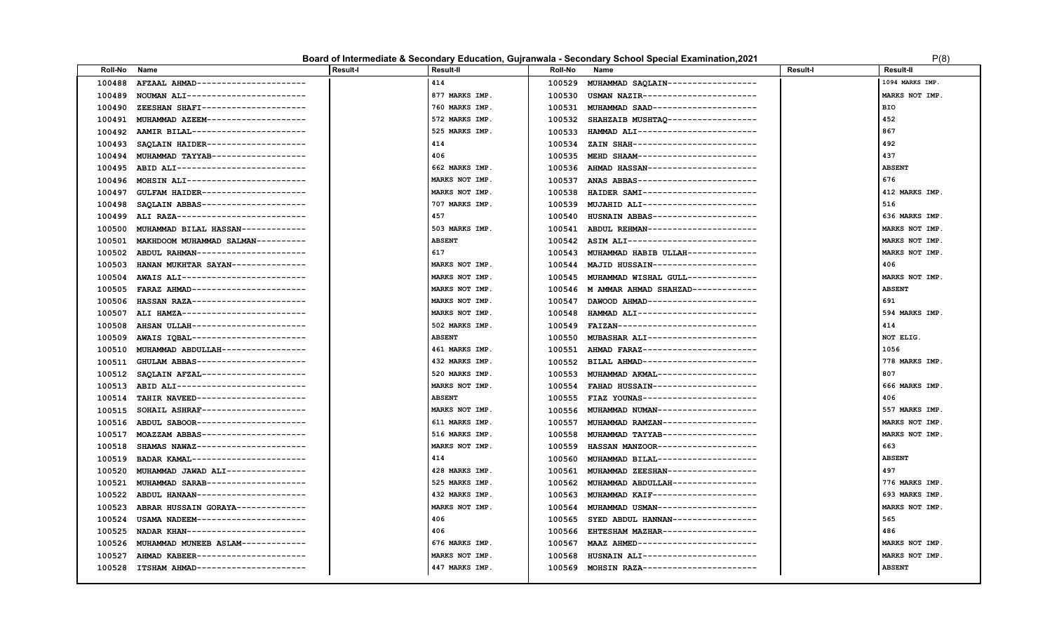## Board of Intermediate & Secondary Education, Gujranwala - Secondary School Special Examination,2021

| Roll-No | Name | Result-I | Result-II | Roll-No | Name | Result-I | Result-II |
|---|---|---|---|---|---|---|---|
| 100488 | AFZAAL AHMAD--------------------- | | 414 | 100529 | MUHAMMAD SAQLAIN----------------- | | 1094 MARKS IMP. |
| 100489 | NOUMAN ALI----------------------- | | 877 MARKS IMP. | 100530 | USMAN NAZIR---------------------- | | MARKS NOT IMP. |
| 100490 | ZEESHAN SHAFI-------------------- | | 760 MARKS IMP. | 100531 | MUHAMMAD SAAD-------------------- | | BIO |
| 100491 | MUHAMMAD AZEEM------------------- | | 572 MARKS IMP. | 100532 | SHAHZAIB MUSHTAQ----------------- | | 452 |
| 100492 | AAMIR BILAL---------------------- | | 525 MARKS IMP. | 100533 | HAMMAD ALI----------------------- | | 867 |
| 100493 | SAQLAIN HAIDER------------------- | | 414 | 100534 | ZAIN SHAH------------------------ | | 492 |
| 100494 | MUHAMMAD TAYYAB------------------ | | 406 | 100535 | MEHD SHAAM----------------------- | | 437 |
| 100495 | ABID ALI------------------------- | | 662 MARKS IMP. | 100536 | AHMAD HASSAN--------------------- | | ABSENT |
| 100496 | MOHSIN ALI----------------------- | | MARKS NOT IMP. | 100537 | ANAS ABBAS----------------------- | | 676 |
| 100497 | GULFAM HAIDER-------------------- | | MARKS NOT IMP. | 100538 | HAIDER SAMI---------------------- | | 412 MARKS IMP. |
| 100498 | SAQLAIN ABBAS-------------------- | | 707 MARKS IMP. | 100539 | MUJAHID ALI---------------------- | | 516 |
| 100499 | ALI RAZA------------------------- | | 457 | 100540 | HUSNAIN ABBAS-------------------- | | 636 MARKS IMP. |
| 100500 | MUHAMMAD BILAL HASSAN------------ | | 503 MARKS IMP. | 100541 | ABDUL REHMAN--------------------- | | MARKS NOT IMP. |
| 100501 | MAKHDOOM MUHAMMAD SALMAN--------- | | ABSENT | 100542 | ASIM ALI------------------------- | | MARKS NOT IMP. |
| 100502 | ABDUL RAHMAN--------------------- | | 617 | 100543 | MUHAMMAD HABIB ULLAH------------- | | MARKS NOT IMP. |
| 100503 | HANAN MUKHTAR SAYAN-------------- | | MARKS NOT IMP. | 100544 | MAJID HUSSAIN-------------------- | | 406 |
| 100504 | AWAIS ALI------------------------ | | MARKS NOT IMP. | 100545 | MUHAMMAD WISHAL GULL------------- | | MARKS NOT IMP. |
| 100505 | FARAZ AHMAD---------------------- | | MARKS NOT IMP. | 100546 | M AMMAR AHMAD SHAHZAD------------ | | ABSENT |
| 100506 | HASSAN RAZA---------------------- | | MARKS NOT IMP. | 100547 | DAWOOD AHMAD--------------------- | | 691 |
| 100507 | ALI HAMZA------------------------ | | MARKS NOT IMP. | 100548 | HAMMAD ALI----------------------- | | 594 MARKS IMP. |
| 100508 | AHSAN ULLAH---------------------- | | 502 MARKS IMP. | 100549 | FAIZAN--------------------------- | | 414 |
| 100509 | AWAIS IQBAL---------------------- | | ABSENT | 100550 | MUBASHAR ALI--------------------- | | NOT ELIG. |
| 100510 | MUHAMMAD ABDULLAH---------------- | | 461 MARKS IMP. | 100551 | AHMAD FARAZ---------------------- | | 1056 |
| 100511 | GHULAM ABBAS--------------------- | | 432 MARKS IMP. | 100552 | BILAL AHMAD---------------------- | | 778 MARKS IMP. |
| 100512 | SAQLAIN AFZAL-------------------- | | 520 MARKS IMP. | 100553 | MUHAMMAD AKMAL------------------- | | 807 |
| 100513 | ABID ALI------------------------- | | MARKS NOT IMP. | 100554 | FAHAD HUSSAIN-------------------- | | 666 MARKS IMP. |
| 100514 | TAHIR NAVEED--------------------- | | ABSENT | 100555 | FIAZ YOUNAS---------------------- | | 406 |
| 100515 | SOHAIL ASHRAF-------------------- | | MARKS NOT IMP. | 100556 | MUHAMMAD NUMAN------------------- | | 557 MARKS IMP. |
| 100516 | ABDUL SABOOR--------------------- | | 611 MARKS IMP. | 100557 | MUHAMMAD RAMZAN------------------ | | MARKS NOT IMP. |
| 100517 | MOAZZAM ABBAS-------------------- | | 516 MARKS IMP. | 100558 | MUHAMMAD TAYYAB------------------ | | MARKS NOT IMP. |
| 100518 | SHAMAS NAWAZ--------------------- | | MARKS NOT IMP. | 100559 | HASSAN MANZOOR------------------- | | 663 |
| 100519 | BADAR KAMAL---------------------- | | 414 | 100560 | MUHAMMAD BILAL------------------- | | ABSENT |
| 100520 | MUHAMMAD JAWAD ALI--------------- | | 428 MARKS IMP. | 100561 | MUHAMMAD ZEESHAN----------------- | | 497 |
| 100521 | MUHAMMAD SARAB------------------- | | 525 MARKS IMP. | 100562 | MUHAMMAD ABDULLAH---------------- | | 776 MARKS IMP. |
| 100522 | ABDUL HANAAN--------------------- | | 432 MARKS IMP. | 100563 | MUHAMMAD KAIF-------------------- | | 693 MARKS IMP. |
| 100523 | ABRAR HUSSAIN GORAYA------------- | | MARKS NOT IMP. | 100564 | MUHAMMAD USMAN------------------- | | MARKS NOT IMP. |
| 100524 | USAMA NADEEM--------------------- | | 406 | 100565 | SYED ABDUL HANNAN---------------- | | 565 |
| 100525 | NADAR KHAN----------------------- | | 406 | 100566 | EHTESHAM MAZHAR------------------ | | 486 |
| 100526 | MUHAMMAD MUNEEB ASLAM------------ | | 676 MARKS IMP. | 100567 | MAAZ AHMED----------------------- | | MARKS NOT IMP. |
| 100527 | AHMAD KABEER--------------------- | | MARKS NOT IMP. | 100568 | HUSNAIN ALI---------------------- | | MARKS NOT IMP. |
| 100528 | ITSHAM AHMAD--------------------- | | 447 MARKS IMP. | 100569 | MOHSIN RAZA---------------------- | | ABSENT |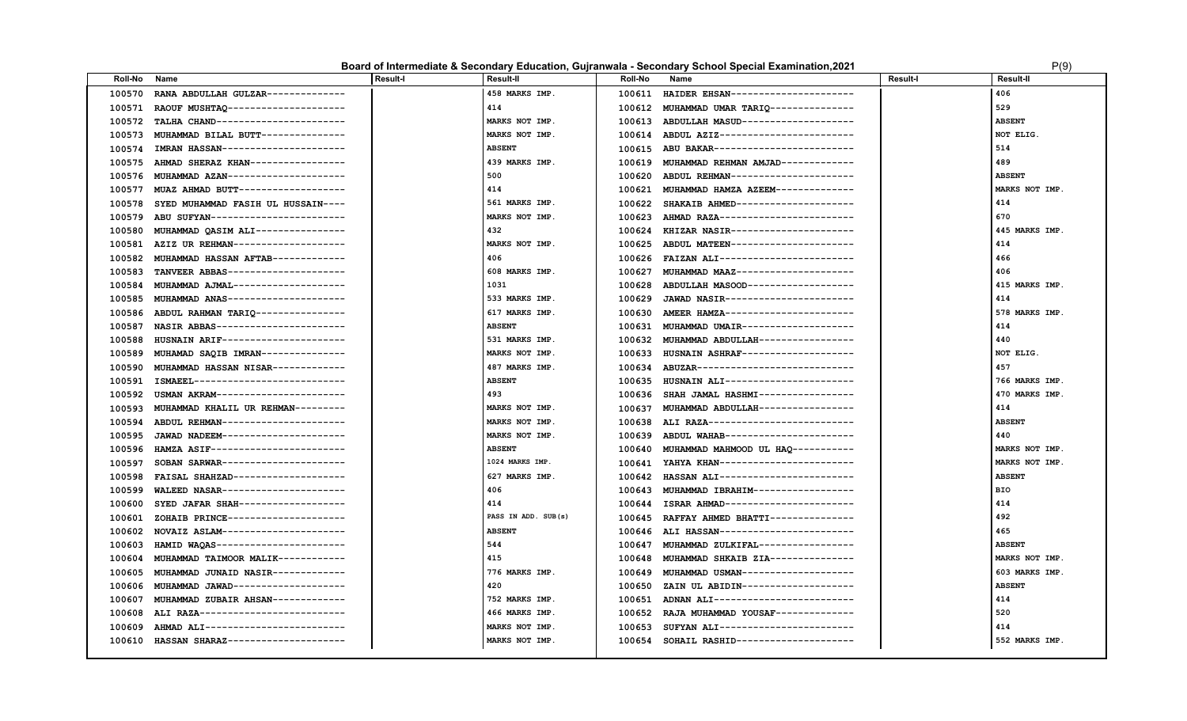## Board of Intermediate & Secondary Education, Gujranwala - Secondary School Special Examination,2021

P(9)

| Roll-No | Name | Result-I | Result-II | Roll-No | Name | Result-I | Result-II |
|---|---|---|---|---|---|---|---|
| 100570 | RANA ABDULLAH GULZAR------------- | | 458 MARKS IMP. | 100611 | HAIDER EHSAN--------------------- | | 406 |
| 100571 | RAOUF MUSHTAQ--------------------- | | 414 | 100612 | MUHAMMAD UMAR TARIQ-------------- | | 529 |
| 100572 | TALHA CHAND----------------------- | | MARKS NOT IMP. | 100613 | ABDULLAH MASUD------------------- | | ABSENT |
| 100573 | MUHAMMAD BILAL BUTT-------------- | | MARKS NOT IMP. | 100614 | ABDUL AZIZ----------------------- | | NOT ELIG. |
| 100574 | IMRAN HASSAN---------------------- | | ABSENT | 100615 | ABU BAKAR------------------------ | | 514 |
| 100575 | AHMAD SHERAZ KHAN----------------- | | 439 MARKS IMP. | 100619 | MUHAMMAD REHMAN AMJAD------------ | | 489 |
| 100576 | MUHAMMAD AZAN--------------------- | | 500 | 100620 | ABDUL REHMAN--------------------- | | ABSENT |
| 100577 | MUAZ AHMAD BUTT------------------- | | 414 | 100621 | MUHAMMAD HAMZA AZEEM------------- | | MARKS NOT IMP. |
| 100578 | SYED MUHAMMAD FASIH UL HUSSAIN---- | | 561 MARKS IMP. | 100622 | SHAKAIB AHMED-------------------- | | 414 |
| 100579 | ABU SUFYAN------------------------ | | MARKS NOT IMP. | 100623 | AHMAD RAZA----------------------- | | 670 |
| 100580 | MUHAMMAD QASIM ALI---------------- | | 432 | 100624 | KHIZAR NASIR--------------------- | | 445 MARKS IMP. |
| 100581 | AZIZ UR REHMAN-------------------- | | MARKS NOT IMP. | 100625 | ABDUL MATEEN--------------------- | | 414 |
| 100582 | MUHAMMAD HASSAN AFTAB------------- | | 406 | 100626 | FAIZAN ALI----------------------- | | 466 |
| 100583 | TANVEER ABBAS--------------------- | | 608 MARKS IMP. | 100627 | MUHAMMAD MAAZ-------------------- | | 406 |
| 100584 | MUHAMMAD AJMAL-------------------- | | 1031 | 100628 | ABDULLAH MASOOD------------------ | | 415 MARKS IMP. |
| 100585 | MUHAMMAD ANAS--------------------- | | 533 MARKS IMP. | 100629 | JAWAD NASIR---------------------- | | 414 |
| 100586 | ABDUL RAHMAN TARIQ---------------- | | 617 MARKS IMP. | 100630 | AMEER HAMZA---------------------- | | 578 MARKS IMP. |
| 100587 | NASIR ABBAS----------------------- | | ABSENT | 100631 | MUHAMMAD UMAIR------------------- | | 414 |
| 100588 | HUSNAIN ARIF---------------------- | | 531 MARKS IMP. | 100632 | MUHAMMAD ABDULLAH---------------- | | 440 |
| 100589 | MUHAMAD SAQIB IMRAN--------------- | | MARKS NOT IMP. | 100633 | HUSNAIN ASHRAF------------------- | | NOT ELIG. |
| 100590 | MUHAMMAD HASSAN NISAR------------- | | 487 MARKS IMP. | 100634 | ABUZAR--------------------------- | | 457 |
| 100591 | ISMAEEL--------------------------- | | ABSENT | 100635 | HUSNAIN ALI---------------------- | | 766 MARKS IMP. |
| 100592 | USMAN AKRAM----------------------- | | 493 | 100636 | SHAH JAMAL HASHMI---------------- | | 470 MARKS IMP. |
| 100593 | MUHAMMAD KHALIL UR REHMAN--------- | | MARKS NOT IMP. | 100637 | MUHAMMAD ABDULLAH---------------- | | 414 |
| 100594 | ABDUL REHMAN---------------------- | | MARKS NOT IMP. | 100638 | ALI RAZA------------------------- | | ABSENT |
| 100595 | JAWAD NADEEM---------------------- | | MARKS NOT IMP. | 100639 | ABDUL WAHAB---------------------- | | 440 |
| 100596 | HAMZA ASIF------------------------ | | ABSENT | 100640 | MUHAMMAD MAHMOOD UL HAQ---------- | | MARKS NOT IMP. |
| 100597 | SOBAN SARWAR---------------------- | | 1024 MARKS IMP. | 100641 | YAHYA KHAN----------------------- | | MARKS NOT IMP. |
| 100598 | FAISAL SHAHZAD-------------------- | | 627 MARKS IMP. | 100642 | HASSAN ALI----------------------- | | ABSENT |
| 100599 | WALEED NASAR---------------------- | | 406 | 100643 | MUHAMMAD IBRAHIM----------------- | | BIO |
| 100600 | SYED JAFAR SHAH------------------- | | 414 | 100644 | ISRAR AHMAD---------------------- | | 414 |
| 100601 | ZOHAIB PRINCE--------------------- | | PASS IN ADD. SUB(s) | 100645 | RAFFAY AHMED BHATTI-------------- | | 492 |
| 100602 | NOVAIZ ASLAM---------------------- | | ABSENT | 100646 | ALI HASSAN----------------------- | | 465 |
| 100603 | HAMID WAQAS----------------------- | | 544 | 100647 | MUHAMMAD ZULKIFAL---------------- | | ABSENT |
| 100604 | MUHAMMAD TAIMOOR MALIK------------ | | 415 | 100648 | MUHAMMAD SHKAIB ZIA-------------- | | MARKS NOT IMP. |
| 100605 | MUHAMMAD JUNAID NASIR------------- | | 776 MARKS IMP. | 100649 | MUHAMMAD USMAN------------------- | | 603 MARKS IMP. |
| 100606 | MUHAMMAD JAWAD-------------------- | | 420 | 100650 | ZAIN UL ABIDIN------------------- | | ABSENT |
| 100607 | MUHAMMAD ZUBAIR AHSAN------------- | | 752 MARKS IMP. | 100651 | ADNAN ALI------------------------ | | 414 |
| 100608 | ALI RAZA-------------------------- | | 466 MARKS IMP. | 100652 | RAJA MUHAMMAD YOUSAF------------- | | 520 |
| 100609 | AHMAD ALI------------------------- | | MARKS NOT IMP. | 100653 | SUFYAN ALI----------------------- | | 414 |
| 100610 | HASSAN SHARAZ--------------------- | | MARKS NOT IMP. | 100654 | SOHAIL RASHID-------------------- | | 552 MARKS IMP. |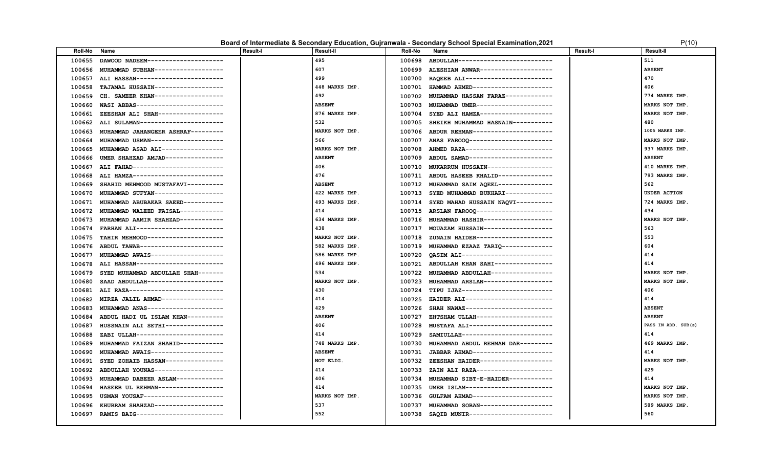## Board of Intermediate & Secondary Education, Gujranwala - Secondary School Special Examination,2021

| Roll-No | Name | Result-I | Result-II | Roll-No | Name | Result-I | Result-II |
|---|---|---|---|---|---|---|---|
| 100655 | DAWOOD NADEEM-------------------- | | 495 | 100698 | ABDULLAH------------------------- | | 511 |
| 100656 | MUHAMMAD SUBHAN------------------ | | 607 | 100699 | ALESHIAN ANWAR------------------- | | ABSENT |
| 100657 | ALI HASSAN----------------------- | | 499 | 100700 | RAQEEB ALI----------------------- | | 470 |
| 100658 | TAJAMAL HUSSAIN------------------ | | 448 MARKS IMP. | 100701 | HAMMAD AHMED--------------------- | | 406 |
| 100659 | CH. SAMEER KHAN------------------ | | 492 | 100702 | MUHAMMAD HASSAN FARAZ------------ | | 774 MARKS IMP. |
| 100660 | WASI ABBAS----------------------- | | ABSENT | 100703 | MUHAMMAD UMER-------------------- | | MARKS NOT IMP. |
| 100661 | ZEESHAN ALI SHAH----------------- | | 876 MARKS IMP. | 100704 | SYED ALI HAMZA------------------- | | MARKS NOT IMP. |
| 100662 | ALI SULAMAN---------------------- | | 532 | 100705 | SHEIKH MUHAMMAD HASNAIN---------- | | 480 |
| 100663 | MUHAMMAD JAHANGEER ASHRAF-------- | | MARKS NOT IMP. | 100706 | ABDUR REHMAN--------------------- | | 1005 MARKS IMP. |
| 100664 | MUHAMMAD USMAN------------------- | | 566 | 100707 | ANAS FAROOQ---------------------- | | MARKS NOT IMP. |
| 100665 | MUHAMMAD ASAD ALI---------------- | | MARKS NOT IMP. | 100708 | AHMED RAZA----------------------- | | 937 MARKS IMP. |
| 100666 | UMER SHAHZAD AMJAD--------------- | | ABSENT | 100709 | ABDUL SAMAD---------------------- | | ABSENT |
| 100667 | ALI FAHAD------------------------ | | 406 | 100710 | MUKARRUM HUSSAIN----------------- | | 410 MARKS IMP. |
| 100668 | ALI HAMZA------------------------ | | 476 | 100711 | ABDUL HASEEB KHALID-------------- | | 793 MARKS IMP. |
| 100669 | SHAHID MEHMOOD MUSTAFAVI--------- | | ABSENT | 100712 | MUHAMMAD SAIM AQEEL-------------- | | 562 |
| 100670 | MUHAMMAD SUFYAN------------------ | | 422 MARKS IMP. | 100713 | SYED MUHAMMAD BUKHARI------------ | | UNDER ACTION |
| 100671 | MUHAMMAD ABUBAKAR SAEED---------- | | 493 MARKS IMP. | 100714 | SYED MAHAD HUSSAIN NAQVI--------- | | 724 MARKS IMP. |
| 100672 | MUHAMMAD WALEED FAISAL----------- | | 414 | 100715 | ARSLAN FAROOQ-------------------- | | 434 |
| 100673 | MUHAMMAD AAMIR SHAHZAD----------- | | 634 MARKS IMP. | 100716 | MUHAMMAD HASHIR------------------ | | MARKS NOT IMP. |
| 100674 | FARHAN ALI----------------------- | | 438 | 100717 | MOUAZAM HUSSAIN------------------ | | 563 |
| 100675 | TAHIR MEHMOOD-------------------- | | MARKS NOT IMP. | 100718 | ZUNAIN HAIDER-------------------- | | 553 |
| 100676 | ABDUL TAWAB---------------------- | | 582 MARKS IMP. | 100719 | MUHAMMAD EZAAZ TARIQ------------- | | 604 |
| 100677 | MUHAMMAD AWAIS------------------- | | 586 MARKS IMP. | 100720 | QASIM ALI------------------------ | | 414 |
| 100678 | ALI HASSAN----------------------- | | 496 MARKS IMP. | 100721 | ABDULLAH KHAN SAHI--------------- | | 414 |
| 100679 | SYED MUHAMMAD ABDULLAH SHAH------ | | 534 | 100722 | MUHAMMAD ABDULLAH---------------- | | MARKS NOT IMP. |
| 100680 | SAAD ABDULLAH-------------------- | | MARKS NOT IMP. | 100723 | MUHAMMAD ARSLAN------------------ | | MARKS NOT IMP. |
| 100681 | ALI RAZA------------------------- | | 430 | 100724 | TIPU IJAZ------------------------ | | 406 |
| 100682 | MIRZA JALIL AHMAD---------------- | | 414 | 100725 | HAIDER ALI----------------------- | | 414 |
| 100683 | MUHAMMAD ANAS-------------------- | | 429 | 100726 | SHAH NAWAZ----------------------- | | ABSENT |
| 100684 | ABDUL HADI UL ISLAM KHAN--------- | | ABSENT | 100727 | EHTSHAM ULLAH-------------------- | | ABSENT |
| 100687 | HUSSNAIN ALI SETHI--------------- | | 406 | 100728 | MUSTAFA ALI---------------------- | | PASS IN ADD. SUB(s) |
| 100688 | ZABI ULLAH----------------------- | | 414 | 100729 | SAMIULLAH------------------------ | | 414 |
| 100689 | MUHAMMAD FAIZAN SHAHID----------- | | 748 MARKS IMP. | 100730 | MUHAMMAD ABDUL REHMAN DAR-------- | | 469 MARKS IMP. |
| 100690 | MUHAMMAD AWAIS------------------- | | ABSENT | 100731 | JABBAR AHMAD--------------------- | | 414 |
| 100691 | SYED ZOHAIB HASSAN--------------- | | NOT ELIG. | 100732 | ZEESHAN HAIDER------------------- | | MARKS NOT IMP. |
| 100692 | ABDULLAH YOUNAS------------------ | | 414 | 100733 | ZAIN ALI RAZA-------------------- | | 429 |
| 100693 | MUHAMMAD DABEER ASLAM------------ | | 406 | 100734 | MUHAMMAD SIBT-E-HAIDER----------- | | 414 |
| 100694 | HASEEB UL REHMAN----------------- | | 414 | 100735 | UMER ISLAM----------------------- | | MARKS NOT IMP. |
| 100695 | USMAN YOUSAF--------------------- | | MARKS NOT IMP. | 100736 | GULFAM AHMAD--------------------- | | MARKS NOT IMP. |
| 100696 | KHURRAM SHAHZAD------------------ | | 537 | 100737 | MUHAMMAD SOBAN------------------- | | 589 MARKS IMP. |
| 100697 | RAMIS BAIG----------------------- | | 552 | 100738 | SAQIB MUNIR---------------------- | | 560 |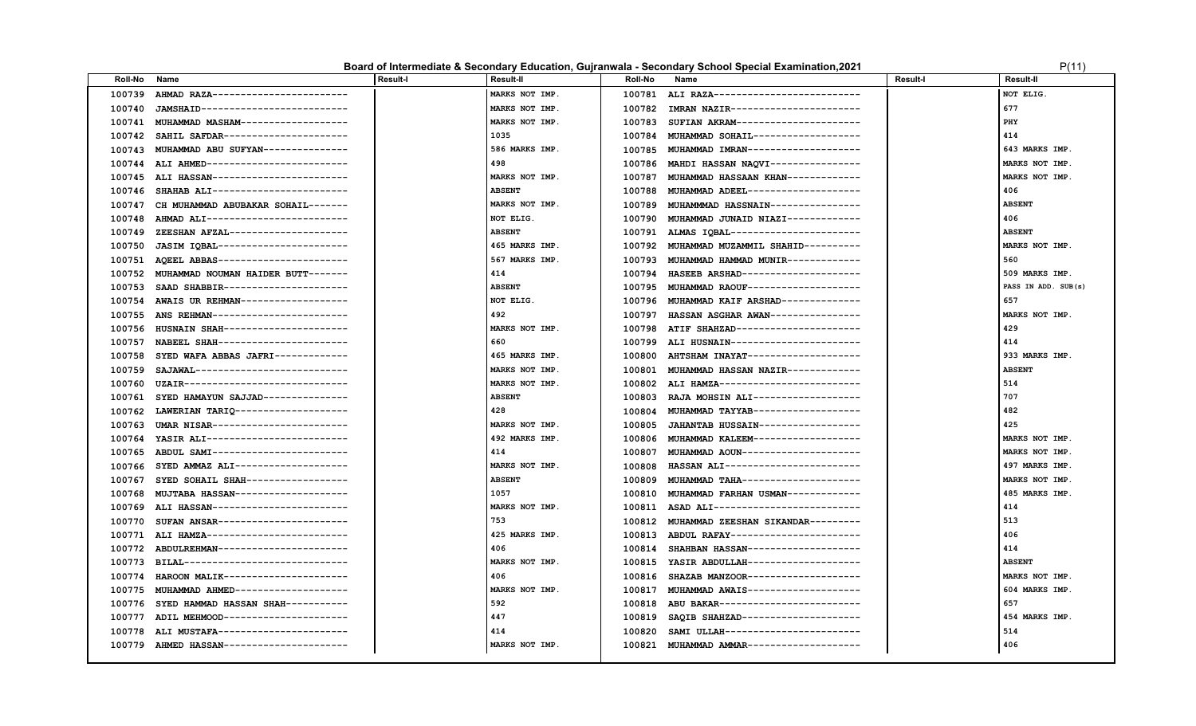## Board of Intermediate & Secondary Education, Gujranwala - Secondary School Special Examination,2021

| Roll-No | Name | Result-I | Result-II | Roll-No | Name | Result-I | Result-II |
|---|---|---|---|---|---|---|---|
| 100739 | AHMAD RAZA------------------------ | | MARKS NOT IMP. | 100781 | ALI RAZA-------------------------- | | NOT ELIG. |
| 100740 | JAMSHAID-------------------------- | | MARKS NOT IMP. | 100782 | IMRAN NAZIR----------------------- | | 677 |
| 100741 | MUHAMMAD MASHAM------------------- | | MARKS NOT IMP. | 100783 | SUFIAN AKRAM---------------------- | | PHY |
| 100742 | SAHIL SAFDAR---------------------- | | 1035 | 100784 | MUHAMMAD SOHAIL------------------- | | 414 |
| 100743 | MUHAMMAD ABU SUFYAN--------------- | | 586 MARKS IMP. | 100785 | MUHAMMAD IMRAN-------------------- | | 643 MARKS IMP. |
| 100744 | ALI AHMED------------------------- | | 498 | 100786 | MAHDI HASSAN NAQVI---------------- | | MARKS NOT IMP. |
| 100745 | ALI HASSAN------------------------ | | MARKS NOT IMP. | 100787 | MUHAMMAD HASSAAN KHAN------------- | | MARKS NOT IMP. |
| 100746 | SHAHAB ALI------------------------ | | ABSENT | 100788 | MUHAMMAD ADEEL-------------------- | | 406 |
| 100747 | CH MUHAMMAD ABUBAKAR SOHAIL------- | | MARKS NOT IMP. | 100789 | MUHAMMMAD HASSNAIN---------------- | | ABSENT |
| 100748 | AHMAD ALI------------------------- | | NOT ELIG. | 100790 | MUHAMMAD JUNAID NIAZI------------- | | 406 |
| 100749 | ZEESHAN AFZAL--------------------- | | ABSENT | 100791 | ALMAS IQBAL----------------------- | | ABSENT |
| 100750 | JASIM IQBAL----------------------- | | 465 MARKS IMP. | 100792 | MUHAMMAD MUZAMMIL SHAHID---------- | | MARKS NOT IMP. |
| 100751 | AQEEL ABBAS----------------------- | | 567 MARKS IMP. | 100793 | MUHAMMAD HAMMAD MUNIR------------- | | 560 |
| 100752 | MUHAMMAD NOUMAN HAIDER BUTT------- | | 414 | 100794 | HASEEB ARSHAD--------------------- | | 509 MARKS IMP. |
| 100753 | SAAD SHABBIR---------------------- | | ABSENT | 100795 | MUHAMMAD RAOUF-------------------- | | PASS IN ADD. SUB(s) |
| 100754 | AWAIS UR REHMAN------------------- | | NOT ELIG. | 100796 | MUHAMMAD KAIF ARSHAD-------------- | | 657 |
| 100755 | ANS REHMAN------------------------ | | 492 | 100797 | HASSAN ASGHAR AWAN---------------- | | MARKS NOT IMP. |
| 100756 | HUSNAIN SHAH---------------------- | | MARKS NOT IMP. | 100798 | ATIF SHAHZAD---------------------- | | 429 |
| 100757 | NABEEL SHAH----------------------- | | 660 | 100799 | ALI HUSNAIN----------------------- | | 414 |
| 100758 | SYED WAFA ABBAS JAFRI------------- | | 465 MARKS IMP. | 100800 | AHTSHAM INAYAT-------------------- | | 933 MARKS IMP. |
| 100759 | SAJAWAL--------------------------- | | MARKS NOT IMP. | 100801 | MUHAMMAD HASSAN NAZIR------------- | | ABSENT |
| 100760 | UZAIR----------------------------- | | MARKS NOT IMP. | 100802 | ALI HAMZA------------------------- | | 514 |
| 100761 | SYED HAMAYUN SAJJAD--------------- | | ABSENT | 100803 | RAJA MOHSIN ALI------------------- | | 707 |
| 100762 | LAWERIAN TARIQ-------------------- | | 428 | 100804 | MUHAMMAD TAYYAB------------------- | | 482 |
| 100763 | UMAR NISAR------------------------ | | MARKS NOT IMP. | 100805 | JAHANTAB HUSSAIN------------------ | | 425 |
| 100764 | YASIR ALI------------------------- | | 492 MARKS IMP. | 100806 | MUHAMMAD KALEEM------------------- | | MARKS NOT IMP. |
| 100765 | ABDUL SAMI------------------------ | | 414 | 100807 | MUHAMMAD AOUN--------------------- | | MARKS NOT IMP. |
| 100766 | SYED AMMAZ ALI-------------------- | | MARKS NOT IMP. | 100808 | HASSAN ALI------------------------ | | 497 MARKS IMP. |
| 100767 | SYED SOHAIL SHAH------------------ | | ABSENT | 100809 | MUHAMMAD TAHA--------------------- | | MARKS NOT IMP. |
| 100768 | MUJTABA HASSAN-------------------- | | 1057 | 100810 | MUHAMMAD FARHAN USMAN------------- | | 485 MARKS IMP. |
| 100769 | ALI HASSAN------------------------ | | MARKS NOT IMP. | 100811 | ASAD ALI-------------------------- | | 414 |
| 100770 | SUFAN ANSAR----------------------- | | 753 | 100812 | MUHAMMAD ZEESHAN SIKANDAR--------- | | 513 |
| 100771 | ALI HAMZA------------------------- | | 425 MARKS IMP. | 100813 | ABDUL RAFAY----------------------- | | 406 |
| 100772 | ABDULREHMAN----------------------- | | 406 | 100814 | SHAHBAN HASSAN-------------------- | | 414 |
| 100773 | BILAL----------------------------- | | MARKS NOT IMP. | 100815 | YASIR ABDULLAH-------------------- | | ABSENT |
| 100774 | HAROON MALIK---------------------- | | 406 | 100816 | SHAZAB MANZOOR-------------------- | | MARKS NOT IMP. |
| 100775 | MUHAMMAD AHMED-------------------- | | MARKS NOT IMP. | 100817 | MUHAMMAD AWAIS-------------------- | | 604 MARKS IMP. |
| 100776 | SYED HAMMAD HASSAN SHAH----------- | | 592 | 100818 | ABU BAKAR------------------------- | | 657 |
| 100777 | ADIL MEHMOOD---------------------- | | 447 | 100819 | SAQIB SHAHZAD--------------------- | | 454 MARKS IMP. |
| 100778 | ALI MUSTAFA----------------------- | | 414 | 100820 | SAMI ULLAH------------------------ | | 514 |
| 100779 | AHMED HASSAN---------------------- | | MARKS NOT IMP. | 100821 | MUHAMMAD AMMAR-------------------- | | 406 |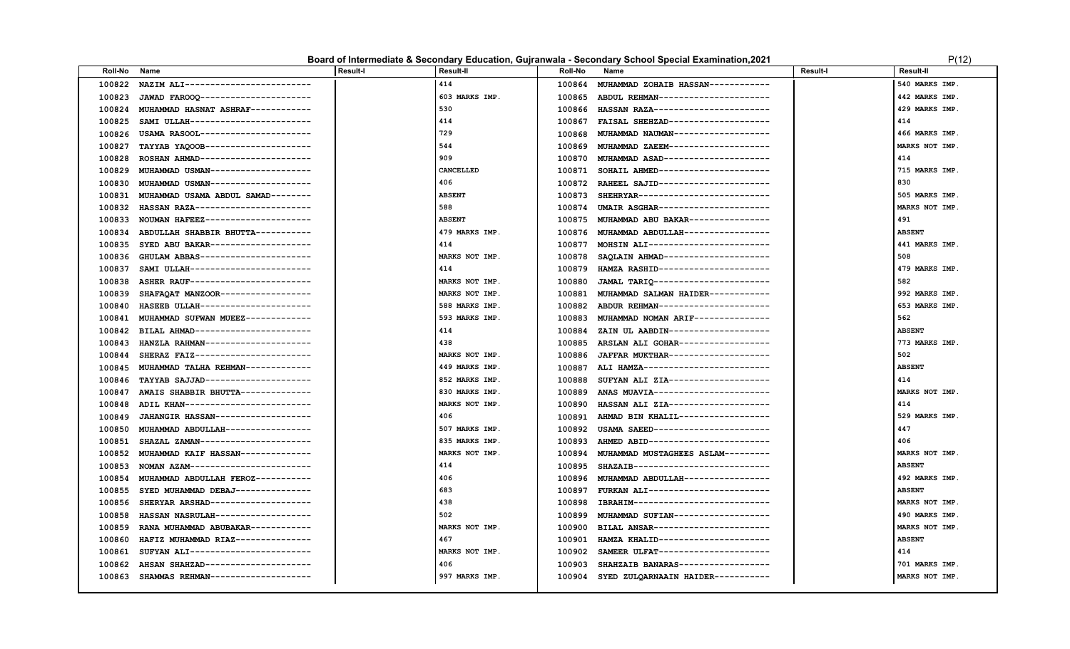# Board of Intermediate & Secondary Education, Gujranwala - Secondary School Special Examination,2021

| Roll-No | Name | Result-I | Result-II | Roll-No | Name | Result-I | Result-II |
|---|---|---|---|---|---|---|---|
| 100822 | NAZIM ALI------------------------ | | 414 | 100864 | MUHAMMAD ZOHAIB HASSAN----------- | | 540 MARKS IMP. |
| 100823 | JAWAD FAROOQ--------------------- | | 603 MARKS IMP. | 100865 | ABDUL REHMAN--------------------- | | 442 MARKS IMP. |
| 100824 | MUHAMMAD HASNAT ASHRAF----------- | | 530 | 100866 | HASSAN RAZA---------------------- | | 429 MARKS IMP. |
| 100825 | SAMI ULLAH----------------------- | | 414 | 100867 | FAISAL SHEHZAD------------------- | | 414 |
| 100826 | USAMA RASOOL--------------------- | | 729 | 100868 | MUHAMMAD NAUMAN------------------ | | 466 MARKS IMP. |
| 100827 | TAYYAB YAQOOB-------------------- | | 544 | 100869 | MUHAMMAD ZAEEM------------------- | | MARKS NOT IMP. |
| 100828 | ROSHAN AHMAD--------------------- | | 909 | 100870 | MUHAMMAD ASAD-------------------- | | 414 |
| 100829 | MUHAMMAD USMAN------------------- | | CANCELLED | 100871 | SOHAIL AHMED--------------------- | | 715 MARKS IMP. |
| 100830 | MUHAMMAD USMAN------------------- | | 406 | 100872 | RAHEEL SAJID--------------------- | | 830 |
| 100831 | MUHAMMAD USAMA ABDUL SAMAD-------- | | ABSENT | 100873 | SHEHRYAR------------------------- | | 505 MARKS IMP. |
| 100832 | HASSAN RAZA---------------------- | | 588 | 100874 | UMAIR ASGHAR--------------------- | | MARKS NOT IMP. |
| 100833 | NOUMAN HAFEEZ-------------------- | | ABSENT | 100875 | MUHAMMAD ABU BAKAR--------------- | | 491 |
| 100834 | ABDULLAH SHABBIR BHUTTA---------- | | 479 MARKS IMP. | 100876 | MUHAMMAD ABDULLAH---------------- | | ABSENT |
| 100835 | SYED ABU BAKAR------------------- | | 414 | 100877 | MOHSIN ALI----------------------- | | 441 MARKS IMP. |
| 100836 | GHULAM ABBAS--------------------- | | MARKS NOT IMP. | 100878 | SAQLAIN AHMAD-------------------- | | 508 |
| 100837 | SAMI ULLAH----------------------- | | 414 | 100879 | HAMZA RASHID--------------------- | | 479 MARKS IMP. |
| 100838 | ASHER RAUF----------------------- | | MARKS NOT IMP. | 100880 | JAMAL TARIQ---------------------- | | 582 |
| 100839 | SHAFAQAT MANZOOR----------------- | | MARKS NOT IMP. | 100881 | MUHAMMAD SALMAN HAIDER----------- | | 992 MARKS IMP. |
| 100840 | HASEEB ULLAH--------------------- | | 588 MARKS IMP. | 100882 | ABDUR REHMAN--------------------- | | 653 MARKS IMP. |
| 100841 | MUHAMMAD SUFWAN MUEEZ------------ | | 593 MARKS IMP. | 100883 | MUHAMMAD NOMAN ARIF-------------- | | 562 |
| 100842 | BILAL AHMAD---------------------- | | 414 | 100884 | ZAIN UL AABDIN------------------- | | ABSENT |
| 100843 | HANZLA RAHMAN-------------------- | | 438 | 100885 | ARSLAN ALI GOHAR----------------- | | 773 MARKS IMP. |
| 100844 | SHERAZ FAIZ---------------------- | | MARKS NOT IMP. | 100886 | JAFFAR MUKTHAR------------------- | | 502 |
| 100845 | MUHAMMAD TALHA REHMAN------------ | | 449 MARKS IMP. | 100887 | ALI HAMZA------------------------ | | ABSENT |
| 100846 | TAYYAB SAJJAD-------------------- | | 852 MARKS IMP. | 100888 | SUFYAN ALI ZIA------------------- | | 414 |
| 100847 | AWAIS SHABBIR BHUTTA------------- | | 830 MARKS IMP. | 100889 | ANAS MUAVIA---------------------- | | MARKS NOT IMP. |
| 100848 | ADIL KHAN------------------------ | | MARKS NOT IMP. | 100890 | HASSAN ALI ZIA------------------- | | 414 |
| 100849 | JAHANGIR HASSAN------------------ | | 406 | 100891 | AHMAD BIN KHALIL----------------- | | 529 MARKS IMP. |
| 100850 | MUHAMMAD ABDULLAH---------------- | | 507 MARKS IMP. | 100892 | USAMA SAEED---------------------- | | 447 |
| 100851 | SHAZAL ZAMAN--------------------- | | 835 MARKS IMP. | 100893 | AHMED ABID----------------------- | | 406 |
| 100852 | MUHAMMAD KAIF HASSAN------------- | | MARKS NOT IMP. | 100894 | MUHAMMAD MUSTAGHEES ASLAM-------- | | MARKS NOT IMP. |
| 100853 | NOMAN AZAM----------------------- | | 414 | 100895 | SHAZAIB-------------------------- | | ABSENT |
| 100854 | MUHAMMAD ABDULLAH FEROZ---------- | | 406 | 100896 | MUHAMMAD ABDULLAH---------------- | | 492 MARKS IMP. |
| 100855 | SYED MUHAMMAD DEBAJ-------------- | | 683 | 100897 | FURKAN ALI----------------------- | | ABSENT |
| 100856 | SHERYAR ARSHAD------------------- | | 438 | 100898 | IBRAHIM-------------------------- | | MARKS NOT IMP. |
| 100858 | HASSAN NASRULAH------------------ | | 502 | 100899 | MUHAMMAD SUFIAN------------------ | | 490 MARKS IMP. |
| 100859 | RANA MUHAMMAD ABUBAKAR----------- | | MARKS NOT IMP. | 100900 | BILAL ANSAR---------------------- | | MARKS NOT IMP. |
| 100860 | HAFIZ MUHAMMAD RIAZ-------------- | | 467 | 100901 | HAMZA KHALID--------------------- | | ABSENT |
| 100861 | SUFYAN ALI----------------------- | | MARKS NOT IMP. | 100902 | SAMEER ULFAT--------------------- | | 414 |
| 100862 | AHSAN SHAHZAD-------------------- | | 406 | 100903 | SHAHZAIB BANARAS----------------- | | 701 MARKS IMP. |
| 100863 | SHAMMAS REHMAN------------------- | | 997 MARKS IMP. | 100904 | SYED ZULQARNAAIN HAIDER---------- | | MARKS NOT IMP. |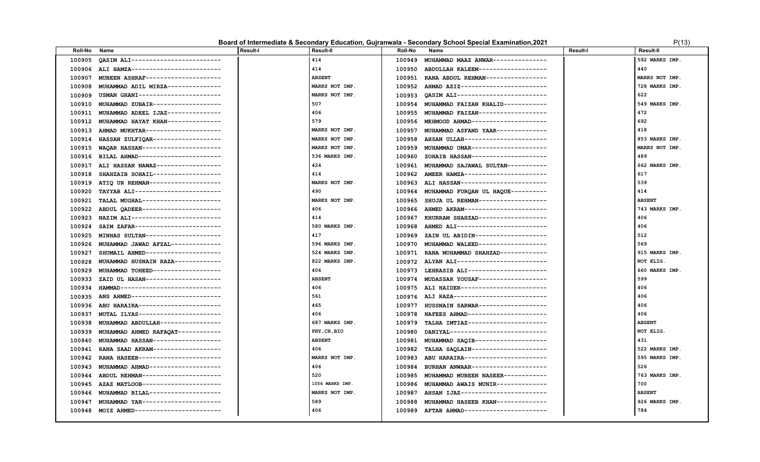# Board of Intermediate & Secondary Education, Gujranwala - Secondary School Special Examination,2021

P(13)

| Roll-No | Name | Result-I | Result-II | Roll-No | Name | Result-I | Result-II |
|---|---|---|---|---|---|---|---|
| 100905 | QASIM ALI------------------------ | | 414 | 100949 | MUHAMMAD MAAZ ANWAR-------------- | | 592 MARKS IMP. |
| 100906 | ALI HAMZA------------------------ | | 414 | 100950 | ABDULLAH KALEEM------------------ | | 440 |
| 100907 | MUBEEN ASHRAF--------------------- | | ABSENT | 100951 | RANA ABDUL REHMAN----------------- | | MARKS NOT IMP. |
| 100908 | MUHAMMAD ADIL MIRZA--------------- | | MARKS NOT IMP. | 100952 | AHMAD AZIZ------------------------ | | 728 MARKS IMP. |
| 100909 | USMAN GHANI----------------------- | | MARKS NOT IMP. | 100953 | QASIM ALI------------------------- | | 622 |
| 100910 | MUHAMMAD ZUBAIR------------------- | | 507 | 100954 | MUHAMMAD FAIZAN KHALID----------- | | 549 MARKS IMP. |
| 100911 | MUHAMMAD ADEEL IJAZ--------------- | | 406 | 100955 | MUHAMMAD FAIZAN------------------- | | 472 |
| 100912 | MUHAMMAD HAYAT KHAN--------------- | | 579 | 100956 | MEHMOOD AHMAD--------------------- | | 692 |
| 100913 | AHMAD MUKHTAR--------------------- | | MARKS NOT IMP. | 100957 | MUHAMMAD ASFAND YAAR------------- | | 418 |
| 100914 | HASSAN ZULFIQAR------------------- | | MARKS NOT IMP. | 100958 | AHSAN ULLAH----------------------- | | 853 MARKS IMP. |
| 100915 | WAQAR HASSAN---------------------- | | MARKS NOT IMP. | 100959 | MUHAMMAD UMAR--------------------- | | MARKS NOT IMP. |
| 100916 | BILAL AHMAD----------------------- | | 536 MARKS IMP. | 100960 | ZOHAIB HASSAN--------------------- | | 489 |
| 100917 | ALI HASSAN NAWAZ------------------ | | 424 | 100961 | MUHAMMAD SAJAWAL SULTAN---------- | | 662 MARKS IMP. |
| 100918 | SHAHZAIB SOHAIL------------------- | | 414 | 100962 | AMEER HAMZA----------------------- | | 617 |
| 100919 | ATIQ UR REHMAN-------------------- | | MARKS NOT IMP. | 100963 | ALI HASSAN------------------------ | | 539 |
| 100920 | TAYYAB ALI------------------------ | | 490 | 100964 | MUHAMMAD FURQAN UL HAQUE--------- | | 414 |
| 100921 | TALAL MUGHAL---------------------- | | MARKS NOT IMP. | 100965 | SHUJA UL REHMAN------------------- | | ABSENT |
| 100922 | ABDUL QADEER---------------------- | | 406 | 100966 | AHMED AKRAM----------------------- | | 743 MARKS IMP. |
| 100923 | NAZIM ALI------------------------- | | 414 | 100967 | KHURRAM SHAHZAD------------------- | | 406 |
| 100924 | SAIM ZAFAR------------------------ | | 580 MARKS IMP. | 100968 | AHMED ALI------------------------- | | 406 |
| 100925 | MINHAS SULTAN--------------------- | | 417 | 100969 | ZAIN UL ABIDIN-------------------- | | 512 |
| 100926 | MUHAMMAD JAWAD AFZAL------------- | | 596 MARKS IMP. | 100970 | MUHAMMAD WALEED------------------- | | 569 |
| 100927 | SHUMAIL AHMED--------------------- | | 524 MARKS IMP. | 100971 | RANA MUHAMMAD SHAHZAD------------ | | 915 MARKS IMP. |
| 100928 | MUHAMMAD HUSNAIN RAZA------------ | | 822 MARKS IMP. | 100972 | ALYAN ALI------------------------- | | NOT ELIG. |
| 100929 | MUHAMMAD TOHEED------------------- | | 406 | 100973 | LEHRASIB ALI---------------------- | | 660 MARKS IMP. |
| 100933 | ZAID UL HASAN--------------------- | | ABSENT | 100974 | MUDASSAR YOUSAF------------------- | | 599 |
| 100934 | HAMMAD---------------------------- | | 406 | 100975 | ALI HAIDER------------------------ | | 406 |
| 100935 | ANS AHMED------------------------- | | 561 | 100976 | ALI RAZA-------------------------- | | 406 |
| 100936 | ABU HARAIRA----------------------- | | 465 | 100977 | HUSSNAIN SARWAR------------------- | | 406 |
| 100937 | MUTAL ILYAS----------------------- | | 406 | 100978 | NAFEES AHMAD---------------------- | | 406 |
| 100938 | MUHAMMAD ABDULLAH----------------- | | 687 MARKS IMP. | 100979 | TALHA IMTIAZ---------------------- | | ABSENT |
| 100939 | MUHAMMAD AHMED RAFAQAT----------- | | PHY,CH,BIO | 100980 | DANIYAL--------------------------- | | NOT ELIG. |
| 100940 | MUHAMMAD HASSAN------------------- | | ABSENT | 100981 | MUHAMMAD SAQIB-------------------- | | 431 |
| 100941 | RANA SAAD AKRAM------------------- | | 406 | 100982 | TALHA SAQLAIN--------------------- | | 522 MARKS IMP. |
| 100942 | RANA HASEEB----------------------- | | MARKS NOT IMP. | 100983 | ABU HARAIRA----------------------- | | 595 MARKS IMP. |
| 100943 | MUHAMMAD AHMAD-------------------- | | 406 | 100984 | BURHAN ANWAAR--------------------- | | 526 |
| 100944 | ABDUL REHMAN---------------------- | | 520 | 100985 | MUHAMMAD MUBEEN NASEER----------- | | 763 MARKS IMP. |
| 100945 | AZAZ MATLOOB---------------------- | | 1056 MARKS IMP. | 100986 | MUHAMMAD AWAIS MUNIR------------- | | 700 |
| 100946 | MUHAMMAD BILAL-------------------- | | MARKS NOT IMP. | 100987 | AHSAN IJAZ------------------------ | | ABSENT |
| 100947 | MUHAMMAD YAR---------------------- | | 589 | 100988 | MUHAMMAD HASEEB KHAN------------- | | 926 MARKS IMP. |
| 100948 | MOIZ AHMED------------------------ | | 406 | 100989 | AFTAB AHMAD----------------------- | | 784 |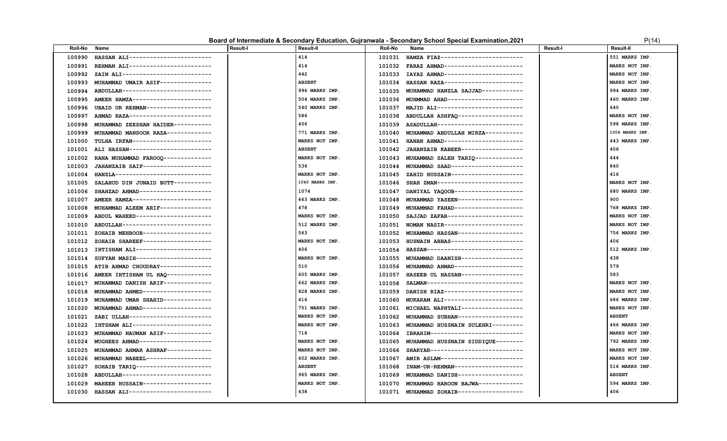# Board of Intermediate & Secondary Education, Gujranwala - Secondary School Special Examination,2021

P(14)

| Roll-No | Name | Result-I | Result-II | Roll-No | Name | Result-I | Result-II |
|---|---|---|---|---|---|---|---|
| 100990 | HASSAN ALI------------------------ | | 414 | 101031 | HAMZA FIAZ------------------------ | | 551 MARKS IMP. |
| 100991 | REHMAN ALI------------------------ | | 414 | 101032 | FARAZ AHMAD----------------------- | | MARKS NOT IMP. |
| 100992 | ZAIN ALI-------------------------- | | 442 | 101033 | IAYAZ AHMAD----------------------- | | MARKS NOT IMP. |
| 100993 | MUHAMMAD UMAIR ASIF--------------- | | ABSENT | 101034 | HASSAN RAZA----------------------- | | MARKS NOT IMP. |
| 100994 | ABDULLAH-------------------------- | | 996 MARKS IMP. | 101035 | MUHAMMAD HANZLA SAJJAD------------ | | 994 MARKS IMP. |
| 100995 | AMEER HAMZA----------------------- | | 504 MARKS IMP. | 101036 | MUHMMAD AHAD---------------------- | | 460 MARKS IMP. |
| 100996 | UBAID UR REHMAN------------------- | | 540 MARKS IMP. | 101037 | MAJID ALI------------------------- | | 640 |
| 100997 | AHMAD RAZA------------------------ | | 586 | 101038 | ABDULLAH ASHFAQ------------------- | | MARKS NOT IMP. |
| 100998 | MUHAMMAD ZEESHAN HAIDER----------- | | 406 | 101039 | ASADULLAH------------------------- | | 598 MARKS IMP. |
| 100999 | MUHAMMAD MANSOOR RAZA------------- | | 771 MARKS IMP. | 101040 | MUHAMMAD ABDULLAH MIRZA----------- | | 1006 MARKS IMP. |
| 101000 | TULHA IRFAN----------------------- | | MARKS NOT IMP. | 101041 | HANAN AHMAD----------------------- | | 443 MARKS IMP. |
| 101001 | ALI HASSAN------------------------ | | ABSENT | 101042 | JAHANZAIB KABEER------------------ | | 406 |
| 101002 | RANA MUHAMMAD FAROOQ-------------- | | MARKS NOT IMP. | 101043 | MUHAMMAD SALEH TARIQ-------------- | | 444 |
| 101003 | JAHANZAIB SAIF-------------------- | | 536 | 101044 | MUHAMMAD SAAD--------------------- | | 840 |
| 101004 | HANZLA---------------------------- | | MARKS NOT IMP. | 101045 | ZAHID HUSSAIN--------------------- | | 416 |
| 101005 | SALAHUD DIN JUNAID BUTT----------- | | 1040 MARKS IMP. | 101046 | SHAH ZMAN------------------------- | | MARKS NOT IMP. |
| 101006 | SHAHZAD AHMAD--------------------- | | 1074 | 101047 | DANIYAL YAQOOB-------------------- | | 680 MARKS IMP. |
| 101007 | AMEER HAMZA----------------------- | | 663 MARKS IMP. | 101048 | MUHAMMAD YASEEN------------------- | | 900 |
| 101008 | MUHAMMAD ALEEM ARIF--------------- | | 478 | 101049 | MUHAMMAD FAHAD-------------------- | | 768 MARKS IMP. |
| 101009 | ABDUL WAHEED---------------------- | | MARKS NOT IMP. | 101050 | SAJJAD ZAFAR---------------------- | | MARKS NOT IMP. |
| 101010 | ABDULLAH-------------------------- | | 512 MARKS IMP. | 101051 | NOMAN NASIR----------------------- | | MARKS NOT IMP. |
| 101011 | ZOHAIB MEHBOOB-------------------- | | 563 | 101052 | MUHAMMAD HASSAN------------------- | | 756 MARKS IMP. |
| 101012 | ZOHAIB SHAREEF-------------------- | | MARKS NOT IMP. | 101053 | HUSNAIN ABBAS--------------------- | | 406 |
| 101013 | IHTISHAM ALI---------------------- | | 406 | 101054 | HASSAN---------------------------- | | 512 MARKS IMP. |
| 101014 | SUFYAN MASIH---------------------- | | MARKS NOT IMP. | 101055 | MUHAMMAD DAANISH------------------ | | 438 |
| 101015 | ATIB AHMAD CHOUDRAY--------------- | | 510 | 101056 | MUHAMMAD AHMAD-------------------- | | 579 |
| 101016 | AMEER IHTISHAM UL HAQ------------- | | 605 MARKS IMP. | 101057 | HASEEB UL HASSAN------------------ | | 583 |
| 101017 | MUHAMMAD DANISH ARIF-------------- | | 662 MARKS IMP. | 101058 | SALMAN---------------------------- | | MARKS NOT IMP. |
| 101018 | MUHAMMAD AHMED-------------------- | | 828 MARKS IMP. | 101059 | DANISH RIAZ----------------------- | | MARKS NOT IMP. |
| 101019 | MUHAMMAD UMAR SHAHID-------------- | | 416 | 101060 | MUKARAM ALI----------------------- | | 686 MARKS IMP. |
| 101020 | MUHAMMAD AHMAD-------------------- | | 751 MARKS IMP. | 101061 | MICHAEL NAPHTALI------------------ | | MARKS NOT IMP. |
| 101021 | ZABI ULLAH------------------------ | | MARKS NOT IMP. | 101062 | MUHAMMAD SUBHAN------------------- | | ABSENT |
| 101022 | IHTSHAM ALI----------------------- | | MARKS NOT IMP. | 101063 | MUHAMMAD HUSSNAIN SULEHRI--------- | | 466 MARKS IMP. |
| 101023 | MUHAMMAD NAUMAN ASIF-------------- | | 718 | 101064 | IBRAHIM--------------------------- | | MARKS NOT IMP. |
| 101024 | MUGHEES AHMAD--------------------- | | MARKS NOT IMP. | 101065 | MUHAMMAD HUSSNAIN SIDDIQUE-------- | | 792 MARKS IMP. |
| 101025 | MUHAMMAD AHMAR ASHRAF------------- | | MARKS NOT IMP. | 101066 | SHARYAR--------------------------- | | MARKS NOT IMP. |
| 101026 | MUHAMMAD NABEEL------------------- | | 602 MARKS IMP. | 101067 | AMIR ASLAM------------------------ | | MARKS NOT IMP. |
| 101027 | SOHAIB TARIQ---------------------- | | ABSENT | 101068 | INAM-UR-REHMAN-------------------- | | 516 MARKS IMP. |
| 101028 | ABDULLAH-------------------------- | | 965 MARKS IMP. | 101069 | MUHAMMAD DANISH------------------- | | ABSENT |
| 101029 | MAHEEB HUSSAIN-------------------- | | MARKS NOT IMP. | 101070 | MUHAMMAD HAROON BAJWA------------- | | 594 MARKS IMP. |
| 101030 | HASSAN ALI------------------------ | | 438 | 101071 | MUHAMMAD ZOHAIB------------------- | | 406 |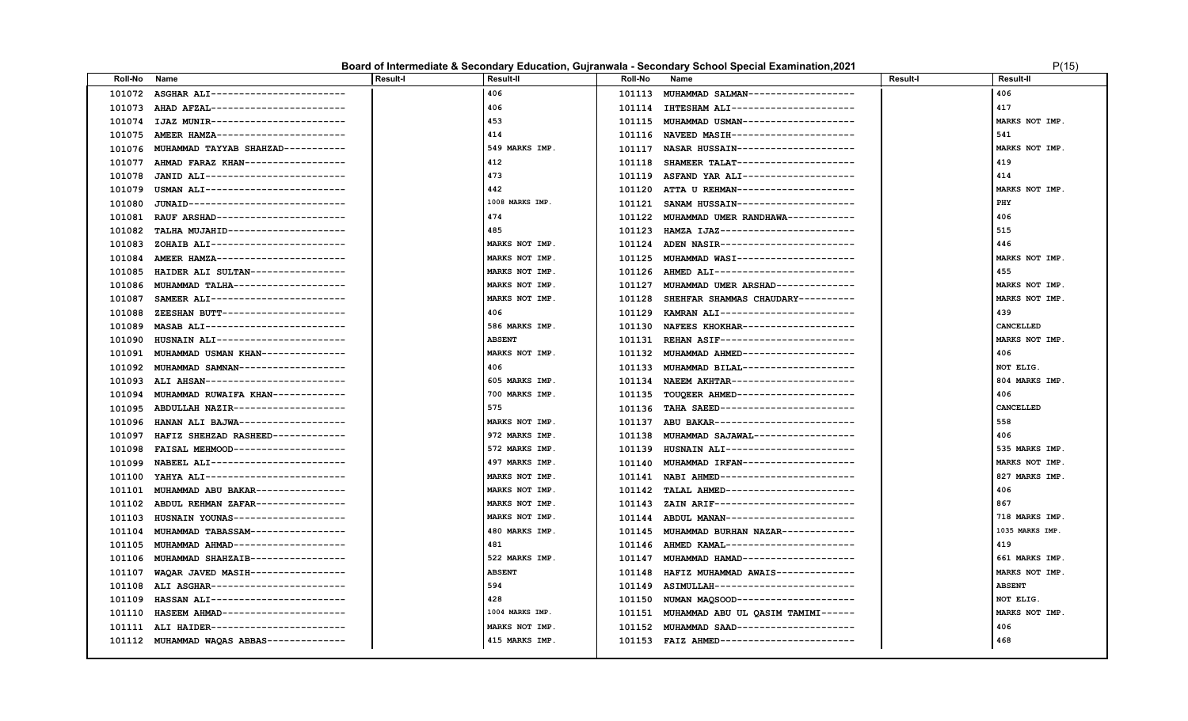## Board of Intermediate & Secondary Education, Gujranwala - Secondary School Special Examination,2021

| Roll-No | Name | Result-I | Result-II | Roll-No | Name | Result-I | Result-II |
|---|---|---|---|---|---|---|---|
| 101072 | ASGHAR ALI------------------------ | | 406 | 101113 | MUHAMMAD SALMAN------------------- | | 406 |
| 101073 | AHAD AFZAL------------------------ | | 406 | 101114 | IHTESHAM ALI---------------------- | | 417 |
| 101074 | IJAZ MUNIR------------------------ | | 453 | 101115 | MUHAMMAD USMAN-------------------- | | MARKS NOT IMP. |
| 101075 | AMEER HAMZA----------------------- | | 414 | 101116 | NAVEED MASIH---------------------- | | 541 |
| 101076 | MUHAMMAD TAYYAB SHAHZAD----------- | | 549 MARKS IMP. | 101117 | NASAR HUSSAIN--------------------- | | MARKS NOT IMP. |
| 101077 | AHMAD FARAZ KHAN------------------ | | 412 | 101118 | SHAMEER TALAT--------------------- | | 419 |
| 101078 | JANID ALI------------------------- | | 473 | 101119 | ASFAND YAR ALI-------------------- | | 414 |
| 101079 | USMAN ALI------------------------- | | 442 | 101120 | ATTA U REHMAN--------------------- | | MARKS NOT IMP. |
| 101080 | JUNAID---------------------------- | | 1008 MARKS IMP. | 101121 | SANAM HUSSAIN--------------------- | | PHY |
| 101081 | RAUF ARSHAD----------------------- | | 474 | 101122 | MUHAMMAD UMER RANDHAWA------------ | | 406 |
| 101082 | TALHA MUJAHID--------------------- | | 485 | 101123 | HAMZA IJAZ------------------------ | | 515 |
| 101083 | ZOHAIB ALI------------------------ | | MARKS NOT IMP. | 101124 | ADEN NASIR------------------------ | | 446 |
| 101084 | AMEER HAMZA----------------------- | | MARKS NOT IMP. | 101125 | MUHAMMAD WASI--------------------- | | MARKS NOT IMP. |
| 101085 | HAIDER ALI SULTAN----------------- | | MARKS NOT IMP. | 101126 | AHMED ALI------------------------- | | 455 |
| 101086 | MUHAMMAD TALHA-------------------- | | MARKS NOT IMP. | 101127 | MUHAMMAD UMER ARSHAD-------------- | | MARKS NOT IMP. |
| 101087 | SAMEER ALI------------------------ | | MARKS NOT IMP. | 101128 | SHEHFAR SHAMMAS CHAUDARY---------- | | MARKS NOT IMP. |
| 101088 | ZEESHAN BUTT---------------------- | | 406 | 101129 | KAMRAN ALI------------------------ | | 439 |
| 101089 | MASAB ALI------------------------- | | 586 MARKS IMP. | 101130 | NAFEES KHOKHAR-------------------- | | CANCELLED |
| 101090 | HUSNAIN ALI----------------------- | | ABSENT | 101131 | REHAN ASIF------------------------ | | MARKS NOT IMP. |
| 101091 | MUHAMMAD USMAN KHAN--------------- | | MARKS NOT IMP. | 101132 | MUHAMMAD AHMED-------------------- | | 406 |
| 101092 | MUHAMMAD SAMNAN------------------- | | 406 | 101133 | MUHAMMAD BILAL-------------------- | | NOT ELIG. |
| 101093 | ALI AHSAN------------------------- | | 605 MARKS IMP. | 101134 | NAEEM AKHTAR---------------------- | | 804 MARKS IMP. |
| 101094 | MUHAMMAD RUWAIFA KHAN------------- | | 700 MARKS IMP. | 101135 | TOUQEER AHMED--------------------- | | 406 |
| 101095 | ABDULLAH NAZIR-------------------- | | 575 | 101136 | TAHA SAEED------------------------ | | CANCELLED |
| 101096 | HANAN ALI BAJWA------------------- | | MARKS NOT IMP. | 101137 | ABU BAKAR------------------------- | | 558 |
| 101097 | HAFIZ SHEHZAD RASHEED------------- | | 972 MARKS IMP. | 101138 | MUHAMMAD SAJAWAL------------------ | | 406 |
| 101098 | FAISAL MEHMOOD-------------------- | | 572 MARKS IMP. | 101139 | HUSNAIN ALI----------------------- | | 535 MARKS IMP. |
| 101099 | NABEEL ALI------------------------ | | 497 MARKS IMP. | 101140 | MUHAMMAD IRFAN-------------------- | | MARKS NOT IMP. |
| 101100 | YAHYA ALI------------------------- | | MARKS NOT IMP. | 101141 | NABI AHMED------------------------ | | 827 MARKS IMP. |
| 101101 | MUHAMMAD ABU BAKAR---------------- | | MARKS NOT IMP. | 101142 | TALAL AHMED----------------------- | | 406 |
| 101102 | ABDUL REHMAN ZAFAR---------------- | | MARKS NOT IMP. | 101143 | ZAIN ARIF------------------------- | | 867 |
| 101103 | HUSNAIN YOUNAS-------------------- | | MARKS NOT IMP. | 101144 | ABDUL MANAN----------------------- | | 718 MARKS IMP. |
| 101104 | MUHAMMAD TABASSAM----------------- | | 480 MARKS IMP. | 101145 | MUHAMMAD BURHAN NAZAR------------- | | 1035 MARKS IMP. |
| 101105 | MUHAMMAD AHMAD-------------------- | | 481 | 101146 | AHMED KAMAL----------------------- | | 419 |
| 101106 | MUHAMMAD SHAHZAIB----------------- | | 522 MARKS IMP. | 101147 | MUHAMMAD HAMAD-------------------- | | 661 MARKS IMP. |
| 101107 | WAQAR JAVED MASIH----------------- | | ABSENT | 101148 | HAFIZ MUHAMMAD AWAIS-------------- | | MARKS NOT IMP. |
| 101108 | ALI ASGHAR------------------------ | | 594 | 101149 | ASIMULLAH------------------------- | | ABSENT |
| 101109 | HASSAN ALI------------------------ | | 428 | 101150 | NUMAN MAQSOOD--------------------- | | NOT ELIG. |
| 101110 | HASEEM AHMAD---------------------- | | 1004 MARKS IMP. | 101151 | MUHAMMAD ABU UL QASIM TAMIMI------ | | MARKS NOT IMP. |
| 101111 | ALI HAIDER------------------------ | | MARKS NOT IMP. | 101152 | MUHAMMAD SAAD--------------------- | | 406 |
| 101112 | MUHAMMAD WAQAS ABBAS-------------- | | 415 MARKS IMP. | 101153 | FAIZ AHMED------------------------ | | 468 |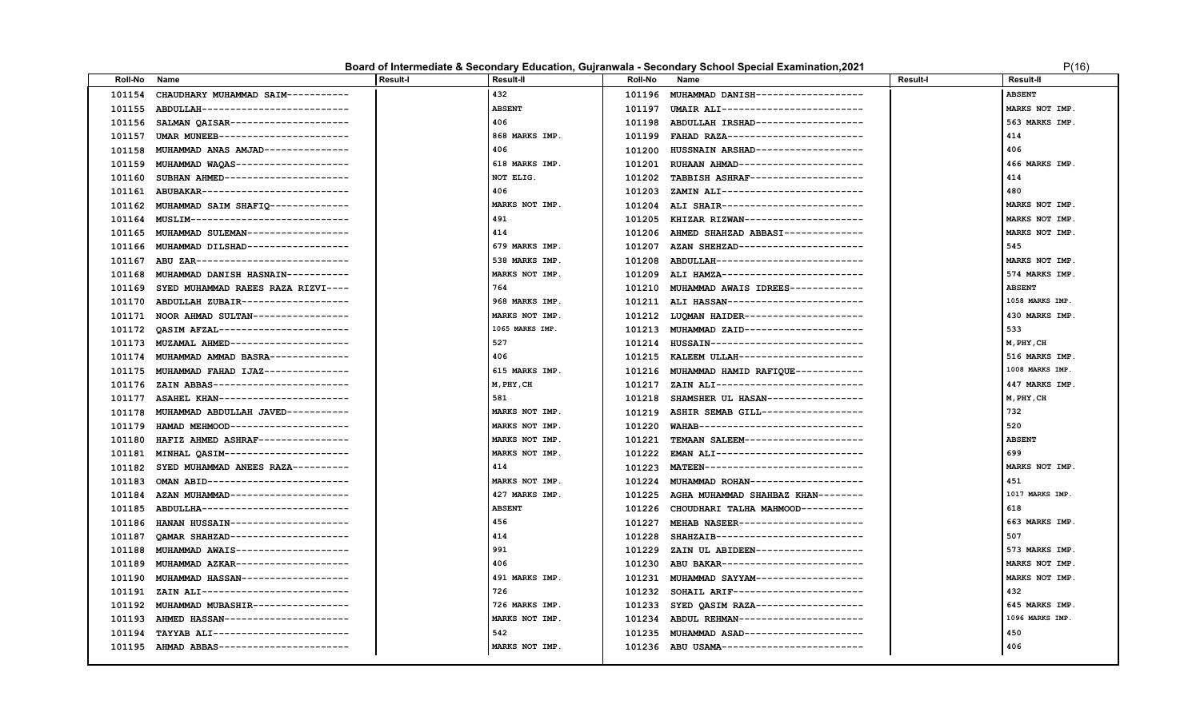# Board of Intermediate & Secondary Education, Gujranwala - Secondary School Special Examination,2021

| Roll-No | Name | Result-I | Result-II | Roll-No | Name | Result-I | Result-II |
|---|---|---|---|---|---|---|---|
| 101154 | CHAUDHARY MUHAMMAD SAIM---------- | | 432 | 101196 | MUHAMMAD DANISH------------------ | | ABSENT |
| 101155 | ABDULLAH------------------------- | | ABSENT | 101197 | UMAIR ALI------------------------ | | MARKS NOT IMP. |
| 101156 | SALMAN QAISAR-------------------- | | 406 | 101198 | ABDULLAH IRSHAD------------------ | | 563 MARKS IMP. |
| 101157 | UMAR MUNEEB---------------------- | | 868 MARKS IMP. | 101199 | FAHAD RAZA----------------------- | | 414 |
| 101158 | MUHAMMAD ANAS AMJAD-------------- | | 406 | 101200 | HUSSNAIN ARSHAD------------------ | | 406 |
| 101159 | MUHAMMAD WAQAS------------------- | | 618 MARKS IMP. | 101201 | RUHAAN AHMAD--------------------- | | 466 MARKS IMP. |
| 101160 | SUBHAN AHMED--------------------- | | NOT ELIG. | 101202 | TABBISH ASHRAF------------------- | | 414 |
| 101161 | ABUBAKAR------------------------- | | 406 | 101203 | ZAMIN ALI------------------------ | | 480 |
| 101162 | MUHAMMAD SAIM SHAFIQ------------- | | MARKS NOT IMP. | 101204 | ALI SHAIR------------------------ | | MARKS NOT IMP. |
| 101164 | MUSLIM--------------------------- | | 491 | 101205 | KHIZAR RIZWAN-------------------- | | MARKS NOT IMP. |
| 101165 | MUHAMMAD SULEMAN----------------- | | 414 | 101206 | AHMED SHAHZAD ABBASI------------- | | MARKS NOT IMP. |
| 101166 | MUHAMMAD DILSHAD----------------- | | 679 MARKS IMP. | 101207 | AZAN SHEHZAD--------------------- | | 545 |
| 101167 | ABU ZAR-------------------------- | | 538 MARKS IMP. | 101208 | ABDULLAH------------------------- | | MARKS NOT IMP. |
| 101168 | MUHAMMAD DANISH HASNAIN---------- | | MARKS NOT IMP. | 101209 | ALI HAMZA------------------------ | | 574 MARKS IMP. |
| 101169 | SYED MUHAMMAD RAEES RAZA RIZVI---- | | 764 | 101210 | MUHAMMAD AWAIS IDREES------------ | | ABSENT |
| 101170 | ABDULLAH ZUBAIR------------------ | | 968 MARKS IMP. | 101211 | ALI HASSAN----------------------- | | 1058 MARKS IMP. |
| 101171 | NOOR AHMAD SULTAN---------------- | | MARKS NOT IMP. | 101212 | LUQMAN HAIDER-------------------- | | 430 MARKS IMP. |
| 101172 | QASIM AFZAL---------------------- | | 1065 MARKS IMP. | 101213 | MUHAMMAD ZAID-------------------- | | 533 |
| 101173 | MUZAMAL AHMED-------------------- | | 527 | 101214 | HUSSAIN-------------------------- | | M,PHY,CH |
| 101174 | MUHAMMAD AMMAD BASRA------------- | | 406 | 101215 | KALEEM ULLAH--------------------- | | 516 MARKS IMP. |
| 101175 | MUHAMMAD FAHAD IJAZ-------------- | | 615 MARKS IMP. | 101216 | MUHAMMAD HAMID RAFIQUE----------- | | 1008 MARKS IMP. |
| 101176 | ZAIN ABBAS----------------------- | | M,PHY,CH | 101217 | ZAIN ALI------------------------- | | 447 MARKS IMP. |
| 101177 | ASAHEL KHAN---------------------- | | 581 | 101218 | SHAMSHER UL HASAN---------------- | | M,PHY,CH |
| 101178 | MUHAMMAD ABDULLAH JAVED---------- | | MARKS NOT IMP. | 101219 | ASHIR SEMAB GILL----------------- | | 732 |
| 101179 | HAMAD MEHMOOD-------------------- | | MARKS NOT IMP. | 101220 | WAHAB---------------------------- | | 520 |
| 101180 | HAFIZ AHMED ASHRAF--------------- | | MARKS NOT IMP. | 101221 | TEMAAN SALEEM-------------------- | | ABSENT |
| 101181 | MINHAL QASIM--------------------- | | MARKS NOT IMP. | 101222 | EMAN ALI------------------------- | | 699 |
| 101182 | SYED MUHAMMAD ANEES RAZA--------- | | 414 | 101223 | MATEEN--------------------------- | | MARKS NOT IMP. |
| 101183 | OMAN ABID------------------------ | | MARKS NOT IMP. | 101224 | MUHAMMAD ROHAN------------------- | | 451 |
| 101184 | AZAN MUHAMMAD-------------------- | | 427 MARKS IMP. | 101225 | AGHA MUHAMMAD SHAHBAZ KHAN------- | | 1017 MARKS IMP. |
| 101185 | ABDULLHA------------------------- | | ABSENT | 101226 | CHOUDHARI TALHA MAHMOOD---------- | | 618 |
| 101186 | HANAN HUSSAIN-------------------- | | 456 | 101227 | MEHAB NASEER--------------------- | | 663 MARKS IMP. |
| 101187 | QAMAR SHAHZAD-------------------- | | 414 | 101228 | SHAHZAIB------------------------- | | 507 |
| 101188 | MUHAMMAD AWAIS------------------- | | 991 | 101229 | ZAIN UL ABIDEEN------------------ | | 573 MARKS IMP. |
| 101189 | MUHAMMAD AZKAR------------------- | | 406 | 101230 | ABU BAKAR------------------------ | | MARKS NOT IMP. |
| 101190 | MUHAMMAD HASSAN------------------ | | 491 MARKS IMP. | 101231 | MUHAMMAD SAYYAM------------------ | | MARKS NOT IMP. |
| 101191 | ZAIN ALI------------------------- | | 726 | 101232 | SOHAIL ARIF---------------------- | | 432 |
| 101192 | MUHAMMAD MUBASHIR---------------- | | 726 MARKS IMP. | 101233 | SYED QASIM RAZA------------------ | | 645 MARKS IMP. |
| 101193 | AHMED HASSAN--------------------- | | MARKS NOT IMP. | 101234 | ABDUL REHMAN--------------------- | | 1096 MARKS IMP. |
| 101194 | TAYYAB ALI----------------------- | | 542 | 101235 | MUHAMMAD ASAD-------------------- | | 450 |
| 101195 | AHMAD ABBAS---------------------- | | MARKS NOT IMP. | 101236 | ABU USAMA------------------------ | | 406 |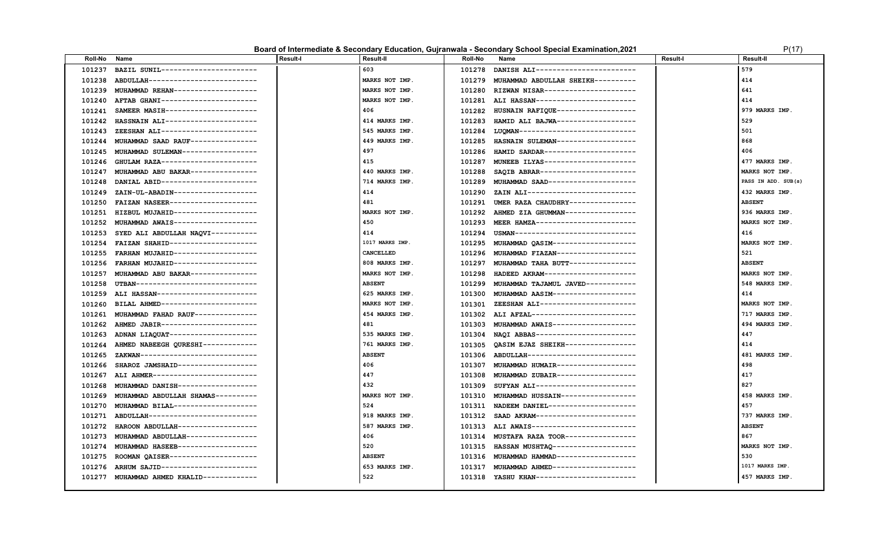# Board of Intermediate & Secondary Education, Gujranwala - Secondary School Special Examination,2021

| Roll-No | Name | Result-I | Result-II | Roll-No | Name | Result-I | Result-II |
|---|---|---|---|---|---|---|---|
| 101237 | BAZIL SUNIL---------------------- | | 603 | 101278 | DANISH ALI----------------------- | | 579 |
| 101238 | ABDULLAH------------------------- | | MARKS NOT IMP. | 101279 | MUHAMMAD ABDULLAH SHEIKH--------- | | 414 |
| 101239 | MUHAMMAD REHAN------------------- | | MARKS NOT IMP. | 101280 | RIZWAN NISAR--------------------- | | 641 |
| 101240 | AFTAB GHANI---------------------- | | MARKS NOT IMP. | 101281 | ALI HASSAN----------------------- | | 414 |
| 101241 | SAMEER MASIH--------------------- | | 406 | 101282 | HUSNAIN RAFIQUE------------------ | | 979 MARKS IMP. |
| 101242 | HASSNAIN ALI--------------------- | | 414 MARKS IMP. | 101283 | HAMID ALI BAJWA------------------ | | 529 |
| 101243 | ZEESHAN ALI---------------------- | | 545 MARKS IMP. | 101284 | LUQMAN--------------------------- | | 501 |
| 101244 | MUHAMMAD SAAD RAUF--------------- | | 449 MARKS IMP. | 101285 | HASNAIN SULEMAN------------------ | | 868 |
| 101245 | MUHAMMAD SULEMAN----------------- | | 497 | 101286 | HAMID SARDAR--------------------- | | 406 |
| 101246 | GHULAM RAZA---------------------- | | 415 | 101287 | MUNEEB ILYAS--------------------- | | 477 MARKS IMP. |
| 101247 | MUHAMMAD ABU BAKAR--------------- | | 440 MARKS IMP. | 101288 | SAQIB ABRAR---------------------- | | MARKS NOT IMP. |
| 101248 | DANIAL ABID---------------------- | | 714 MARKS IMP. | 101289 | MUHAMMAD SAAD-------------------- | | PASS IN ADD. SUB(s) |
| 101249 | ZAIN-UL-ABADIN------------------- | | 414 | 101290 | ZAIN ALI------------------------- | | 432 MARKS IMP. |
| 101250 | FAIZAN NASEER-------------------- | | 481 | 101291 | UMER RAZA CHAUDHRY--------------- | | ABSENT |
| 101251 | HIZBUL MUJAHID------------------- | | MARKS NOT IMP. | 101292 | AHMED ZIA GHUMMAN---------------- | | 936 MARKS IMP. |
| 101252 | MUHAMMAD AWAIS------------------- | | 450 | 101293 | MEER HAMZA----------------------- | | MARKS NOT IMP. |
| 101253 | SYED ALI ABDULLAH NAQVI---------- | | 414 | 101294 | USMAN---------------------------- | | 416 |
| 101254 | FAIZAN SHAHID-------------------- | | 1017 MARKS IMP. | 101295 | MUHAMMAD QASIM------------------- | | MARKS NOT IMP. |
| 101255 | FARHAN MUJAHID------------------- | | CANCELLED | 101296 | MUHAMMAD FIAZAN------------------ | | 521 |
| 101256 | FARHAN MUJAHID------------------- | | 808 MARKS IMP. | 101297 | MUHAMMAD TAHA BUTT--------------- | | ABSENT |
| 101257 | MUHAMMAD ABU BAKAR--------------- | | MARKS NOT IMP. | 101298 | HADEED AKRAM--------------------- | | MARKS NOT IMP. |
| 101258 | UTBAN---------------------------- | | ABSENT | 101299 | MUHAMMAD TAJAMUL JAVED----------- | | 548 MARKS IMP. |
| 101259 | ALI HASSAN----------------------- | | 625 MARKS IMP. | 101300 | MUHAMMAD AASIM------------------- | | 414 |
| 101260 | BILAL AHMED---------------------- | | MARKS NOT IMP. | 101301 | ZEESHAN ALI---------------------- | | MARKS NOT IMP. |
| 101261 | MUHAMMAD FAHAD RAUF-------------- | | 454 MARKS IMP. | 101302 | ALI AFZAL------------------------ | | 717 MARKS IMP. |
| 101262 | AHMED JABIR---------------------- | | 481 | 101303 | MUHAMMAD AWAIS------------------- | | 494 MARKS IMP. |
| 101263 | ADNAN LIAQUAT-------------------- | | 535 MARKS IMP. | 101304 | NAQI ABBAS----------------------- | | 447 |
| 101264 | AHMED NABEEGH QURESHI------------ | | 761 MARKS IMP. | 101305 | QASIM EJAZ SHEIKH---------------- | | 414 |
| 101265 | ZAKWAN--------------------------- | | ABSENT | 101306 | ABDULLAH------------------------- | | 481 MARKS IMP. |
| 101266 | SHAROZ JAMSHAID------------------ | | 406 | 101307 | MUHAMMAD HUMAIR------------------ | | 498 |
| 101267 | ALI AHMER------------------------ | | 447 | 101308 | MUHAMMAD ZUBAIR------------------ | | 417 |
| 101268 | MUHAMMAD DANISH------------------ | | 432 | 101309 | SUFYAN ALI----------------------- | | 827 |
| 101269 | MUHAMMAD ABDULLAH SHAMAS--------- | | MARKS NOT IMP. | 101310 | MUHAMMAD HUSSAIN----------------- | | 458 MARKS IMP. |
| 101270 | MUHAMMAD BILAL------------------- | | 524 | 101311 | NADEEM DANIEL-------------------- | | 457 |
| 101271 | ABDULLAH------------------------- | | 918 MARKS IMP. | 101312 | SAAD AKRAM----------------------- | | 737 MARKS IMP. |
| 101272 | HAROON ABDULLAH------------------ | | 587 MARKS IMP. | 101313 | ALI AWAIS------------------------ | | ABSENT |
| 101273 | MUHAMMAD ABDULLAH---------------- | | 406 | 101314 | MUSTAFA RAZA TOOR---------------- | | 867 |
| 101274 | MUHAMMAD HASEEB------------------ | | 520 | 101315 | HASSAN MUSHTAQ------------------- | | MARKS NOT IMP. |
| 101275 | ROOMAN QAISER-------------------- | | ABSENT | 101316 | MUHAMMAD HAMMAD------------------ | | 530 |
| 101276 | ARHUM SAJID---------------------- | | 653 MARKS IMP. | 101317 | MUHAMMAD AHMED------------------- | | 1017 MARKS IMP. |
| 101277 | MUHAMMAD AHMED KHALID------------ | | 522 | 101318 | YASHU KHAN----------------------- | | 457 MARKS IMP. |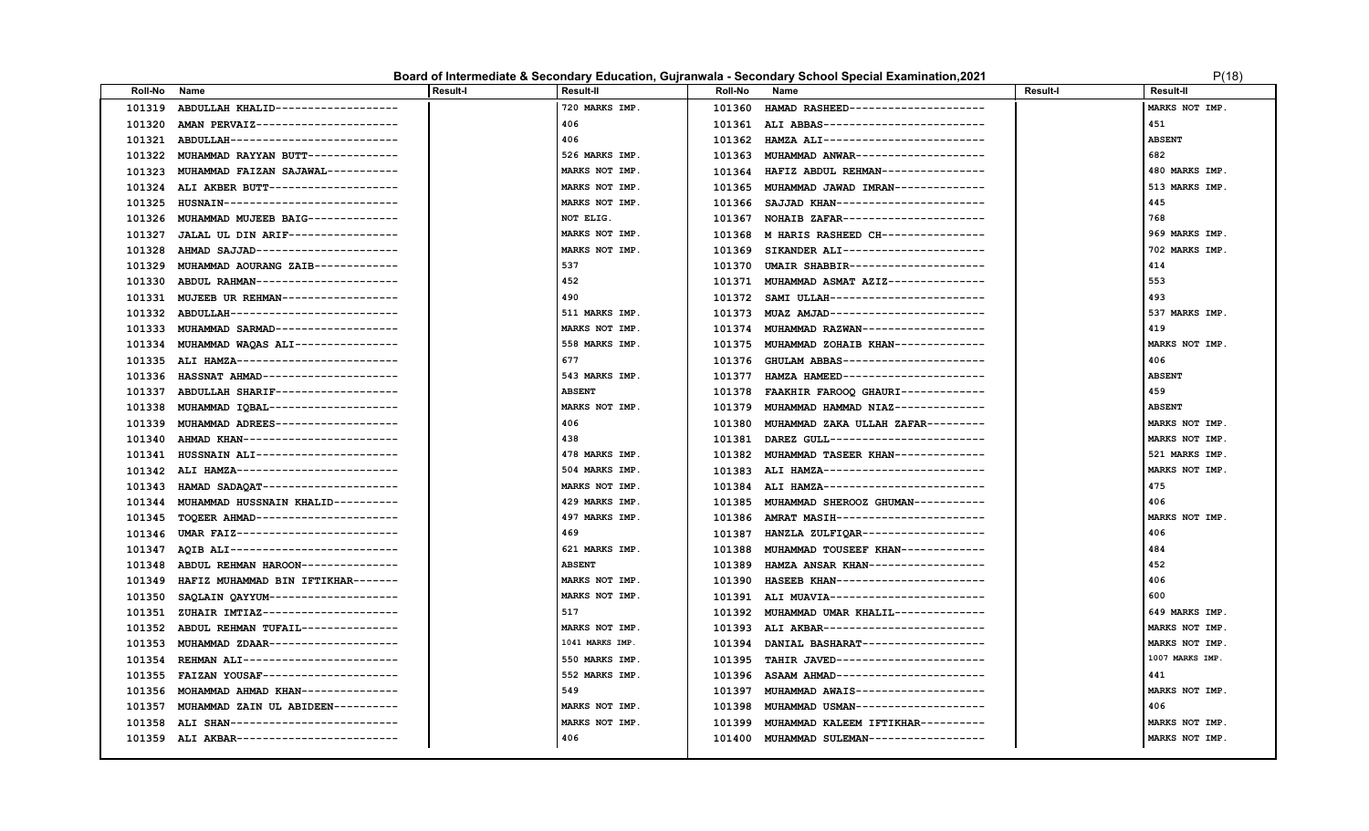## Board of Intermediate & Secondary Education, Gujranwala - Secondary School Special Examination,2021

| Roll-No | Name | Result-I | Result-II | Roll-No | Name | Result-I | Result-II |
|---|---|---|---|---|---|---|---|
| 101319 | ABDULLAH KHALID------------------- | | 720 MARKS IMP. | 101360 | HAMAD RASHEED-------------------- | | MARKS NOT IMP. |
| 101320 | AMAN PERVAIZ--------------------- | | 406 | 101361 | ALI ABBAS------------------------ | | 451 |
| 101321 | ABDULLAH------------------------- | | 406 | 101362 | HAMZA ALI------------------------ | | ABSENT |
| 101322 | MUHAMMAD RAYYAN BUTT------------- | | 526 MARKS IMP. | 101363 | MUHAMMAD ANWAR------------------- | | 682 |
| 101323 | MUHAMMAD FAIZAN SAJAWAL---------- | | MARKS NOT IMP. | 101364 | HAFIZ ABDUL REHMAN--------------- | | 480 MARKS IMP. |
| 101324 | ALI AKBER BUTT------------------- | | MARKS NOT IMP. | 101365 | MUHAMMAD JAWAD IMRAN------------- | | 513 MARKS IMP. |
| 101325 | HUSNAIN-------------------------- | | MARKS NOT IMP. | 101366 | SAJJAD KHAN---------------------- | | 445 |
| 101326 | MUHAMMAD MUJEEB BAIG------------- | | NOT ELIG. | 101367 | NOHAIB ZAFAR--------------------- | | 768 |
| 101327 | JALAL UL DIN ARIF---------------- | | MARKS NOT IMP. | 101368 | M HARIS RASHEED CH--------------- | | 969 MARKS IMP. |
| 101328 | AHMAD SAJJAD--------------------- | | MARKS NOT IMP. | 101369 | SIKANDER ALI--------------------- | | 702 MARKS IMP. |
| 101329 | MUHAMMAD AOURANG ZAIB------------ | | 537 | 101370 | UMAIR SHABBIR-------------------- | | 414 |
| 101330 | ABDUL RAHMAN--------------------- | | 452 | 101371 | MUHAMMAD ASMAT AZIZ-------------- | | 553 |
| 101331 | MUJEEB UR REHMAN----------------- | | 490 | 101372 | SAMI ULLAH----------------------- | | 493 |
| 101332 | ABDULLAH------------------------- | | 511 MARKS IMP. | 101373 | MUAZ AMJAD----------------------- | | 537 MARKS IMP. |
| 101333 | MUHAMMAD SARMAD------------------ | | MARKS NOT IMP. | 101374 | MUHAMMAD RAZWAN------------------ | | 419 |
| 101334 | MUHAMMAD WAQAS ALI--------------- | | 558 MARKS IMP. | 101375 | MUHAMMAD ZOHAIB KHAN------------- | | MARKS NOT IMP. |
| 101335 | ALI HAMZA------------------------ | | 677 | 101376 | GHULAM ABBAS--------------------- | | 406 |
| 101336 | HASSNAT AHMAD-------------------- | | 543 MARKS IMP. | 101377 | HAMZA HAMEED--------------------- | | ABSENT |
| 101337 | ABDULLAH SHARIF------------------ | | ABSENT | 101378 | FAAKHIR FAROOQ GHAURI------------ | | 459 |
| 101338 | MUHAMMAD IQBAL------------------- | | MARKS NOT IMP. | 101379 | MUHAMMAD HAMMAD NIAZ------------- | | ABSENT |
| 101339 | MUHAMMAD ADREES------------------ | | 406 | 101380 | MUHAMMAD ZAKA ULLAH ZAFAR-------- | | MARKS NOT IMP. |
| 101340 | AHMAD KHAN----------------------- | | 438 | 101381 | DAREZ GULL----------------------- | | MARKS NOT IMP. |
| 101341 | HUSSNAIN ALI--------------------- | | 478 MARKS IMP. | 101382 | MUHAMMAD TASEER KHAN------------- | | 521 MARKS IMP. |
| 101342 | ALI HAMZA------------------------ | | 504 MARKS IMP. | 101383 | ALI HAMZA------------------------ | | MARKS NOT IMP. |
| 101343 | HAMAD SADAQAT-------------------- | | MARKS NOT IMP. | 101384 | ALI HAMZA------------------------ | | 475 |
| 101344 | MUHAMMAD HUSSNAIN KHALID--------- | | 429 MARKS IMP. | 101385 | MUHAMMAD SHEROOZ GHUMAN---------- | | 406 |
| 101345 | TOQEER AHMAD--------------------- | | 497 MARKS IMP. | 101386 | AMRAT MASIH---------------------- | | MARKS NOT IMP. |
| 101346 | UMAR FAIZ------------------------ | | 469 | 101387 | HANZLA ZULFIQAR------------------ | | 406 |
| 101347 | AQIB ALI------------------------- | | 621 MARKS IMP. | 101388 | MUHAMMAD TOUSEEF KHAN------------ | | 484 |
| 101348 | ABDUL REHMAN HAROON-------------- | | ABSENT | 101389 | HAMZA ANSAR KHAN----------------- | | 452 |
| 101349 | HAFIZ MUHAMMAD BIN IFTIKHAR------ | | MARKS NOT IMP. | 101390 | HASEEB KHAN---------------------- | | 406 |
| 101350 | SAQLAIN QAYYUM------------------- | | MARKS NOT IMP. | 101391 | ALI MUAVIA----------------------- | | 600 |
| 101351 | ZUHAIR IMTIAZ-------------------- | | 517 | 101392 | MUHAMMAD UMAR KHALIL------------- | | 649 MARKS IMP. |
| 101352 | ABDUL REHMAN TUFAIL-------------- | | MARKS NOT IMP. | 101393 | ALI AKBAR------------------------ | | MARKS NOT IMP. |
| 101353 | MUHAMMAD ZDAAR------------------- | | 1041 MARKS IMP. | 101394 | DANIAL BASHARAT------------------ | | MARKS NOT IMP. |
| 101354 | REHMAN ALI----------------------- | | 550 MARKS IMP. | 101395 | TAHIR JAVED---------------------- | | 1007 MARKS IMP. |
| 101355 | FAIZAN YOUSAF-------------------- | | 552 MARKS IMP. | 101396 | ASAAM AHMAD---------------------- | | 441 |
| 101356 | MOHAMMAD AHMAD KHAN-------------- | | 549 | 101397 | MUHAMMAD AWAIS------------------- | | MARKS NOT IMP. |
| 101357 | MUHAMMAD ZAIN UL ABIDEEN--------- | | MARKS NOT IMP. | 101398 | MUHAMMAD USMAN------------------- | | 406 |
| 101358 | ALI SHAN------------------------- | | MARKS NOT IMP. | 101399 | MUHAMMAD KALEEM IFTIKHAR--------- | | MARKS NOT IMP. |
| 101359 | ALI AKBAR------------------------ | | 406 | 101400 | MUHAMMAD SULEMAN----------------- | | MARKS NOT IMP. |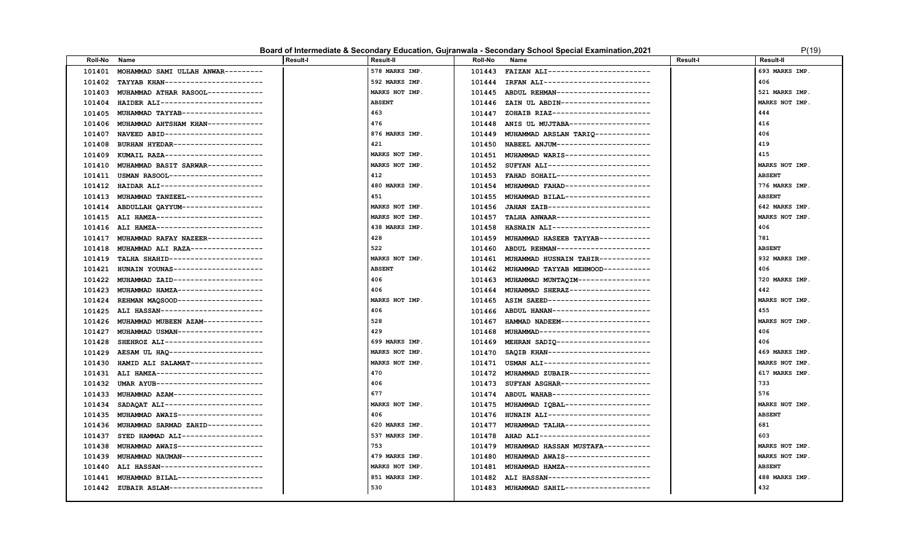## Board of Intermediate & Secondary Education, Gujranwala - Secondary School Special Examination,2021

| Roll-No | Name | Result-I | Result-II | Roll-No | Name | Result-I | Result-II |
|---|---|---|---|---|---|---|---|
| 101401 | MOHAMMAD SAMI ULLAH ANWAR--------- | | 578 MARKS IMP. | 101443 | FAIZAN ALI------------------------ | | 693 MARKS IMP. |
| 101402 | TAYYAB KHAN----------------------- | | 592 MARKS IMP. | 101444 | IRFAN ALI------------------------- | | 406 |
| 101403 | MUHAMMAD ATHAR RASOOL------------- | | MARKS NOT IMP. | 101445 | ABDUL REHMAN---------------------- | | 521 MARKS IMP. |
| 101404 | HAIDER ALI------------------------ | | ABSENT | 101446 | ZAIN UL ABDIN--------------------- | | MARKS NOT IMP. |
| 101405 | MUHAMMAD TAYYAB------------------- | | 463 | 101447 | ZOHAIB RIAZ----------------------- | | 444 |
| 101406 | MUHAMMAD AHTSHAM KHAN------------- | | 476 | 101448 | ANIS UL MUJTABA------------------- | | 416 |
| 101407 | NAVEED ABID----------------------- | | 876 MARKS IMP. | 101449 | MUHAMMAD ARSLAN TARIQ------------- | | 406 |
| 101408 | BURHAN HYEDAR--------------------- | | 421 | 101450 | NABEEL ANJUM---------------------- | | 419 |
| 101409 | KUMAIL RAZA----------------------- | | MARKS NOT IMP. | 101451 | MUHAMMAD WARIS-------------------- | | 415 |
| 101410 | MUHAMMAD BASIT SARWAR------------- | | MARKS NOT IMP. | 101452 | SUFYAN ALI------------------------ | | MARKS NOT IMP. |
| 101411 | USMAN RASOOL---------------------- | | 412 | 101453 | FAHAD SOHAIL---------------------- | | ABSENT |
| 101412 | HAIDAR ALI------------------------ | | 480 MARKS IMP. | 101454 | MUHAMMAD FAHAD-------------------- | | 776 MARKS IMP. |
| 101413 | MUHAMMAD TANZEEL------------------ | | 451 | 101455 | MUHAMMAD BILAL-------------------- | | ABSENT |
| 101414 | ABDULLAH QAYYUM------------------- | | MARKS NOT IMP. | 101456 | JAHAN ZAIB------------------------ | | 642 MARKS IMP. |
| 101415 | ALI HAMZA------------------------- | | MARKS NOT IMP. | 101457 | TALHA ANWAAR---------------------- | | MARKS NOT IMP. |
| 101416 | ALI HAMZA------------------------- | | 438 MARKS IMP. | 101458 | HASNAIN ALI----------------------- | | 406 |
| 101417 | MUHAMMAD RAFAY NAZEER------------- | | 428 | 101459 | MUHAMMAD HASEEB TAYYAB------------ | | 781 |
| 101418 | MUHAMMAD ALI RAZA----------------- | | 522 | 101460 | ABDUL REHMAN---------------------- | | ABSENT |
| 101419 | TALHA SHAHID---------------------- | | MARKS NOT IMP. | 101461 | MUHAMMAD HUSNAIN TAHIR------------ | | 932 MARKS IMP. |
| 101421 | HUNAIN YOUNAS--------------------- | | ABSENT | 101462 | MUHAMMAD TAYYAB MEHMOOD----------- | | 406 |
| 101422 | MUHAMMAD ZAID--------------------- | | 406 | 101463 | MUHAMMAD MUNTAQIM----------------- | | 720 MARKS IMP. |
| 101423 | MUHAMMAD HAMZA-------------------- | | 406 | 101464 | MUHAMMAD SHERAZ------------------- | | 442 |
| 101424 | REHMAN MAQSOOD-------------------- | | MARKS NOT IMP. | 101465 | ASIM SAEED------------------------ | | MARKS NOT IMP. |
| 101425 | ALI HASSAN------------------------ | | 406 | 101466 | ABDUL HANAN----------------------- | | 455 |
| 101426 | MUHAMMAD MUBEEN AZAM-------------- | | 528 | 101467 | HAMMAD NADEEM--------------------- | | MARKS NOT IMP. |
| 101427 | MUHAMMAD USMAN-------------------- | | 429 | 101468 | MUHAMMAD-------------------------- | | 406 |
| 101428 | SHEHROZ ALI----------------------- | | 699 MARKS IMP. | 101469 | MEHRAN SADIQ---------------------- | | 406 |
| 101429 | AESAM UL HAQ---------------------- | | MARKS NOT IMP. | 101470 | SAQIB KHAN------------------------ | | 469 MARKS IMP. |
| 101430 | HAMID ALI SALAMAT----------------- | | MARKS NOT IMP. | 101471 | USMAN ALI------------------------- | | MARKS NOT IMP. |
| 101431 | ALI HAMZA------------------------- | | 470 | 101472 | MUHAMMAD ZUBAIR------------------- | | 617 MARKS IMP. |
| 101432 | UMAR AYUB------------------------- | | 406 | 101473 | SUFYAN ASGHAR--------------------- | | 733 |
| 101433 | MUHAMMAD AZAM--------------------- | | 677 | 101474 | ABDUL WAHAB----------------------- | | 576 |
| 101434 | SADAQAT ALI----------------------- | | MARKS NOT IMP. | 101475 | MUHAMMAD IQBAL-------------------- | | MARKS NOT IMP. |
| 101435 | MUHAMMAD AWAIS-------------------- | | 406 | 101476 | HUNAIN ALI------------------------ | | ABSENT |
| 101436 | MUHAMMAD SARMAD ZAHID------------- | | 620 MARKS IMP. | 101477 | MUHAMMAD TALHA-------------------- | | 681 |
| 101437 | SYED HAMMAD ALI------------------- | | 537 MARKS IMP. | 101478 | AHAD ALI-------------------------- | | 603 |
| 101438 | MUHAMMAD AWAIS-------------------- | | 753 | 101479 | MUHAMMAD HASSAN MUSTAFA----------- | | MARKS NOT IMP. |
| 101439 | MUHAMMAD NAUMAN------------------- | | 479 MARKS IMP. | 101480 | MUHAMMAD AWAIS-------------------- | | MARKS NOT IMP. |
| 101440 | ALI HASSAN------------------------ | | MARKS NOT IMP. | 101481 | MUHAMMAD HAMZA-------------------- | | ABSENT |
| 101441 | MUHAMMAD BILAL-------------------- | | 851 MARKS IMP. | 101482 | ALI HASSAN------------------------ | | 488 MARKS IMP. |
| 101442 | ZUBAIR ASLAM---------------------- | | 530 | 101483 | MUHAMMAD SAHIL-------------------- | | 432 |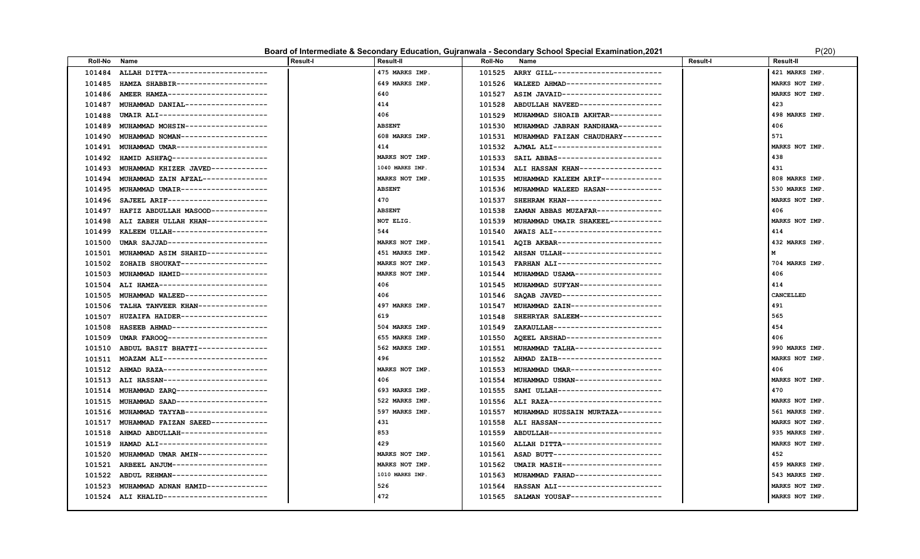# Board of Intermediate & Secondary Education, Gujranwala - Secondary School Special Examination,2021

| Roll-No | Name | Result-I | Result-II | Roll-No | Name | Result-I | Result-II |
|---|---|---|---|---|---|---|---|
| 101484 | ALLAH DITTA---------------------- | | 475 MARKS IMP. | 101525 | ARRY GILL------------------------ | | 421 MARKS IMP. |
| 101485 | HAMZA SHABBIR-------------------- | | 649 MARKS IMP. | 101526 | WALEED AHMAD--------------------- | | MARKS NOT IMP. |
| 101486 | AMEER HAMZA---------------------- | | 640 | 101527 | ASIM JAVAID---------------------- | | MARKS NOT IMP. |
| 101487 | MUHAMMAD DANIAL------------------ | | 414 | 101528 | ABDULLAH NAVEED------------------ | | 423 |
| 101488 | UMAIR ALI------------------------ | | 406 | 101529 | MUHAMMAD SHOAIB AKHTAR----------- | | 498 MARKS IMP. |
| 101489 | MUHAMMAD MOHSIN------------------ | | ABSENT | 101530 | MUHAMMAD JABRAN RANDHAWA--------- | | 406 |
| 101490 | MUHAMMAD NOMAN------------------- | | 608 MARKS IMP. | 101531 | MUHAMMAD FAIZAN CHAUDHARY-------- | | 571 |
| 101491 | MUHAMMAD UMAR-------------------- | | 414 | 101532 | AJMAL ALI------------------------ | | MARKS NOT IMP. |
| 101492 | HAMID ASHFAQ--------------------- | | MARKS NOT IMP. | 101533 | SAIL ABBAS----------------------- | | 438 |
| 101493 | MUHAMMAD KHIZER JAVED------------ | | 1040 MARKS IMP. | 101534 | ALI HASSAN KHAN------------------ | | 431 |
| 101494 | MUHAMMAD ZAIN AFZAL-------------- | | MARKS NOT IMP. | 101535 | MUHAMMAD KALEEM ARIF------------- | | 808 MARKS IMP. |
| 101495 | MUHAMMAD UMAIR------------------- | | ABSENT | 101536 | MUHAMMAD WALEED HASAN------------ | | 530 MARKS IMP. |
| 101496 | SAJEEL ARIF---------------------- | | 470 | 101537 | SHEHRAM KHAN--------------------- | | MARKS NOT IMP. |
| 101497 | HAFIZ ABDULLAH MASOOD------------ | | ABSENT | 101538 | ZAMAN ABBAS MUZAFAR-------------- | | 406 |
| 101498 | ALI ZABEH ULLAH KHAN------------- | | NOT ELIG. | 101539 | MUHAMMAD UMAIR SHAKEEL----------- | | MARKS NOT IMP. |
| 101499 | KALEEM ULLAH--------------------- | | 544 | 101540 | AWAIS ALI------------------------ | | 414 |
| 101500 | UMAR SAJJAD---------------------- | | MARKS NOT IMP. | 101541 | AQIB AKBAR----------------------- | | 432 MARKS IMP. |
| 101501 | MUHAMMAD ASIM SHAHID------------- | | 451 MARKS IMP. | 101542 | AHSAN ULLAH---------------------- | | M |
| 101502 | ZOHAIB SHOUKAT------------------- | | MARKS NOT IMP. | 101543 | FARHAN ALI----------------------- | | 704 MARKS IMP. |
| 101503 | MUHAMMAD HAMID------------------- | | MARKS NOT IMP. | 101544 | MUHAMMAD USAMA------------------- | | 406 |
| 101504 | ALI HAMZA------------------------ | | 406 | 101545 | MUHAMMAD SUFYAN------------------ | | 414 |
| 101505 | MUHAMMAD WALEED------------------ | | 406 | 101546 | SAQAB JAVED---------------------- | | CANCELLED |
| 101506 | TALHA TANVEER KHAN--------------- | | 497 MARKS IMP. | 101547 | MUHAMMAD ZAIN-------------------- | | 491 |
| 101507 | HUZAIFA HAIDER------------------- | | 619 | 101548 | SHEHRYAR SALEEM------------------ | | 565 |
| 101508 | HASEEB AHMAD--------------------- | | 504 MARKS IMP. | 101549 | ZAKAULLAH------------------------ | | 454 |
| 101509 | UMAR FAROOQ---------------------- | | 655 MARKS IMP. | 101550 | AQEEL ARSHAD--------------------- | | 406 |
| 101510 | ABDUL BASIT BHATTI--------------- | | 562 MARKS IMP. | 101551 | MUHAMMAD TALHA------------------- | | 990 MARKS IMP. |
| 101511 | MOAZAM ALI----------------------- | | 496 | 101552 | AHMAD ZAIB----------------------- | | MARKS NOT IMP. |
| 101512 | AHMAD RAZA----------------------- | | MARKS NOT IMP. | 101553 | MUHAMMAD UMAR-------------------- | | 406 |
| 101513 | ALI HASSAN----------------------- | | 406 | 101554 | MUHAMMAD USMAN------------------- | | MARKS NOT IMP. |
| 101514 | MUHAMMAD ZARQ-------------------- | | 693 MARKS IMP. | 101555 | SAMI ULLAH----------------------- | | 470 |
| 101515 | MUHAMMAD SAAD-------------------- | | 522 MARKS IMP. | 101556 | ALI RAZA------------------------- | | MARKS NOT IMP. |
| 101516 | MUHAMMAD TAYYAB------------------ | | 597 MARKS IMP. | 101557 | MUHAMMAD HUSSAIN MURTAZA--------- | | 561 MARKS IMP. |
| 101517 | MUHAMMAD FAIZAN SAEED------------ | | 431 | 101558 | ALI HASSAN----------------------- | | MARKS NOT IMP. |
| 101518 | AHMAD ABDULLAH------------------- | | 853 | 101559 | ABDULLAH------------------------- | | 935 MARKS IMP. |
| 101519 | HAMAD ALI------------------------ | | 429 | 101560 | ALLAH DITTA---------------------- | | MARKS NOT IMP. |
| 101520 | MUHAMMAD UMAR AMIN--------------- | | MARKS NOT IMP. | 101561 | ASAD BUTT------------------------ | | 452 |
| 101521 | ARBEEL ANJUM--------------------- | | MARKS NOT IMP. | 101562 | UMAIR MASIH---------------------- | | 459 MARKS IMP. |
| 101522 | ABDUL REHMAN--------------------- | | 1010 MARKS IMP. | 101563 | MUHAMMAD FAHAD------------------- | | 543 MARKS IMP. |
| 101523 | MUHAMMAD ADNAN HAMID------------- | | 526 | 101564 | HASSAN ALI----------------------- | | MARKS NOT IMP. |
| 101524 | ALI KHALID----------------------- | | 472 | 101565 | SALMAN YOUSAF-------------------- | | MARKS NOT IMP. |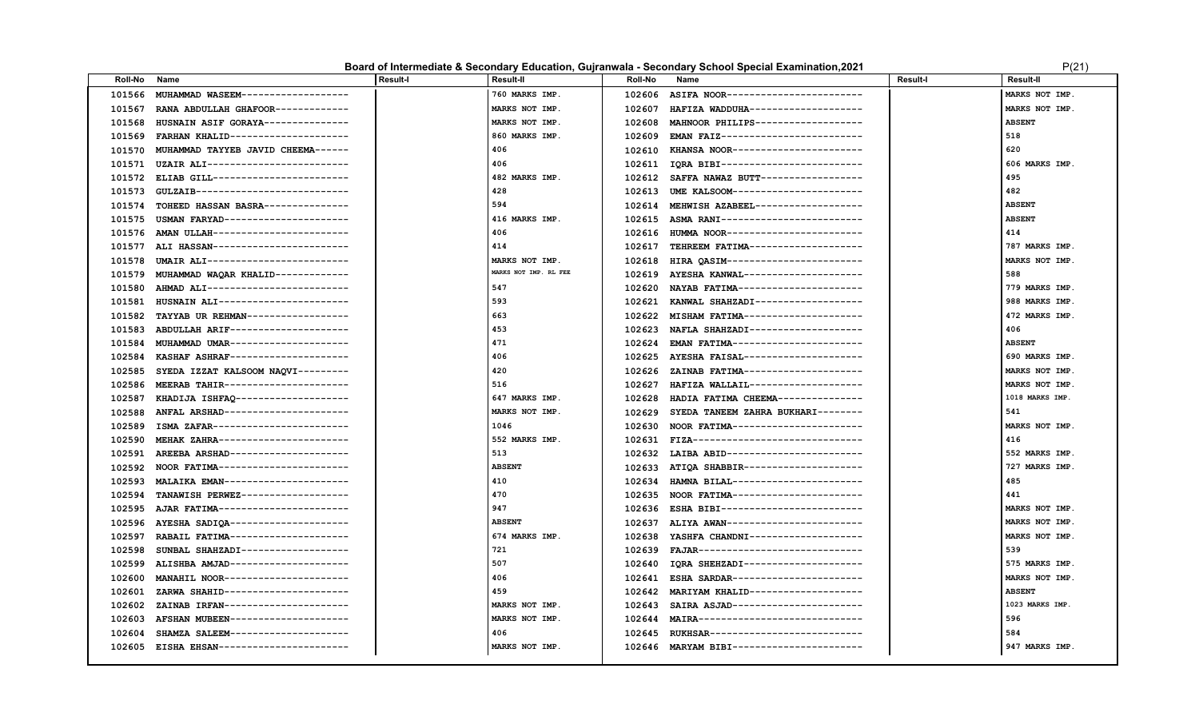# Board of Intermediate & Secondary Education, Gujranwala - Secondary School Special Examination,2021

P(21)

| Roll-No | Name | Result-I | Result-II | Roll-No | Name | Result-I | Result-II |
|---|---|---|---|---|---|---|---|
| 101566 | MUHAMMAD WASEEM------------------ | | 760 MARKS IMP. | 102606 | ASIFA NOOR----------------------- | | MARKS NOT IMP. |
| 101567 | RANA ABDULLAH GHAFOOR------------ | | MARKS NOT IMP. | 102607 | HAFIZA WADDUHA------------------- | | MARKS NOT IMP. |
| 101568 | HUSNAIN ASIF GORAYA-------------- | | MARKS NOT IMP. | 102608 | MAHNOOR PHILIPS------------------ | | ABSENT |
| 101569 | FARHAN KHALID-------------------- | | 860 MARKS IMP. | 102609 | EMAN FAIZ------------------------ | | 518 |
| 101570 | MUHAMMAD TAYYEB JAVID CHEEMA----- | | 406 | 102610 | KHANSA NOOR---------------------- | | 620 |
| 101571 | UZAIR ALI------------------------ | | 406 | 102611 | IQRA BIBI------------------------ | | 606 MARKS IMP. |
| 101572 | ELIAB GILL----------------------- | | 482 MARKS IMP. | 102612 | SAFFA NAWAZ BUTT----------------- | | 495 |
| 101573 | GULZAIB-------------------------- | | 428 | 102613 | UME KALSOOM---------------------- | | 482 |
| 101574 | TOHEED HASSAN BASRA-------------- | | 594 | 102614 | MEHWISH AZABEEL------------------ | | ABSENT |
| 101575 | USMAN FARYAD--------------------- | | 416 MARKS IMP. | 102615 | ASMA RANI------------------------ | | ABSENT |
| 101576 | AMAN ULLAH----------------------- | | 406 | 102616 | HUMMA NOOR----------------------- | | 414 |
| 101577 | ALI HASSAN----------------------- | | 414 | 102617 | TEHREEM FATIMA------------------- | | 787 MARKS IMP. |
| 101578 | UMAIR ALI------------------------ | | MARKS NOT IMP. | 102618 | HIRA QASIM----------------------- | | MARKS NOT IMP. |
| 101579 | MUHAMMAD WAQAR KHALID------------ | | MARKS NOT IMP. RL FEE | 102619 | AYESHA KANWAL-------------------- | | 588 |
| 101580 | AHMAD ALI------------------------ | | 547 | 102620 | NAYAB FATIMA--------------------- | | 779 MARKS IMP. |
| 101581 | HUSNAIN ALI---------------------- | | 593 | 102621 | KANWAL SHAHZADI------------------ | | 988 MARKS IMP. |
| 101582 | TAYYAB UR REHMAN----------------- | | 663 | 102622 | MISHAM FATIMA-------------------- | | 472 MARKS IMP. |
| 101583 | ABDULLAH ARIF-------------------- | | 453 | 102623 | NAFLA SHAHZADI------------------- | | 406 |
| 101584 | MUHAMMAD UMAR-------------------- | | 471 | 102624 | EMAN FATIMA---------------------- | | ABSENT |
| 102584 | KASHAF ASHRAF-------------------- | | 406 | 102625 | AYESHA FAISAL-------------------- | | 690 MARKS IMP. |
| 102585 | SYEDA IZZAT KALSOOM NAQVI-------- | | 420 | 102626 | ZAINAB FATIMA-------------------- | | MARKS NOT IMP. |
| 102586 | MEERAB TAHIR--------------------- | | 516 | 102627 | HAFIZA WALLAIL------------------- | | MARKS NOT IMP. |
| 102587 | KHADIJA ISHFAQ------------------- | | 647 MARKS IMP. | 102628 | HADIA FATIMA CHEEMA-------------- | | 1018 MARKS IMP. |
| 102588 | ANFAL ARSHAD--------------------- | | MARKS NOT IMP. | 102629 | SYEDA TANEEM ZAHRA BUKHARI------- | | 541 |
| 102589 | ISMA ZAFAR----------------------- | | 1046 | 102630 | NOOR FATIMA---------------------- | | MARKS NOT IMP. |
| 102590 | MEHAK ZAHRA---------------------- | | 552 MARKS IMP. | 102631 | FIZA----------------------------- | | 416 |
| 102591 | AREEBA ARSHAD-------------------- | | 513 | 102632 | LAIBA ABID----------------------- | | 552 MARKS IMP. |
| 102592 | NOOR FATIMA---------------------- | | ABSENT | 102633 | ATIQA SHABBIR-------------------- | | 727 MARKS IMP. |
| 102593 | MALAIKA EMAN--------------------- | | 410 | 102634 | HAMNA BILAL---------------------- | | 485 |
| 102594 | TANAWISH PERWEZ------------------ | | 470 | 102635 | NOOR FATIMA---------------------- | | 441 |
| 102595 | AJAR FATIMA---------------------- | | 947 | 102636 | ESHA BIBI------------------------ | | MARKS NOT IMP. |
| 102596 | AYESHA SADIQA-------------------- | | ABSENT | 102637 | ALIYA AWAN----------------------- | | MARKS NOT IMP. |
| 102597 | RABAIL FATIMA-------------------- | | 674 MARKS IMP. | 102638 | YASHFA CHANDNI------------------- | | MARKS NOT IMP. |
| 102598 | SUNBAL SHAHZADI------------------ | | 721 | 102639 | FAJAR---------------------------- | | 539 |
| 102599 | ALISHBA AMJAD-------------------- | | 507 | 102640 | IQRA SHEHZADI-------------------- | | 575 MARKS IMP. |
| 102600 | MANAHIL NOOR--------------------- | | 406 | 102641 | ESHA SARDAR---------------------- | | MARKS NOT IMP. |
| 102601 | ZARWA SHAHID--------------------- | | 459 | 102642 | MARIYAM KHALID------------------- | | ABSENT |
| 102602 | ZAINAB IRFAN--------------------- | | MARKS NOT IMP. | 102643 | SAIRA ASJAD---------------------- | | 1023 MARKS IMP. |
| 102603 | AFSHAN MUBEEN-------------------- | | MARKS NOT IMP. | 102644 | MAIRA---------------------------- | | 596 |
| 102604 | SHAMZA SALEEM-------------------- | | 406 | 102645 | RUKHSAR-------------------------- | | 584 |
| 102605 | EISHA EHSAN---------------------- | | MARKS NOT IMP. | 102646 | MARYAM BIBI---------------------- | | 947 MARKS IMP. |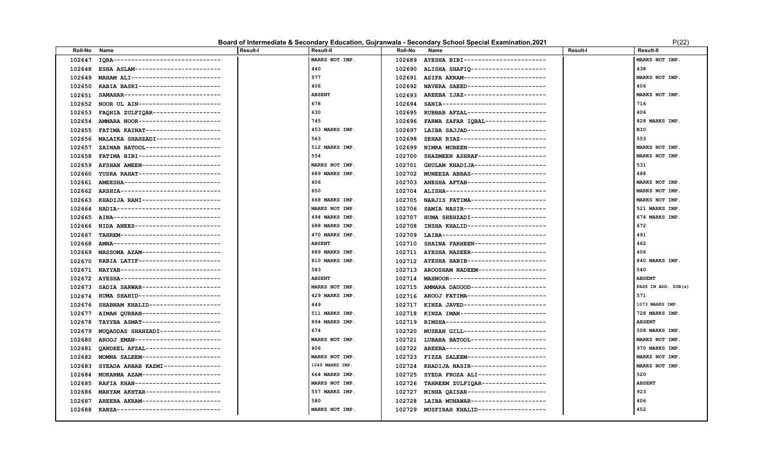# Board of Intermediate & Secondary Education, Gujranwala - Secondary School Special Examination,2021

| Roll-No | Name | Result-I | Result-II | Roll-No | Name | Result-I | Result-II |
|---|---|---|---|---|---|---|---|
| 102647 | IQRA------------------------------ | | MARKS NOT IMP. | 102689 | AYESHA BIBI---------------------- | | MARKS NOT IMP. |
| 102648 | ESHA ASLAM------------------------ | | 440 | 102690 | ALISHA SHAFIQ-------------------- | | 438 |
| 102649 | MAHAM ALI------------------------- | | 577 | 102691 | ASIFA AKRAM---------------------- | | MARKS NOT IMP. |
| 102650 | RABIA BASRI----------------------- | | 406 | 102692 | NAVERA SAEED--------------------- | | 406 |
| 102651 | SAMAHAR--------------------------- | | ABSENT | 102693 | AREEBA IJAZ---------------------- | | MARKS NOT IMP. |
| 102652 | NOOR UL AIN----------------------- | | 678 | 102694 | SANIA---------------------------- | | 716 |
| 102653 | FAQHIA ZULFIQAR------------------- | | 630 | 102695 | RUBBAB AFZAL--------------------- | | 406 |
| 102654 | AMMARA NOOR----------------------- | | 745 | 102696 | FARWA ZAFAR IQBAL---------------- | | 828 MARKS IMP. |
| 102655 | FATIMA KAINAT--------------------- | | 453 MARKS IMP. | 102697 | LAIBA SAJJAD--------------------- | | BIO |
| 102656 | MALAIKA SHAHZADI------------------ | | 563 | 102698 | SEHAR RIAZ----------------------- | | 553 |
| 102657 | ZAINAB BATOOL--------------------- | | 512 MARKS IMP. | 102699 | NIMRA MUBEEN--------------------- | | MARKS NOT IMP. |
| 102658 | FATIMA BIBI----------------------- | | 554 | 102700 | SHAZMEEN ASHRAF------------------ | | MARKS NOT IMP. |
| 102659 | AFSHAN AMEEN---------------------- | | MARKS NOT IMP. | 102701 | GHULAM KHADIJA------------------- | | 531 |
| 102660 | YUSRA RAHAT----------------------- | | 689 MARKS IMP. | 102702 | MUNEEZA ABBAS-------------------- | | 488 |
| 102661 | AMEESHA--------------------------- | | 406 | 102703 | ANESHA AFTAB--------------------- | | MARKS NOT IMP. |
| 102662 | ARSHIA---------------------------- | | 650 | 102704 | ALISHA--------------------------- | | MARKS NOT IMP. |
| 102663 | KHADIJA RANI---------------------- | | 668 MARKS IMP. | 102705 | NARJIS FATIMA-------------------- | | MARKS NOT IMP. |
| 102664 | HADIA----------------------------- | | MARKS NOT IMP. | 102706 | SAMIA NASIR---------------------- | | 521 MARKS IMP. |
| 102665 | AINA------------------------------ | | 494 MARKS IMP. | 102707 | HUMA SHEHZADI-------------------- | | 674 MARKS IMP. |
| 102666 | NIDA ANEES------------------------ | | 688 MARKS IMP. | 102708 | INSHA KHALID--------------------- | | 672 |
| 102667 | TAHREM---------------------------- | | 470 MARKS IMP. | 102709 | LAIBA---------------------------- | | 491 |
| 102668 | AMNA------------------------------ | | ABSENT | 102710 | SHAINA FARHEEN------------------- | | 462 |
| 102669 | MASSOMA AZAM---------------------- | | 689 MARKS IMP. | 102711 | AYESHA NASEER-------------------- | | 406 |
| 102670 | RABIA LATIF----------------------- | | 810 MARKS IMP. | 102712 | AYESHA HABIB--------------------- | | 840 MARKS IMP. |
| 102671 | NAYYAB---------------------------- | | 583 | 102713 | AROOSHAM NADEEM------------------ | | 540 |
| 102672 | AYESHA---------------------------- | | ABSENT | 102714 | MAHNOOR-------------------------- | | ABSENT |
| 102673 | SADIA SARWAR---------------------- | | MARKS NOT IMP. | 102715 | AMMARA DAUOOD-------------------- | | PASS IN ADD. SUB(s) |
| 102674 | HUMA SHAHID----------------------- | | 429 MARKS IMP. | 102716 | AROOJ FATIMA--------------------- | | 571 |
| 102676 | SHABNAM KHALID-------------------- | | 449 | 102717 | KINZA JAVED---------------------- | | 1073 MARKS IMP. |
| 102677 | AIMAN QURBAN---------------------- | | 511 MARKS IMP. | 102718 | KINZA IMAN----------------------- | | 728 MARKS IMP. |
| 102678 | TAYYBA ASMAT---------------------- | | 894 MARKS IMP. | 102719 | RIMSHA--------------------------- | | ABSENT |
| 102679 | MUQADDAS SHAHZADI----------------- | | 674 | 102720 | MUSKAN GILL---------------------- | | 508 MARKS IMP. |
| 102680 | AROOJ EMAN------------------------ | | MARKS NOT IMP. | 102721 | LUBABA BATOOL-------------------- | | MARKS NOT IMP. |
| 102681 | QANDEEL AFZAL--------------------- | | 406 | 102722 | AREEBA--------------------------- | | 970 MARKS IMP. |
| 102682 | MOMNA SALEEM---------------------- | | MARKS NOT IMP. | 102723 | FIZZA SALEEM--------------------- | | MARKS NOT IMP. |
| 102683 | SYEADA ARBAB KAZMI---------------- | | 1049 MARKS IMP. | 102724 | KHADIJA NASIR-------------------- | | MARKS NOT IMP. |
| 102684 | MUKARMA AZAM---------------------- | | 664 MARKS IMP. | 102725 | SYEDA FROZA ALI------------------ | | 520 |
| 102685 | RAFIA KHAN------------------------ | | MARKS NOT IMP. | 102726 | TAHREEM ZULFIQAR----------------- | | ABSENT |
| 102686 | MARYAM AKHTAR--------------------- | | 557 MARKS IMP. | 102727 | MINHA QAISAR--------------------- | | 923 |
| 102687 | AREEBA AKRAM---------------------- | | 580 | 102728 | LAIBA MUNAWAR-------------------- | | 406 |
| 102688 | KANZA----------------------------- | | MARKS NOT IMP. | 102729 | MUSFIRAH KHALID------------------ | | 452 |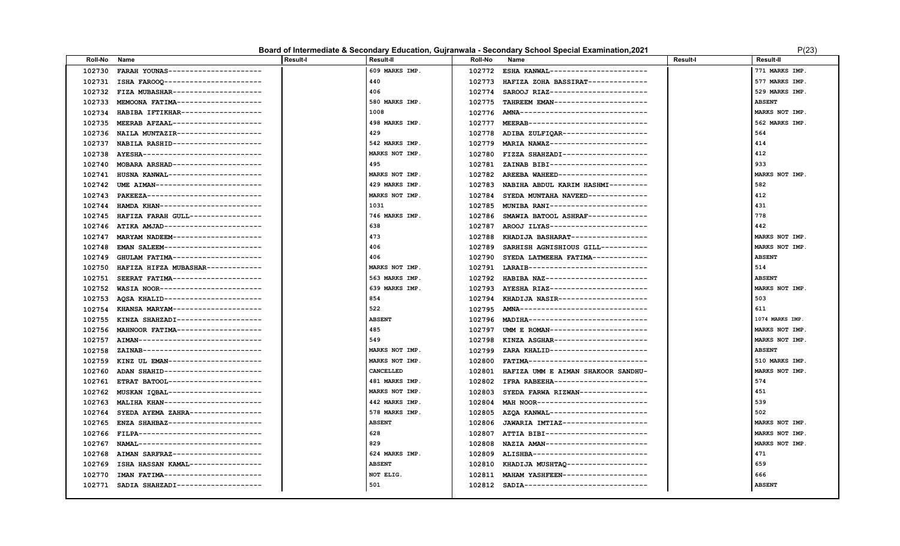# Board of Intermediate & Secondary Education, Gujranwala - Secondary School Special Examination,2021

| Roll-No | Name | Result-I | Result-II | Roll-No | Name | Result-I | Result-II |
|---|---|---|---|---|---|---|---|
| 102730 | FARAH YOUNAS--------------------- | | 609 MARKS IMP. | 102772 | ESHA KANWAL---------------------- | | 771 MARKS IMP. |
| 102731 | ISHA FAROOQ---------------------- | | 440 | 102773 | HAFIZA ZOHA BASSIRAT------------- | | 577 MARKS IMP. |
| 102732 | FIZA MUBASHAR--------------------- | | 406 | 102774 | SAROOJ RIAZ---------------------- | | 529 MARKS IMP. |
| 102733 | MEMOONA FATIMA-------------------- | | 580 MARKS IMP. | 102775 | TAHREEM EMAN--------------------- | | ABSENT |
| 102734 | HABIBA IFTIKHAR------------------- | | 1008 | 102776 | AMNA----------------------------- | | MARKS NOT IMP. |
| 102735 | MEERAB AFZAAL--------------------- | | 498 MARKS IMP. | 102777 | MEERAB--------------------------- | | 562 MARKS IMP. |
| 102736 | NAILA MUNTAZIR-------------------- | | 429 | 102778 | ADIBA ZULFIQAR------------------- | | 564 |
| 102737 | NABILA RASHID--------------------- | | 542 MARKS IMP. | 102779 | MARIA NAWAZ---------------------- | | 414 |
| 102738 | AYESHA---------------------------- | | MARKS NOT IMP. | 102780 | FIZZA SHAHZADI------------------- | | 412 |
| 102740 | MOBARA ARSHAD--------------------- | | 495 | 102781 | ZAINAB BIBI---------------------- | | 933 |
| 102741 | HUSNA KANWAL---------------------- | | MARKS NOT IMP. | 102782 | AREEBA WAHEED-------------------- | | MARKS NOT IMP. |
| 102742 | UME AIMAN------------------------- | | 429 MARKS IMP. | 102783 | NABIHA ABDUL KARIM HASHMI-------- | | 582 |
| 102743 | PAKEEZA--------------------------- | | MARKS NOT IMP. | 102784 | SYEDA MUNTAHA NAVEED------------- | | 412 |
| 102744 | HAMDA KHAN------------------------ | | 1031 | 102785 | MUNIBA RANI---------------------- | | 431 |
| 102745 | HAFIZA FARAH GULL----------------- | | 746 MARKS IMP. | 102786 | SMAWIA BATOOL ASHRAF------------- | | 778 |
| 102746 | ATIKA AMJAD----------------------- | | 638 | 102787 | AROOJ ILYAS---------------------- | | 442 |
| 102747 | MARYAM NADEEM--------------------- | | 473 | 102788 | KHADIJA BASHARAT----------------- | | MARKS NOT IMP. |
| 102748 | EMAN SALEEM----------------------- | | 406 | 102789 | SARHISH AGNISHIOUS GILL---------- | | MARKS NOT IMP. |
| 102749 | GHULAM FATIMA--------------------- | | 406 | 102790 | SYEDA LATMEEHA FATIMA------------ | | ABSENT |
| 102750 | HAFIZA HIFZA MUBASHAR------------- | | MARKS NOT IMP. | 102791 | LARAIB--------------------------- | | 514 |
| 102751 | SEERAT FATIMA--------------------- | | 563 MARKS IMP. | 102792 | HABIBA NAZ----------------------- | | ABSENT |
| 102752 | WASIA NOOR------------------------ | | 639 MARKS IMP. | 102793 | AYESHA RIAZ---------------------- | | MARKS NOT IMP. |
| 102753 | AQSA KHALID----------------------- | | 854 | 102794 | KHADIJA NASIR-------------------- | | 503 |
| 102754 | KHANSA MARYAM--------------------- | | 522 | 102795 | AMNA----------------------------- | | 611 |
| 102755 | KINZA SHAHZADI-------------------- | | ABSENT | 102796 | MADIHA--------------------------- | | 1074 MARKS IMP. |
| 102756 | MAHNOOR FATIMA-------------------- | | 485 | 102797 | UMM E ROMAN---------------------- | | MARKS NOT IMP. |
| 102757 | AIMAN----------------------------- | | 549 | 102798 | KINZA ASGHAR--------------------- | | MARKS NOT IMP. |
| 102758 | ZAINAB---------------------------- | | MARKS NOT IMP. | 102799 | ZARA KHALID---------------------- | | ABSENT |
| 102759 | KINZ UL EMAN---------------------- | | MARKS NOT IMP. | 102800 | FATIMA--------------------------- | | 510 MARKS IMP. |
| 102760 | ADAN SHAHID----------------------- | | CANCELLED | 102801 | HAFIZA UMM E AIMAN SHAKOOR SANDHU- | | MARKS NOT IMP. |
| 102761 | ETRAT BATOOL---------------------- | | 481 MARKS IMP. | 102802 | IFRA RABEEHA--------------------- | | 574 |
| 102762 | MUSKAN IQBAL---------------------- | | MARKS NOT IMP. | 102803 | SYEDA FARWA RIZWAN--------------- | | 451 |
| 102763 | MALIHA KHAN----------------------- | | 442 MARKS IMP. | 102804 | MAH NOOR------------------------- | | 539 |
| 102764 | SYEDA AYEMA ZAHRA----------------- | | 578 MARKS IMP. | 102805 | AZQA KANWAL---------------------- | | 502 |
| 102765 | ENZA SHAHBAZ---------------------- | | ABSENT | 102806 | JAWARIA IMTIAZ------------------- | | MARKS NOT IMP. |
| 102766 | FILPA----------------------------- | | 628 | 102807 | ATTIA BIBI----------------------- | | MARKS NOT IMP. |
| 102767 | NAMAL----------------------------- | | 829 | 102808 | NAZIA AMAN----------------------- | | MARKS NOT IMP. |
| 102768 | AIMAN SARFRAZ--------------------- | | 624 MARKS IMP. | 102809 | ALISHBA-------------------------- | | 471 |
| 102769 | ISHA HASSAN KAMAL----------------- | | ABSENT | 102810 | KHADIJA MUSHTAQ------------------ | | 659 |
| 102770 | IMAN FATIMA----------------------- | | NOT ELIG. | 102811 | MAHAM YASHFEEN------------------- | | 666 |
| 102771 | SADIA SHAHZADI-------------------- | | 501 | 102812 | SADIA---------------------------- | | ABSENT |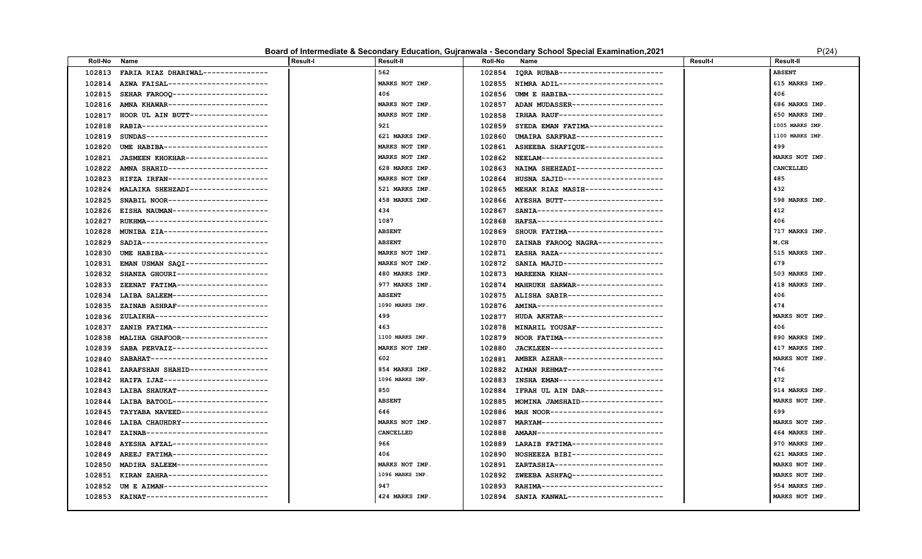# Board of Intermediate & Secondary Education, Gujranwala - Secondary School Special Examination,2021

P(24)

| Roll-No | Name | Result-I | Result-II | Roll-No | Name | Result-I | Result-II |
|---|---|---|---|---|---|---|---|
| 102813 | FARIA RIAZ DHARIWAL--------------- | | 562 | 102854 | IQRA RUBAB------------------------ | | ABSENT |
| 102814 | AZWA FAISAL----------------------- | | MARKS NOT IMP. | 102855 | NIMRA ADIL------------------------ | | 615 MARKS IMP. |
| 102815 | SEHAR FAROOQ---------------------- | | 406 | 102856 | UMM E HABIBA---------------------- | | 406 |
| 102816 | AMNA KHAWAR----------------------- | | MARKS NOT IMP. | 102857 | ADAN MUDASSER--------------------- | | 686 MARKS IMP. |
| 102817 | HOOR UL AIN BUTT------------------ | | MARKS NOT IMP. | 102858 | IRHAA RAUF------------------------ | | 650 MARKS IMP. |
| 102818 | RABIA----------------------------- | | 921 | 102859 | SYEDA EMAN FATIMA----------------- | | 1005 MARKS IMP. |
| 102819 | SUNDAS---------------------------- | | 621 MARKS IMP. | 102860 | UMAIRA SARFRAZ-------------------- | | 1100 MARKS IMP. |
| 102820 | UME HABIBA------------------------ | | MARKS NOT IMP. | 102861 | ASHEEBA SHAFIQUE------------------ | | 499 |
| 102821 | JASMEEN KHOKHAR------------------- | | MARKS NOT IMP. | 102862 | NEELAM---------------------------- | | MARKS NOT IMP. |
| 102822 | AMNA SHAHID----------------------- | | 628 MARKS IMP. | 102863 | NAIMA SHEHZADI-------------------- | | CANCELLED |
| 102823 | HIFZA IRFAN----------------------- | | MARKS NOT IMP. | 102864 | HUSNA SAJID----------------------- | | 485 |
| 102824 | MALAIKA SHEHZADI------------------ | | 521 MARKS IMP. | 102865 | MEHAK RIAZ MASIH------------------ | | 432 |
| 102825 | SNABIL NOOR----------------------- | | 458 MARKS IMP. | 102866 | AYESHA BUTT----------------------- | | 598 MARKS IMP. |
| 102826 | EISHA NAUMAN---------------------- | | 434 | 102867 | SANIA----------------------------- | | 412 |
| 102827 | RUKHMA---------------------------- | | 1087 | 102868 | HAFSA----------------------------- | | 406 |
| 102828 | MUNIBA ZIA------------------------ | | ABSENT | 102869 | SHOUR FATIMA---------------------- | | 717 MARKS IMP. |
| 102829 | SADIA----------------------------- | | ABSENT | 102870 | ZAINAB FAROOQ NAGRA--------------- | | M,CH |
| 102830 | UME HABIBA------------------------ | | MARKS NOT IMP. | 102871 | EASHA RAZA------------------------ | | 515 MARKS IMP. |
| 102831 | EMAN USMAN SAQI------------------- | | MARKS NOT IMP. | 102872 | SANIA MAJID----------------------- | | 679 |
| 102832 | SHANZA GHOURI--------------------- | | 480 MARKS IMP. | 102873 | MAREENA KHAN---------------------- | | 503 MARKS IMP. |
| 102833 | ZEENAT FATIMA--------------------- | | 977 MARKS IMP. | 102874 | MAHRUKH SARWAR-------------------- | | 418 MARKS IMP. |
| 102834 | LAIBA SALEEM---------------------- | | ABSENT | 102875 | ALISHA SABIR---------------------- | | 406 |
| 102835 | ZAINAB ASHRAF--------------------- | | 1090 MARKS IMP. | 102876 | AMINA----------------------------- | | 474 |
| 102836 | ZULAIKHA-------------------------- | | 499 | 102877 | HUDA AKHTAR----------------------- | | MARKS NOT IMP. |
| 102837 | ZANIB FATIMA---------------------- | | 463 | 102878 | MINAHIL YOUSAF-------------------- | | 406 |
| 102838 | MALIHA GHAFOOR-------------------- | | 1100 MARKS IMP. | 102879 | NOOR FATIMA----------------------- | | 890 MARKS IMP. |
| 102839 | SABA PERVAIZ---------------------- | | MARKS NOT IMP. | 102880 | JACKLEEN-------------------------- | | 417 MARKS IMP. |
| 102840 | SABAHAT--------------------------- | | 602 | 102881 | AMBER AZHAR----------------------- | | MARKS NOT IMP. |
| 102841 | ZARAFSHAN SHAHID------------------ | | 854 MARKS IMP. | 102882 | AIMAN REHMAT---------------------- | | 746 |
| 102842 | HAIFA IJAZ------------------------ | | 1096 MARKS IMP. | 102883 | INSHA EMAN------------------------ | | 472 |
| 102843 | LAIBA SHAUKAT--------------------- | | 850 | 102884 | IFRAH UL AIN DAR------------------ | | 914 MARKS IMP. |
| 102844 | LAIBA BATOOL---------------------- | | ABSENT | 102885 | MOMINA JAMSHAID------------------- | | MARKS NOT IMP. |
| 102845 | TAYYABA NAVEED-------------------- | | 646 | 102886 | MAH NOOR-------------------------- | | 699 |
| 102846 | LAIBA CHAUHDRY-------------------- | | MARKS NOT IMP. | 102887 | MARYAM---------------------------- | | MARKS NOT IMP. |
| 102847 | ZAINAB---------------------------- | | CANCELLED | 102888 | AMAAN----------------------------- | | 464 MARKS IMP. |
| 102848 | AYESHA AFZAL---------------------- | | 966 | 102889 | LARAIB FATIMA--------------------- | | 970 MARKS IMP. |
| 102849 | AREEJ FATIMA---------------------- | | 406 | 102890 | NOSHEEZA BIBI--------------------- | | 621 MARKS IMP. |
| 102850 | MADIHA SALEEM--------------------- | | MARKS NOT IMP. | 102891 | ZARTASHIA------------------------- | | MARKS NOT IMP. |
| 102851 | KIRAN ZAHRA----------------------- | | 1096 MARKS IMP. | 102892 | ZWEEBA ASHFAQ--------------------- | | MARKS NOT IMP. |
| 102852 | UM E AIMAN------------------------ | | 947 | 102893 | RAHIMA---------------------------- | | 954 MARKS IMP. |
| 102853 | KAINAT---------------------------- | | 424 MARKS IMP. | 102894 | SANIA KANWAL---------------------- | | MARKS NOT IMP. |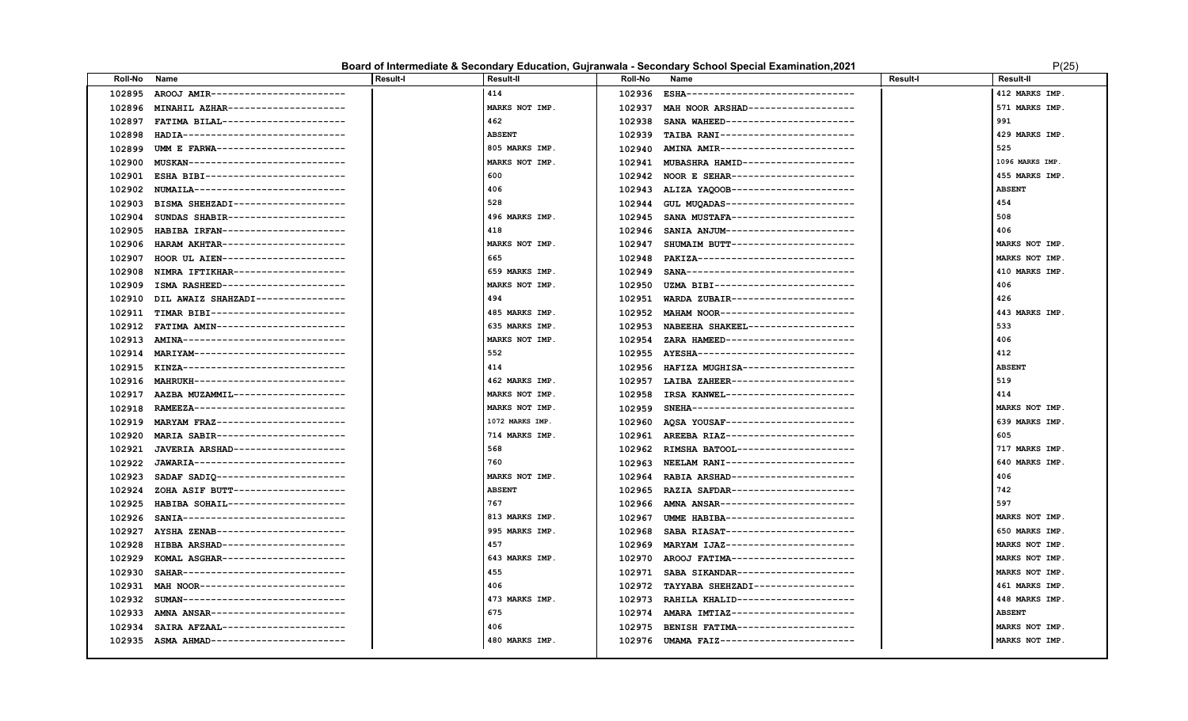## Board of Intermediate & Secondary Education, Gujranwala - Secondary School Special Examination,2021

| Roll-No | Name | Result-I | Result-II | Roll-No | Name | Result-I | Result-II |
|---|---|---|---|---|---|---|---|
| 102895 | AROOJ AMIR----------------------- | | 414 | 102936 | ESHA----------------------------- | | 412 MARKS IMP. |
| 102896 | MINAHIL AZHAR-------------------- | | MARKS NOT IMP. | 102937 | MAH NOOR ARSHAD------------------ | | 571 MARKS IMP. |
| 102897 | FATIMA BILAL--------------------- | | 462 | 102938 | SANA WAHEED---------------------- | | 991 |
| 102898 | HADIA---------------------------- | | ABSENT | 102939 | TAIBA RANI----------------------- | | 429 MARKS IMP. |
| 102899 | UMM E FARWA---------------------- | | 805 MARKS IMP. | 102940 | AMINA AMIR----------------------- | | 525 |
| 102900 | MUSKAN--------------------------- | | MARKS NOT IMP. | 102941 | MUBASHRA HAMID------------------- | | 1096 MARKS IMP. |
| 102901 | ESHA BIBI------------------------ | | 600 | 102942 | NOOR E SEHAR--------------------- | | 455 MARKS IMP. |
| 102902 | NUMAILA-------------------------- | | 406 | 102943 | ALIZA YAQOOB--------------------- | | ABSENT |
| 102903 | BISMA SHEHZADI------------------- | | 528 | 102944 | GUL MUQADAS---------------------- | | 454 |
| 102904 | SUNDAS SHABIR-------------------- | | 496 MARKS IMP. | 102945 | SANA MUSTAFA--------------------- | | 508 |
| 102905 | HABIBA IRFAN--------------------- | | 418 | 102946 | SANIA ANJUM---------------------- | | 406 |
| 102906 | HARAM AKHTAR--------------------- | | MARKS NOT IMP. | 102947 | SHUMAIM BUTT--------------------- | | MARKS NOT IMP. |
| 102907 | HOOR UL AIEN--------------------- | | 665 | 102948 | PAKIZA--------------------------- | | MARKS NOT IMP. |
| 102908 | NIMRA IFTIKHAR------------------- | | 659 MARKS IMP. | 102949 | SANA----------------------------- | | 410 MARKS IMP. |
| 102909 | ISMA RASHEED--------------------- | | MARKS NOT IMP. | 102950 | UZMA BIBI------------------------ | | 406 |
| 102910 | DIL AWAIZ SHAHZADI--------------- | | 494 | 102951 | WARDA ZUBAIR--------------------- | | 426 |
| 102911 | TIMAR BIBI----------------------- | | 485 MARKS IMP. | 102952 | MAHAM NOOR----------------------- | | 443 MARKS IMP. |
| 102912 | FATIMA AMIN---------------------- | | 635 MARKS IMP. | 102953 | NABEEHA SHAKEEL------------------ | | 533 |
| 102913 | AMINA---------------------------- | | MARKS NOT IMP. | 102954 | ZARA HAMEED---------------------- | | 406 |
| 102914 | MARIYAM-------------------------- | | 552 | 102955 | AYESHA--------------------------- | | 412 |
| 102915 | KINZA---------------------------- | | 414 | 102956 | HAFIZA MUGHISA------------------- | | ABSENT |
| 102916 | MAHRUKH-------------------------- | | 462 MARKS IMP. | 102957 | LAIBA ZAHEER--------------------- | | 519 |
| 102917 | AAZBA MUZAMMIL------------------- | | MARKS NOT IMP. | 102958 | IRSA KANWEL---------------------- | | 414 |
| 102918 | RAMEEZA-------------------------- | | MARKS NOT IMP. | 102959 | SNEHA---------------------------- | | MARKS NOT IMP. |
| 102919 | MARYAM FRAZ---------------------- | | 1072 MARKS IMP. | 102960 | AQSA YOUSAF---------------------- | | 639 MARKS IMP. |
| 102920 | MARIA SABIR---------------------- | | 714 MARKS IMP. | 102961 | AREEBA RIAZ---------------------- | | 605 |
| 102921 | JAVERIA ARSHAD------------------- | | 568 | 102962 | RIMSHA BATOOL-------------------- | | 717 MARKS IMP. |
| 102922 | JAWARIA-------------------------- | | 760 | 102963 | NEELAM RANI---------------------- | | 640 MARKS IMP. |
| 102923 | SADAF SADIQ---------------------- | | MARKS NOT IMP. | 102964 | RABIA ARSHAD--------------------- | | 406 |
| 102924 | ZOHA ASIF BUTT------------------- | | ABSENT | 102965 | RAZIA SAFDAR--------------------- | | 742 |
| 102925 | HABIBA SOHAIL-------------------- | | 767 | 102966 | AMNA ANSAR----------------------- | | 597 |
| 102926 | SANIA---------------------------- | | 813 MARKS IMP. | 102967 | UMME HABIBA---------------------- | | MARKS NOT IMP. |
| 102927 | AYSHA ZENAB---------------------- | | 995 MARKS IMP. | 102968 | SABA RIASAT---------------------- | | 650 MARKS IMP. |
| 102928 | HIBBA ARSHAD--------------------- | | 457 | 102969 | MARYAM IJAZ---------------------- | | MARKS NOT IMP. |
| 102929 | KOMAL ASGHAR--------------------- | | 643 MARKS IMP. | 102970 | AROOJ FATIMA--------------------- | | MARKS NOT IMP. |
| 102930 | SAHAR---------------------------- | | 455 | 102971 | SABA SIKANDAR-------------------- | | MARKS NOT IMP. |
| 102931 | MAH NOOR------------------------- | | 406 | 102972 | TAYYABA SHEHZADI----------------- | | 461 MARKS IMP. |
| 102932 | SUMAN---------------------------- | | 473 MARKS IMP. | 102973 | RAHILA KHALID-------------------- | | 448 MARKS IMP. |
| 102933 | AMNA ANSAR----------------------- | | 675 | 102974 | AMARA IMTIAZ--------------------- | | ABSENT |
| 102934 | SAIRA AFZAAL--------------------- | | 406 | 102975 | BENISH FATIMA-------------------- | | MARKS NOT IMP. |
| 102935 | ASMA AHMAD----------------------- | | 480 MARKS IMP. | 102976 | UMAMA FAIZ----------------------- | | MARKS NOT IMP. |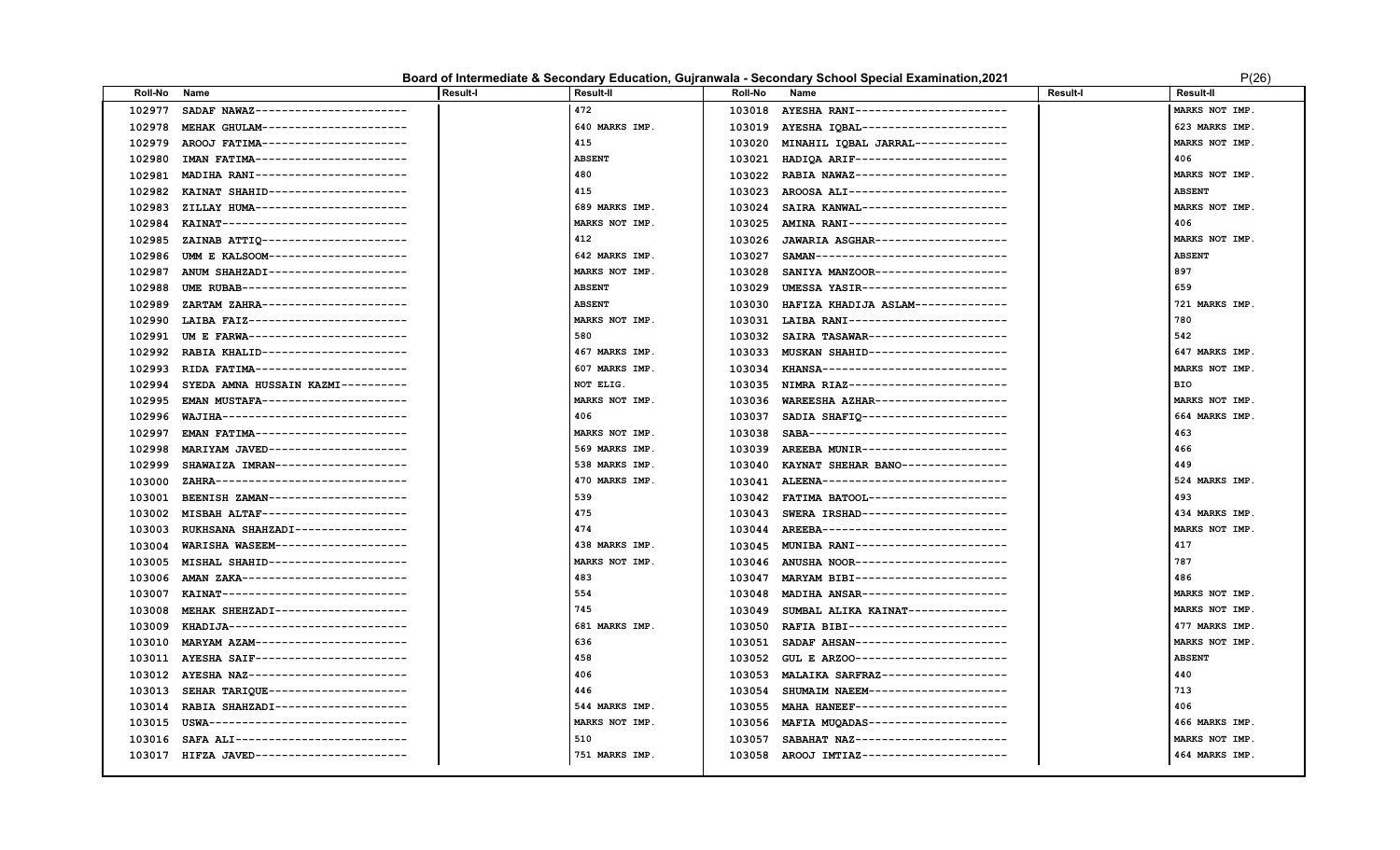# Board of Intermediate & Secondary Education, Gujranwala - Secondary School Special Examination,2021

| Roll-No | Name | Result-I | Result-II | Roll-No | Name | Result-I | Result-II |
|---|---|---|---|---|---|---|---|
| 102977 | SADAF NAWAZ---------------------- | | 472 | 103018 | AYESHA RANI---------------------- | | MARKS NOT IMP. |
| 102978 | MEHAK GHULAM--------------------- | | 640 MARKS IMP. | 103019 | AYESHA IQBAL--------------------- | | 623 MARKS IMP. |
| 102979 | AROOJ FATIMA--------------------- | | 415 | 103020 | MINAHIL IQBAL JARRAL------------- | | MARKS NOT IMP. |
| 102980 | IMAN FATIMA---------------------- | | ABSENT | 103021 | HADIQA ARIF---------------------- | | 406 |
| 102981 | MADIHA RANI---------------------- | | 480 | 103022 | RABIA NAWAZ---------------------- | | MARKS NOT IMP. |
| 102982 | KAINAT SHAHID-------------------- | | 415 | 103023 | AROOSA ALI----------------------- | | ABSENT |
| 102983 | ZILLAY HUMA---------------------- | | 689 MARKS IMP. | 103024 | SAIRA KANWAL--------------------- | | MARKS NOT IMP. |
| 102984 | KAINAT--------------------------- | | MARKS NOT IMP. | 103025 | AMINA RANI----------------------- | | 406 |
| 102985 | ZAINAB ATTIQ--------------------- | | 412 | 103026 | JAWARIA ASGHAR------------------- | | MARKS NOT IMP. |
| 102986 | UMM E KALSOOM-------------------- | | 642 MARKS IMP. | 103027 | SAMAN---------------------------- | | ABSENT |
| 102987 | ANUM SHAHZADI-------------------- | | MARKS NOT IMP. | 103028 | SANIYA MANZOOR------------------- | | 897 |
| 102988 | UME RUBAB------------------------ | | ABSENT | 103029 | UMESSA YASIR--------------------- | | 659 |
| 102989 | ZARTAM ZAHRA--------------------- | | ABSENT | 103030 | HAFIZA KHADIJA ASLAM------------- | | 721 MARKS IMP. |
| 102990 | LAIBA FAIZ----------------------- | | MARKS NOT IMP. | 103031 | LAIBA RANI----------------------- | | 780 |
| 102991 | UM E FARWA----------------------- | | 580 | 103032 | SAIRA TASAWAR-------------------- | | 542 |
| 102992 | RABIA KHALID--------------------- | | 467 MARKS IMP. | 103033 | MUSKAN SHAHID-------------------- | | 647 MARKS IMP. |
| 102993 | RIDA FATIMA---------------------- | | 607 MARKS IMP. | 103034 | KHANSA--------------------------- | | MARKS NOT IMP. |
| 102994 | SYEDA AMNA HUSSAIN KAZMI--------- | | NOT ELIG. | 103035 | NIMRA RIAZ----------------------- | | BIO |
| 102995 | EMAN MUSTAFA--------------------- | | MARKS NOT IMP. | 103036 | WAREESHA AZHAR------------------- | | MARKS NOT IMP. |
| 102996 | WAJIHA--------------------------- | | 406 | 103037 | SADIA SHAFIQ--------------------- | | 664 MARKS IMP. |
| 102997 | EMAN FATIMA---------------------- | | MARKS NOT IMP. | 103038 | SABA----------------------------- | | 463 |
| 102998 | MARIYAM JAVED-------------------- | | 569 MARKS IMP. | 103039 | AREEBA MUNIR--------------------- | | 466 |
| 102999 | SHAWAIZA IMRAN------------------- | | 538 MARKS IMP. | 103040 | KAYNAT SHEHAR BANO--------------- | | 449 |
| 103000 | ZAHRA---------------------------- | | 470 MARKS IMP. | 103041 | ALEENA--------------------------- | | 524 MARKS IMP. |
| 103001 | BEENISH ZAMAN-------------------- | | 539 | 103042 | FATIMA BATOOL-------------------- | | 493 |
| 103002 | MISBAH ALTAF--------------------- | | 475 | 103043 | SWERA IRSHAD--------------------- | | 434 MARKS IMP. |
| 103003 | RUKHSANA SHAHZADI---------------- | | 474 | 103044 | AREEBA--------------------------- | | MARKS NOT IMP. |
| 103004 | WARISHA WASEEM------------------- | | 438 MARKS IMP. | 103045 | MUNIBA RANI---------------------- | | 417 |
| 103005 | MISHAL SHAHID-------------------- | | MARKS NOT IMP. | 103046 | ANUSHA NOOR---------------------- | | 787 |
| 103006 | AMAN ZAKA------------------------ | | 483 | 103047 | MARYAM BIBI---------------------- | | 486 |
| 103007 | KAINAT--------------------------- | | 554 | 103048 | MADIHA ANSAR--------------------- | | MARKS NOT IMP. |
| 103008 | MEHAK SHEHZADI------------------- | | 745 | 103049 | SUMBAL ALIKA KAINAT-------------- | | MARKS NOT IMP. |
| 103009 | KHADIJA-------------------------- | | 681 MARKS IMP. | 103050 | RAFIA BIBI----------------------- | | 477 MARKS IMP. |
| 103010 | MARYAM AZAM---------------------- | | 636 | 103051 | SADAF AHSAN---------------------- | | MARKS NOT IMP. |
| 103011 | AYESHA SAIF---------------------- | | 458 | 103052 | GUL E ARZOO---------------------- | | ABSENT |
| 103012 | AYESHA NAZ----------------------- | | 406 | 103053 | MALAIKA SARFRAZ------------------ | | 440 |
| 103013 | SEHAR TARIQUE-------------------- | | 446 | 103054 | SHUMAIM NAEEM-------------------- | | 713 |
| 103014 | RABIA SHAHZADI------------------- | | 544 MARKS IMP. | 103055 | MAHA HANEEF---------------------- | | 406 |
| 103015 | USWA----------------------------- | | MARKS NOT IMP. | 103056 | MAFIA MUQADAS-------------------- | | 466 MARKS IMP. |
| 103016 | SAFA ALI------------------------- | | 510 | 103057 | SABAHAT NAZ---------------------- | | MARKS NOT IMP. |
| 103017 | HIFZA JAVED---------------------- | | 751 MARKS IMP. | 103058 | AROOJ IMTIAZ--------------------- | | 464 MARKS IMP. |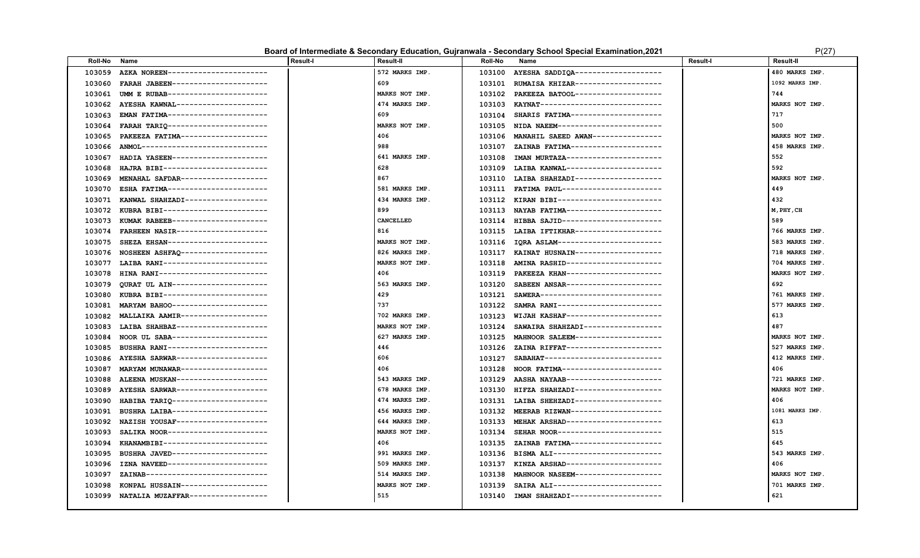# Board of Intermediate & Secondary Education, Gujranwala - Secondary School Special Examination,2021

| Roll-No | Name | Result-I | Result-II | Roll-No | Name | Result-I | Result-II |
|---|---|---|---|---|---|---|---|
| 103059 | AZKA NOREEN---------------------- | | 572 MARKS IMP. | 103100 | AYESHA SADDIQA-------------------- | | 480 MARKS IMP. |
| 103060 | FARAH JABEEN---------------------- | | 609 | 103101 | RUMAISA KHIZAR-------------------- | | 1092 MARKS IMP. |
| 103061 | UMM E RUBAB----------------------- | | MARKS NOT IMP. | 103102 | PAKEEZA BATOOL-------------------- | | 744 |
| 103062 | AYESHA KAWNAL--------------------- | | 474 MARKS IMP. | 103103 | KAYNAT---------------------------- | | MARKS NOT IMP. |
| 103063 | EMAN FATIMA----------------------- | | 609 | 103104 | SHARIS FATIMA--------------------- | | 717 |
| 103064 | FARAH TARIQ----------------------- | | MARKS NOT IMP. | 103105 | NIDA NAEEM------------------------ | | 500 |
| 103065 | PAKEEZA FATIMA-------------------- | | 406 | 103106 | MANAHIL SAEED AWAN---------------- | | MARKS NOT IMP. |
| 103066 | ANMOL----------------------------- | | 988 | 103107 | ZAINAB FATIMA--------------------- | | 458 MARKS IMP. |
| 103067 | HADIA YASEEN---------------------- | | 641 MARKS IMP. | 103108 | IMAN MURTAZA---------------------- | | 552 |
| 103068 | HAJRA BIBI------------------------ | | 628 | 103109 | LAIBA KANWAL---------------------- | | 592 |
| 103069 | MENAHAL SAFDAR-------------------- | | 867 | 103110 | LAIBA SHAHZADI-------------------- | | MARKS NOT IMP. |
| 103070 | ESHA FATIMA----------------------- | | 581 MARKS IMP. | 103111 | FATIMA PAUL----------------------- | | 449 |
| 103071 | KANWAL SHAHZADI------------------- | | 434 MARKS IMP. | 103112 | KIRAN BIBI------------------------ | | 432 |
| 103072 | KUBRA BIBI------------------------ | | 899 | 103113 | NAYAB FATIMA---------------------- | | M,PHY,CH |
| 103073 | KUMAK RABEEB---------------------- | | CANCELLED | 103114 | HIBBA SAJID----------------------- | | 589 |
| 103074 | FARHEEN NASIR--------------------- | | 816 | 103115 | LAIBA IFTIKHAR-------------------- | | 766 MARKS IMP. |
| 103075 | SHEZA EHSAN----------------------- | | MARKS NOT IMP. | 103116 | IQRA ASLAM------------------------ | | 583 MARKS IMP. |
| 103076 | NOSHEEN ASHFAQ-------------------- | | 826 MARKS IMP. | 103117 | KAINAT HUSNAIN-------------------- | | 718 MARKS IMP. |
| 103077 | LAIBA RANI------------------------ | | MARKS NOT IMP. | 103118 | AMINA RASHID---------------------- | | 704 MARKS IMP. |
| 103078 | HINA RANI------------------------- | | 406 | 103119 | PAKEEZA KHAN---------------------- | | MARKS NOT IMP. |
| 103079 | QURAT UL AIN---------------------- | | 563 MARKS IMP. | 103120 | SABEEN ANSAR---------------------- | | 692 |
| 103080 | KUBRA BIBI------------------------ | | 429 | 103121 | SAWERA---------------------------- | | 761 MARKS IMP. |
| 103081 | MARYAM BAHOO---------------------- | | 737 | 103122 | SAMRA RANI------------------------ | | 577 MARKS IMP. |
| 103082 | MALLAIKA AAMIR-------------------- | | 702 MARKS IMP. | 103123 | WIJAH KASHAF---------------------- | | 613 |
| 103083 | LAIBA SHAHBAZ--------------------- | | MARKS NOT IMP. | 103124 | SAWAIRA SHAHZADI------------------ | | 487 |
| 103084 | NOOR UL SABA---------------------- | | 627 MARKS IMP. | 103125 | MAHNOOR SALEEM-------------------- | | MARKS NOT IMP. |
| 103085 | BUSHRA RANI----------------------- | | 446 | 103126 | ZAINA RIFFAT---------------------- | | 527 MARKS IMP. |
| 103086 | AYESHA SARWAR--------------------- | | 606 | 103127 | SABAHAT--------------------------- | | 412 MARKS IMP. |
| 103087 | MARYAM MUNAWAR-------------------- | | 406 | 103128 | NOOR FATIMA----------------------- | | 406 |
| 103088 | ALEENA MUSKAN--------------------- | | 543 MARKS IMP. | 103129 | AASHA NAYAAB---------------------- | | 721 MARKS IMP. |
| 103089 | AYESHA SARWAR--------------------- | | 678 MARKS IMP. | 103130 | HIFZA SHAHZADI-------------------- | | MARKS NOT IMP. |
| 103090 | HABIBA TARIQ---------------------- | | 474 MARKS IMP. | 103131 | LAIBA SHEHZADI-------------------- | | 406 |
| 103091 | BUSHRA LAIBA---------------------- | | 456 MARKS IMP. | 103132 | MEERAB RIZWAN--------------------- | | 1081 MARKS IMP. |
| 103092 | NAZISH YOUSAF--------------------- | | 644 MARKS IMP. | 103133 | MEHAK ARSHAD---------------------- | | 613 |
| 103093 | SALIKA NOOR----------------------- | | MARKS NOT IMP. | 103134 | SEHAR NOOR------------------------ | | 515 |
| 103094 | KHANAMBIBI------------------------ | | 406 | 103135 | ZAINAB FATIMA--------------------- | | 645 |
| 103095 | BUSHRA JAVED---------------------- | | 991 MARKS IMP. | 103136 | BISMA ALI------------------------- | | 543 MARKS IMP. |
| 103096 | IZNA NAVEED----------------------- | | 509 MARKS IMP. | 103137 | KINZA ARSHAD---------------------- | | 406 |
| 103097 | ZAINAB---------------------------- | | 514 MARKS IMP. | 103138 | MAHNOOR NASEEM-------------------- | | MARKS NOT IMP. |
| 103098 | KONPAL HUSSAIN-------------------- | | MARKS NOT IMP. | 103139 | SAIRA ALI------------------------- | | 701 MARKS IMP. |
| 103099 | NATALIA MUZAFFAR------------------ | | 515 | 103140 | IMAN SHAHZADI--------------------- | | 621 |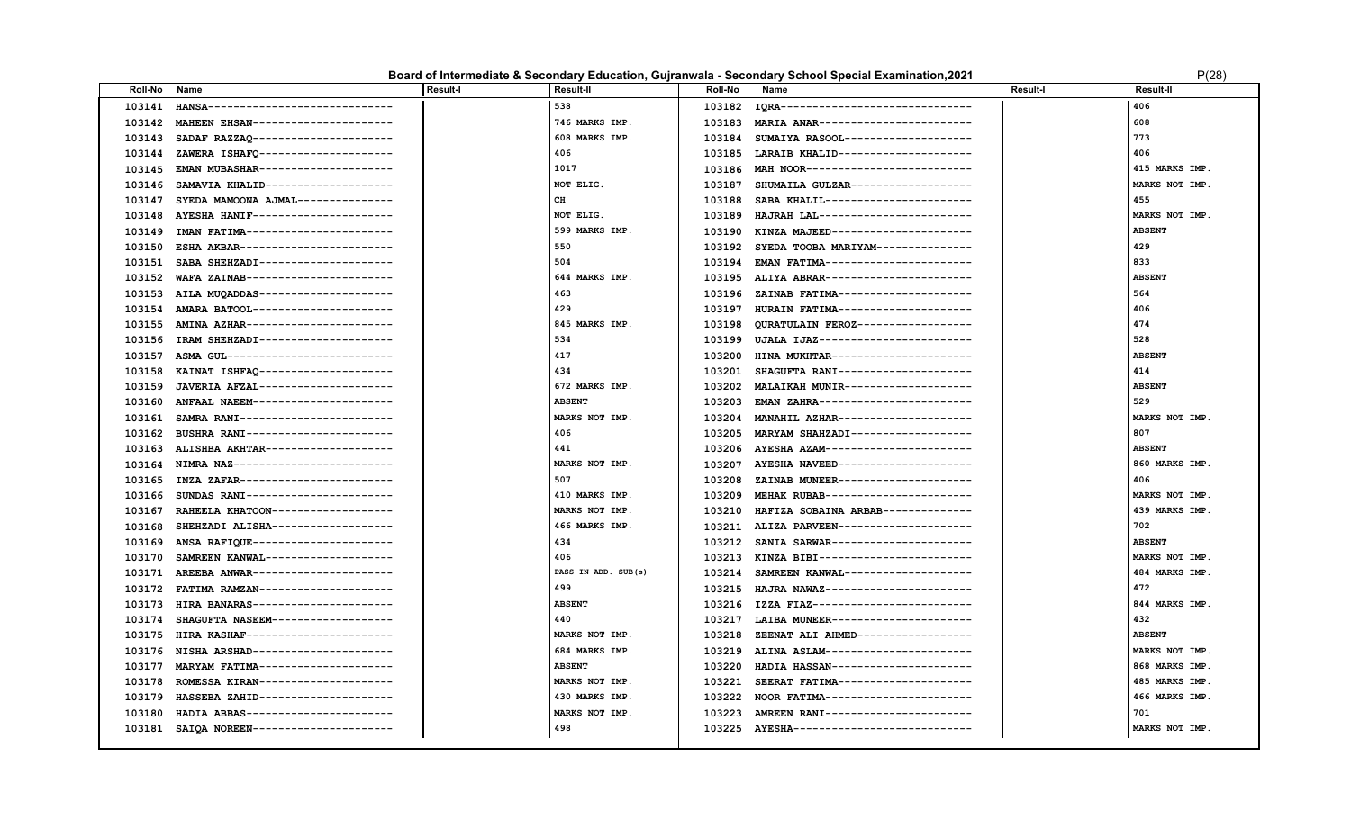**Board of Intermediate & Secondary Education, Gujranwala - Secondary School Special Examination,2021**

P(28)

| Roll-No | Name | Result-I | Result-II | Roll-No | Name | Result-I | Result-II |
|---|---|---|---|---|---|---|---|
| 103141 | HANSA---------------------------- | | 538 | 103182 | IQRA----------------------------- | | 406 |
| 103142 | MAHEEN EHSAN--------------------- | | 746 MARKS IMP. | 103183 | MARIA ANAR----------------------- | | 608 |
| 103143 | SADAF RAZZAQ--------------------- | | 608 MARKS IMP. | 103184 | SUMAIYA RASOOL------------------- | | 773 |
| 103144 | ZAWERA ISHAFQ-------------------- | | 406 | 103185 | LARAIB KHALID-------------------- | | 406 |
| 103145 | EMAN MUBASHAR-------------------- | | 1017 | 103186 | MAH NOOR------------------------- | | 415 MARKS IMP. |
| 103146 | SAMAVIA KHALID------------------- | | NOT ELIG. | 103187 | SHUMAILA GULZAR------------------ | | MARKS NOT IMP. |
| 103147 | SYEDA MAMOONA AJMAL-------------- | | CH | 103188 | SABA KHALIL---------------------- | | 455 |
| 103148 | AYESHA HANIF--------------------- | | NOT ELIG. | 103189 | HAJRAH LAL----------------------- | | MARKS NOT IMP. |
| 103149 | IMAN FATIMA---------------------- | | 599 MARKS IMP. | 103190 | KINZA MAJEED--------------------- | | ABSENT |
| 103150 | ESHA AKBAR----------------------- | | 550 | 103192 | SYEDA TOOBA MARIYAM-------------- | | 429 |
| 103151 | SABA SHEHZADI-------------------- | | 504 | 103194 | EMAN FATIMA---------------------- | | 833 |
| 103152 | WAFA ZAINAB---------------------- | | 644 MARKS IMP. | 103195 | ALIYA ABRAR---------------------- | | ABSENT |
| 103153 | AILA MUQADDAS-------------------- | | 463 | 103196 | ZAINAB FATIMA-------------------- | | 564 |
| 103154 | AMARA BATOOL--------------------- | | 429 | 103197 | HURAIN FATIMA-------------------- | | 406 |
| 103155 | AMINA AZHAR---------------------- | | 845 MARKS IMP. | 103198 | QURATULAIN FEROZ----------------- | | 474 |
| 103156 | IRAM SHEHZADI-------------------- | | 534 | 103199 | UJALA IJAZ----------------------- | | 528 |
| 103157 | ASMA GUL------------------------- | | 417 | 103200 | HINA MUKHTAR--------------------- | | ABSENT |
| 103158 | KAINAT ISHFAQ-------------------- | | 434 | 103201 | SHAGUFTA RANI-------------------- | | 414 |
| 103159 | JAVERIA AFZAL-------------------- | | 672 MARKS IMP. | 103202 | MALAIKAH MUNIR------------------- | | ABSENT |
| 103160 | ANFAAL NAEEM--------------------- | | ABSENT | 103203 | EMAN ZAHRA----------------------- | | 529 |
| 103161 | SAMRA RANI----------------------- | | MARKS NOT IMP. | 103204 | MANAHIL AZHAR-------------------- | | MARKS NOT IMP. |
| 103162 | BUSHRA RANI---------------------- | | 406 | 103205 | MARYAM SHAHZADI------------------ | | 807 |
| 103163 | ALISHBA AKHTAR------------------- | | 441 | 103206 | AYESHA AZAM---------------------- | | ABSENT |
| 103164 | NIMRA NAZ------------------------ | | MARKS NOT IMP. | 103207 | AYESHA NAVEED-------------------- | | 860 MARKS IMP. |
| 103165 | INZA ZAFAR----------------------- | | 507 | 103208 | ZAINAB MUNEER-------------------- | | 406 |
| 103166 | SUNDAS RANI---------------------- | | 410 MARKS IMP. | 103209 | MEHAK RUBAB---------------------- | | MARKS NOT IMP. |
| 103167 | RAHEELA KHATOON------------------ | | MARKS NOT IMP. | 103210 | HAFIZA SOBAINA ARBAB------------- | | 439 MARKS IMP. |
| 103168 | SHEHZADI ALISHA------------------ | | 466 MARKS IMP. | 103211 | ALIZA PARVEEN-------------------- | | 702 |
| 103169 | ANSA RAFIQUE--------------------- | | 434 | 103212 | SANIA SARWAR--------------------- | | ABSENT |
| 103170 | SAMREEN KANWAL------------------- | | 406 | 103213 | KINZA BIBI----------------------- | | MARKS NOT IMP. |
| 103171 | AREEBA ANWAR--------------------- | | PASS IN ADD. SUB(s) | 103214 | SAMREEN KANWAL------------------- | | 484 MARKS IMP. |
| 103172 | FATIMA RAMZAN-------------------- | | 499 | 103215 | HAJRA NAWAZ---------------------- | | 472 |
| 103173 | HIRA BANARAS--------------------- | | ABSENT | 103216 | IZZA FIAZ------------------------ | | 844 MARKS IMP. |
| 103174 | SHAGUFTA NASEEM------------------ | | 440 | 103217 | LAIBA MUNEER--------------------- | | 432 |
| 103175 | HIRA KASHAF---------------------- | | MARKS NOT IMP. | 103218 | ZEENAT ALI AHMED----------------- | | ABSENT |
| 103176 | NISHA ARSHAD--------------------- | | 684 MARKS IMP. | 103219 | ALINA ASLAM---------------------- | | MARKS NOT IMP. |
| 103177 | MARYAM FATIMA-------------------- | | ABSENT | 103220 | HADIA HASSAN--------------------- | | 868 MARKS IMP. |
| 103178 | ROMESSA KIRAN-------------------- | | MARKS NOT IMP. | 103221 | SEERAT FATIMA-------------------- | | 485 MARKS IMP. |
| 103179 | HASSEBA ZAHID-------------------- | | 430 MARKS IMP. | 103222 | NOOR FATIMA---------------------- | | 466 MARKS IMP. |
| 103180 | HADIA ABBAS---------------------- | | MARKS NOT IMP. | 103223 | AMREEN RANI---------------------- | | 701 |
| 103181 | SAIQA NOREEN--------------------- | | 498 | 103225 | AYESHA--------------------------- | | MARKS NOT IMP. |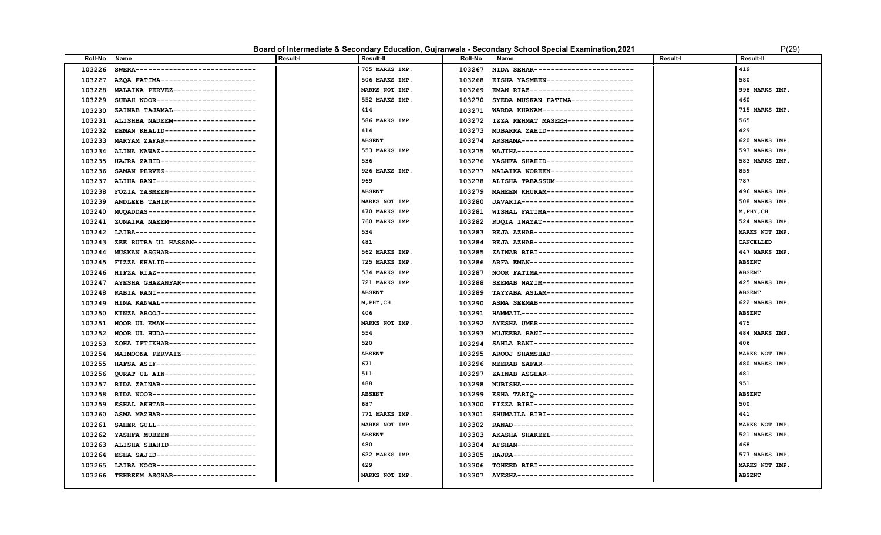# Board of Intermediate & Secondary Education, Gujranwala - Secondary School Special Examination,2021

| Roll-No | Name | Result-I | Result-II | Roll-No | Name | Result-I | Result-II |
|---|---|---|---|---|---|---|---|
| 103226 | SWERA---------------------------- | | 705 MARKS IMP. | 103267 | NIDA SEHAR----------------------- | | 419 |
| 103227 | AZQA FATIMA---------------------- | | 506 MARKS IMP. | 103268 | EISHA YASMEEN-------------------- | | 580 |
| 103228 | MALAIKA PERVEZ------------------- | | MARKS NOT IMP. | 103269 | EMAN RIAZ------------------------ | | 998 MARKS IMP. |
| 103229 | SUBAH NOOR----------------------- | | 552 MARKS IMP. | 103270 | SYEDA MUSKAN FATIMA-------------- | | 460 |
| 103230 | ZAINAB TAJAMAL------------------- | | 414 | 103271 | WARDA KHANAM--------------------- | | 715 MARKS IMP. |
| 103231 | ALISHBA NADEEM------------------- | | 586 MARKS IMP. | 103272 | IZZA REHMAT MASEEH--------------- | | 565 |
| 103232 | EEMAN KHALID--------------------- | | 414 | 103273 | MUBARRA ZAHID-------------------- | | 429 |
| 103233 | MARYAM ZAFAR--------------------- | | ABSENT | 103274 | ARSHAMA-------------------------- | | 620 MARKS IMP. |
| 103234 | ALINA NAWAZ---------------------- | | 553 MARKS IMP. | 103275 | WAJIHA--------------------------- | | 593 MARKS IMP. |
| 103235 | HAJRA ZAHID---------------------- | | 536 | 103276 | YASHFA SHAHID-------------------- | | 583 MARKS IMP. |
| 103236 | SAMAN PERVEZ--------------------- | | 926 MARKS IMP. | 103277 | MALAIKA NOREEN------------------- | | 859 |
| 103237 | ALIHA RANI----------------------- | | 969 | 103278 | ALISHA TABASSUM------------------ | | 787 |
| 103238 | FOZIA YASMEEN-------------------- | | ABSENT | 103279 | MAHEEN KHURAM-------------------- | | 496 MARKS IMP. |
| 103239 | ANDLEEB TAHIR-------------------- | | MARKS NOT IMP. | 103280 | JAVARIA-------------------------- | | 508 MARKS IMP. |
| 103240 | MUQADDAS------------------------- | | 470 MARKS IMP. | 103281 | WISHAL FATIMA-------------------- | | M,PHY,CH |
| 103241 | ZUNAIRA NAEEM-------------------- | | 760 MARKS IMP. | 103282 | RUQIA INAYAT--------------------- | | 524 MARKS IMP. |
| 103242 | LAIBA---------------------------- | | 534 | 103283 | REJA AZHAR----------------------- | | MARKS NOT IMP. |
| 103243 | ZEE RUTBA UL HASSAN-------------- | | 481 | 103284 | REJA AZHAR----------------------- | | CANCELLED |
| 103244 | MUSKAN ASGHAR-------------------- | | 562 MARKS IMP. | 103285 | ZAINAB BIBI---------------------- | | 447 MARKS IMP. |
| 103245 | FIZZA KHALID--------------------- | | 725 MARKS IMP. | 103286 | ARFA EMAN------------------------ | | ABSENT |
| 103246 | HIFZA RIAZ----------------------- | | 534 MARKS IMP. | 103287 | NOOR FATIMA---------------------- | | ABSENT |
| 103247 | AYESHA GHAZANFAR----------------- | | 721 MARKS IMP. | 103288 | SEEMAB NAZIM--------------------- | | 425 MARKS IMP. |
| 103248 | RABIA RANI----------------------- | | ABSENT | 103289 | TAYYABA ASLAM-------------------- | | ABSENT |
| 103249 | HINA KANWAL---------------------- | | M,PHY,CH | 103290 | ASMA SEEMAB---------------------- | | 622 MARKS IMP. |
| 103250 | KINZA AROOJ---------------------- | | 406 | 103291 | HAMMAIL-------------------------- | | ABSENT |
| 103251 | NOOR UL EMAN--------------------- | | MARKS NOT IMP. | 103292 | AYESHA UMER---------------------- | | 475 |
| 103252 | NOOR UL HUDA--------------------- | | 554 | 103293 | MUJEEBA RANI--------------------- | | 484 MARKS IMP. |
| 103253 | ZOHA IFTIKHAR-------------------- | | 520 | 103294 | SAHLA RANI----------------------- | | 406 |
| 103254 | MAIMOONA PERVAIZ----------------- | | ABSENT | 103295 | AROOJ SHAMSHAD------------------- | | MARKS NOT IMP. |
| 103255 | HAFSA ASIF----------------------- | | 671 | 103296 | MEERAB ZAFAR--------------------- | | 480 MARKS IMP. |
| 103256 | QURAT UL AIN--------------------- | | 511 | 103297 | ZAINAB ASGHAR-------------------- | | 481 |
| 103257 | RIDA ZAINAB---------------------- | | 488 | 103298 | NUBISHA-------------------------- | | 951 |
| 103258 | RIDA NOOR------------------------ | | ABSENT | 103299 | ESHA TARIQ----------------------- | | ABSENT |
| 103259 | ESHAL AKHTAR--------------------- | | 687 | 103300 | FIZZA BIBI----------------------- | | 500 |
| 103260 | ASMA MAZHAR---------------------- | | 771 MARKS IMP. | 103301 | SHUMAILA BIBI-------------------- | | 441 |
| 103261 | SAHER GULL----------------------- | | MARKS NOT IMP. | 103302 | RANAD---------------------------- | | MARKS NOT IMP. |
| 103262 | YASHFA MUBEEN-------------------- | | ABSENT | 103303 | AKASHA SHAKEEL------------------- | | 521 MARKS IMP. |
| 103263 | ALISHA SHAHID-------------------- | | 480 | 103304 | AFSHAN--------------------------- | | 468 |
| 103264 | ESHA SAJID----------------------- | | 622 MARKS IMP. | 103305 | HAJRA---------------------------- | | 577 MARKS IMP. |
| 103265 | LAIBA NOOR----------------------- | | 429 | 103306 | TOHEED BIBI---------------------- | | MARKS NOT IMP. |
| 103266 | TEHREEM ASGHAR------------------- | | MARKS NOT IMP. | 103307 | AYESHA--------------------------- | | ABSENT |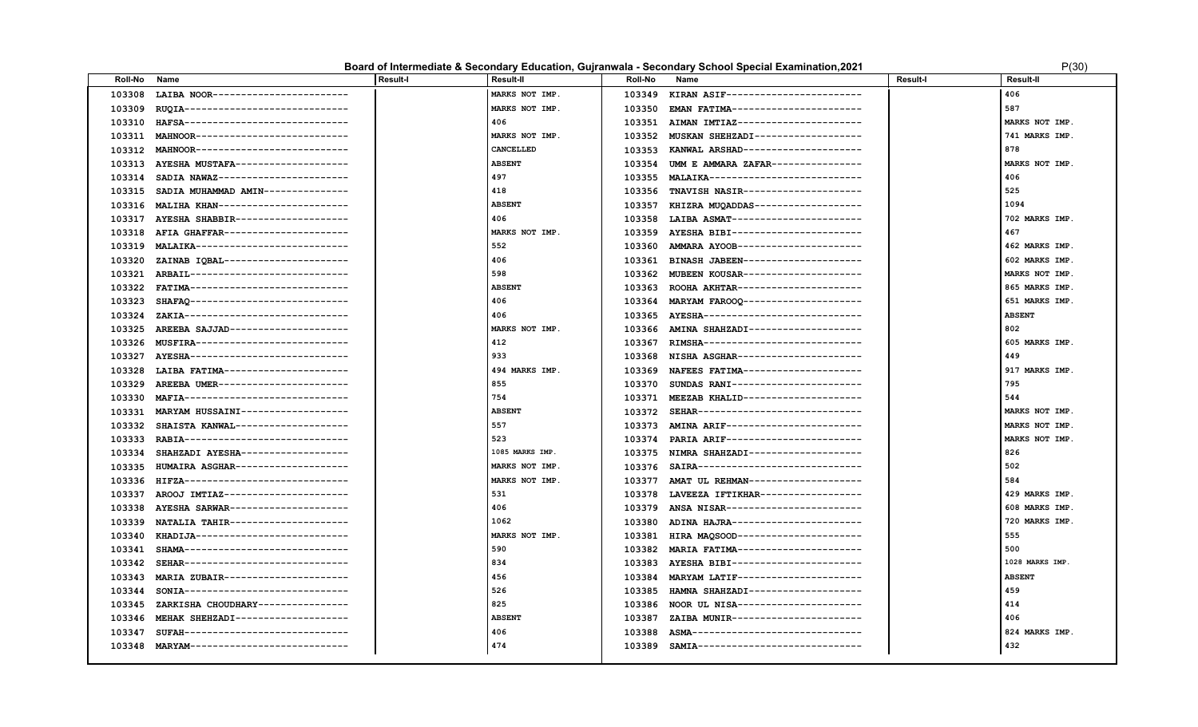# Board of Intermediate & Secondary Education, Gujranwala - Secondary School Special Examination,2021

P(30)

| Roll-No | Name | Result-I | Result-II | Roll-No | Name | Result-I | Result-II |
|---|---|---|---|---|---|---|---|
| 103308 | LAIBA NOOR------------------------ | | MARKS NOT IMP. | 103349 | KIRAN ASIF------------------------ | | 406 |
| 103309 | RUQIA----------------------------- | | MARKS NOT IMP. | 103350 | EMAN FATIMA----------------------- | | 587 |
| 103310 | HAFSA----------------------------- | | 406 | 103351 | AIMAN IMTIAZ---------------------- | | MARKS NOT IMP. |
| 103311 | MAHNOOR--------------------------- | | MARKS NOT IMP. | 103352 | MUSKAN SHEHZADI------------------- | | 741 MARKS IMP. |
| 103312 | MAHNOOR--------------------------- | | CANCELLED | 103353 | KANWAL ARSHAD--------------------- | | 878 |
| 103313 | AYESHA MUSTAFA-------------------- | | ABSENT | 103354 | UMM E AMMARA ZAFAR---------------- | | MARKS NOT IMP. |
| 103314 | SADIA NAWAZ----------------------- | | 497 | 103355 | MALAIKA--------------------------- | | 406 |
| 103315 | SADIA MUHAMMAD AMIN--------------- | | 418 | 103356 | TNAVISH NASIR--------------------- | | 525 |
| 103316 | MALIHA KHAN----------------------- | | ABSENT | 103357 | KHIZRA MUQADDAS------------------- | | 1094 |
| 103317 | AYESHA SHABBIR-------------------- | | 406 | 103358 | LAIBA ASMAT----------------------- | | 702 MARKS IMP. |
| 103318 | AFIA GHAFFAR---------------------- | | MARKS NOT IMP. | 103359 | AYESHA BIBI----------------------- | | 467 |
| 103319 | MALAIKA--------------------------- | | 552 | 103360 | AMMARA AYOOB---------------------- | | 462 MARKS IMP. |
| 103320 | ZAINAB IQBAL---------------------- | | 406 | 103361 | BINASH JABEEN--------------------- | | 602 MARKS IMP. |
| 103321 | ARBAIL---------------------------- | | 598 | 103362 | MUBEEN KOUSAR--------------------- | | MARKS NOT IMP. |
| 103322 | FATIMA---------------------------- | | ABSENT | 103363 | ROOHA AKHTAR---------------------- | | 865 MARKS IMP. |
| 103323 | SHAFAQ---------------------------- | | 406 | 103364 | MARYAM FAROOQ--------------------- | | 651 MARKS IMP. |
| 103324 | ZAKIA----------------------------- | | 406 | 103365 | AYESHA---------------------------- | | ABSENT |
| 103325 | AREEBA SAJJAD--------------------- | | MARKS NOT IMP. | 103366 | AMINA SHAHZADI-------------------- | | 802 |
| 103326 | MUSFIRA--------------------------- | | 412 | 103367 | RIMSHA---------------------------- | | 605 MARKS IMP. |
| 103327 | AYESHA---------------------------- | | 933 | 103368 | NISHA ASGHAR---------------------- | | 449 |
| 103328 | LAIBA FATIMA---------------------- | | 494 MARKS IMP. | 103369 | NAFEES FATIMA--------------------- | | 917 MARKS IMP. |
| 103329 | AREEBA UMER----------------------- | | 855 | 103370 | SUNDAS RANI----------------------- | | 795 |
| 103330 | MAFIA----------------------------- | | 754 | 103371 | MEEZAB KHALID--------------------- | | 544 |
| 103331 | MARYAM HUSSAINI------------------- | | ABSENT | 103372 | SEHAR----------------------------- | | MARKS NOT IMP. |
| 103332 | SHAISTA KANWAL-------------------- | | 557 | 103373 | AMINA ARIF------------------------ | | MARKS NOT IMP. |
| 103333 | RABIA----------------------------- | | 523 | 103374 | PARIA ARIF------------------------ | | MARKS NOT IMP. |
| 103334 | SHAHZADI AYESHA------------------- | | 1085 MARKS IMP. | 103375 | NIMRA SHAHZADI-------------------- | | 826 |
| 103335 | HUMAIRA ASGHAR-------------------- | | MARKS NOT IMP. | 103376 | SAIRA----------------------------- | | 502 |
| 103336 | HIFZA----------------------------- | | MARKS NOT IMP. | 103377 | AMAT UL REHMAN-------------------- | | 584 |
| 103337 | AROOJ IMTIAZ---------------------- | | 531 | 103378 | LAVEEZA IFTIKHAR------------------ | | 429 MARKS IMP. |
| 103338 | AYESHA SARWAR--------------------- | | 406 | 103379 | ANSA NISAR------------------------ | | 608 MARKS IMP. |
| 103339 | NATALIA TAHIR--------------------- | | 1062 | 103380 | ADINA HAJRA----------------------- | | 720 MARKS IMP. |
| 103340 | KHADIJA--------------------------- | | MARKS NOT IMP. | 103381 | HIRA MAQSOOD---------------------- | | 555 |
| 103341 | SHAMA----------------------------- | | 590 | 103382 | MARIA FATIMA---------------------- | | 500 |
| 103342 | SEHAR----------------------------- | | 834 | 103383 | AYESHA BIBI----------------------- | | 1028 MARKS IMP. |
| 103343 | MARIA ZUBAIR---------------------- | | 456 | 103384 | MARYAM LATIF---------------------- | | ABSENT |
| 103344 | SONIA----------------------------- | | 526 | 103385 | HAMNA SHAHZADI-------------------- | | 459 |
| 103345 | ZARKISHA CHOUDHARY---------------- | | 825 | 103386 | NOOR UL NISA---------------------- | | 414 |
| 103346 | MEHAK SHEHZADI-------------------- | | ABSENT | 103387 | ZAIBA MUNIR----------------------- | | 406 |
| 103347 | SUFAH----------------------------- | | 406 | 103388 | ASMA------------------------------ | | 824 MARKS IMP. |
| 103348 | MARYAM---------------------------- | | 474 | 103389 | SAMIA----------------------------- | | 432 |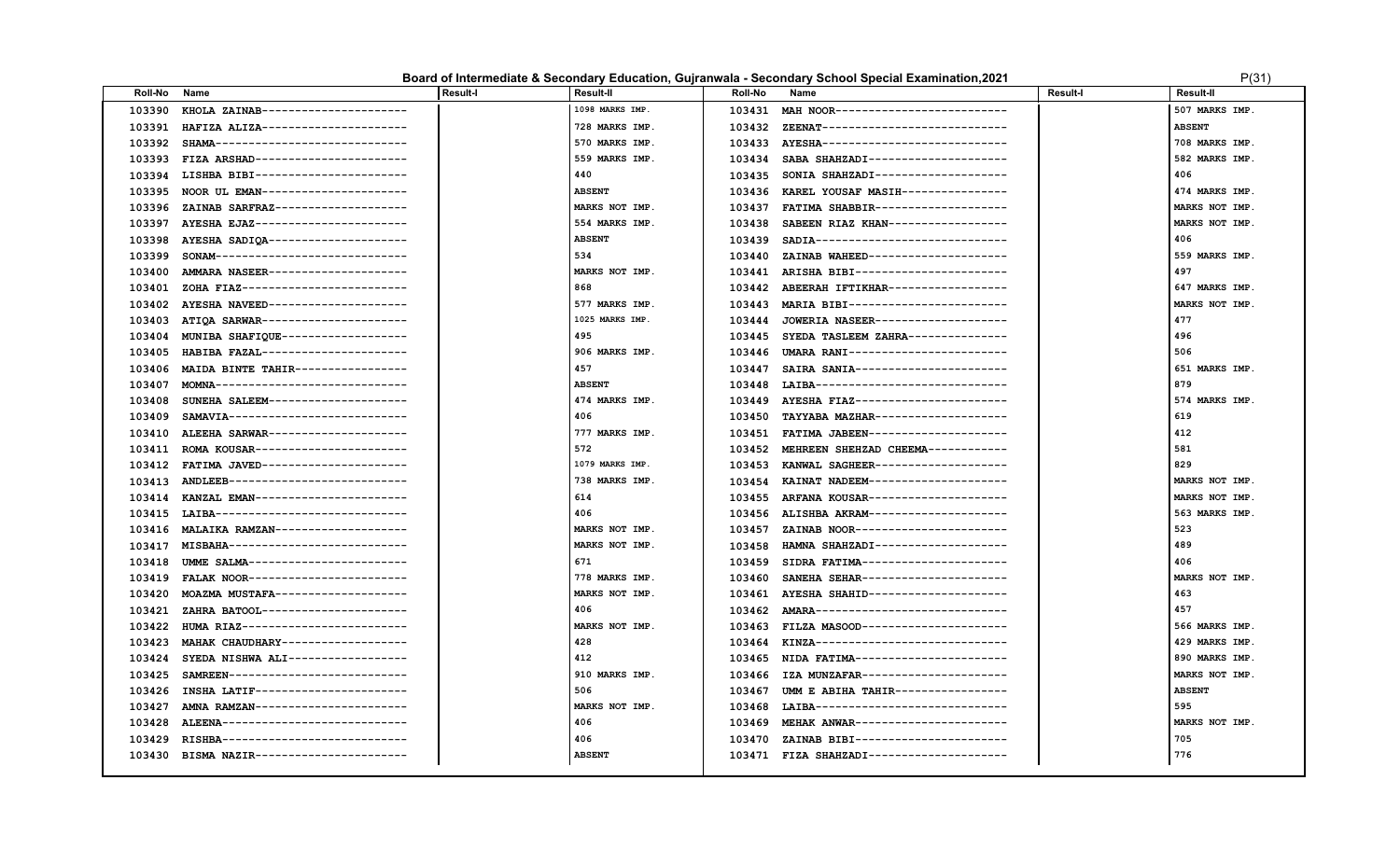## Board of Intermediate & Secondary Education, Gujranwala - Secondary School Special Examination,2021

| Roll-No | Name | Result-I | Result-II | Roll-No | Name | Result-I | Result-II |
|---|---|---|---|---|---|---|---|
| 103390 | KHOLA ZAINAB--------------------- | | 1098 MARKS IMP. | 103431 | MAH NOOR-------------------------- | | 507 MARKS IMP. |
| 103391 | HAFIZA ALIZA--------------------- | | 728 MARKS IMP. | 103432 | ZEENAT---------------------------- | | ABSENT |
| 103392 | SHAMA---------------------------- | | 570 MARKS IMP. | 103433 | AYESHA---------------------------- | | 708 MARKS IMP. |
| 103393 | FIZA ARSHAD---------------------- | | 559 MARKS IMP. | 103434 | SABA SHAHZADI--------------------- | | 582 MARKS IMP. |
| 103394 | LISHBA BIBI---------------------- | | 440 | 103435 | SONIA SHAHZADI-------------------- | | 406 |
| 103395 | NOOR UL EMAN--------------------- | | ABSENT | 103436 | KAREL YOUSAF MASIH---------------- | | 474 MARKS IMP. |
| 103396 | ZAINAB SARFRAZ------------------- | | MARKS NOT IMP. | 103437 | FATIMA SHABBIR-------------------- | | MARKS NOT IMP. |
| 103397 | AYESHA EJAZ---------------------- | | 554 MARKS IMP. | 103438 | SABEEN RIAZ KHAN------------------ | | MARKS NOT IMP. |
| 103398 | AYESHA SADIQA-------------------- | | ABSENT | 103439 | SADIA----------------------------- | | 406 |
| 103399 | SONAM---------------------------- | | 534 | 103440 | ZAINAB WAHEED--------------------- | | 559 MARKS IMP. |
| 103400 | AMMARA NASEER-------------------- | | MARKS NOT IMP. | 103441 | ARISHA BIBI----------------------- | | 497 |
| 103401 | ZOHA FIAZ------------------------ | | 868 | 103442 | ABEERAH IFTIKHAR------------------ | | 647 MARKS IMP. |
| 103402 | AYESHA NAVEED-------------------- | | 577 MARKS IMP. | 103443 | MARIA BIBI------------------------ | | MARKS NOT IMP. |
| 103403 | ATIQA SARWAR--------------------- | | 1025 MARKS IMP. | 103444 | JOWERIA NASEER-------------------- | | 477 |
| 103404 | MUNIBA SHAFIQUE------------------ | | 495 | 103445 | SYEDA TASLEEM ZAHRA--------------- | | 496 |
| 103405 | HABIBA FAZAL--------------------- | | 906 MARKS IMP. | 103446 | UMARA RANI------------------------ | | 506 |
| 103406 | MAIDA BINTE TAHIR---------------- | | 457 | 103447 | SAIRA SANIA----------------------- | | 651 MARKS IMP. |
| 103407 | MOMNA---------------------------- | | ABSENT | 103448 | LAIBA----------------------------- | | 879 |
| 103408 | SUNEHA SALEEM-------------------- | | 474 MARKS IMP. | 103449 | AYESHA FIAZ----------------------- | | 574 MARKS IMP. |
| 103409 | SAMAVIA-------------------------- | | 406 | 103450 | TAYYABA MAZHAR-------------------- | | 619 |
| 103410 | ALEEHA SARWAR-------------------- | | 777 MARKS IMP. | 103451 | FATIMA JABEEN--------------------- | | 412 |
| 103411 | ROMA KOUSAR---------------------- | | 572 | 103452 | MEHREEN SHEHZAD CHEEMA------------ | | 581 |
| 103412 | FATIMA JAVED--------------------- | | 1079 MARKS IMP. | 103453 | KANWAL SAGHEER-------------------- | | 829 |
| 103413 | ANDLEEB-------------------------- | | 738 MARKS IMP. | 103454 | KAINAT NADEEM--------------------- | | MARKS NOT IMP. |
| 103414 | KANZAL EMAN---------------------- | | 614 | 103455 | ARFANA KOUSAR--------------------- | | MARKS NOT IMP. |
| 103415 | LAIBA---------------------------- | | 406 | 103456 | ALISHBA AKRAM--------------------- | | 563 MARKS IMP. |
| 103416 | MALAIKA RAMZAN------------------- | | MARKS NOT IMP. | 103457 | ZAINAB NOOR----------------------- | | 523 |
| 103417 | MISBAHA-------------------------- | | MARKS NOT IMP. | 103458 | HAMNA SHAHZADI-------------------- | | 489 |
| 103418 | UMME SALMA----------------------- | | 671 | 103459 | SIDRA FATIMA---------------------- | | 406 |
| 103419 | FALAK NOOR----------------------- | | 778 MARKS IMP. | 103460 | SANEHA SEHAR---------------------- | | MARKS NOT IMP. |
| 103420 | MOAZMA MUSTAFA------------------- | | MARKS NOT IMP. | 103461 | AYESHA SHAHID--------------------- | | 463 |
| 103421 | ZAHRA BATOOL--------------------- | | 406 | 103462 | AMARA----------------------------- | | 457 |
| 103422 | HUMA RIAZ------------------------ | | MARKS NOT IMP. | 103463 | FILZA MASOOD---------------------- | | 566 MARKS IMP. |
| 103423 | MAHAK CHAUDHARY------------------ | | 428 | 103464 | KINZA----------------------------- | | 429 MARKS IMP. |
| 103424 | SYEDA NISHWA ALI----------------- | | 412 | 103465 | NIDA FATIMA----------------------- | | 890 MARKS IMP. |
| 103425 | SAMREEN-------------------------- | | 910 MARKS IMP. | 103466 | IZA MUNZAFAR---------------------- | | MARKS NOT IMP. |
| 103426 | INSHA LATIF---------------------- | | 506 | 103467 | UMM E ABIHA TAHIR----------------- | | ABSENT |
| 103427 | AMNA RAMZAN---------------------- | | MARKS NOT IMP. | 103468 | LAIBA----------------------------- | | 595 |
| 103428 | ALEENA--------------------------- | | 406 | 103469 | MEHAK ANWAR----------------------- | | MARKS NOT IMP. |
| 103429 | RISHBA--------------------------- | | 406 | 103470 | ZAINAB BIBI----------------------- | | 705 |
| 103430 | BISMA NAZIR---------------------- | | ABSENT | 103471 | FIZA SHAHZADI--------------------- | | 776 |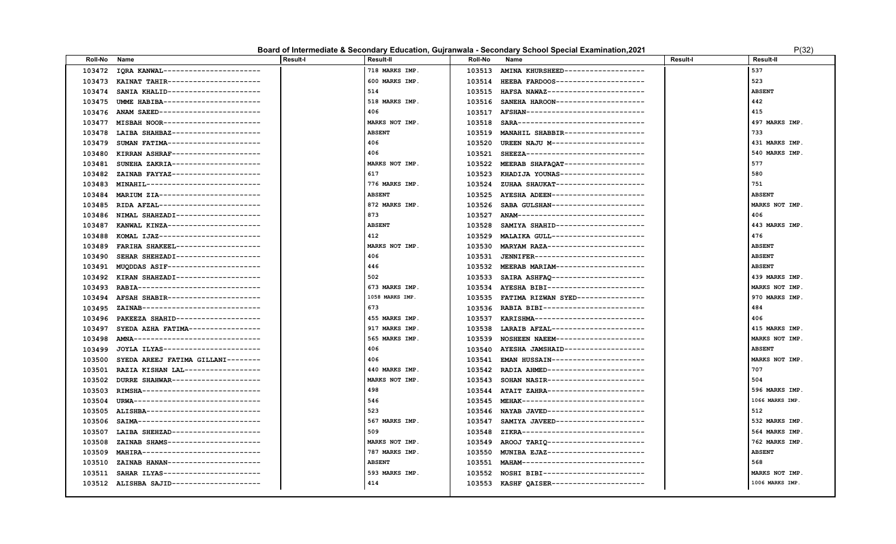## Board of Intermediate & Secondary Education, Gujranwala - Secondary School Special Examination,2021

| Roll-No | Name | Result-I | Result-II | Roll-No | Name | Result-I | Result-II |
|---|---|---|---|---|---|---|---|
| 103472 | IQRA KANWAL---------------------- | | 718 MARKS IMP. | 103513 | AMINA KHURSHEED------------------ | | 537 |
| 103473 | KAINAT TAHIR--------------------- | | 600 MARKS IMP. | 103514 | HEEBA FARDOOS-------------------- | | 523 |
| 103474 | SANIA KHALID--------------------- | | 514 | 103515 | HAFSA NAWAZ---------------------- | | ABSENT |
| 103475 | UMME HABIBA---------------------- | | 518 MARKS IMP. | 103516 | SANEHA HAROON-------------------- | | 442 |
| 103476 | ANAM SAEED----------------------- | | 406 | 103517 | AFSHAN--------------------------- | | 415 |
| 103477 | MISBAH NOOR---------------------- | | MARKS NOT IMP. | 103518 | SARA----------------------------- | | 497 MARKS IMP. |
| 103478 | LAIBA SHAHBAZ-------------------- | | ABSENT | 103519 | MANAHIL SHABBIR------------------ | | 733 |
| 103479 | SUMAN FATIMA--------------------- | | 406 | 103520 | UREEN NAJU M--------------------- | | 431 MARKS IMP. |
| 103480 | KIRRAN ASHRAF-------------------- | | 406 | 103521 | SHEEZA--------------------------- | | 540 MARKS IMP. |
| 103481 | SUNEHA ZAKRIA-------------------- | | MARKS NOT IMP. | 103522 | MEERAB SHAFAQAT------------------ | | 577 |
| 103482 | ZAINAB FAYYAZ-------------------- | | 617 | 103523 | KHADIJA YOUNAS------------------- | | 580 |
| 103483 | MINAHIL-------------------------- | | 776 MARKS IMP. | 103524 | ZUHAA SHAUKAT-------------------- | | 751 |
| 103484 | MARIUM ZIA----------------------- | | ABSENT | 103525 | AYESHA ADEEN--------------------- | | ABSENT |
| 103485 | RIDA AFZAL----------------------- | | 872 MARKS IMP. | 103526 | SABA GULSHAN--------------------- | | MARKS NOT IMP. |
| 103486 | NIMAL SHAHZADI------------------- | | 873 | 103527 | ANAM----------------------------- | | 406 |
| 103487 | KANWAL KINZA--------------------- | | ABSENT | 103528 | SAMIYA SHAHID-------------------- | | 443 MARKS IMP. |
| 103488 | KOMAL IJAZ----------------------- | | 412 | 103529 | MALAIKA GULL--------------------- | | 476 |
| 103489 | FARIHA SHAKEEL------------------- | | MARKS NOT IMP. | 103530 | MARYAM RAZA---------------------- | | ABSENT |
| 103490 | SEHAR SHEHZADI------------------- | | 406 | 103531 | JENNIFER------------------------- | | ABSENT |
| 103491 | MUQDDAS ASIF--------------------- | | 446 | 103532 | MEERAB MARIAM-------------------- | | ABSENT |
| 103492 | KIRAN SHAHZADI------------------- | | 502 | 103533 | SAIRA ASHFAQ--------------------- | | 439 MARKS IMP. |
| 103493 | RABIA---------------------------- | | 673 MARKS IMP. | 103534 | AYESHA BIBI---------------------- | | MARKS NOT IMP. |
| 103494 | AFSAH SHABIR--------------------- | | 1058 MARKS IMP. | 103535 | FATIMA RIZWAN SYED--------------- | | 970 MARKS IMP. |
| 103495 | ZAINAB--------------------------- | | 673 | 103536 | RABIA BIBI----------------------- | | 484 |
| 103496 | PAKEEZA SHAHID------------------- | | 455 MARKS IMP. | 103537 | KARISHMA------------------------- | | 406 |
| 103497 | SYEDA AZHA FATIMA---------------- | | 917 MARKS IMP. | 103538 | LARAIB AFZAL--------------------- | | 415 MARKS IMP. |
| 103498 | AMNA----------------------------- | | 565 MARKS IMP. | 103539 | NOSHEEN NAEEM-------------------- | | MARKS NOT IMP. |
| 103499 | JOYLA ILYAS---------------------- | | 406 | 103540 | AYESHA JAMSHAID------------------ | | ABSENT |
| 103500 | SYEDA AREEJ FATIMA GILLANI-------- | | 406 | 103541 | EMAN HUSSAIN--------------------- | | MARKS NOT IMP. |
| 103501 | RAZIA KISHAN LAL----------------- | | 440 MARKS IMP. | 103542 | RADIA AHMED---------------------- | | 707 |
| 103502 | DURRE SHAHWAR-------------------- | | MARKS NOT IMP. | 103543 | SOHAN NASIR---------------------- | | 504 |
| 103503 | RIMSHA--------------------------- | | 498 | 103544 | ATAIT ZAHRA---------------------- | | 596 MARKS IMP. |
| 103504 | URWA----------------------------- | | 546 | 103545 | MEHAK---------------------------- | | 1066 MARKS IMP. |
| 103505 | ALISHBA-------------------------- | | 523 | 103546 | NAYAB JAVED---------------------- | | 512 |
| 103506 | SAIMA---------------------------- | | 567 MARKS IMP. | 103547 | SAMIYA JAVEED-------------------- | | 532 MARKS IMP. |
| 103507 | LAIBA SHEHZAD-------------------- | | 509 | 103548 | ZIKRA---------------------------- | | 564 MARKS IMP. |
| 103508 | ZAINAB SHAMS--------------------- | | MARKS NOT IMP. | 103549 | AROOJ TARIQ---------------------- | | 762 MARKS IMP. |
| 103509 | MAHIRA--------------------------- | | 787 MARKS IMP. | 103550 | MUNIBA EJAZ---------------------- | | ABSENT |
| 103510 | ZAINAB HANAN--------------------- | | ABSENT | 103551 | MAHAM---------------------------- | | 568 |
| 103511 | SAHAR ILYAS---------------------- | | 593 MARKS IMP. | 103552 | NOSHI BIBI----------------------- | | MARKS NOT IMP. |
| 103512 | ALISHBA SAJID-------------------- | | 414 | 103553 | KASHF QAISER--------------------- | | 1006 MARKS IMP. |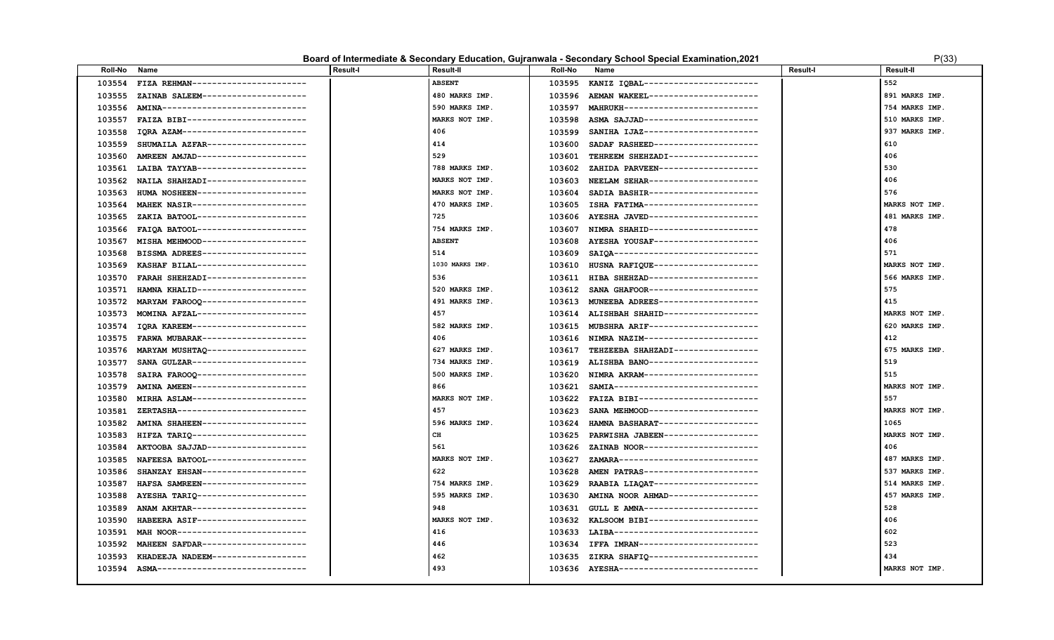# Board of Intermediate & Secondary Education, Gujranwala - Secondary School Special Examination,2021

| Roll-No | Name | Result-I | Result-II | Roll-No | Name | Result-I | Result-II |
|---|---|---|---|---|---|---|---|
| 103554 | FIZA REHMAN---------------------- | | ABSENT | 103595 | KANIZ IQBAL---------------------- | | 552 |
| 103555 | ZAINAB SALEEM-------------------- | | 480 MARKS IMP. | 103596 | AEMAN WAKEEL--------------------- | | 891 MARKS IMP. |
| 103556 | AMINA---------------------------- | | 590 MARKS IMP. | 103597 | MAHRUKH-------------------------- | | 754 MARKS IMP. |
| 103557 | FAIZA BIBI----------------------- | | MARKS NOT IMP. | 103598 | ASMA SAJJAD---------------------- | | 510 MARKS IMP. |
| 103558 | IQRA AZAM------------------------ | | 406 | 103599 | SANIHA IJAZ---------------------- | | 937 MARKS IMP. |
| 103559 | SHUMAILA AZFAR------------------- | | 414 | 103600 | SADAF RASHEED-------------------- | | 610 |
| 103560 | AMREEN AMJAD--------------------- | | 529 | 103601 | TEHREEM SHEHZADI----------------- | | 406 |
| 103561 | LAIBA TAYYAB--------------------- | | 788 MARKS IMP. | 103602 | ZAHIDA PARVEEN------------------- | | 530 |
| 103562 | NAILA SHAHZADI------------------- | | MARKS NOT IMP. | 103603 | NEELAM SEHAR--------------------- | | 406 |
| 103563 | HUMA NOSHEEN--------------------- | | MARKS NOT IMP. | 103604 | SADIA BASHIR--------------------- | | 576 |
| 103564 | MAHEK NASIR---------------------- | | 470 MARKS IMP. | 103605 | ISHA FATIMA---------------------- | | MARKS NOT IMP. |
| 103565 | ZAKIA BATOOL--------------------- | | 725 | 103606 | AYESHA JAVED--------------------- | | 481 MARKS IMP. |
| 103566 | FAIQA BATOOL--------------------- | | 754 MARKS IMP. | 103607 | NIMRA SHAHID--------------------- | | 478 |
| 103567 | MISHA MEHMOOD-------------------- | | ABSENT | 103608 | AYESHA YOUSAF-------------------- | | 406 |
| 103568 | BISSMA ADREES-------------------- | | 514 | 103609 | SAIQA---------------------------- | | 571 |
| 103569 | KASHAF BILAL--------------------- | | 1030 MARKS IMP. | 103610 | HUSNA RAFIQUE-------------------- | | MARKS NOT IMP. |
| 103570 | FARAH SHEHZADI------------------- | | 536 | 103611 | HIBA SHEHZAD--------------------- | | 566 MARKS IMP. |
| 103571 | HAMNA KHALID--------------------- | | 520 MARKS IMP. | 103612 | SANA GHAFOOR--------------------- | | 575 |
| 103572 | MARYAM FAROOQ-------------------- | | 491 MARKS IMP. | 103613 | MUNEEBA ADREES------------------- | | 415 |
| 103573 | MOMINA AFZAL--------------------- | | 457 | 103614 | ALISHBAH SHAHID------------------ | | MARKS NOT IMP. |
| 103574 | IQRA KAREEM---------------------- | | 582 MARKS IMP. | 103615 | MUBSHRA ARIF--------------------- | | 620 MARKS IMP. |
| 103575 | FARWA MUBARAK-------------------- | | 406 | 103616 | NIMRA NAZIM---------------------- | | 412 |
| 103576 | MARYAM MUSHTAQ------------------- | | 627 MARKS IMP. | 103617 | TEHZEEBA SHAHZADI---------------- | | 675 MARKS IMP. |
| 103577 | SANA GULZAR---------------------- | | 734 MARKS IMP. | 103619 | ALISHBA BANO--------------------- | | 519 |
| 103578 | SAIRA FAROOQ--------------------- | | 500 MARKS IMP. | 103620 | NIMRA AKRAM---------------------- | | 515 |
| 103579 | AMINA AMEEN---------------------- | | 866 | 103621 | SAMIA---------------------------- | | MARKS NOT IMP. |
| 103580 | MIRHA ASLAM---------------------- | | MARKS NOT IMP. | 103622 | FAIZA BIBI----------------------- | | 557 |
| 103581 | ZERTASHA------------------------- | | 457 | 103623 | SANA MEHMOOD--------------------- | | MARKS NOT IMP. |
| 103582 | AMINA SHAHEEN-------------------- | | 596 MARKS IMP. | 103624 | HAMNA BASHARAT------------------- | | 1065 |
| 103583 | HIFZA TARIQ---------------------- | | CH | 103625 | PARWISHA JABEEN------------------ | | MARKS NOT IMP. |
| 103584 | AKTOOBA SAJJAD------------------- | | 561 | 103626 | ZAINAB NOOR---------------------- | | 406 |
| 103585 | NAFEESA BATOOL------------------- | | MARKS NOT IMP. | 103627 | ZAMARA--------------------------- | | 487 MARKS IMP. |
| 103586 | SHANZAY EHSAN-------------------- | | 622 | 103628 | AMEN PATRAS---------------------- | | 537 MARKS IMP. |
| 103587 | HAFSA SAMREEN-------------------- | | 754 MARKS IMP. | 103629 | RAABIA LIAQAT-------------------- | | 514 MARKS IMP. |
| 103588 | AYESHA TARIQ--------------------- | | 595 MARKS IMP. | 103630 | AMINA NOOR AHMAD----------------- | | 457 MARKS IMP. |
| 103589 | ANAM AKHTAR---------------------- | | 948 | 103631 | GULL E AMNA---------------------- | | 528 |
| 103590 | HABEERA ASIF--------------------- | | MARKS NOT IMP. | 103632 | KALSOOM BIBI--------------------- | | 406 |
| 103591 | MAH NOOR------------------------- | | 416 | 103633 | LAIBA---------------------------- | | 602 |
| 103592 | MAHEEN SAFDAR-------------------- | | 446 | 103634 | IFFA IMRAN----------------------- | | 523 |
| 103593 | KHADEEJA NADEEM------------------ | | 462 | 103635 | ZIKRA SHAFIQ--------------------- | | 434 |
| 103594 | ASMA----------------------------- | | 493 | 103636 | AYESHA--------------------------- | | MARKS NOT IMP. |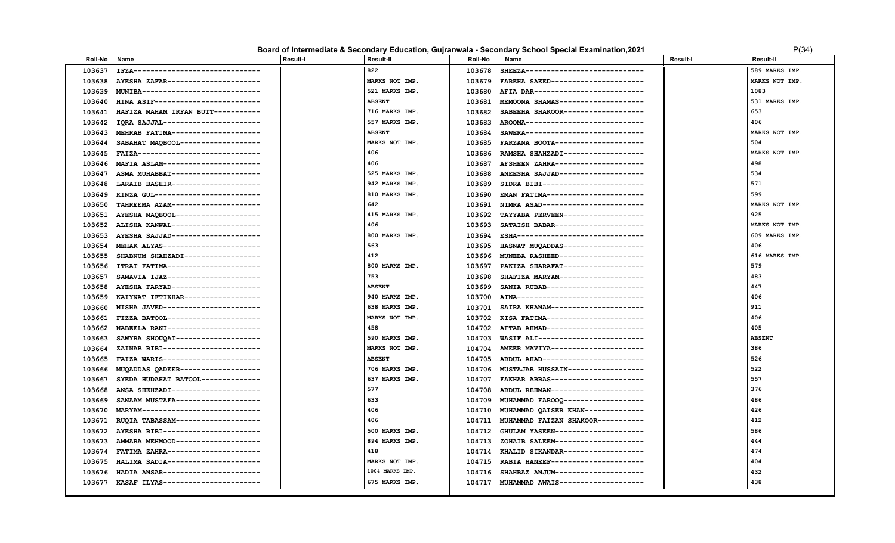# Board of Intermediate & Secondary Education, Gujranwala - Secondary School Special Examination,2021

| Roll-No | Name | Result-I | Result-II | Roll-No | Name | Result-I | Result-II |
|---|---|---|---|---|---|---|---|
| 103637 | IFZA------------------------------ | | 822 | 103678 | SHEEZA---------------------------- | | 589 MARKS IMP. |
| 103638 | AYESHA ZAFAR---------------------- | | MARKS NOT IMP. | 103679 | FAREHA SAEED---------------------- | | MARKS NOT IMP. |
| 103639 | MUNIBA---------------------------- | | 521 MARKS IMP. | 103680 | AFIA DAR-------------------------- | | 1083 |
| 103640 | HINA ASIF------------------------- | | ABSENT | 103681 | MEMOONA SHAMAS-------------------- | | 531 MARKS IMP. |
| 103641 | HAFIZA MAHAM IRFAN BUTT----------- | | 716 MARKS IMP. | 103682 | SABEEHA SHAKOOR------------------- | | 653 |
| 103642 | IQRA SAJJAL----------------------- | | 557 MARKS IMP. | 103683 | AROOMA---------------------------- | | 406 |
| 103643 | MEHRAB FATIMA--------------------- | | ABSENT | 103684 | SAWERA---------------------------- | | MARKS NOT IMP. |
| 103644 | SABAHAT MAQBOOL------------------- | | MARKS NOT IMP. | 103685 | FARZANA BOOTA--------------------- | | 504 |
| 103645 | FAIZA----------------------------- | | 406 | 103686 | RAMSHA SHAHZADI------------------- | | MARKS NOT IMP. |
| 103646 | MAFIA ASLAM----------------------- | | 406 | 103687 | AFSHEEN ZAHRA--------------------- | | 498 |
| 103647 | ASMA MUHABBAT--------------------- | | 525 MARKS IMP. | 103688 | ANEESHA SAJJAD-------------------- | | 534 |
| 103648 | LARAIB BASHIR--------------------- | | 942 MARKS IMP. | 103689 | SIDRA BIBI------------------------ | | 571 |
| 103649 | KINZA GUL------------------------- | | 810 MARKS IMP. | 103690 | EMAN FATIMA----------------------- | | 599 |
| 103650 | TAHREEMA AZAM--------------------- | | 642 | 103691 | NIMRA ASAD------------------------ | | MARKS NOT IMP. |
| 103651 | AYESHA MAQBOOL-------------------- | | 415 MARKS IMP. | 103692 | TAYYABA PERVEEN------------------- | | 925 |
| 103652 | ALISHA KANWAL--------------------- | | 406 | 103693 | SATAISH BABAR--------------------- | | MARKS NOT IMP. |
| 103653 | AYESHA SAJJAD--------------------- | | 800 MARKS IMP. | 103694 | ESHA------------------------------ | | 609 MARKS IMP. |
| 103654 | MEHAK ALYAS----------------------- | | 563 | 103695 | HASNAT MUQADDAS------------------- | | 406 |
| 103655 | SHABNUM SHAHZADI------------------ | | 412 | 103696 | MUNEBA RASHEED-------------------- | | 616 MARKS IMP. |
| 103656 | ITRAT FATIMA---------------------- | | 800 MARKS IMP. | 103697 | PAKIZA SHARAFAT------------------- | | 579 |
| 103657 | SAMAVIA IJAZ---------------------- | | 753 | 103698 | SHAFIZA MARYAM-------------------- | | 483 |
| 103658 | AYESHA FARYAD--------------------- | | ABSENT | 103699 | SANIA RUBAB----------------------- | | 447 |
| 103659 | KAIYNAT IFTIKHAR------------------ | | 940 MARKS IMP. | 103700 | AINA------------------------------ | | 406 |
| 103660 | NISHA JAVED----------------------- | | 638 MARKS IMP. | 103701 | SAIRA KHANAM---------------------- | | 911 |
| 103661 | FIZZA BATOOL---------------------- | | MARKS NOT IMP. | 103702 | KISA FATIMA----------------------- | | 406 |
| 103662 | NABEELA RANI---------------------- | | 458 | 104702 | AFTAB AHMAD----------------------- | | 405 |
| 103663 | SAWYRA SHOUQAT-------------------- | | 590 MARKS IMP. | 104703 | WASIF ALI------------------------- | | ABSENT |
| 103664 | ZAINAB BIBI----------------------- | | MARKS NOT IMP. | 104704 | AMEER MAVIYA---------------------- | | 386 |
| 103665 | FAIZA WARIS----------------------- | | ABSENT | 104705 | ABDUL AHAD------------------------ | | 526 |
| 103666 | MUQADDAS QADEER------------------- | | 706 MARKS IMP. | 104706 | MUSTAJAB HUSSAIN------------------ | | 522 |
| 103667 | SYEDA HUDAHAT BATOOL-------------- | | 637 MARKS IMP. | 104707 | FAKHAR ABBAS---------------------- | | 557 |
| 103668 | ANSA SHEHZADI--------------------- | | 577 | 104708 | ABDUL REHMAN---------------------- | | 376 |
| 103669 | SANAAM MUSTAFA-------------------- | | 633 | 104709 | MUHAMMAD FAROOQ------------------- | | 486 |
| 103670 | MARYAM---------------------------- | | 406 | 104710 | MUHAMMAD QAISER KHAN-------------- | | 426 |
| 103671 | RUQIA TABASSAM-------------------- | | 406 | 104711 | MUHAMMAD FAIZAN SHAKOOR----------- | | 412 |
| 103672 | AYESHA BIBI----------------------- | | 500 MARKS IMP. | 104712 | GHULAM YASEEN--------------------- | | 586 |
| 103673 | AMMARA MEHMOOD-------------------- | | 894 MARKS IMP. | 104713 | ZOHAIB SALEEM--------------------- | | 444 |
| 103674 | FATIMA ZAHRA---------------------- | | 418 | 104714 | KHALID SIKANDAR------------------- | | 474 |
| 103675 | HALIMA SADIA---------------------- | | MARKS NOT IMP. | 104715 | RABIA HANEEF---------------------- | | 404 |
| 103676 | HADIA ANSAR----------------------- | | 1004 MARKS IMP. | 104716 | SHAHBAZ ANJUM--------------------- | | 432 |
| 103677 | KASAF ILYAS----------------------- | | 675 MARKS IMP. | 104717 | MUHAMMAD AWAIS-------------------- | | 438 |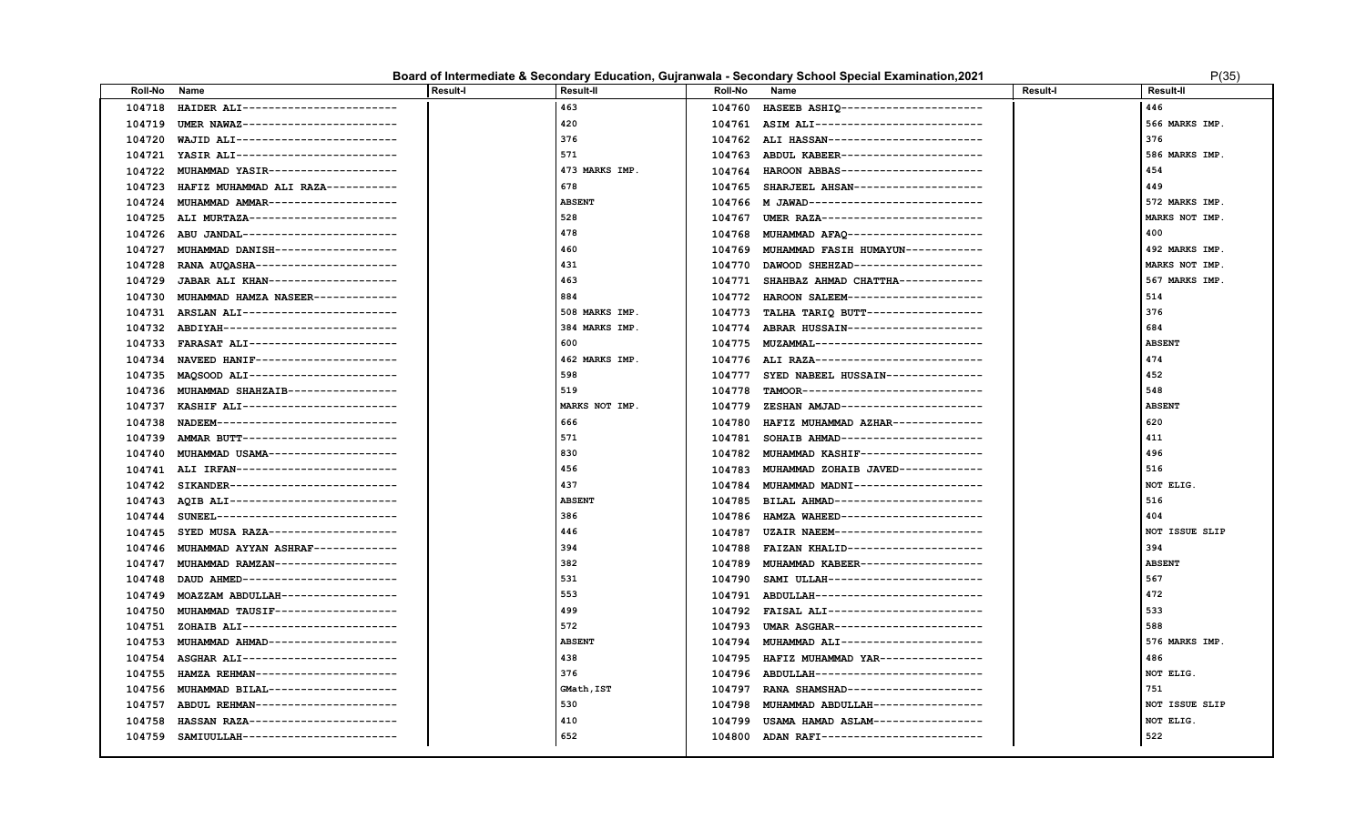## Board of Intermediate & Secondary Education, Gujranwala - Secondary School Special Examination,2021

| Roll-No | Name | Result-I | Result-II | Roll-No | Name | Result-I | Result-II |
|---|---|---|---|---|---|---|---|
| 104718 | HAIDER ALI------------------------ | | 463 | 104760 | HASEEB ASHIQ---------------------- | | 446 |
| 104719 | UMER NAWAZ------------------------ | | 420 | 104761 | ASIM ALI-------------------------- | | 566 MARKS IMP. |
| 104720 | WAJID ALI------------------------- | | 376 | 104762 | ALI HASSAN------------------------ | | 376 |
| 104721 | YASIR ALI------------------------- | | 571 | 104763 | ABDUL KABEER---------------------- | | 586 MARKS IMP. |
| 104722 | MUHAMMAD YASIR-------------------- | | 473 MARKS IMP. | 104764 | HAROON ABBAS---------------------- | | 454 |
| 104723 | HAFIZ MUHAMMAD ALI RAZA----------- | | 678 | 104765 | SHARJEEL AHSAN-------------------- | | 449 |
| 104724 | MUHAMMAD AMMAR-------------------- | | ABSENT | 104766 | M JAWAD--------------------------- | | 572 MARKS IMP. |
| 104725 | ALI MURTAZA----------------------- | | 528 | 104767 | UMER RAZA------------------------- | | MARKS NOT IMP. |
| 104726 | ABU JANDAL------------------------ | | 478 | 104768 | MUHAMMAD AFAQ--------------------- | | 400 |
| 104727 | MUHAMMAD DANISH------------------- | | 460 | 104769 | MUHAMMAD FASIH HUMAYUN------------ | | 492 MARKS IMP. |
| 104728 | RANA AUQASHA---------------------- | | 431 | 104770 | DAWOOD SHEHZAD-------------------- | | MARKS NOT IMP. |
| 104729 | JABAR ALI KHAN-------------------- | | 463 | 104771 | SHAHBAZ AHMAD CHATTHA------------- | | 567 MARKS IMP. |
| 104730 | MUHAMMAD HAMZA NASEER------------- | | 884 | 104772 | HAROON SALEEM--------------------- | | 514 |
| 104731 | ARSLAN ALI------------------------ | | 508 MARKS IMP. | 104773 | TALHA TARIQ BUTT------------------ | | 376 |
| 104732 | ABDIYAH--------------------------- | | 384 MARKS IMP. | 104774 | ABRAR HUSSAIN--------------------- | | 684 |
| 104733 | FARASAT ALI----------------------- | | 600 | 104775 | MUZAMMAL-------------------------- | | ABSENT |
| 104734 | NAVEED HANIF---------------------- | | 462 MARKS IMP. | 104776 | ALI RAZA-------------------------- | | 474 |
| 104735 | MAQSOOD ALI----------------------- | | 598 | 104777 | SYED NABEEL HUSSAIN--------------- | | 452 |
| 104736 | MUHAMMAD SHAHZAIB----------------- | | 519 | 104778 | TAMOOR---------------------------- | | 548 |
| 104737 | KASHIF ALI------------------------ | | MARKS NOT IMP. | 104779 | ZESHAN AMJAD---------------------- | | ABSENT |
| 104738 | NADEEM---------------------------- | | 666 | 104780 | HAFIZ MUHAMMAD AZHAR-------------- | | 620 |
| 104739 | AMMAR BUTT------------------------ | | 571 | 104781 | SOHAIB AHMAD---------------------- | | 411 |
| 104740 | MUHAMMAD USAMA-------------------- | | 830 | 104782 | MUHAMMAD KASHIF------------------- | | 496 |
| 104741 | ALI IRFAN------------------------- | | 456 | 104783 | MUHAMMAD ZOHAIB JAVED------------- | | 516 |
| 104742 | SIKANDER-------------------------- | | 437 | 104784 | MUHAMMAD MADNI-------------------- | | NOT ELIG. |
| 104743 | AQIB ALI-------------------------- | | ABSENT | 104785 | BILAL AHMAD----------------------- | | 516 |
| 104744 | SUNEEL---------------------------- | | 386 | 104786 | HAMZA WAHEED---------------------- | | 404 |
| 104745 | SYED MUSA RAZA-------------------- | | 446 | 104787 | UZAIR NAEEM----------------------- | | NOT ISSUE SLIP |
| 104746 | MUHAMMAD AYYAN ASHRAF------------- | | 394 | 104788 | FAIZAN KHALID--------------------- | | 394 |
| 104747 | MUHAMMAD RAMZAN------------------- | | 382 | 104789 | MUHAMMAD KABEER------------------- | | ABSENT |
| 104748 | DAUD AHMED------------------------ | | 531 | 104790 | SAMI ULLAH------------------------ | | 567 |
| 104749 | MOAZZAM ABDULLAH------------------ | | 553 | 104791 | ABDULLAH-------------------------- | | 472 |
| 104750 | MUHAMMAD TAUSIF------------------- | | 499 | 104792 | FAISAL ALI------------------------ | | 533 |
| 104751 | ZOHAIB ALI------------------------ | | 572 | 104793 | UMAR ASGHAR----------------------- | | 588 |
| 104753 | MUHAMMAD AHMAD-------------------- | | ABSENT | 104794 | MUHAMMAD ALI---------------------- | | 576 MARKS IMP. |
| 104754 | ASGHAR ALI------------------------ | | 438 | 104795 | HAFIZ MUHAMMAD YAR---------------- | | 486 |
| 104755 | HAMZA REHMAN---------------------- | | 376 | 104796 | ABDULLAH-------------------------- | | NOT ELIG. |
| 104756 | MUHAMMAD BILAL-------------------- | | GMath,IST | 104797 | RANA SHAMSHAD--------------------- | | 751 |
| 104757 | ABDUL REHMAN---------------------- | | 530 | 104798 | MUHAMMAD ABDULLAH----------------- | | NOT ISSUE SLIP |
| 104758 | HASSAN RAZA----------------------- | | 410 | 104799 | USAMA HAMAD ASLAM----------------- | | NOT ELIG. |
| 104759 | SAMIUULLAH------------------------ | | 652 | 104800 | ADAN RAFI------------------------- | | 522 |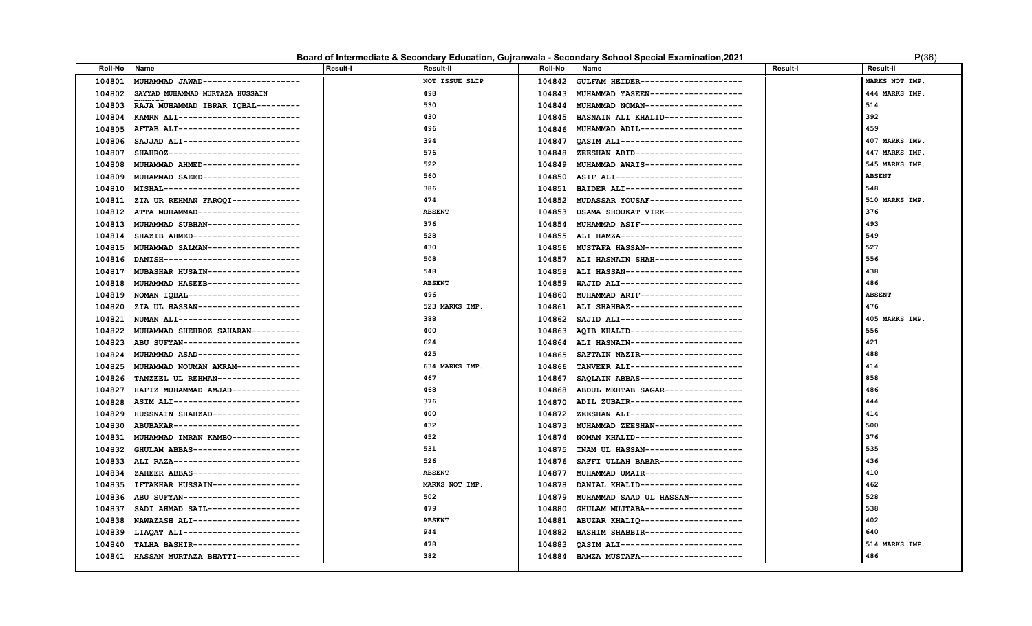**Board of Intermediate & Secondary Education, Gujranwala - Secondary School Special Examination,2021**

| Roll-No | Name | Result-I | Result-II | Roll-No | Name | Result-I | Result-II |
|---|---|---|---|---|---|---|---|
| 104801 | MUHAMMAD JAWAD-------------------- | | NOT ISSUE SLIP | 104842 | GULFAM HEIDER-------------------- | | MARKS NOT IMP. |
| 104802 | SAYYAD MUHAMMAD MURTAZA HUSSAIN -------- | | 498 | 104843 | MUHAMMAD YASEEN------------------- | | 444 MARKS IMP. |
| 104803 | RAJA MUHAMMAD IBRAR IQBAL--------- | | 530 | 104844 | MUHAMMAD NOMAN-------------------- | | 514 |
| 104804 | KAMRN ALI------------------------- | | 430 | 104845 | HASNAIN ALI KHALID---------------- | | 392 |
| 104805 | AFTAB ALI------------------------- | | 496 | 104846 | MUHAMMAD ADIL--------------------- | | 459 |
| 104806 | SAJJAD ALI------------------------ | | 394 | 104847 | QASIM ALI------------------------- | | 407 MARKS IMP. |
| 104807 | SHAHROZ--------------------------- | | 576 | 104848 | ZEESHAN ABID---------------------- | | 447 MARKS IMP. |
| 104808 | MUHAMMAD AHMED-------------------- | | 522 | 104849 | MUHAMMAD AWAIS-------------------- | | 545 MARKS IMP. |
| 104809 | MUHAMMAD SAEED-------------------- | | 560 | 104850 | ASIF ALI-------------------------- | | ABSENT |
| 104810 | MISHAL---------------------------- | | 386 | 104851 | HAIDER ALI------------------------ | | 548 |
| 104811 | ZIA UR REHMAN FAROQI-------------- | | 474 | 104852 | MUDASSAR YOUSAF------------------- | | 510 MARKS IMP. |
| 104812 | ATTA MUHAMMAD--------------------- | | ABSENT | 104853 | USAMA SHOUKAT VIRK---------------- | | 376 |
| 104813 | MUHAMMAD SUBHAN------------------- | | 376 | 104854 | MUHAMMAD ASIF--------------------- | | 493 |
| 104814 | SHAZIB AHMED---------------------- | | 528 | 104855 | ALI HAMZA------------------------- | | 549 |
| 104815 | MUHAMMAD SALMAN------------------- | | 430 | 104856 | MUSTAFA HASSAN-------------------- | | 527 |
| 104816 | DANISH---------------------------- | | 508 | 104857 | ALI HASNAIN SHAH------------------ | | 556 |
| 104817 | MUBASHAR HUSAIN------------------- | | 548 | 104858 | ALI HASSAN------------------------ | | 438 |
| 104818 | MUHAMMAD HASEEB------------------- | | ABSENT | 104859 | WAJID ALI------------------------- | | 486 |
| 104819 | NOMAN IQBAL----------------------- | | 496 | 104860 | MUHAMMAD ARIF--------------------- | | ABSENT |
| 104820 | ZIA UL HASSAN--------------------- | | 523 MARKS IMP. | 104861 | ALI SHAHBAZ----------------------- | | 476 |
| 104821 | NUMAN ALI------------------------- | | 388 | 104862 | SAJID ALI------------------------- | | 405 MARKS IMP. |
| 104822 | MUHAMMAD SHEHROZ SAHARAN---------- | | 400 | 104863 | AQIB KHALID----------------------- | | 556 |
| 104823 | ABU SUFYAN------------------------ | | 624 | 104864 | ALI HASNAIN----------------------- | | 421 |
| 104824 | MUHAMMAD ASAD--------------------- | | 425 | 104865 | SAFTAIN NAZIR--------------------- | | 488 |
| 104825 | MUHAMMAD NOUMAN AKRAM------------- | | 634 MARKS IMP. | 104866 | TANVEER ALI----------------------- | | 414 |
| 104826 | TANZEEL UL REHMAN----------------- | | 467 | 104867 | SAQLAIN ABBAS--------------------- | | 858 |
| 104827 | HAFIZ MUHAMMAD AMJAD-------------- | | 468 | 104868 | ABDUL MEHTAB SAGAR---------------- | | 486 |
| 104828 | ASIM ALI-------------------------- | | 376 | 104870 | ADIL ZUBAIR----------------------- | | 444 |
| 104829 | HUSSNAIN SHAHZAD------------------ | | 400 | 104872 | ZEESHAN ALI----------------------- | | 414 |
| 104830 | ABUBAKAR-------------------------- | | 432 | 104873 | MUHAMMAD ZEESHAN------------------ | | 500 |
| 104831 | MUHAMMAD IMRAN KAMBO-------------- | | 452 | 104874 | NOMAN KHALID---------------------- | | 376 |
| 104832 | GHULAM ABBAS---------------------- | | 531 | 104875 | INAM UL HASSAN-------------------- | | 535 |
| 104833 | ALI RAZA-------------------------- | | 526 | 104876 | SAFFI ULLAH BABAR----------------- | | 436 |
| 104834 | ZAHEER ABBAS---------------------- | | ABSENT | 104877 | MUHAMMAD UMAIR-------------------- | | 410 |
| 104835 | IFTAKHAR HUSSAIN------------------ | | MARKS NOT IMP. | 104878 | DANIAL KHALID--------------------- | | 462 |
| 104836 | ABU SUFYAN------------------------ | | 502 | 104879 | MUHAMMAD SAAD UL HASSAN----------- | | 528 |
| 104837 | SADI AHMAD SAIL------------------- | | 479 | 104880 | GHULAM MUJTABA-------------------- | | 538 |
| 104838 | NAWAZASH ALI---------------------- | | ABSENT | 104881 | ABUZAR KHALIQ--------------------- | | 402 |
| 104839 | LIAQAT ALI------------------------ | | 944 | 104882 | HASHIM SHABBIR-------------------- | | 640 |
| 104840 | TALHA BASHIR---------------------- | | 478 | 104883 | QASIM ALI------------------------- | | 514 MARKS IMP. |
| 104841 | HASSAN MURTAZA BHATTI------------- | | 382 | 104884 | HAMZA MUSTAFA--------------------- | | 486 |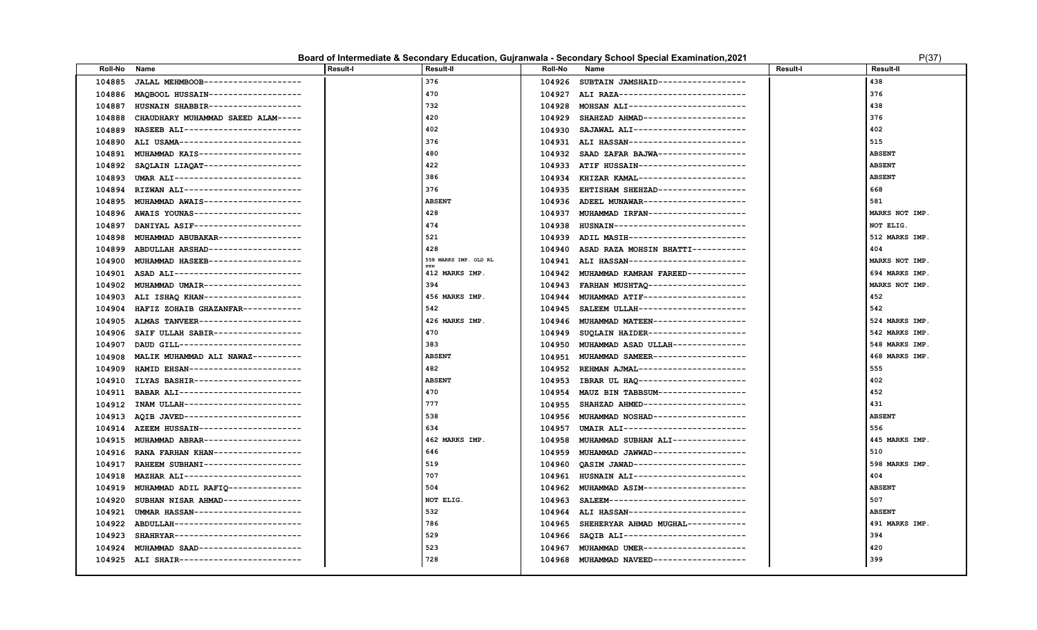# Board of Intermediate & Secondary Education, Gujranwala - Secondary School Special Examination,2021

| Roll-No | Name | Result-I | Result-II |
|---|---|---|---|
| 104885 | JALAL MEHMBOOB-------------------- | | 376 |
| 104886 | MAQBOOL HUSSAIN------------------- | | 470 |
| 104887 | HUSNAIN SHABBIR------------------- | | 732 |
| 104888 | CHAUDHARY MUHAMMAD SAEED ALAM----- | | 420 |
| 104889 | NASEEB ALI------------------------ | | 402 |
| 104890 | ALI USAMA------------------------- | | 376 |
| 104891 | MUHAMMAD KAIS--------------------- | | 480 |
| 104892 | SAQLAIN LIAQAT-------------------- | | 422 |
| 104893 | UMAR ALI-------------------------- | | 386 |
| 104894 | RIZWAN ALI------------------------ | | 376 |
| 104895 | MUHAMMAD AWAIS-------------------- | | ABSENT |
| 104896 | AWAIS YOUNAS---------------------- | | 428 |
| 104897 | DANIYAL ASIF---------------------- | | 474 |
| 104898 | MUHAMMAD ABUBAKAR----------------- | | 521 |
| 104899 | ABDULLAH ARSHAD------------------- | | 428 |
| 104900 | MUHAMMAD HASEEB------------------- | | 558 MARKS IMP. OLD RL FFF |
| 104901 | ASAD ALI-------------------------- | | 412 MARKS IMP. |
| 104902 | MUHAMMAD UMAIR-------------------- | | 394 |
| 104903 | ALI ISHAQ KHAN-------------------- | | 456 MARKS IMP. |
| 104904 | HAFIZ ZOHAIB GHAZANFAR------------ | | 542 |
| 104905 | ALMAS TANVEER--------------------- | | 426 MARKS IMP. |
| 104906 | SAIF ULLAH SABIR------------------ | | 470 |
| 104907 | DAUD GILL------------------------- | | 383 |
| 104908 | MALIK MUHAMMAD ALI NAWAZ---------- | | ABSENT |
| 104909 | HAMID EHSAN----------------------- | | 482 |
| 104910 | ILYAS BASHIR---------------------- | | ABSENT |
| 104911 | BABAR ALI------------------------- | | 470 |
| 104912 | INAM ULLAH------------------------ | | 777 |
| 104913 | AQIB JAVED------------------------ | | 538 |
| 104914 | AZEEM HUSSAIN--------------------- | | 634 |
| 104915 | MUHAMMAD ABRAR-------------------- | | 462 MARKS IMP. |
| 104916 | RANA FARHAN KHAN------------------ | | 646 |
| 104917 | RAHEEM SUBHANI-------------------- | | 519 |
| 104918 | MAZHAR ALI------------------------ | | 707 |
| 104919 | MUHAMMAD ADIL RAFIQ--------------- | | 504 |
| 104920 | SUBHAN NISAR AHMAD---------------- | | NOT ELIG. |
| 104921 | UMMAR HASSAN---------------------- | | 532 |
| 104922 | ABDULLAH-------------------------- | | 786 |
| 104923 | SHAHRYAR-------------------------- | | 529 |
| 104924 | MUHAMMAD SAAD--------------------- | | 523 |
| 104925 | ALI SHAIR------------------------- | | 728 |
| 104926 | SUBTAIN JAMSHAID------------------ | | 438 |
| 104927 | ALI RAZA-------------------------- | | 376 |
| 104928 | MOHSAN ALI------------------------ | | 438 |
| 104929 | SHAHZAD AHMAD--------------------- | | 376 |
| 104930 | SAJAWAL ALI----------------------- | | 402 |
| 104931 | ALI HASSAN------------------------ | | 515 |
| 104932 | SAAD ZAFAR BAJWA------------------ | | ABSENT |
| 104933 | ATIF HUSSAIN---------------------- | | ABSENT |
| 104934 | KHIZAR KAMAL---------------------- | | ABSENT |
| 104935 | EHTISHAM SHEHZAD------------------ | | 668 |
| 104936 | ADEEL MUNAWAR--------------------- | | 581 |
| 104937 | MUHAMMAD IRFAN-------------------- | | MARKS NOT IMP. |
| 104938 | HUSNAIN--------------------------- | | NOT ELIG. |
| 104939 | ADIL MASIH------------------------ | | 512 MARKS IMP. |
| 104940 | ASAD RAZA MOHSIN BHATTI----------- | | 404 |
| 104941 | ALI HASSAN------------------------ | | MARKS NOT IMP. |
| 104942 | MUHAMMAD KAMRAN FAREED------------ | | 694 MARKS IMP. |
| 104943 | FARHAN MUSHTAQ-------------------- | | MARKS NOT IMP. |
| 104944 | MUHAMMAD ATIF--------------------- | | 452 |
| 104945 | SALEEM ULLAH---------------------- | | 542 |
| 104946 | MUHAMMAD MATEEN------------------- | | 524 MARKS IMP. |
| 104949 | SUQLAIN HAIDER-------------------- | | 542 MARKS IMP. |
| 104950 | MUHAMMAD ASAD ULLAH--------------- | | 548 MARKS IMP. |
| 104951 | MUHAMMAD SAMEER------------------- | | 468 MARKS IMP. |
| 104952 | REHMAN AJMAL---------------------- | | 555 |
| 104953 | IBRAR UL HAQ---------------------- | | 402 |
| 104954 | MAUZ BIN TABBSUM------------------ | | 452 |
| 104955 | SHAHZAD AHMED--------------------- | | 431 |
| 104956 | MUHAMMAD NOSHAD------------------- | | ABSENT |
| 104957 | UMAIR ALI------------------------- | | 556 |
| 104958 | MUHAMMAD SUBHAN ALI--------------- | | 445 MARKS IMP. |
| 104959 | MUHAMMAD JAWWAD------------------- | | 510 |
| 104960 | QASIM JAWAD----------------------- | | 598 MARKS IMP. |
| 104961 | HUSNAIN ALI----------------------- | | 404 |
| 104962 | MUHAMMAD ASIM--------------------- | | ABSENT |
| 104963 | SALEEM---------------------------- | | 507 |
| 104964 | ALI HASSAN------------------------ | | ABSENT |
| 104965 | SHEHERYAR AHMAD MUGHAL------------ | | 491 MARKS IMP. |
| 104966 | SAQIB ALI------------------------- | | 394 |
| 104967 | MUHAMMAD UMER--------------------- | | 420 |
| 104968 | MUHAMMAD NAVEED------------------- | | 399 |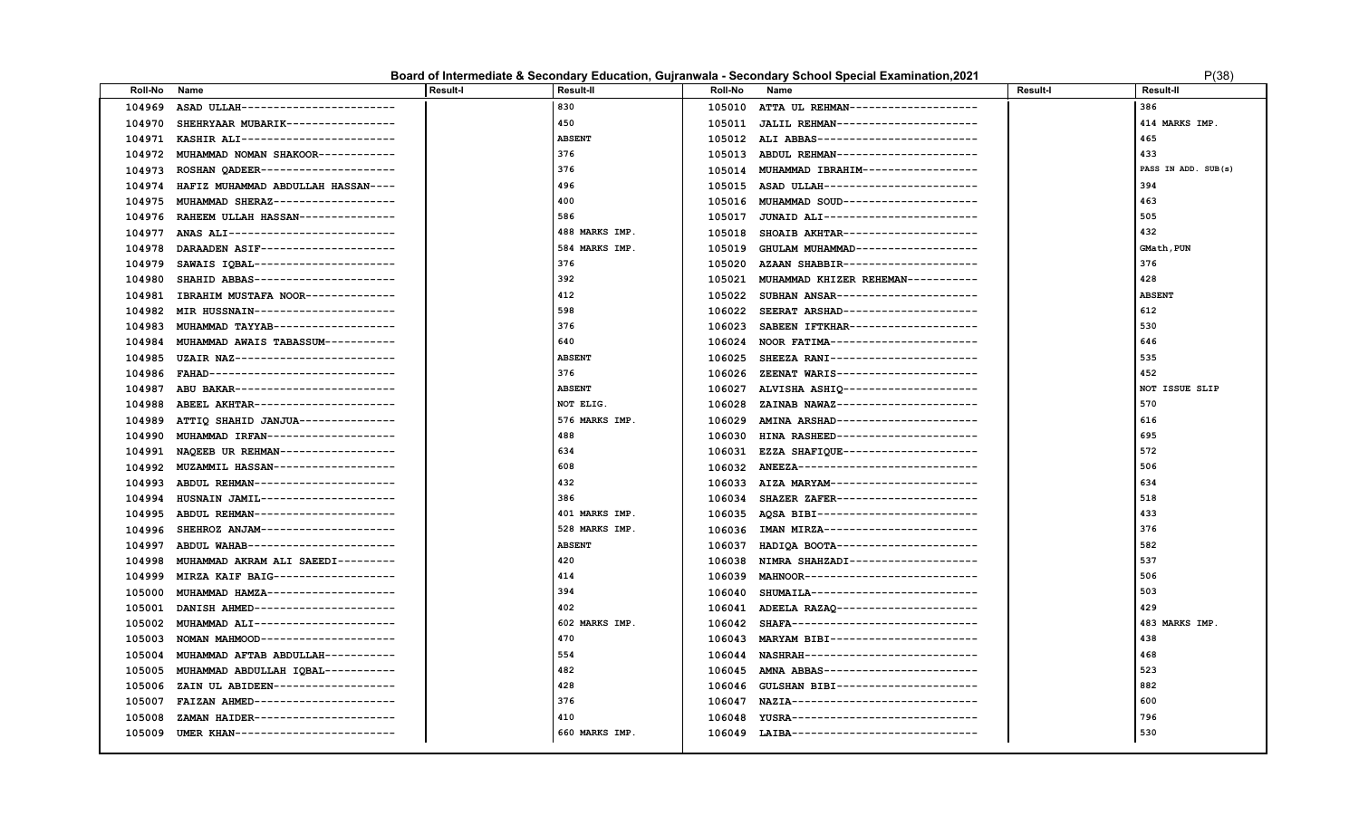## Board of Intermediate & Secondary Education, Gujranwala - Secondary School Special Examination,2021

| Roll-No | Name | Result-I | Result-II | Roll-No | Name | Result-I | Result-II |
|---|---|---|---|---|---|---|---|
| 104969 | ASAD ULLAH------------------------ | | 830 | 105010 | ATTA UL REHMAN-------------------- | | 386 |
| 104970 | SHEHRYAAR MUBARIK----------------- | | 450 | 105011 | JALIL REHMAN---------------------- | | 414 MARKS IMP. |
| 104971 | KASHIR ALI------------------------ | | ABSENT | 105012 | ALI ABBAS------------------------- | | 465 |
| 104972 | MUHAMMAD NOMAN SHAKOOR------------ | | 376 | 105013 | ABDUL REHMAN---------------------- | | 433 |
| 104973 | ROSHAN QADEER--------------------- | | 376 | 105014 | MUHAMMAD IBRAHIM------------------ | | PASS IN ADD. SUB(s) |
| 104974 | HAFIZ MUHAMMAD ABDULLAH HASSAN---- | | 496 | 105015 | ASAD ULLAH------------------------ | | 394 |
| 104975 | MUHAMMAD SHERAZ------------------- | | 400 | 105016 | MUHAMMAD SOUD--------------------- | | 463 |
| 104976 | RAHEEM ULLAH HASSAN--------------- | | 586 | 105017 | JUNAID ALI------------------------ | | 505 |
| 104977 | ANAS ALI-------------------------- | | 488 MARKS IMP. | 105018 | SHOAIB AKHTAR--------------------- | | 432 |
| 104978 | DARAADEN ASIF--------------------- | | 584 MARKS IMP. | 105019 | GHULAM MUHAMMAD------------------- | | GMath,PUN |
| 104979 | SAWAIS IQBAL---------------------- | | 376 | 105020 | AZAAN SHABBIR--------------------- | | 376 |
| 104980 | SHAHID ABBAS---------------------- | | 392 | 105021 | MUHAMMAD KHIZER REHEMAN----------- | | 428 |
| 104981 | IBRAHIM MUSTAFA NOOR-------------- | | 412 | 105022 | SUBHAN ANSAR---------------------- | | ABSENT |
| 104982 | MIR HUSSNAIN---------------------- | | 598 | 106022 | SEERAT ARSHAD--------------------- | | 612 |
| 104983 | MUHAMMAD TAYYAB------------------- | | 376 | 106023 | SABEEN IFTKHAR-------------------- | | 530 |
| 104984 | MUHAMMAD AWAIS TABASSUM----------- | | 640 | 106024 | NOOR FATIMA----------------------- | | 646 |
| 104985 | UZAIR NAZ------------------------- | | ABSENT | 106025 | SHEEZA RANI----------------------- | | 535 |
| 104986 | FAHAD----------------------------- | | 376 | 106026 | ZEENAT WARIS---------------------- | | 452 |
| 104987 | ABU BAKAR------------------------- | | ABSENT | 106027 | ALVISHA ASHIQ--------------------- | | NOT ISSUE SLIP |
| 104988 | ABEEL AKHTAR---------------------- | | NOT ELIG. | 106028 | ZAINAB NAWAZ---------------------- | | 570 |
| 104989 | ATTIQ SHAHID JANJUA--------------- | | 576 MARKS IMP. | 106029 | AMINA ARSHAD---------------------- | | 616 |
| 104990 | MUHAMMAD IRFAN-------------------- | | 488 | 106030 | HINA RASHEED---------------------- | | 695 |
| 104991 | NAQEEB UR REHMAN------------------ | | 634 | 106031 | EZZA SHAFIQUE--------------------- | | 572 |
| 104992 | MUZAMMIL HASSAN------------------- | | 608 | 106032 | ANEEZA---------------------------- | | 506 |
| 104993 | ABDUL REHMAN---------------------- | | 432 | 106033 | AIZA MARYAM----------------------- | | 634 |
| 104994 | HUSNAIN JAMIL--------------------- | | 386 | 106034 | SHAZER ZAFER---------------------- | | 518 |
| 104995 | ABDUL REHMAN---------------------- | | 401 MARKS IMP. | 106035 | AQSA BIBI------------------------- | | 433 |
| 104996 | SHEHROZ ANJAM--------------------- | | 528 MARKS IMP. | 106036 | IMAN MIRZA------------------------ | | 376 |
| 104997 | ABDUL WAHAB----------------------- | | ABSENT | 106037 | HADIQA BOOTA---------------------- | | 582 |
| 104998 | MUHAMMAD AKRAM ALI SAEEDI--------- | | 420 | 106038 | NIMRA SHAHZADI-------------------- | | 537 |
| 104999 | MIRZA KAIF BAIG------------------- | | 414 | 106039 | MAHNOOR--------------------------- | | 506 |
| 105000 | MUHAMMAD HAMZA-------------------- | | 394 | 106040 | SHUMAILA-------------------------- | | 503 |
| 105001 | DANISH AHMED---------------------- | | 402 | 106041 | ADEELA RAZAQ---------------------- | | 429 |
| 105002 | MUHAMMAD ALI---------------------- | | 602 MARKS IMP. | 106042 | SHAFA----------------------------- | | 483 MARKS IMP. |
| 105003 | NOMAN MAHMOOD--------------------- | | 470 | 106043 | MARYAM BIBI----------------------- | | 438 |
| 105004 | MUHAMMAD AFTAB ABDULLAH----------- | | 554 | 106044 | NASHRAH--------------------------- | | 468 |
| 105005 | MUHAMMAD ABDULLAH IQBAL----------- | | 482 | 106045 | AMNA ABBAS------------------------ | | 523 |
| 105006 | ZAIN UL ABIDEEN------------------- | | 428 | 106046 | GULSHAN BIBI---------------------- | | 882 |
| 105007 | FAIZAN AHMED---------------------- | | 376 | 106047 | NAZIA----------------------------- | | 600 |
| 105008 | ZAMAN HAIDER---------------------- | | 410 | 106048 | YUSRA----------------------------- | | 796 |
| 105009 | UMER KHAN------------------------- | | 660 MARKS IMP. | 106049 | LAIBA----------------------------- | | 530 |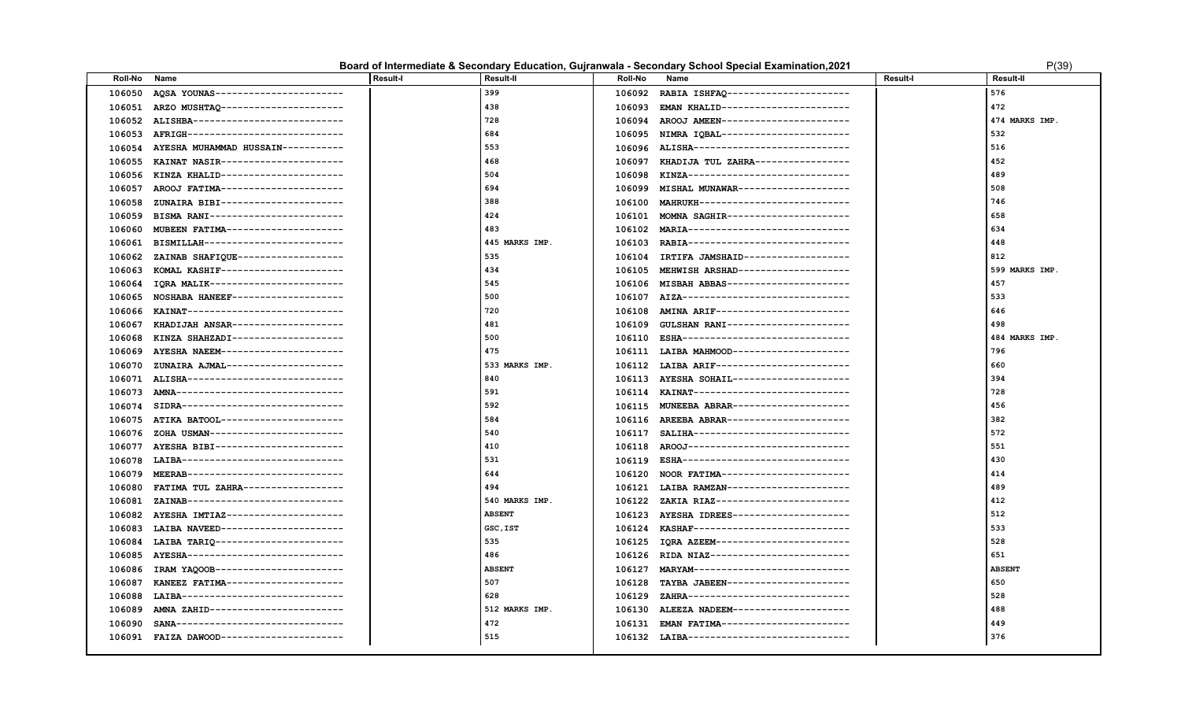# Board of Intermediate & Secondary Education, Gujranwala - Secondary School Special Examination,2021

| Roll-No | Name | Result-I | Result-II | Roll-No | Name | Result-I | Result-II |
|---|---|---|---|---|---|---|---|
| 106050 | AQSA YOUNAS---------------------- | | 399 | 106092 | RABIA ISHFAQ--------------------- | | 576 |
| 106051 | ARZO MUSHTAQ--------------------- | | 438 | 106093 | EMAN KHALID---------------------- | | 472 |
| 106052 | ALISHBA-------------------------- | | 728 | 106094 | AROOJ AMEEN---------------------- | | 474 MARKS IMP. |
| 106053 | AFRIGH--------------------------- | | 684 | 106095 | NIMRA IQBAL---------------------- | | 532 |
| 106054 | AYESHA MUHAMMAD HUSSAIN---------- | | 553 | 106096 | ALISHA--------------------------- | | 516 |
| 106055 | KAINAT NASIR--------------------- | | 468 | 106097 | KHADIJA TUL ZAHRA---------------- | | 452 |
| 106056 | KINZA KHALID--------------------- | | 504 | 106098 | KINZA---------------------------- | | 489 |
| 106057 | AROOJ FATIMA--------------------- | | 694 | 106099 | MISHAL MUNAWAR------------------- | | 508 |
| 106058 | ZUNAIRA BIBI--------------------- | | 388 | 106100 | MAHRUKH-------------------------- | | 746 |
| 106059 | BISMA RANI----------------------- | | 424 | 106101 | MOMNA SAGHIR--------------------- | | 658 |
| 106060 | MUBEEN FATIMA-------------------- | | 483 | 106102 | MARIA---------------------------- | | 634 |
| 106061 | BISMILLAH------------------------ | | 445 MARKS IMP. | 106103 | RABIA---------------------------- | | 448 |
| 106062 | ZAINAB SHAFIQUE------------------ | | 535 | 106104 | IRTIFA JAMSHAID------------------ | | 812 |
| 106063 | KOMAL KASHIF--------------------- | | 434 | 106105 | MEHWISH ARSHAD------------------- | | 599 MARKS IMP. |
| 106064 | IQRA MALIK----------------------- | | 545 | 106106 | MISBAH ABBAS--------------------- | | 457 |
| 106065 | NOSHABA HANEEF------------------- | | 500 | 106107 | AIZA----------------------------- | | 533 |
| 106066 | KAINAT--------------------------- | | 720 | 106108 | AMINA ARIF----------------------- | | 646 |
| 106067 | KHADIJAH ANSAR------------------- | | 481 | 106109 | GULSHAN RANI--------------------- | | 498 |
| 106068 | KINZA SHAHZADI------------------- | | 500 | 106110 | ESHA----------------------------- | | 484 MARKS IMP. |
| 106069 | AYESHA NAEEM--------------------- | | 475 | 106111 | LAIBA MAHMOOD-------------------- | | 796 |
| 106070 | ZUNAIRA AJMAL-------------------- | | 533 MARKS IMP. | 106112 | LAIBA ARIF----------------------- | | 660 |
| 106071 | ALISHA--------------------------- | | 840 | 106113 | AYESHA SOHAIL-------------------- | | 394 |
| 106073 | AMNA----------------------------- | | 591 | 106114 | KAINAT--------------------------- | | 728 |
| 106074 | SIDRA---------------------------- | | 592 | 106115 | MUNEEBA ABRAR-------------------- | | 456 |
| 106075 | ATIKA BATOOL--------------------- | | 584 | 106116 | AREEBA ABRAR--------------------- | | 382 |
| 106076 | ZOHA USMAN----------------------- | | 540 | 106117 | SALIHA--------------------------- | | 572 |
| 106077 | AYESHA BIBI---------------------- | | 410 | 106118 | AROOJ---------------------------- | | 551 |
| 106078 | LAIBA---------------------------- | | 531 | 106119 | ESHA----------------------------- | | 430 |
| 106079 | MEERAB--------------------------- | | 644 | 106120 | NOOR FATIMA---------------------- | | 414 |
| 106080 | FATIMA TUL ZAHRA----------------- | | 494 | 106121 | LAIBA RAMZAN--------------------- | | 489 |
| 106081 | ZAINAB--------------------------- | | 540 MARKS IMP. | 106122 | ZAKIA RIAZ----------------------- | | 412 |
| 106082 | AYESHA IMTIAZ-------------------- | | ABSENT | 106123 | AYESHA IDREES-------------------- | | 512 |
| 106083 | LAIBA NAVEED--------------------- | | GSC,IST | 106124 | KASHAF--------------------------- | | 533 |
| 106084 | LAIBA TARIQ---------------------- | | 535 | 106125 | IQRA AZEEM----------------------- | | 528 |
| 106085 | AYESHA--------------------------- | | 486 | 106126 | RIDA NIAZ------------------------ | | 651 |
| 106086 | IRAM YAQOOB---------------------- | | ABSENT | 106127 | MARYAM--------------------------- | | ABSENT |
| 106087 | KANEEZ FATIMA-------------------- | | 507 | 106128 | TAYBA JABEEN--------------------- | | 650 |
| 106088 | LAIBA---------------------------- | | 628 | 106129 | ZAHRA---------------------------- | | 528 |
| 106089 | AMNA ZAHID----------------------- | | 512 MARKS IMP. | 106130 | ALEEZA NADEEM-------------------- | | 488 |
| 106090 | SANA----------------------------- | | 472 | 106131 | EMAN FATIMA---------------------- | | 449 |
| 106091 | FAIZA DAWOOD--------------------- | | 515 | 106132 | LAIBA---------------------------- | | 376 |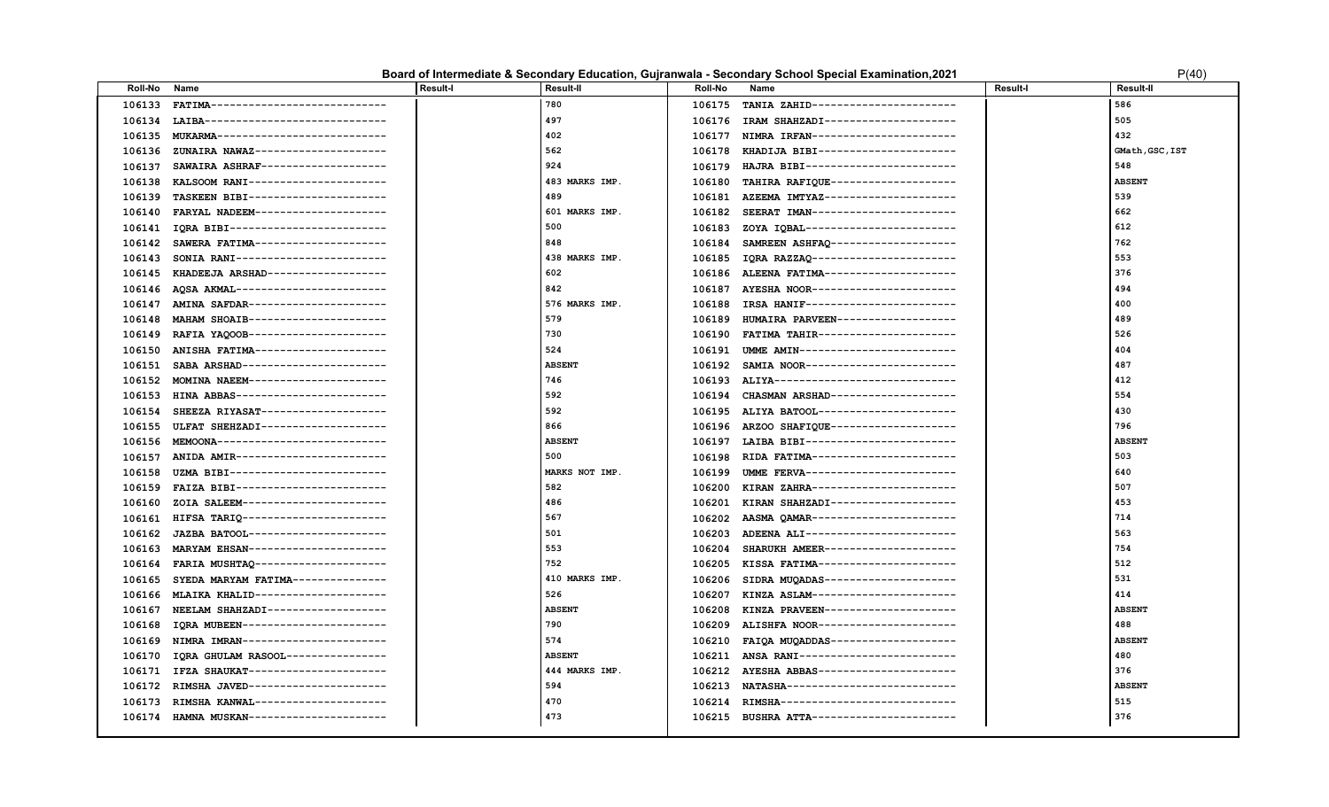**Board of Intermediate & Secondary Education, Gujranwala - Secondary School Special Examination,2021**

| Roll-No | Name | Result-I | Result-II | Roll-No | Name | Result-I | Result-II |
|---|---|---|---|---|---|---|---|
| 106133 | FATIMA---------------------------- | | 780 | 106175 | TANIA ZAHID---------------------- | | 586 |
| 106134 | LAIBA----------------------------- | | 497 | 106176 | IRAM SHAHZADI-------------------- | | 505 |
| 106135 | MUKARMA--------------------------- | | 402 | 106177 | NIMRA IRFAN---------------------- | | 432 |
| 106136 | ZUNAIRA NAWAZ--------------------- | | 562 | 106178 | KHADIJA BIBI--------------------- | | GMath,GSC,IST |
| 106137 | SAWAIRA ASHRAF-------------------- | | 924 | 106179 | HAJRA BIBI----------------------- | | 548 |
| 106138 | KALSOOM RANI---------------------- | | 483 MARKS IMP. | 106180 | TAHIRA RAFIQUE------------------- | | ABSENT |
| 106139 | TASKEEN BIBI---------------------- | | 489 | 106181 | AZEEMA IMTYAZ-------------------- | | 539 |
| 106140 | FARYAL NADEEM--------------------- | | 601 MARKS IMP. | 106182 | SEERAT IMAN---------------------- | | 662 |
| 106141 | IQRA BIBI------------------------- | | 500 | 106183 | ZOYA IQBAL----------------------- | | 612 |
| 106142 | SAWERA FATIMA--------------------- | | 848 | 106184 | SAMREEN ASHFAQ------------------- | | 762 |
| 106143 | SONIA RANI------------------------ | | 438 MARKS IMP. | 106185 | IQRA RAZZAQ---------------------- | | 553 |
| 106145 | KHADEEJA ARSHAD------------------- | | 602 | 106186 | ALEENA FATIMA-------------------- | | 376 |
| 106146 | AQSA AKMAL------------------------ | | 842 | 106187 | AYESHA NOOR---------------------- | | 494 |
| 106147 | AMINA SAFDAR---------------------- | | 576 MARKS IMP. | 106188 | IRSA HANIF----------------------- | | 400 |
| 106148 | MAHAM SHOAIB---------------------- | | 579 | 106189 | HUMAIRA PARVEEN------------------ | | 489 |
| 106149 | RAFIA YAQOOB---------------------- | | 730 | 106190 | FATIMA TAHIR--------------------- | | 526 |
| 106150 | ANISHA FATIMA--------------------- | | 524 | 106191 | UMME AMIN------------------------ | | 404 |
| 106151 | SABA ARSHAD----------------------- | | ABSENT | 106192 | SAMIA NOOR----------------------- | | 487 |
| 106152 | MOMINA NAEEM---------------------- | | 746 | 106193 | ALIYA---------------------------- | | 412 |
| 106153 | HINA ABBAS------------------------ | | 592 | 106194 | CHASMAN ARSHAD------------------- | | 554 |
| 106154 | SHEEZA RIYASAT-------------------- | | 592 | 106195 | ALIYA BATOOL--------------------- | | 430 |
| 106155 | ULFAT SHEHZADI-------------------- | | 866 | 106196 | ARZOO SHAFIQUE------------------- | | 796 |
| 106156 | MEMOONA--------------------------- | | ABSENT | 106197 | LAIBA BIBI----------------------- | | ABSENT |
| 106157 | ANIDA AMIR------------------------ | | 500 | 106198 | RIDA FATIMA---------------------- | | 503 |
| 106158 | UZMA BIBI------------------------- | | MARKS NOT IMP. | 106199 | UMME FERVA----------------------- | | 640 |
| 106159 | FAIZA BIBI------------------------ | | 582 | 106200 | KIRAN ZAHRA---------------------- | | 507 |
| 106160 | ZOIA SALEEM----------------------- | | 486 | 106201 | KIRAN SHAHZADI------------------- | | 453 |
| 106161 | HIFSA TARIQ----------------------- | | 567 | 106202 | AASMA QAMAR---------------------- | | 714 |
| 106162 | JAZBA BATOOL---------------------- | | 501 | 106203 | ADEENA ALI----------------------- | | 563 |
| 106163 | MARYAM EHSAN---------------------- | | 553 | 106204 | SHARUKH AMEER-------------------- | | 754 |
| 106164 | FARIA MUSHTAQ--------------------- | | 752 | 106205 | KISSA FATIMA--------------------- | | 512 |
| 106165 | SYEDA MARYAM FATIMA--------------- | | 410 MARKS IMP. | 106206 | SIDRA MUQADAS-------------------- | | 531 |
| 106166 | MLAIKA KHALID--------------------- | | 526 | 106207 | KINZA ASLAM---------------------- | | 414 |
| 106167 | NEELAM SHAHZADI------------------- | | ABSENT | 106208 | KINZA PRAVEEN-------------------- | | ABSENT |
| 106168 | IQRA MUBEEN----------------------- | | 790 | 106209 | ALISHFA NOOR--------------------- | | 488 |
| 106169 | NIMRA IMRAN----------------------- | | 574 | 106210 | FAIQA MUQADDAS------------------- | | ABSENT |
| 106170 | IQRA GHULAM RASOOL---------------- | | ABSENT | 106211 | ANSA RANI------------------------ | | 480 |
| 106171 | IFZA SHAUKAT---------------------- | | 444 MARKS IMP. | 106212 | AYESHA ABBAS--------------------- | | 376 |
| 106172 | RIMSHA JAVED---------------------- | | 594 | 106213 | NATASHA-------------------------- | | ABSENT |
| 106173 | RIMSHA KANWAL--------------------- | | 470 | 106214 | RIMSHA--------------------------- | | 515 |
| 106174 | HAMNA MUSKAN---------------------- | | 473 | 106215 | BUSHRA ATTA---------------------- | | 376 |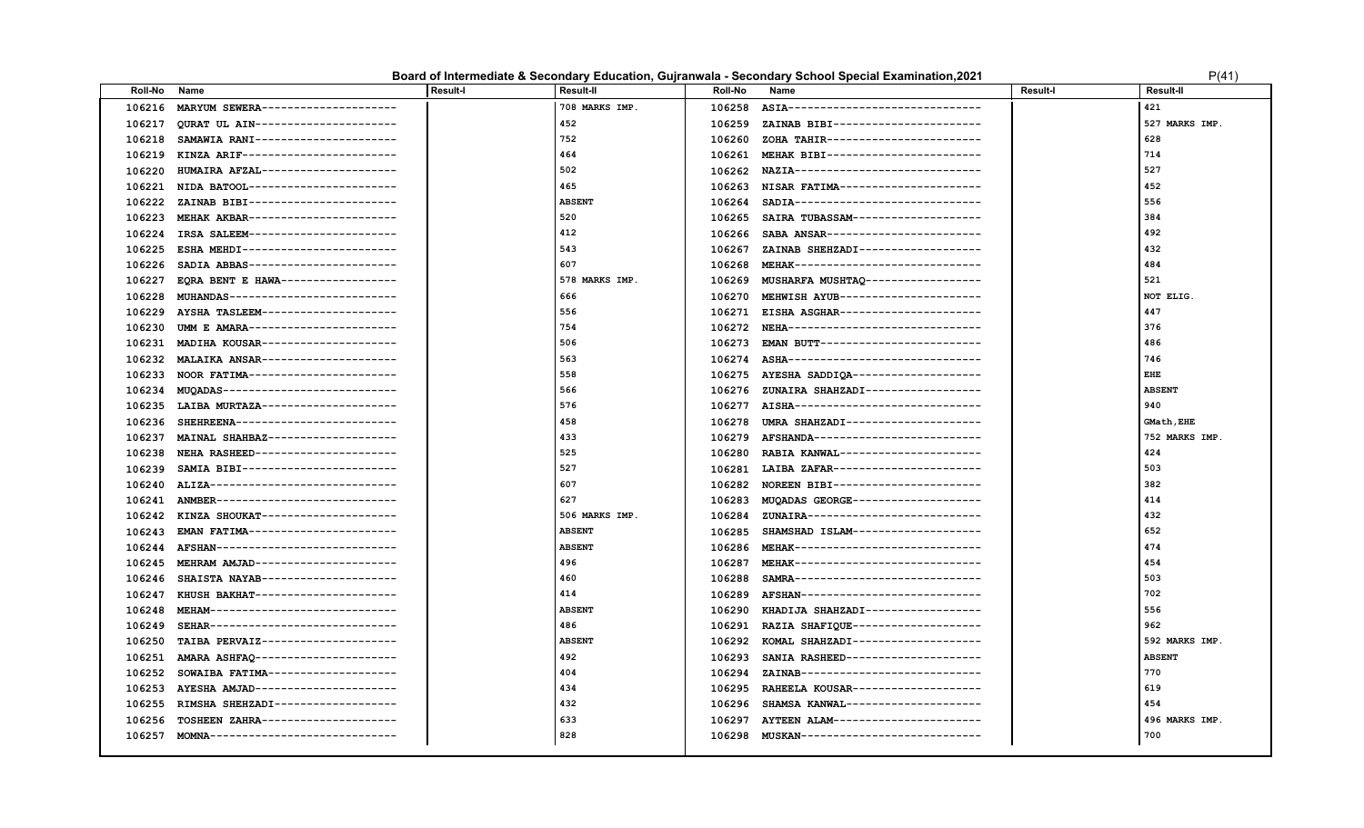# Board of Intermediate & Secondary Education, Gujranwala - Secondary School Special Examination,2021

| Roll-No | Name | Result-I | Result-II | Roll-No | Name | Result-I | Result-II |
|---|---|---|---|---|---|---|---|
| 106216 | MARYUM SEWERA-------------------- | | 708 MARKS IMP. | 106258 | ASIA----------------------------- | | 421 |
| 106217 | QURAT UL AIN--------------------- | | 452 | 106259 | ZAINAB BIBI---------------------- | | 527 MARKS IMP. |
| 106218 | SAMAWIA RANI--------------------- | | 752 | 106260 | ZOHA TAHIR----------------------- | | 628 |
| 106219 | KINZA ARIF----------------------- | | 464 | 106261 | MEHAK BIBI----------------------- | | 714 |
| 106220 | HUMAIRA AFZAL-------------------- | | 502 | 106262 | NAZIA---------------------------- | | 527 |
| 106221 | NIDA BATOOL---------------------- | | 465 | 106263 | NISAR FATIMA--------------------- | | 452 |
| 106222 | ZAINAB BIBI---------------------- | | ABSENT | 106264 | SADIA---------------------------- | | 556 |
| 106223 | MEHAK AKBAR---------------------- | | 520 | 106265 | SAIRA TUBASSAM------------------- | | 384 |
| 106224 | IRSA SALEEM---------------------- | | 412 | 106266 | SABA ANSAR----------------------- | | 492 |
| 106225 | ESHA MEHDI----------------------- | | 543 | 106267 | ZAINAB SHEHZADI------------------ | | 432 |
| 106226 | SADIA ABBAS---------------------- | | 607 | 106268 | MEHAK---------------------------- | | 484 |
| 106227 | EQRA BENT E HAWA----------------- | | 578 MARKS IMP. | 106269 | MUSHARFA MUSHTAQ----------------- | | 521 |
| 106228 | MUHANDAS------------------------- | | 666 | 106270 | MEHWISH AYUB--------------------- | | NOT ELIG. |
| 106229 | AYSHA TASLEEM-------------------- | | 556 | 106271 | EISHA ASGHAR--------------------- | | 447 |
| 106230 | UMM E AMARA---------------------- | | 754 | 106272 | NEHA----------------------------- | | 376 |
| 106231 | MADIHA KOUSAR-------------------- | | 506 | 106273 | EMAN BUTT------------------------ | | 486 |
| 106232 | MALAIKA ANSAR-------------------- | | 563 | 106274 | ASHA----------------------------- | | 746 |
| 106233 | NOOR FATIMA---------------------- | | 558 | 106275 | AYESHA SADDIQA------------------- | | EHE |
| 106234 | MUQADAS-------------------------- | | 566 | 106276 | ZUNAIRA SHAHZADI----------------- | | ABSENT |
| 106235 | LAIBA MURTAZA-------------------- | | 576 | 106277 | AISHA---------------------------- | | 940 |
| 106236 | SHEHREENA------------------------ | | 458 | 106278 | UMRA SHAHZADI-------------------- | | GMath,EHE |
| 106237 | MAINAL SHAHBAZ------------------- | | 433 | 106279 | AFSHANDA------------------------- | | 752 MARKS IMP. |
| 106238 | NEHA RASHEED--------------------- | | 525 | 106280 | RABIA KANWAL--------------------- | | 424 |
| 106239 | SAMIA BIBI----------------------- | | 527 | 106281 | LAIBA ZAFAR---------------------- | | 503 |
| 106240 | ALIZA---------------------------- | | 607 | 106282 | NOREEN BIBI---------------------- | | 382 |
| 106241 | ANMBER--------------------------- | | 627 | 106283 | MUQADAS GEORGE------------------- | | 414 |
| 106242 | KINZA SHOUKAT-------------------- | | 506 MARKS IMP. | 106284 | ZUNAIRA-------------------------- | | 432 |
| 106243 | EMAN FATIMA---------------------- | | ABSENT | 106285 | SHAMSHAD ISLAM------------------- | | 652 |
| 106244 | AFSHAN--------------------------- | | ABSENT | 106286 | MEHAK---------------------------- | | 474 |
| 106245 | MEHRAM AMJAD--------------------- | | 496 | 106287 | MEHAK---------------------------- | | 454 |
| 106246 | SHAISTA NAYAB-------------------- | | 460 | 106288 | SAMRA---------------------------- | | 503 |
| 106247 | KHUSH BAKHAT--------------------- | | 414 | 106289 | AFSHAN--------------------------- | | 702 |
| 106248 | MEHAM---------------------------- | | ABSENT | 106290 | KHADIJA SHAHZADI----------------- | | 556 |
| 106249 | SEHAR---------------------------- | | 486 | 106291 | RAZIA SHAFIQUE------------------- | | 962 |
| 106250 | TAIBA PERVAIZ-------------------- | | ABSENT | 106292 | KOMAL SHAHZADI------------------- | | 592 MARKS IMP. |
| 106251 | AMARA ASHFAQ--------------------- | | 492 | 106293 | SANIA RASHEED-------------------- | | ABSENT |
| 106252 | SOWAIBA FATIMA------------------- | | 404 | 106294 | ZAINAB--------------------------- | | 770 |
| 106253 | AYESHA AMJAD--------------------- | | 434 | 106295 | RAHEELA KOUSAR------------------- | | 619 |
| 106255 | RIMSHA SHEHZADI------------------ | | 432 | 106296 | SHAMSA KANWAL-------------------- | | 454 |
| 106256 | TOSHEEN ZAHRA-------------------- | | 633 | 106297 | AYTEEN ALAM---------------------- | | 496 MARKS IMP. |
| 106257 | MOMNA---------------------------- | | 828 | 106298 | MUSKAN--------------------------- | | 700 |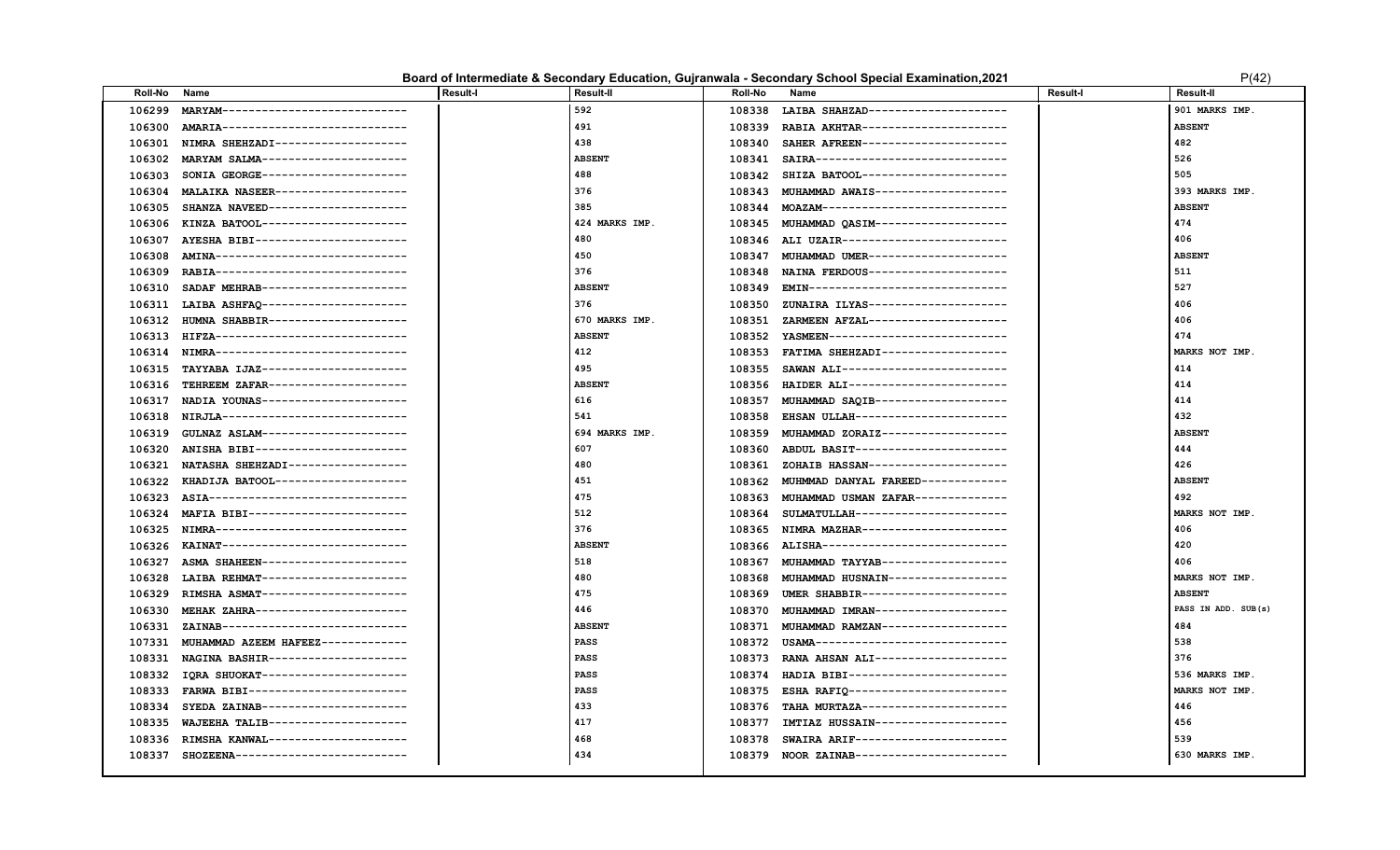# Board of Intermediate & Secondary Education, Gujranwala - Secondary School Special Examination,2021

| Roll-No | Name | Result-I | Result-II | Roll-No | Name | Result-I | Result-II |
|---|---|---|---|---|---|---|---|
| 106299 | MARYAM---------------------------- | | 592 | 108338 | LAIBA SHAHZAD--------------------- | | 901 MARKS IMP. |
| 106300 | AMARIA---------------------------- | | 491 | 108339 | RABIA AKHTAR---------------------- | | ABSENT |
| 106301 | NIMRA SHEHZADI-------------------- | | 438 | 108340 | SAHER AFREEN---------------------- | | 482 |
| 106302 | MARYAM SALMA---------------------- | | ABSENT | 108341 | SAIRA----------------------------- | | 526 |
| 106303 | SONIA GEORGE---------------------- | | 488 | 108342 | SHIZA BATOOL---------------------- | | 505 |
| 106304 | MALAIKA NASEER-------------------- | | 376 | 108343 | MUHAMMAD AWAIS-------------------- | | 393 MARKS IMP. |
| 106305 | SHANZA NAVEED--------------------- | | 385 | 108344 | MOAZAM---------------------------- | | ABSENT |
| 106306 | KINZA BATOOL---------------------- | | 424 MARKS IMP. | 108345 | MUHAMMAD QASIM-------------------- | | 474 |
| 106307 | AYESHA BIBI----------------------- | | 480 | 108346 | ALI UZAIR------------------------- | | 406 |
| 106308 | AMINA----------------------------- | | 450 | 108347 | MUHAMMAD UMER--------------------- | | ABSENT |
| 106309 | RABIA----------------------------- | | 376 | 108348 | NAINA FERDOUS--------------------- | | 511 |
| 106310 | SADAF MEHRAB---------------------- | | ABSENT | 108349 | EMIN------------------------------ | | 527 |
| 106311 | LAIBA ASHFAQ---------------------- | | 376 | 108350 | ZUNAIRA ILYAS--------------------- | | 406 |
| 106312 | HUMNA SHABBIR--------------------- | | 670 MARKS IMP. | 108351 | ZARMEEN AFZAL--------------------- | | 406 |
| 106313 | HIFZA----------------------------- | | ABSENT | 108352 | YASMEEN--------------------------- | | 474 |
| 106314 | NIMRA----------------------------- | | 412 | 108353 | FATIMA SHEHZADI------------------- | | MARKS NOT IMP. |
| 106315 | TAYYABA IJAZ---------------------- | | 495 | 108355 | SAWAN ALI------------------------- | | 414 |
| 106316 | TEHREEM ZAFAR--------------------- | | ABSENT | 108356 | HAIDER ALI------------------------ | | 414 |
| 106317 | NADIA YOUNAS---------------------- | | 616 | 108357 | MUHAMMAD SAQIB-------------------- | | 414 |
| 106318 | NIRJLA---------------------------- | | 541 | 108358 | EHSAN ULLAH----------------------- | | 432 |
| 106319 | GULNAZ ASLAM---------------------- | | 694 MARKS IMP. | 108359 | MUHAMMAD ZORAIZ------------------- | | ABSENT |
| 106320 | ANISHA BIBI----------------------- | | 607 | 108360 | ABDUL BASIT----------------------- | | 444 |
| 106321 | NATASHA SHEHZADI------------------ | | 480 | 108361 | ZOHAIB HASSAN--------------------- | | 426 |
| 106322 | KHADIJA BATOOL-------------------- | | 451 | 108362 | MUHMMAD DANYAL FAREED------------- | | ABSENT |
| 106323 | ASIA------------------------------ | | 475 | 108363 | MUHAMMAD USMAN ZAFAR-------------- | | 492 |
| 106324 | MAFIA BIBI------------------------ | | 512 | 108364 | SULMATULLAH----------------------- | | MARKS NOT IMP. |
| 106325 | NIMRA----------------------------- | | 376 | 108365 | NIMRA MAZHAR---------------------- | | 406 |
| 106326 | KAINAT---------------------------- | | ABSENT | 108366 | ALISHA---------------------------- | | 420 |
| 106327 | ASMA SHAHEEN---------------------- | | 518 | 108367 | MUHAMMAD TAYYAB------------------- | | 406 |
| 106328 | LAIBA REHMAT---------------------- | | 480 | 108368 | MUHAMMAD HUSNAIN------------------ | | MARKS NOT IMP. |
| 106329 | RIMSHA ASMAT---------------------- | | 475 | 108369 | UMER SHABBIR---------------------- | | ABSENT |
| 106330 | MEHAK ZAHRA----------------------- | | 446 | 108370 | MUHAMMAD IMRAN-------------------- | | PASS IN ADD. SUB(s) |
| 106331 | ZAINAB---------------------------- | | ABSENT | 108371 | MUHAMMAD RAMZAN------------------- | | 484 |
| 107331 | MUHAMMAD AZEEM HAFEEZ------------- | | PASS | 108372 | USAMA----------------------------- | | 538 |
| 108331 | NAGINA BASHIR--------------------- | | PASS | 108373 | RANA AHSAN ALI-------------------- | | 376 |
| 108332 | IQRA SHUOKAT---------------------- | | PASS | 108374 | HADIA BIBI------------------------ | | 536 MARKS IMP. |
| 108333 | FARWA BIBI------------------------ | | PASS | 108375 | ESHA RAFIQ------------------------ | | MARKS NOT IMP. |
| 108334 | SYEDA ZAINAB---------------------- | | 433 | 108376 | TAHA MURTAZA---------------------- | | 446 |
| 108335 | WAJEEHA TALIB--------------------- | | 417 | 108377 | IMTIAZ HUSSAIN-------------------- | | 456 |
| 108336 | RIMSHA KANWAL--------------------- | | 468 | 108378 | SWAIRA ARIF----------------------- | | 539 |
| 108337 | SHOZEENA-------------------------- | | 434 | 108379 | NOOR ZAINAB----------------------- | | 630 MARKS IMP. |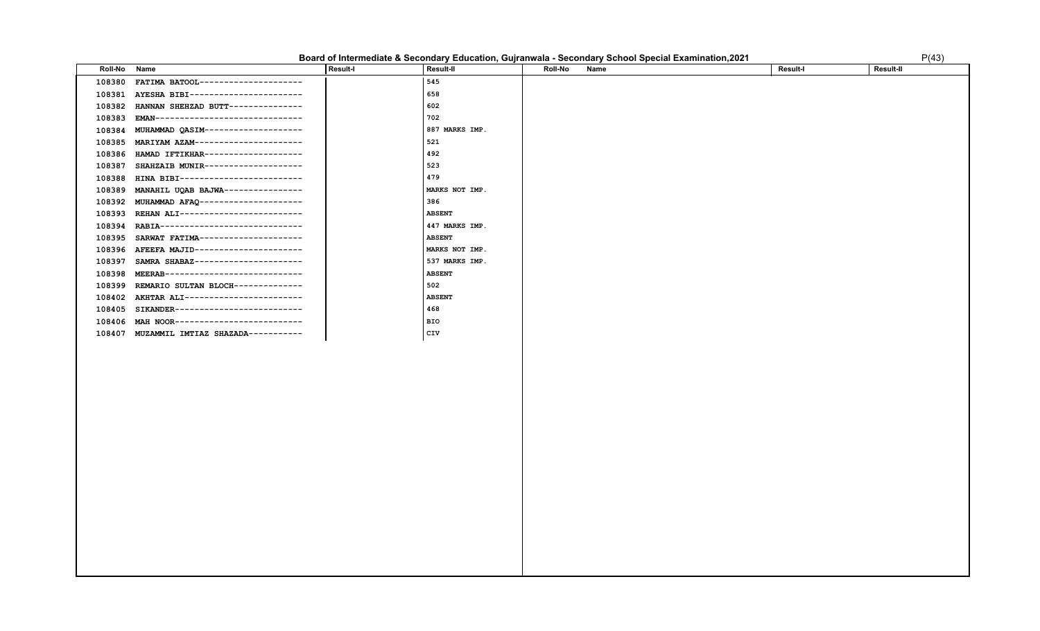## Board of Intermediate & Secondary Education, Gujranwala - Secondary School Special Examination,2021

| Roll-No | Name | Result-I | Result-II | Roll-No | Name | Result-I | Result-II |
|---|---|---|---|---|---|---|---|
| 108380 | FATIMA BATOOL-------------------- | | 545 | | | | |
| 108381 | AYESHA BIBI---------------------- | | 658 | | | | |
| 108382 | HANNAN SHEHZAD BUTT--------------- | | 602 | | | | |
| 108383 | EMAN------------------------------ | | 702 | | | | |
| 108384 | MUHAMMAD QASIM-------------------- | | 887 MARKS IMP. | | | | |
| 108385 | MARIYAM AZAM---------------------- | | 521 | | | | |
| 108386 | HAMAD IFTIKHAR-------------------- | | 492 | | | | |
| 108387 | SHAHZAIB MUNIR-------------------- | | 523 | | | | |
| 108388 | HINA BIBI------------------------- | | 479 | | | | |
| 108389 | MANAHIL UQAB BAJWA---------------- | | MARKS NOT IMP. | | | | |
| 108392 | MUHAMMAD AFAQ--------------------- | | 386 | | | | |
| 108393 | REHAN ALI------------------------- | | ABSENT | | | | |
| 108394 | RABIA----------------------------- | | 447 MARKS IMP. | | | | |
| 108395 | SARWAT FATIMA--------------------- | | ABSENT | | | | |
| 108396 | AFEEFA MAJID---------------------- | | MARKS NOT IMP. | | | | |
| 108397 | SAMRA SHABAZ---------------------- | | 537 MARKS IMP. | | | | |
| 108398 | MEERAB---------------------------- | | ABSENT | | | | |
| 108399 | REMARIO SULTAN BLOCH-------------- | | 502 | | | | |
| 108402 | AKHTAR ALI------------------------ | | ABSENT | | | | |
| 108405 | SIKANDER-------------------------- | | 468 | | | | |
| 108406 | MAH NOOR-------------------------- | | BIO | | | | |
| 108407 | MUZAMMIL IMTIAZ SHAZADA----------- | | CIV | | | | |